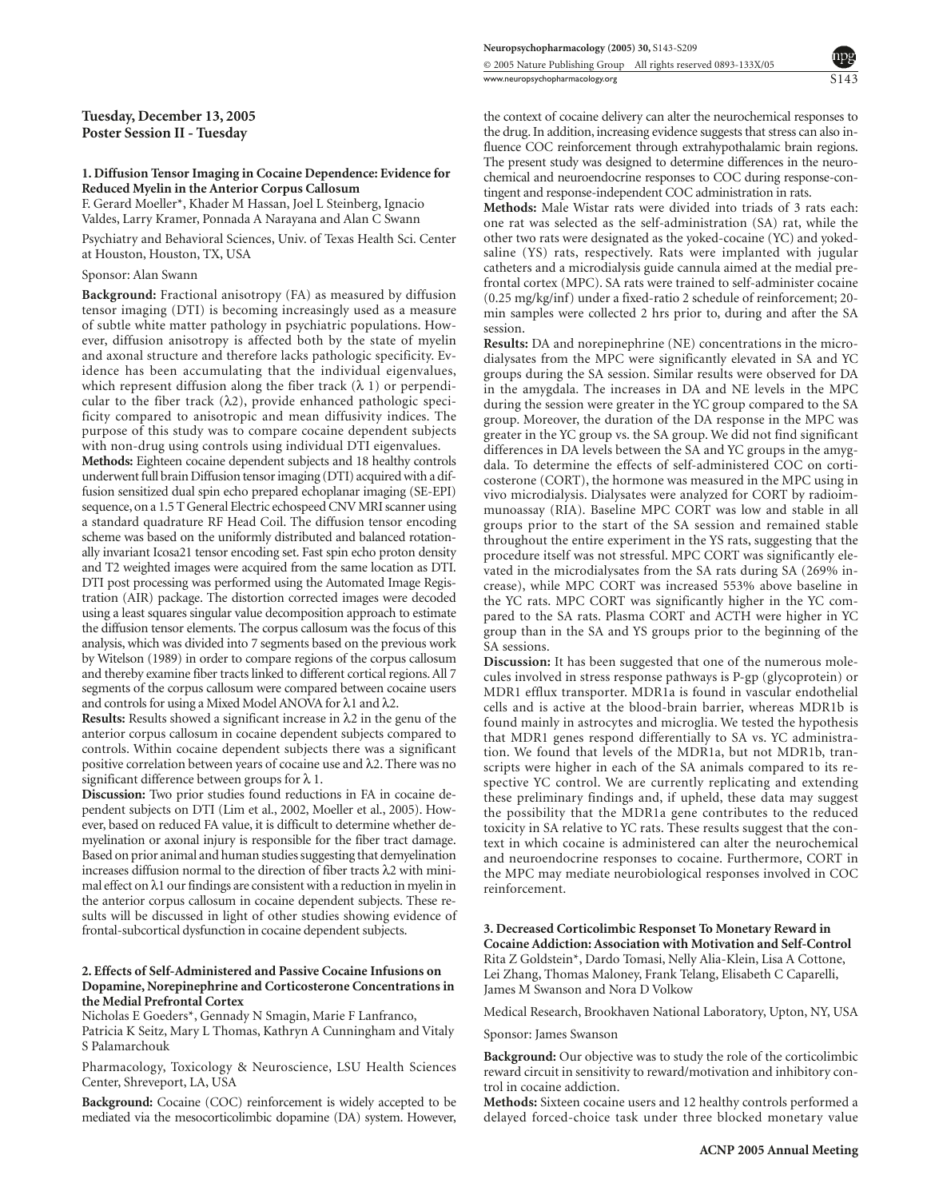## Tuesday, December 13, 2005
## Poster Session II - Tuesday

### 1. Diffusion Tensor Imaging in Cocaine Dependence: Evidence for Reduced Myelin in the Anterior Corpus Callosum

F. Gerard Moeller*, Khader M Hassan, Joel L Steinberg, Ignacio Valdes, Larry Kramer, Ponnada A Narayana and Alan C Swann

Psychiatry and Behavioral Sciences, Univ. of Texas Health Sci. Center at Houston, Houston, TX, USA

Sponsor: Alan Swann

**Background:** Fractional anisotropy (FA) as measured by diffusion tensor imaging (DTI) is becoming increasingly used as a measure of subtle white matter pathology in psychiatric populations. However, diffusion anisotropy is affected both by the state of myelin and axonal structure and therefore lacks pathologic specificity. Evidence has been accumulating that the individual eigenvalues, which represent diffusion along the fiber track ($\lambda$ 1) or perpendicular to the fiber track ($\lambda$2), provide enhanced pathologic specificity compared to anisotropic and mean diffusivity indices. The purpose of this study was to compare cocaine dependent subjects with non-drug using controls using individual DTI eigenvalues.

**Methods:** Eighteen cocaine dependent subjects and 18 healthy controls underwent full brain Diffusion tensor imaging (DTI) acquired with a diffusion sensitized dual spin echo prepared echoplanar imaging (SE-EPI) sequence, on a 1.5 T General Electric echospeed CNV MRI scanner using a standard quadrature RF Head Coil. The diffusion tensor encoding scheme was based on the uniformly distributed and balanced rotationally invariant Icosa21 tensor encoding set. Fast spin echo proton density and T2 weighted images were acquired from the same location as DTI. DTI post processing was performed using the Automated Image Registration (AIR) package. The distortion corrected images were decoded using a least squares singular value decomposition approach to estimate the diffusion tensor elements. The corpus callosum was the focus of this analysis, which was divided into 7 segments based on the previous work by Witelson (1989) in order to compare regions of the corpus callosum and thereby examine fiber tracts linked to different cortical regions. All 7 segments of the corpus callosum were compared between cocaine users and controls for using a Mixed Model ANOVA for $\lambda$1 and $\lambda$2.

**Results:** Results showed a significant increase in $\lambda$2 in the genu of the anterior corpus callosum in cocaine dependent subjects compared to controls. Within cocaine dependent subjects there was a significant positive correlation between years of cocaine use and $\lambda$2. There was no significant difference between groups for $\lambda$ 1.

**Discussion:** Two prior studies found reductions in FA in cocaine dependent subjects on DTI (Lim et al., 2002, Moeller et al., 2005). However, based on reduced FA value, it is difficult to determine whether demyelination or axonal injury is responsible for the fiber tract damage. Based on prior animal and human studies suggesting that demyelination increases diffusion normal to the direction of fiber tracts $\lambda$2 with minimal effect on $\lambda$1 our findings are consistent with a reduction in myelin in the anterior corpus callosum in cocaine dependent subjects. These results will be discussed in light of other studies showing evidence of frontal-subcortical dysfunction in cocaine dependent subjects.

### 2. Effects of Self-Administered and Passive Cocaine Infusions on Dopamine, Norepinephrine and Corticosterone Concentrations in the Medial Prefrontal Cortex

Nicholas E Goeders*, Gennady N Smagin, Marie F Lanfranco, Patricia K Seitz, Mary L Thomas, Kathryn A Cunningham and Vitaly S Palamarchouk

Pharmacology, Toxicology & Neuroscience, LSU Health Sciences Center, Shreveport, LA, USA

**Background:** Cocaine (COC) reinforcement is widely accepted to be mediated via the mesocorticolimbic dopamine (DA) system. However, the context of cocaine delivery can alter the neurochemical responses to the drug. In addition, increasing evidence suggests that stress can also influence COC reinforcement through extrahypothalamic brain regions. The present study was designed to determine differences in the neurochemical and neuroendocrine responses to COC during response-contingent and response-independent COC administration in rats.

**Methods:** Male Wistar rats were divided into triads of 3 rats each: one rat was selected as the self-administration (SA) rat, while the other two rats were designated as the yoked-cocaine (YC) and yoked-saline (YS) rats, respectively. Rats were implanted with jugular catheters and a microdialysis guide cannula aimed at the medial prefrontal cortex (MPC). SA rats were trained to self-administer cocaine (0.25 mg/kg/inf) under a fixed-ratio 2 schedule of reinforcement; 20-min samples were collected 2 hrs prior to, during and after the SA session.

**Results:** DA and norepinephrine (NE) concentrations in the microdialysates from the MPC were significantly elevated in SA and YC groups during the SA session. Similar results were observed for DA in the amygdala. The increases in DA and NE levels in the MPC during the session were greater in the YC group compared to the SA group. Moreover, the duration of the DA response in the MPC was greater in the YC group vs. the SA group. We did not find significant differences in DA levels between the SA and YC groups in the amygdala. To determine the effects of self-administered COC on corticosterone (CORT), the hormone was measured in the MPC using in vivo microdialysis. Dialysates were analyzed for CORT by radioimmunoassay (RIA). Baseline MPC CORT was low and stable in all groups prior to the start of the SA session and remained stable throughout the entire experiment in the YS rats, suggesting that the procedure itself was not stressful. MPC CORT was significantly elevated in the microdialysates from the SA rats during SA (269% increase), while MPC CORT was increased 553% above baseline in the YC rats. MPC CORT was significantly higher in the YC compared to the SA rats. Plasma CORT and ACTH were higher in YC group than in the SA and YS groups prior to the beginning of the SA sessions.

**Discussion:** It has been suggested that one of the numerous molecules involved in stress response pathways is P-gp (glycoprotein) or MDR1 efflux transporter. MDR1a is found in vascular endothelial cells and is active at the blood-brain barrier, whereas MDR1b is found mainly in astrocytes and microglia. We tested the hypothesis that MDR1 genes respond differentially to SA vs. YC administration. We found that levels of the MDR1a, but not MDR1b, transcripts were higher in each of the SA animals compared to its respective YC control. We are currently replicating and extending these preliminary findings and, if upheld, these data may suggest the possibility that the MDR1a gene contributes to the reduced toxicity in SA relative to YC rats. These results suggest that the context in which cocaine is administered can alter the neurochemical and neuroendocrine responses to cocaine. Furthermore, CORT in the MPC may mediate neurobiological responses involved in COC reinforcement.

### 3. Decreased Corticolimbic Responset To Monetary Reward in Cocaine Addiction: Association with Motivation and Self-Control

Rita Z Goldstein*, Dardo Tomasi, Nelly Alia-Klein, Lisa A Cottone, Lei Zhang, Thomas Maloney, Frank Telang, Elisabeth C Caparelli, James M Swanson and Nora D Volkow

Medical Research, Brookhaven National Laboratory, Upton, NY, USA

Sponsor: James Swanson

**Background:** Our objective was to study the role of the corticolimbic reward circuit in sensitivity to reward/motivation and inhibitory control in cocaine addiction.

**Methods:** Sixteen cocaine users and 12 healthy controls performed a delayed forced-choice task under three blocked monetary value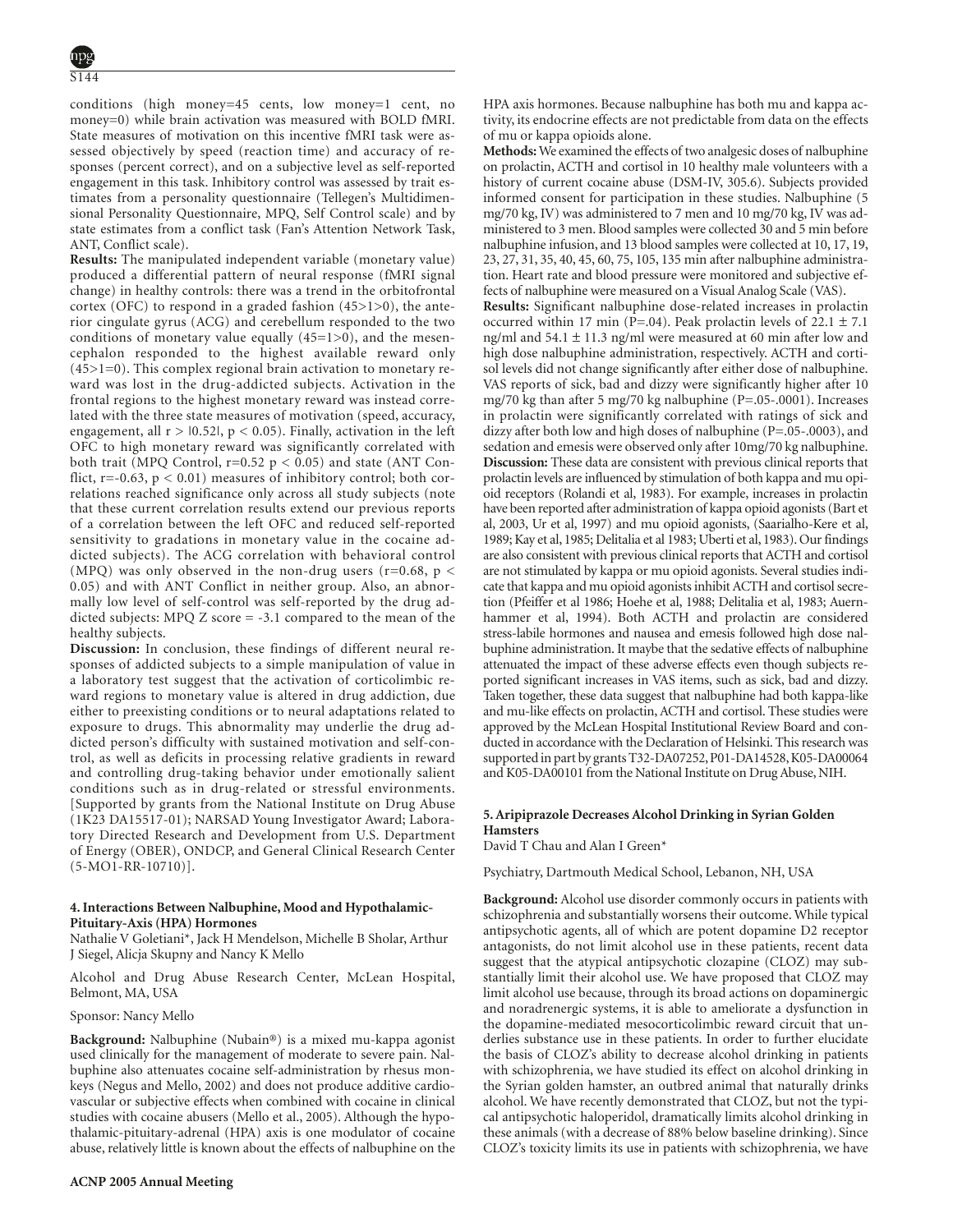conditions (high money=45 cents, low money=1 cent, no money=0) while brain activation was measured with BOLD fMRI. State measures of motivation on this incentive fMRI task were assessed objectively by speed (reaction time) and accuracy of responses (percent correct), and on a subjective level as self-reported engagement in this task. Inhibitory control was assessed by trait estimates from a personality questionnaire (Tellegen's Multidimensional Personality Questionnaire, MPQ, Self Control scale) and by state estimates from a conflict task (Fan's Attention Network Task, ANT, Conflict scale).

**Results:** The manipulated independent variable (monetary value) produced a differential pattern of neural response (fMRI signal change) in healthy controls: there was a trend in the orbitofrontal cortex (OFC) to respond in a graded fashion (45>1>0), the anterior cingulate gyrus (ACG) and cerebellum responded to the two conditions of monetary value equally (45=1>0), and the mesencephalon responded to the highest available reward only (45>1=0). This complex regional brain activation to monetary reward was lost in the drug-addicted subjects. Activation in the frontal regions to the highest monetary reward was instead correlated with the three state measures of motivation (speed, accuracy, engagement, all $r > |0.52|$, $p < 0.05$). Finally, activation in the left OFC to high monetary reward was significantly correlated with both trait (MPQ Control, $r=0.52$ $p < 0.05$) and state (ANT Conflict, $r=-0.63$, $p < 0.01$) measures of inhibitory control; both correlations reached significance only across all study subjects (note that these current correlation results extend our previous reports of a correlation between the left OFC and reduced self-reported sensitivity to gradations in monetary value in the cocaine addicted subjects). The ACG correlation with behavioral control (MPQ) was only observed in the non-drug users ($r=0.68$, $p < 0.05$) and with ANT Conflict in neither group. Also, an abnormally low level of self-control was self-reported by the drug addicted subjects: MPQ Z score = -3.1 compared to the mean of the healthy subjects.

**Discussion:** In conclusion, these findings of different neural responses of addicted subjects to a simple manipulation of value in a laboratory test suggest that the activation of corticolimbic reward regions to monetary value is altered in drug addiction, due either to preexisting conditions or to neural adaptations related to exposure to drugs. This abnormality may underlie the drug addicted person's difficulty with sustained motivation and self-control, as well as deficits in processing relative gradients in reward and controlling drug-taking behavior under emotionally salient conditions such as in drug-related or stressful environments. [Supported by grants from the National Institute on Drug Abuse (1K23 DA15517-01); NARSAD Young Investigator Award; Laboratory Directed Research and Development from U.S. Department of Energy (OBER), ONDCP, and General Clinical Research Center (5-MO1-RR-10710)].

### 4. Interactions Between Nalbuphine, Mood and Hypothalamic-Pituitary-Axis (HPA) Hormones

Nathalie V Goletiani*, Jack H Mendelson, Michelle B Sholar, Arthur J Siegel, Alicja Skupny and Nancy K Mello

Alcohol and Drug Abuse Research Center, McLean Hospital, Belmont, MA, USA

Sponsor: Nancy Mello

**Background:** Nalbuphine (Nubain®) is a mixed mu-kappa agonist used clinically for the management of moderate to severe pain. Nalbuphine also attenuates cocaine self-administration by rhesus monkeys (Negus and Mello, 2002) and does not produce additive cardiovascular or subjective effects when combined with cocaine in clinical studies with cocaine abusers (Mello et al., 2005). Although the hypothalamic-pituitary-adrenal (HPA) axis is one modulator of cocaine abuse, relatively little is known about the effects of nalbuphine on the HPA axis hormones. Because nalbuphine has both mu and kappa activity, its endocrine effects are not predictable from data on the effects of mu or kappa opioids alone.

**Methods:** We examined the effects of two analgesic doses of nalbuphine on prolactin, ACTH and cortisol in 10 healthy male volunteers with a history of current cocaine abuse (DSM-IV, 305.6). Subjects provided informed consent for participation in these studies. Nalbuphine (5 mg/70 kg, IV) was administered to 7 men and 10 mg/70 kg, IV was administered to 3 men. Blood samples were collected 30 and 5 min before nalbuphine infusion, and 13 blood samples were collected at 10, 17, 19, 23, 27, 31, 35, 40, 45, 60, 75, 105, 135 min after nalbuphine administration. Heart rate and blood pressure were monitored and subjective effects of nalbuphine were measured on a Visual Analog Scale (VAS).

**Results:** Significant nalbuphine dose-related increases in prolactin occurred within 17 min (P=.04). Peak prolactin levels of $22.1 \pm 7.1$ ng/ml and $54.1 \pm 11.3$ ng/ml were measured at 60 min after low and high dose nalbuphine administration, respectively. ACTH and cortisol levels did not change significantly after either dose of nalbuphine. VAS reports of sick, bad and dizzy were significantly higher after 10 mg/70 kg than after 5 mg/70 kg nalbuphine (P=.05-.0001). Increases in prolactin were significantly correlated with ratings of sick and dizzy after both low and high doses of nalbuphine (P=.05-.0003), and sedation and emesis were observed only after 10mg/70 kg nalbuphine.

**Discussion:** These data are consistent with previous clinical reports that prolactin levels are influenced by stimulation of both kappa and mu opioid receptors (Rolandi et al, 1983). For example, increases in prolactin have been reported after administration of kappa opioid agonists (Bart et al, 2003, Ur et al, 1997) and mu opioid agonists, (Saarialho-Kere et al, 1989; Kay et al, 1985; Delitalia et al 1983; Uberti et al, 1983). Our findings are also consistent with previous clinical reports that ACTH and cortisol are not stimulated by kappa or mu opioid agonists. Several studies indicate that kappa and mu opioid agonists inhibit ACTH and cortisol secretion (Pfeiffer et al 1986; Hoehe et al, 1988; Delitalia et al, 1983; Auernhammer et al, 1994). Both ACTH and prolactin are considered stress-labile hormones and nausea and emesis followed high dose nalbuphine administration. It maybe that the sedative effects of nalbuphine attenuated the impact of these adverse effects even though subjects reported significant increases in VAS items, such as sick, bad and dizzy. Taken together, these data suggest that nalbuphine had both kappa-like and mu-like effects on prolactin, ACTH and cortisol. These studies were approved by the McLean Hospital Institutional Review Board and conducted in accordance with the Declaration of Helsinki. This research was supported in part by grants T32-DA07252, P01-DA14528, K05-DA00064 and K05-DA00101 from the National Institute on Drug Abuse, NIH.

### 5. Aripiprazole Decreases Alcohol Drinking in Syrian Golden Hamsters

David T Chau and Alan I Green*

Psychiatry, Dartmouth Medical School, Lebanon, NH, USA

**Background:** Alcohol use disorder commonly occurs in patients with schizophrenia and substantially worsens their outcome. While typical antipsychotic agents, all of which are potent dopamine D2 receptor antagonists, do not limit alcohol use in these patients, recent data suggest that the atypical antipsychotic clozapine (CLOZ) may substantially limit their alcohol use. We have proposed that CLOZ may limit alcohol use because, through its broad actions on dopaminergic and noradrenergic systems, it is able to ameliorate a dysfunction in the dopamine-mediated mesocorticolimbic reward circuit that underlies substance use in these patients. In order to further elucidate the basis of CLOZ's ability to decrease alcohol drinking in patients with schizophrenia, we have studied its effect on alcohol drinking in the Syrian golden hamster, an outbred animal that naturally drinks alcohol. We have recently demonstrated that CLOZ, but not the typical antipsychotic haloperidol, dramatically limits alcohol drinking in these animals (with a decrease of 88% below baseline drinking). Since CLOZ's toxicity limits its use in patients with schizophrenia, we have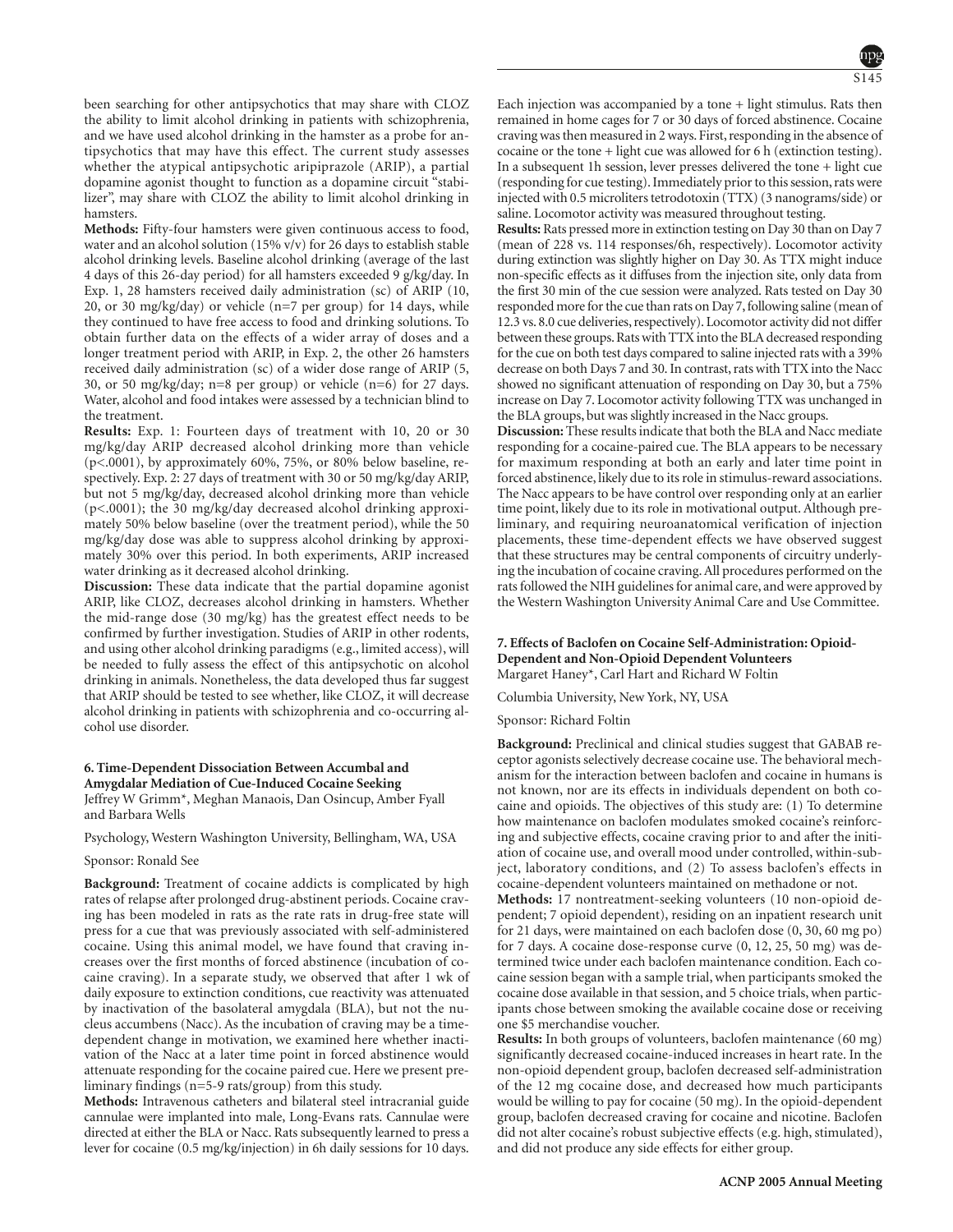been searching for other antipsychotics that may share with CLOZ the ability to limit alcohol drinking in patients with schizophrenia, and we have used alcohol drinking in the hamster as a probe for antipsychotics that may have this effect. The current study assesses whether the atypical antipsychotic aripiprazole (ARIP), a partial dopamine agonist thought to function as a dopamine circuit "stabilizer", may share with CLOZ the ability to limit alcohol drinking in hamsters.

**Methods:** Fifty-four hamsters were given continuous access to food, water and an alcohol solution (15% v/v) for 26 days to establish stable alcohol drinking levels. Baseline alcohol drinking (average of the last 4 days of this 26-day period) for all hamsters exceeded 9 g/kg/day. In Exp. 1, 28 hamsters received daily administration (sc) of ARIP (10, 20, or 30 mg/kg/day) or vehicle (n=7 per group) for 14 days, while they continued to have free access to food and drinking solutions. To obtain further data on the effects of a wider array of doses and a longer treatment period with ARIP, in Exp. 2, the other 26 hamsters received daily administration (sc) of a wider dose range of ARIP (5, 30, or 50 mg/kg/day; n=8 per group) or vehicle (n=6) for 27 days. Water, alcohol and food intakes were assessed by a technician blind to the treatment.

**Results:** Exp. 1: Fourteen days of treatment with 10, 20 or 30 mg/kg/day ARIP decreased alcohol drinking more than vehicle ($p<.0001$), by approximately 60%, 75%, or 80% below baseline, respectively. Exp. 2: 27 days of treatment with 30 or 50 mg/kg/day ARIP, but not 5 mg/kg/day, decreased alcohol drinking more than vehicle ($p<.0001$); the 30 mg/kg/day decreased alcohol drinking approximately 50% below baseline (over the treatment period), while the 50 mg/kg/day dose was able to suppress alcohol drinking by approximately 30% over this period. In both experiments, ARIP increased water drinking as it decreased alcohol drinking.

**Discussion:** These data indicate that the partial dopamine agonist ARIP, like CLOZ, decreases alcohol drinking in hamsters. Whether the mid-range dose (30 mg/kg) has the greatest effect needs to be confirmed by further investigation. Studies of ARIP in other rodents, and using other alcohol drinking paradigms (e.g., limited access), will be needed to fully assess the effect of this antipsychotic on alcohol drinking in animals. Nonetheless, the data developed thus far suggest that ARIP should be tested to see whether, like CLOZ, it will decrease alcohol drinking in patients with schizophrenia and co-occurring alcohol use disorder.

### 6. Time-Dependent Dissociation Between Accumbal and Amygdalar Mediation of Cue-Induced Cocaine Seeking

Jeffrey W Grimm*, Meghan Manaois, Dan Osincup, Amber Fyall and Barbara Wells

Psychology, Western Washington University, Bellingham, WA, USA

Sponsor: Ronald See

**Background:** Treatment of cocaine addicts is complicated by high rates of relapse after prolonged drug-abstinent periods. Cocaine craving has been modeled in rats as the rate rats in drug-free state will press for a cue that was previously associated with self-administered cocaine. Using this animal model, we have found that craving increases over the first months of forced abstinence (incubation of cocaine craving). In a separate study, we observed that after 1 wk of daily exposure to extinction conditions, cue reactivity was attenuated by inactivation of the basolateral amygdala (BLA), but not the nucleus accumbens (Nacc). As the incubation of craving may be a time-dependent change in motivation, we examined here whether inactivation of the Nacc at a later time point in forced abstinence would attenuate responding for the cocaine paired cue. Here we present preliminary findings (n=5-9 rats/group) from this study.

**Methods:** Intravenous catheters and bilateral steel intracranial guide cannulae were implanted into male, Long-Evans rats. Cannulae were directed at either the BLA or Nacc. Rats subsequently learned to press a lever for cocaine (0.5 mg/kg/injection) in 6h daily sessions for 10 days. Each injection was accompanied by a tone + light stimulus. Rats then remained in home cages for 7 or 30 days of forced abstinence. Cocaine craving was then measured in 2 ways. First, responding in the absence of cocaine or the tone + light cue was allowed for 6 h (extinction testing). In a subsequent 1h session, lever presses delivered the tone + light cue (responding for cue testing). Immediately prior to this session, rats were injected with 0.5 microliters tetrodotoxin (TTX) (3 nanograms/side) or saline. Locomotor activity was measured throughout testing.

**Results:** Rats pressed more in extinction testing on Day 30 than on Day 7 (mean of 228 vs. 114 responses/6h, respectively). Locomotor activity during extinction was slightly higher on Day 30. As TTX might induce non-specific effects as it diffuses from the injection site, only data from the first 30 min of the cue session were analyzed. Rats tested on Day 30 responded more for the cue than rats on Day 7, following saline (mean of 12.3 vs. 8.0 cue deliveries, respectively). Locomotor activity did not differ between these groups. Rats with TTX into the BLA decreased responding for the cue on both test days compared to saline injected rats with a 39% decrease on both Days 7 and 30. In contrast, rats with TTX into the Nacc showed no significant attenuation of responding on Day 30, but a 75% increase on Day 7. Locomotor activity following TTX was unchanged in the BLA groups, but was slightly increased in the Nacc groups.

**Discussion:** These results indicate that both the BLA and Nacc mediate responding for a cocaine-paired cue. The BLA appears to be necessary for maximum responding at both an early and later time point in forced abstinence, likely due to its role in stimulus-reward associations. The Nacc appears to be have control over responding only at an earlier time point, likely due to its role in motivational output. Although preliminary, and requiring neuroanatomical verification of injection placements, these time-dependent effects we have observed suggest that these structures may be central components of circuitry underlying the incubation of cocaine craving. All procedures performed on the rats followed the NIH guidelines for animal care, and were approved by the Western Washington University Animal Care and Use Committee.

### 7. Effects of Baclofen on Cocaine Self-Administration: Opioid-Dependent and Non-Opioid Dependent Volunteers

Margaret Haney*, Carl Hart and Richard W Foltin

Columbia University, New York, NY, USA

Sponsor: Richard Foltin

**Background:** Preclinical and clinical studies suggest that GABAB receptor agonists selectively decrease cocaine use. The behavioral mechanism for the interaction between baclofen and cocaine in humans is not known, nor are its effects in individuals dependent on both cocaine and opioids. The objectives of this study are: (1) To determine how maintenance on baclofen modulates smoked cocaine's reinforcing and subjective effects, cocaine craving prior to and after the initiation of cocaine use, and overall mood under controlled, within-subject, laboratory conditions, and (2) To assess baclofen's effects in cocaine-dependent volunteers maintained on methadone or not.

**Methods:** 17 nontreatment-seeking volunteers (10 non-opioid dependent; 7 opioid dependent), residing on an inpatient research unit for 21 days, were maintained on each baclofen dose (0, 30, 60 mg po) for 7 days. A cocaine dose-response curve (0, 12, 25, 50 mg) was determined twice under each baclofen maintenance condition. Each cocaine session began with a sample trial, when participants smoked the cocaine dose available in that session, and 5 choice trials, when participants chose between smoking the available cocaine dose or receiving one $5 merchandise voucher.

**Results:** In both groups of volunteers, baclofen maintenance (60 mg) significantly decreased cocaine-induced increases in heart rate. In the non-opioid dependent group, baclofen decreased self-administration of the 12 mg cocaine dose, and decreased how much participants would be willing to pay for cocaine (50 mg). In the opioid-dependent group, baclofen decreased craving for cocaine and nicotine. Baclofen did not alter cocaine's robust subjective effects (e.g. high, stimulated), and did not produce any side effects for either group.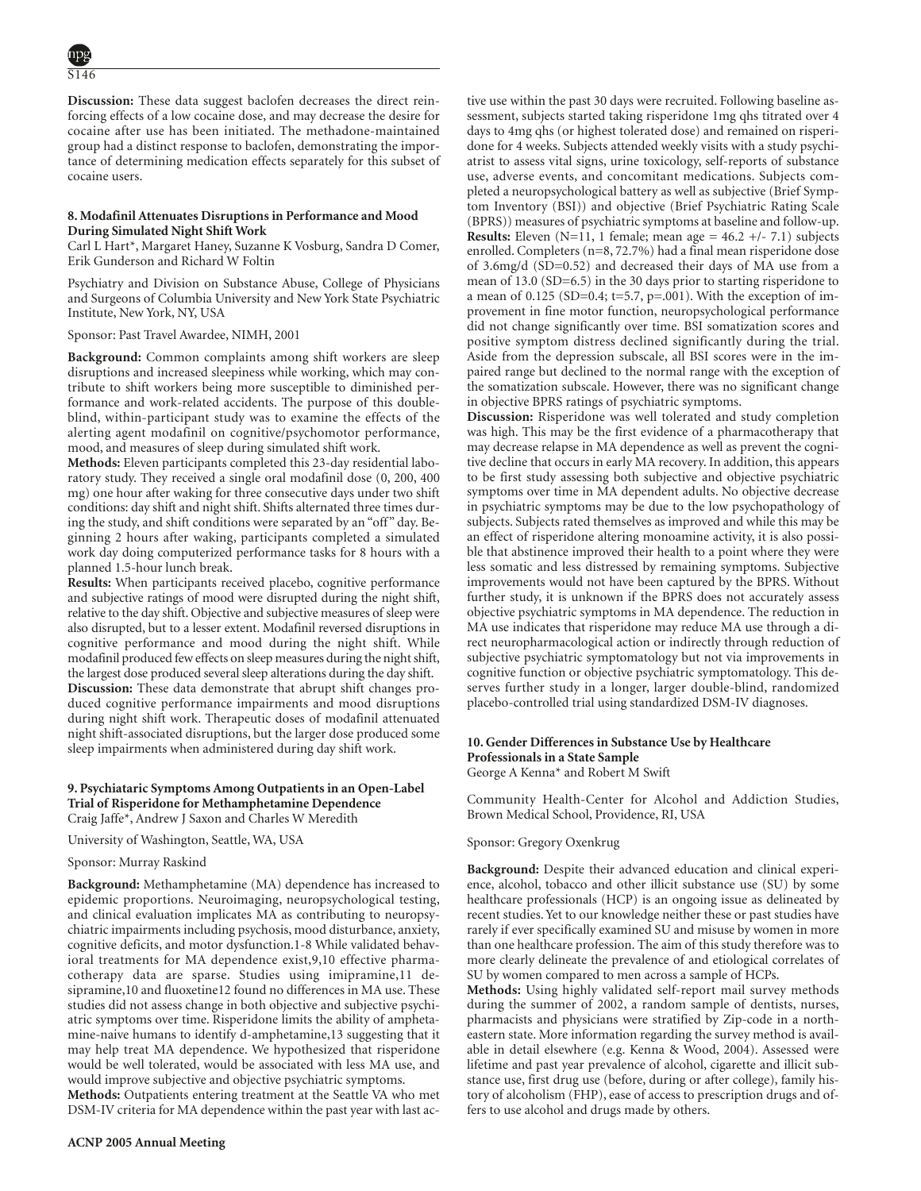**Discussion:** These data suggest baclofen decreases the direct reinforcing effects of a low cocaine dose, and may decrease the desire for cocaine after use has been initiated. The methadone-maintained group had a distinct response to baclofen, demonstrating the importance of determining medication effects separately for this subset of cocaine users.

### 8. Modafinil Attenuates Disruptions in Performance and Mood During Simulated Night Shift Work

Carl L Hart*, Margaret Haney, Suzanne K Vosburg, Sandra D Comer, Erik Gunderson and Richard W Foltin

Psychiatry and Division on Substance Abuse, College of Physicians and Surgeons of Columbia University and New York State Psychiatric Institute, New York, NY, USA

Sponsor: Past Travel Awardee, NIMH, 2001

**Background:** Common complaints among shift workers are sleep disruptions and increased sleepiness while working, which may contribute to shift workers being more susceptible to diminished performance and work-related accidents. The purpose of this double-blind, within-participant study was to examine the effects of the alerting agent modafinil on cognitive/psychomotor performance, mood, and measures of sleep during simulated shift work.

**Methods:** Eleven participants completed this 23-day residential laboratory study. They received a single oral modafinil dose (0, 200, 400 mg) one hour after waking for three consecutive days under two shift conditions: day shift and night shift. Shifts alternated three times during the study, and shift conditions were separated by an "off" day. Beginning 2 hours after waking, participants completed a simulated work day doing computerized performance tasks for 8 hours with a planned 1.5-hour lunch break.

**Results:** When participants received placebo, cognitive performance and subjective ratings of mood were disrupted during the night shift, relative to the day shift. Objective and subjective measures of sleep were also disrupted, but to a lesser extent. Modafinil reversed disruptions in cognitive performance and mood during the night shift. While modafinil produced few effects on sleep measures during the night shift, the largest dose produced several sleep alterations during the day shift.

**Discussion:** These data demonstrate that abrupt shift changes produced cognitive performance impairments and mood disruptions during night shift work. Therapeutic doses of modafinil attenuated night shift-associated disruptions, but the larger dose produced some sleep impairments when administered during day shift work.

### 9. Psychiataric Symptoms Among Outpatients in an Open-Label Trial of Risperidone for Methamphetamine Dependence

Craig Jaffe*, Andrew J Saxon and Charles W Meredith

University of Washington, Seattle, WA, USA

Sponsor: Murray Raskind

**Background:** Methamphetamine (MA) dependence has increased to epidemic proportions. Neuroimaging, neuropsychological testing, and clinical evaluation implicates MA as contributing to neuropsychiatric impairments including psychosis, mood disturbance, anxiety, cognitive deficits, and motor dysfunction.1-8 While validated behavioral treatments for MA dependence exist,9,10 effective pharmacotherapy data are sparse. Studies using imipramine,11 desipramine,10 and fluoxetine12 found no differences in MA use. These studies did not assess change in both objective and subjective psychiatric symptoms over time. Risperidone limits the ability of amphetamine-naive humans to identify d-amphetamine,13 suggesting that it may help treat MA dependence. We hypothesized that risperidone would be well tolerated, would be associated with less MA use, and would improve subjective and objective psychiatric symptoms.

**Methods:** Outpatients entering treatment at the Seattle VA who met DSM-IV criteria for MA dependence within the past year with last active use within the past 30 days were recruited. Following baseline assessment, subjects started taking risperidone 1mg qhs titrated over 4 days to 4mg qhs (or highest tolerated dose) and remained on risperidone for 4 weeks. Subjects attended weekly visits with a study psychiatrist to assess vital signs, urine toxicology, self-reports of substance use, adverse events, and concomitant medications. Subjects completed a neuropsychological battery as well as subjective (Brief Symptom Inventory (BSI)) and objective (Brief Psychiatric Rating Scale (BPRS)) measures of psychiatric symptoms at baseline and follow-up.

**Results:** Eleven (N=11, 1 female; mean age = 46.2 +/- 7.1) subjects enrolled. Completers (n=8, 72.7%) had a final mean risperidone dose of 3.6mg/d (SD=0.52) and decreased their days of MA use from a mean of 13.0 (SD=6.5) in the 30 days prior to starting risperidone to a mean of 0.125 (SD=0.4; t=5.7, p=.001). With the exception of improvement in fine motor function, neuropsychological performance did not change significantly over time. BSI somatization scores and positive symptom distress declined significantly during the trial. Aside from the depression subscale, all BSI scores were in the impaired range but declined to the normal range with the exception of the somatization subscale. However, there was no significant change in objective BPRS ratings of psychiatric symptoms.

**Discussion:** Risperidone was well tolerated and study completion was high. This may be the first evidence of a pharmacotherapy that may decrease relapse in MA dependence as well as prevent the cognitive decline that occurs in early MA recovery. In addition, this appears to be first study assessing both subjective and objective psychiatric symptoms over time in MA dependent adults. No objective decrease in psychiatric symptoms may be due to the low psychopathology of subjects. Subjects rated themselves as improved and while this may be an effect of risperidone altering monoamine activity, it is also possible that abstinence improved their health to a point where they were less somatic and less distressed by remaining symptoms. Subjective improvements would not have been captured by the BPRS. Without further study, it is unknown if the BPRS does not accurately assess objective psychiatric symptoms in MA dependence. The reduction in MA use indicates that risperidone may reduce MA use through a direct neuropharmacological action or indirectly through reduction of subjective psychiatric symptomatology but not via improvements in cognitive function or objective psychiatric symptomatology. This deserves further study in a longer, larger double-blind, randomized placebo-controlled trial using standardized DSM-IV diagnoses.

### 10. Gender Differences in Substance Use by Healthcare Professionals in a State Sample

George A Kenna* and Robert M Swift

Community Health-Center for Alcohol and Addiction Studies, Brown Medical School, Providence, RI, USA

Sponsor: Gregory Oxenkrug

**Background:** Despite their advanced education and clinical experience, alcohol, tobacco and other illicit substance use (SU) by some healthcare professionals (HCP) is an ongoing issue as delineated by recent studies. Yet to our knowledge neither these or past studies have rarely if ever specifically examined SU and misuse by women in more than one healthcare profession. The aim of this study therefore was to more clearly delineate the prevalence of and etiological correlates of SU by women compared to men across a sample of HCPs.

**Methods:** Using highly validated self-report mail survey methods during the summer of 2002, a random sample of dentists, nurses, pharmacists and physicians were stratified by Zip-code in a northeastern state. More information regarding the survey method is available in detail elsewhere (e.g. Kenna & Wood, 2004). Assessed were lifetime and past year prevalence of alcohol, cigarette and illicit substance use, first drug use (before, during or after college), family history of alcoholism (FHP), ease of access to prescription drugs and offers to use alcohol and drugs made by others.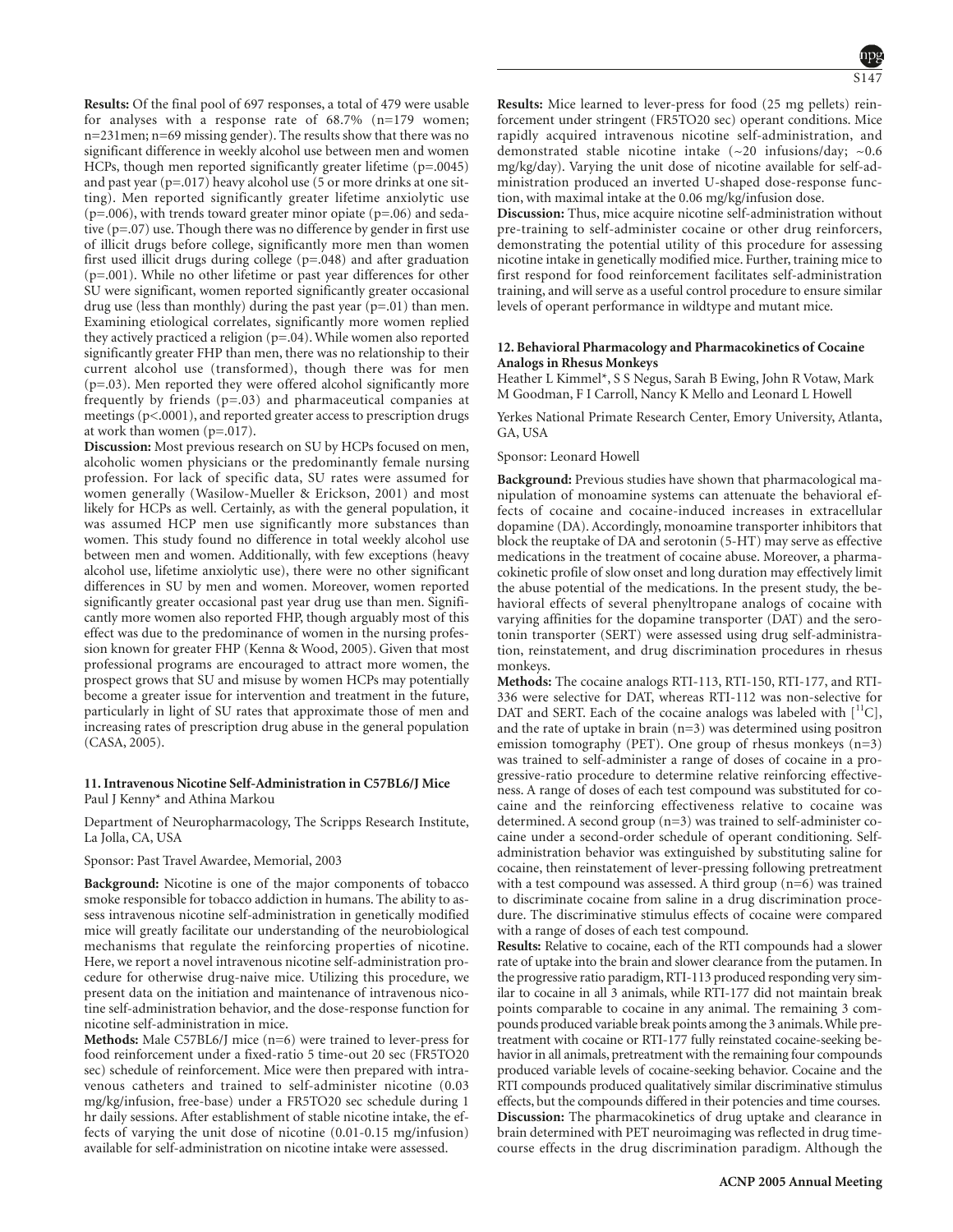**Results:** Of the final pool of 697 responses, a total of 479 were usable for analyses with a response rate of 68.7% (n=179 women; n=231men; n=69 missing gender). The results show that there was no significant difference in weekly alcohol use between men and women HCPs, though men reported significantly greater lifetime (p=.0045) and past year (p=.017) heavy alcohol use (5 or more drinks at one sitting). Men reported significantly greater lifetime anxiolytic use (p=.006), with trends toward greater minor opiate (p=.06) and sedative (p=.07) use. Though there was no difference by gender in first use of illicit drugs before college, significantly more men than women first used illicit drugs during college (p=.048) and after graduation (p=.001). While no other lifetime or past year differences for other SU were significant, women reported significantly greater occasional drug use (less than monthly) during the past year (p=.01) than men. Examining etiological correlates, significantly more women replied they actively practiced a religion (p=.04). While women also reported significantly greater FHP than men, there was no relationship to their current alcohol use (transformed), though there was for men (p=.03). Men reported they were offered alcohol significantly more frequently by friends (p=.03) and pharmaceutical companies at meetings (p<.0001), and reported greater access to prescription drugs at work than women (p=.017).

**Discussion:** Most previous research on SU by HCPs focused on men, alcoholic women physicians or the predominantly female nursing profession. For lack of specific data, SU rates were assumed for women generally (Wasilow-Mueller & Erickson, 2001) and most likely for HCPs as well. Certainly, as with the general population, it was assumed HCP men use significantly more substances than women. This study found no difference in total weekly alcohol use between men and women. Additionally, with few exceptions (heavy alcohol use, lifetime anxiolytic use), there were no other significant differences in SU by men and women. Moreover, women reported significantly greater occasional past year drug use than men. Significantly more women also reported FHP, though arguably most of this effect was due to the predominance of women in the nursing profession known for greater FHP (Kenna & Wood, 2005). Given that most professional programs are encouraged to attract more women, the prospect grows that SU and misuse by women HCPs may potentially become a greater issue for intervention and treatment in the future, particularly in light of SU rates that approximate those of men and increasing rates of prescription drug abuse in the general population (CASA, 2005).

### 11. Intravenous Nicotine Self-Administration in C57BL6/J Mice

Paul J Kenny* and Athina Markou

Department of Neuropharmacology, The Scripps Research Institute, La Jolla, CA, USA

Sponsor: Past Travel Awardee, Memorial, 2003

**Background:** Nicotine is one of the major components of tobacco smoke responsible for tobacco addiction in humans. The ability to assess intravenous nicotine self-administration in genetically modified mice will greatly facilitate our understanding of the neurobiological mechanisms that regulate the reinforcing properties of nicotine. Here, we report a novel intravenous nicotine self-administration procedure for otherwise drug-naive mice. Utilizing this procedure, we present data on the initiation and maintenance of intravenous nicotine self-administration behavior, and the dose-response function for nicotine self-administration in mice.

**Methods:** Male C57BL6/J mice (n=6) were trained to lever-press for food reinforcement under a fixed-ratio 5 time-out 20 sec (FR5TO20 sec) schedule of reinforcement. Mice were then prepared with intravenous catheters and trained to self-administer nicotine (0.03 mg/kg/infusion, free-base) under a FR5TO20 sec schedule during 1 hr daily sessions. After establishment of stable nicotine intake, the effects of varying the unit dose of nicotine (0.01-0.15 mg/infusion) available for self-administration on nicotine intake were assessed.

**Results:** Mice learned to lever-press for food (25 mg pellets) reinforcement under stringent (FR5TO20 sec) operant conditions. Mice rapidly acquired intravenous nicotine self-administration, and demonstrated stable nicotine intake (~20 infusions/day; ~0.6 mg/kg/day). Varying the unit dose of nicotine available for self-administration produced an inverted U-shaped dose-response function, with maximal intake at the 0.06 mg/kg/infusion dose.

**Discussion:** Thus, mice acquire nicotine self-administration without pre-training to self-administer cocaine or other drug reinforcers, demonstrating the potential utility of this procedure for assessing nicotine intake in genetically modified mice. Further, training mice to first respond for food reinforcement facilitates self-administration training, and will serve as a useful control procedure to ensure similar levels of operant performance in wildtype and mutant mice.

### 12. Behavioral Pharmacology and Pharmacokinetics of Cocaine Analogs in Rhesus Monkeys

Heather L Kimmel*, S S Negus, Sarah B Ewing, John R Votaw, Mark M Goodman, F I Carroll, Nancy K Mello and Leonard L Howell

Yerkes National Primate Research Center, Emory University, Atlanta, GA, USA

Sponsor: Leonard Howell

**Background:** Previous studies have shown that pharmacological manipulation of monoamine systems can attenuate the behavioral effects of cocaine and cocaine-induced increases in extracellular dopamine (DA). Accordingly, monoamine transporter inhibitors that block the reuptake of DA and serotonin (5-HT) may serve as effective medications in the treatment of cocaine abuse. Moreover, a pharmacokinetic profile of slow onset and long duration may effectively limit the abuse potential of the medications. In the present study, the behavioral effects of several phenyltropane analogs of cocaine with varying affinities for the dopamine transporter (DAT) and the serotonin transporter (SERT) were assessed using drug self-administration, reinstatement, and drug discrimination procedures in rhesus monkeys.

**Methods:** The cocaine analogs RTI-113, RTI-150, RTI-177, and RTI-336 were selective for DAT, whereas RTI-112 was non-selective for DAT and SERT. Each of the cocaine analogs was labeled with [$^{11}$C], and the rate of uptake in brain (n=3) was determined using positron emission tomography (PET). One group of rhesus monkeys (n=3) was trained to self-administer a range of doses of cocaine in a progressive-ratio procedure to determine relative reinforcing effectiveness. A range of doses of each test compound was substituted for cocaine and the reinforcing effectiveness relative to cocaine was determined. A second group (n=3) was trained to self-administer cocaine under a second-order schedule of operant conditioning. Self-administration behavior was extinguished by substituting saline for cocaine, then reinstatement of lever-pressing following pretreatment with a test compound was assessed. A third group (n=6) was trained to discriminate cocaine from saline in a drug discrimination procedure. The discriminative stimulus effects of cocaine were compared with a range of doses of each test compound.

**Results:** Relative to cocaine, each of the RTI compounds had a slower rate of uptake into the brain and slower clearance from the putamen. In the progressive ratio paradigm, RTI-113 produced responding very similar to cocaine in all 3 animals, while RTI-177 did not maintain break points comparable to cocaine in any animal. The remaining 3 compounds produced variable break points among the 3 animals. While pretreatment with cocaine or RTI-177 fully reinstated cocaine-seeking behavior in all animals, pretreatment with the remaining four compounds produced variable levels of cocaine-seeking behavior. Cocaine and the RTI compounds produced qualitatively similar discriminative stimulus effects, but the compounds differed in their potencies and time courses.

**Discussion:** The pharmacokinetics of drug uptake and clearance in brain determined with PET neuroimaging was reflected in drug time-course effects in the drug discrimination paradigm. Although the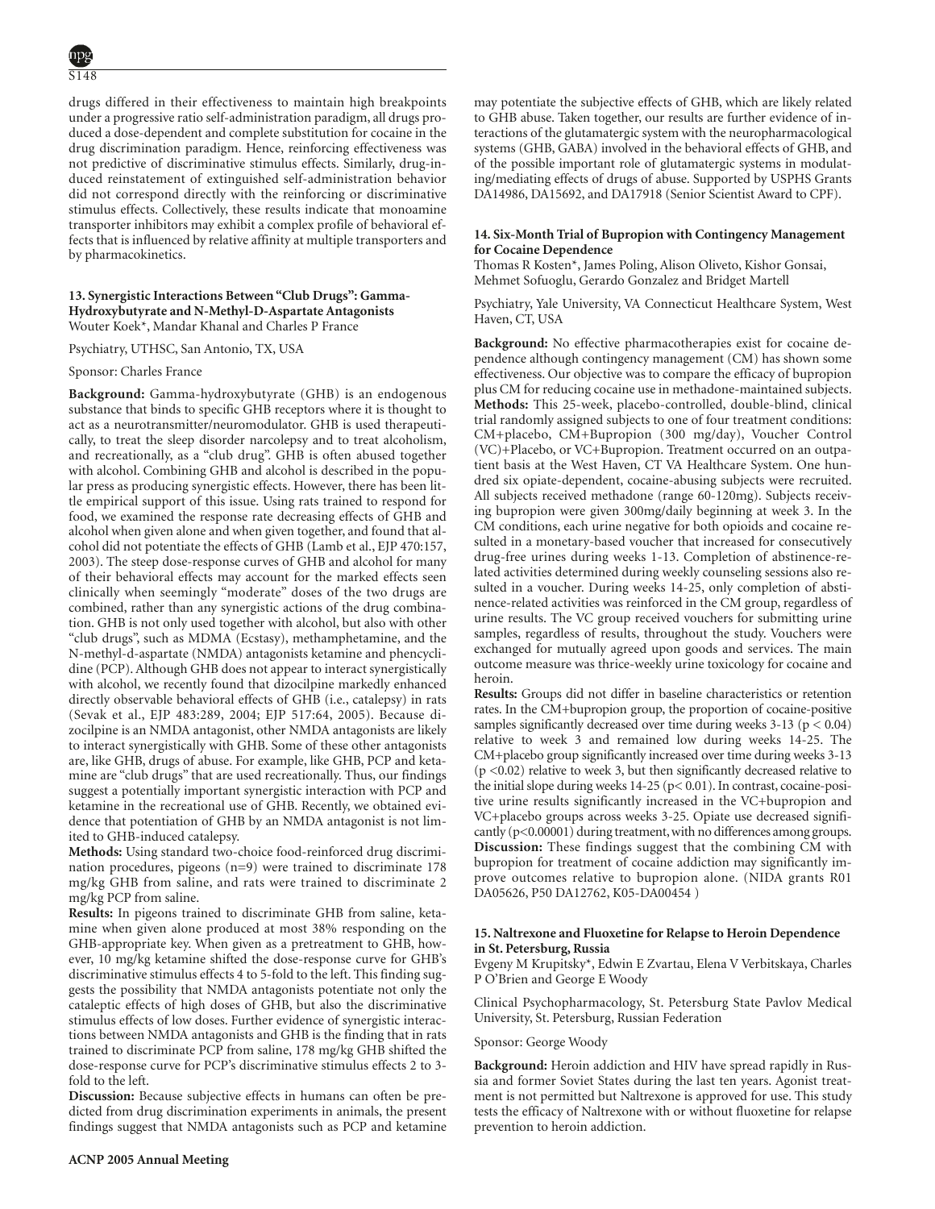drugs differed in their effectiveness to maintain high breakpoints under a progressive ratio self-administration paradigm, all drugs produced a dose-dependent and complete substitution for cocaine in the drug discrimination paradigm. Hence, reinforcing effectiveness was not predictive of discriminative stimulus effects. Similarly, drug-induced reinstatement of extinguished self-administration behavior did not correspond directly with the reinforcing or discriminative stimulus effects. Collectively, these results indicate that monoamine transporter inhibitors may exhibit a complex profile of behavioral effects that is influenced by relative affinity at multiple transporters and by pharmacokinetics.

### 13. Synergistic Interactions Between "Club Drugs": Gamma-Hydroxybutyrate and N-Methyl-D-Aspartate Antagonists

Wouter Koek*, Mandar Khanal and Charles P France

Psychiatry, UTHSC, San Antonio, TX, USA

Sponsor: Charles France

**Background:** Gamma-hydroxybutyrate (GHB) is an endogenous substance that binds to specific GHB receptors where it is thought to act as a neurotransmitter/neuromodulator. GHB is used therapeutically, to treat the sleep disorder narcolepsy and to treat alcoholism, and recreationally, as a "club drug". GHB is often abused together with alcohol. Combining GHB and alcohol is described in the popular press as producing synergistic effects. However, there has been little empirical support of this issue. Using rats trained to respond for food, we examined the response rate decreasing effects of GHB and alcohol when given alone and when given together, and found that alcohol did not potentiate the effects of GHB (Lamb et al., EJP 470:157, 2003). The steep dose-response curves of GHB and alcohol for many of their behavioral effects may account for the marked effects seen clinically when seemingly "moderate" doses of the two drugs are combined, rather than any synergistic actions of the drug combination. GHB is not only used together with alcohol, but also with other "club drugs", such as MDMA (Ecstasy), methamphetamine, and the N-methyl-d-aspartate (NMDA) antagonists ketamine and phencyclidine (PCP). Although GHB does not appear to interact synergistically with alcohol, we recently found that dizocilpine markedly enhanced directly observable behavioral effects of GHB (i.e., catalepsy) in rats (Sevak et al., EJP 483:289, 2004; EJP 517:64, 2005). Because dizocilpine is an NMDA antagonist, other NMDA antagonists are likely to interact synergistically with GHB. Some of these other antagonists are, like GHB, drugs of abuse. For example, like GHB, PCP and ketamine are "club drugs" that are used recreationally. Thus, our findings suggest a potentially important synergistic interaction with PCP and ketamine in the recreational use of GHB. Recently, we obtained evidence that potentiation of GHB by an NMDA antagonist is not limited to GHB-induced catalepsy.

**Methods:** Using standard two-choice food-reinforced drug discrimination procedures, pigeons (n=9) were trained to discriminate 178 mg/kg GHB from saline, and rats were trained to discriminate 2 mg/kg PCP from saline.

**Results:** In pigeons trained to discriminate GHB from saline, ketamine when given alone produced at most 38% responding on the GHB-appropriate key. When given as a pretreatment to GHB, however, 10 mg/kg ketamine shifted the dose-response curve for GHB's discriminative stimulus effects 4 to 5-fold to the left. This finding suggests the possibility that NMDA antagonists potentiate not only the cataleptic effects of high doses of GHB, but also the discriminative stimulus effects of low doses. Further evidence of synergistic interactions between NMDA antagonists and GHB is the finding that in rats trained to discriminate PCP from saline, 178 mg/kg GHB shifted the dose-response curve for PCP's discriminative stimulus effects 2 to 3-fold to the left.

**Discussion:** Because subjective effects in humans can often be predicted from drug discrimination experiments in animals, the present findings suggest that NMDA antagonists such as PCP and ketamine may potentiate the subjective effects of GHB, which are likely related to GHB abuse. Taken together, our results are further evidence of interactions of the glutamatergic system with the neuropharmacological systems (GHB, GABA) involved in the behavioral effects of GHB, and of the possible important role of glutamatergic systems in modulating/mediating effects of drugs of abuse. Supported by USPHS Grants DA14986, DA15692, and DA17918 (Senior Scientist Award to CPF).

### 14. Six-Month Trial of Bupropion with Contingency Management for Cocaine Dependence

Thomas R Kosten*, James Poling, Alison Oliveto, Kishor Gonsai, Mehmet Sofuoglu, Gerardo Gonzalez and Bridget Martell

Psychiatry, Yale University, VA Connecticut Healthcare System, West Haven, CT, USA

**Background:** No effective pharmacotherapies exist for cocaine dependence although contingency management (CM) has shown some effectiveness. Our objective was to compare the efficacy of bupropion plus CM for reducing cocaine use in methadone-maintained subjects.

**Methods:** This 25-week, placebo-controlled, double-blind, clinical trial randomly assigned subjects to one of four treatment conditions: CM+placebo, CM+Bupropion (300 mg/day), Voucher Control (VC)+Placebo, or VC+Bupropion. Treatment occurred on an outpatient basis at the West Haven, CT VA Healthcare System. One hundred six opiate-dependent, cocaine-abusing subjects were recruited. All subjects received methadone (range 60-120mg). Subjects receiving bupropion were given 300mg/daily beginning at week 3. In the CM conditions, each urine negative for both opioids and cocaine resulted in a monetary-based voucher that increased for consecutively drug-free urines during weeks 1-13. Completion of abstinence-related activities determined during weekly counseling sessions also resulted in a voucher. During weeks 14-25, only completion of abstinence-related activities was reinforced in the CM group, regardless of urine results. The VC group received vouchers for submitting urine samples, regardless of results, throughout the study. Vouchers were exchanged for mutually agreed upon goods and services. The main outcome measure was thrice-weekly urine toxicology for cocaine and heroin.

**Results:** Groups did not differ in baseline characteristics or retention rates. In the CM+bupropion group, the proportion of cocaine-positive samples significantly decreased over time during weeks 3-13 ($p < 0.04$) relative to week 3 and remained low during weeks 14-25. The CM+placebo group significantly increased over time during weeks 3-13 ($p < 0.02$) relative to week 3, but then significantly decreased relative to the initial slope during weeks 14-25 ($p < 0.01$). In contrast, cocaine-positive urine results significantly increased in the VC+bupropion and VC+placebo groups across weeks 3-25. Opiate use decreased significantly ($p < 0.00001$) during treatment, with no differences among groups.

**Discussion:** These findings suggest that the combining CM with bupropion for treatment of cocaine addiction may significantly improve outcomes relative to bupropion alone. (NIDA grants R01 DA05626, P50 DA12762, K05-DA00454 )

### 15. Naltrexone and Fluoxetine for Relapse to Heroin Dependence in St. Petersburg, Russia

Evgeny M Krupitsky*, Edwin E Zvartau, Elena V Verbitskaya, Charles P O'Brien and George E Woody

Clinical Psychopharmacology, St. Petersburg State Pavlov Medical University, St. Petersburg, Russian Federation

Sponsor: George Woody

**Background:** Heroin addiction and HIV have spread rapidly in Russia and former Soviet States during the last ten years. Agonist treatment is not permitted but Naltrexone is approved for use. This study tests the efficacy of Naltrexone with or without fluoxetine for relapse prevention to heroin addiction.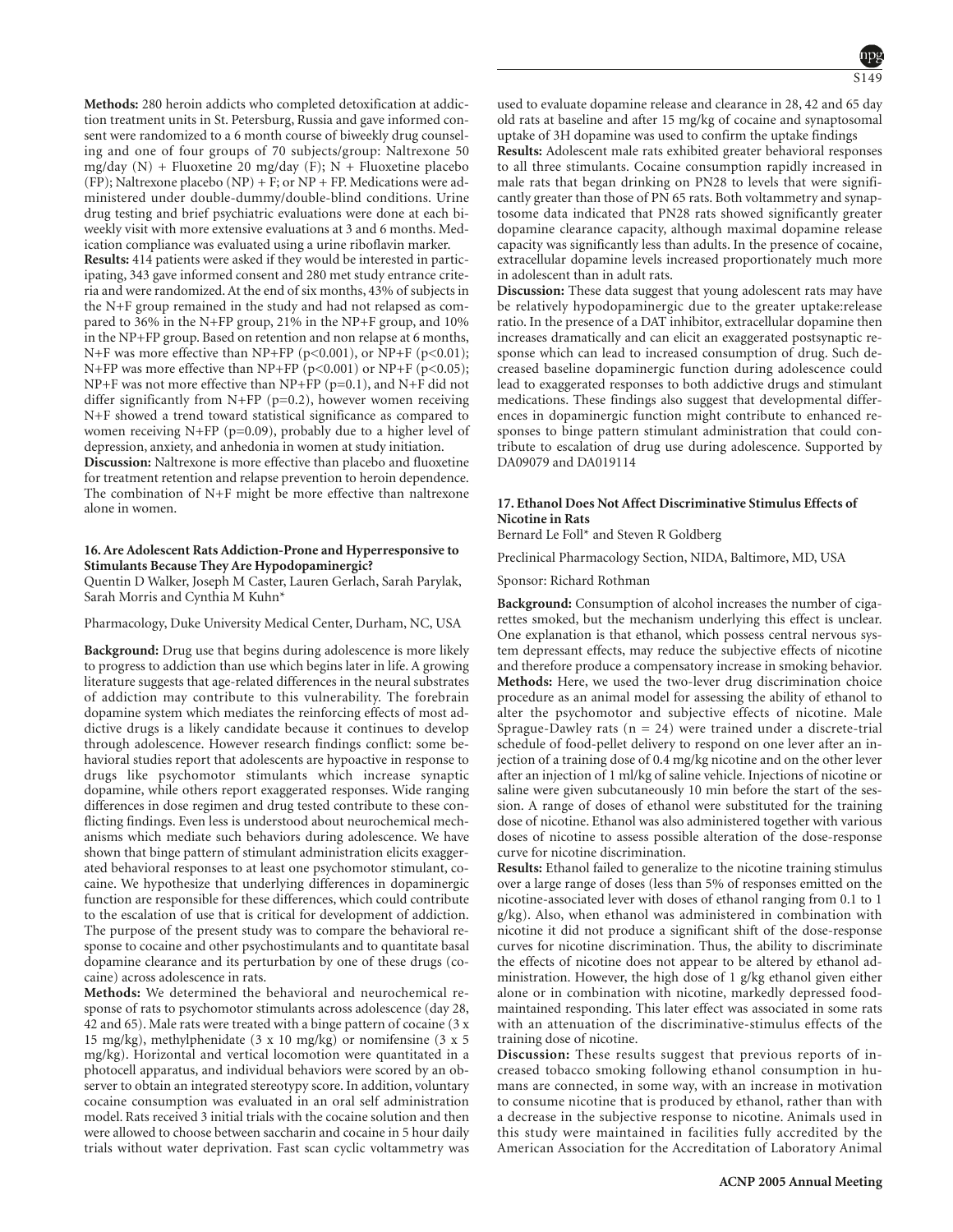**Methods:** 280 heroin addicts who completed detoxification at addiction treatment units in St. Petersburg, Russia and gave informed consent were randomized to a 6 month course of biweekly drug counseling and one of four groups of 70 subjects/group: Naltrexone 50 mg/day (N) + Fluoxetine 20 mg/day (F); N + Fluoxetine placebo (FP); Naltrexone placebo (NP) + F; or NP + FP. Medications were administered under double-dummy/double-blind conditions. Urine drug testing and brief psychiatric evaluations were done at each biweekly visit with more extensive evaluations at 3 and 6 months. Medication compliance was evaluated using a urine riboflavin marker.

**Results:** 414 patients were asked if they would be interested in participating, 343 gave informed consent and 280 met study entrance criteria and were randomized. At the end of six months, 43% of subjects in the N+F group remained in the study and had not relapsed as compared to 36% in the N+FP group, 21% in the NP+F group, and 10% in the NP+FP group. Based on retention and non relapse at 6 months, N+F was more effective than NP+FP ($p<0.001$), or NP+F ($p<0.01$); N+FP was more effective than NP+FP ($p<0.001$) or NP+F ($p<0.05$); NP+F was not more effective than NP+FP ($p=0.1$), and N+F did not differ significantly from N+FP ($p=0.2$), however women receiving N+F showed a trend toward statistical significance as compared to women receiving N+FP ($p=0.09$), probably due to a higher level of depression, anxiety, and anhedonia in women at study initiation.

**Discussion:** Naltrexone is more effective than placebo and fluoxetine for treatment retention and relapse prevention to heroin dependence. The combination of N+F might be more effective than naltrexone alone in women.

### 16. Are Adolescent Rats Addiction-Prone and Hyperresponsive to Stimulants Because They Are Hypodopaminergic?

Quentin D Walker, Joseph M Caster, Lauren Gerlach, Sarah Parylak, Sarah Morris and Cynthia M Kuhn*

Pharmacology, Duke University Medical Center, Durham, NC, USA

**Background:** Drug use that begins during adolescence is more likely to progress to addiction than use which begins later in life. A growing literature suggests that age-related differences in the neural substrates of addiction may contribute to this vulnerability. The forebrain dopamine system which mediates the reinforcing effects of most addictive drugs is a likely candidate because it continues to develop through adolescence. However research findings conflict: some behavioral studies report that adolescents are hypoactive in response to drugs like psychomotor stimulants which increase synaptic dopamine, while others report exaggerated responses. Wide ranging differences in dose regimen and drug tested contribute to these conflicting findings. Even less is understood about neurochemical mechanisms which mediate such behaviors during adolescence. We have shown that binge pattern of stimulant administration elicits exaggerated behavioral responses to at least one psychomotor stimulant, cocaine. We hypothesize that underlying differences in dopaminergic function are responsible for these differences, which could contribute to the escalation of use that is critical for development of addiction. The purpose of the present study was to compare the behavioral response to cocaine and other psychostimulants and to quantitate basal dopamine clearance and its perturbation by one of these drugs (cocaine) across adolescence in rats.

**Methods:** We determined the behavioral and neurochemical response of rats to psychomotor stimulants across adolescence (day 28, 42 and 65). Male rats were treated with a binge pattern of cocaine (3 x 15 mg/kg), methylphenidate (3 x 10 mg/kg) or nomifensine (3 x 5 mg/kg). Horizontal and vertical locomotion were quantitated in a photocell apparatus, and individual behaviors were scored by an observer to obtain an integrated stereotypy score. In addition, voluntary cocaine consumption was evaluated in an oral self administration model. Rats received 3 initial trials with the cocaine solution and then were allowed to choose between saccharin and cocaine in 5 hour daily trials without water deprivation. Fast scan cyclic voltammetry was used to evaluate dopamine release and clearance in 28, 42 and 65 day old rats at baseline and after 15 mg/kg of cocaine and synaptosomal uptake of 3H dopamine was used to confirm the uptake findings

**Results:** Adolescent male rats exhibited greater behavioral responses to all three stimulants. Cocaine consumption rapidly increased in male rats that began drinking on PN28 to levels that were significantly greater than those of PN 65 rats. Both voltammetry and synaptosome data indicated that PN28 rats showed significantly greater dopamine clearance capacity, although maximal dopamine release capacity was significantly less than adults. In the presence of cocaine, extracellular dopamine levels increased proportionately much more in adolescent than in adult rats.

**Discussion:** These data suggest that young adolescent rats may have be relatively hypodopaminergic due to the greater uptake:release ratio. In the presence of a DAT inhibitor, extracellular dopamine then increases dramatically and can elicit an exaggerated postsynaptic response which can lead to increased consumption of drug. Such decreased baseline dopaminergic function during adolescence could lead to exaggerated responses to both addictive drugs and stimulant medications. These findings also suggest that developmental differences in dopaminergic function might contribute to enhanced responses to binge pattern stimulant administration that could contribute to escalation of drug use during adolescence. Supported by DA09079 and DA019114

### 17. Ethanol Does Not Affect Discriminative Stimulus Effects of Nicotine in Rats

Bernard Le Foll* and Steven R Goldberg

Preclinical Pharmacology Section, NIDA, Baltimore, MD, USA

Sponsor: Richard Rothman

**Background:** Consumption of alcohol increases the number of cigarettes smoked, but the mechanism underlying this effect is unclear. One explanation is that ethanol, which possess central nervous system depressant effects, may reduce the subjective effects of nicotine and therefore produce a compensatory increase in smoking behavior.

**Methods:** Here, we used the two-lever drug discrimination choice procedure as an animal model for assessing the ability of ethanol to alter the psychomotor and subjective effects of nicotine. Male Sprague-Dawley rats ($n = 24$) were trained under a discrete-trial schedule of food-pellet delivery to respond on one lever after an injection of a training dose of 0.4 mg/kg nicotine and on the other lever after an injection of 1 ml/kg of saline vehicle. Injections of nicotine or saline were given subcutaneously 10 min before the start of the session. A range of doses of ethanol were substituted for the training dose of nicotine. Ethanol was also administered together with various doses of nicotine to assess possible alteration of the dose-response curve for nicotine discrimination.

**Results:** Ethanol failed to generalize to the nicotine training stimulus over a large range of doses (less than 5% of responses emitted on the nicotine-associated lever with doses of ethanol ranging from 0.1 to 1 g/kg). Also, when ethanol was administered in combination with nicotine it did not produce a significant shift of the dose-response curves for nicotine discrimination. Thus, the ability to discriminate the effects of nicotine does not appear to be altered by ethanol administration. However, the high dose of 1 g/kg ethanol given either alone or in combination with nicotine, markedly depressed food-maintained responding. This later effect was associated in some rats with an attenuation of the discriminative-stimulus effects of the training dose of nicotine.

**Discussion:** These results suggest that previous reports of increased tobacco smoking following ethanol consumption in humans are connected, in some way, with an increase in motivation to consume nicotine that is produced by ethanol, rather than with a decrease in the subjective response to nicotine. Animals used in this study were maintained in facilities fully accredited by the American Association for the Accreditation of Laboratory Animal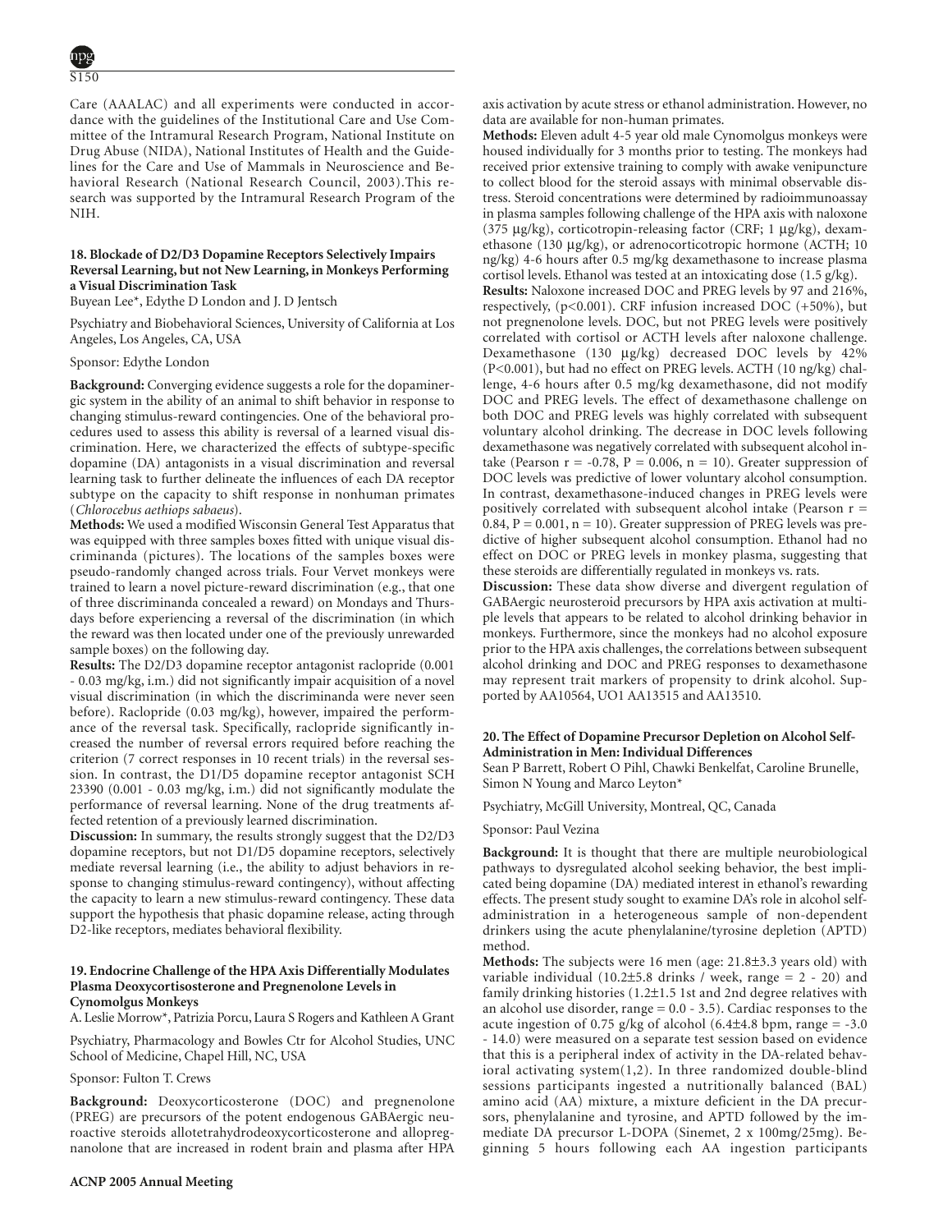Care (AAALAC) and all experiments were conducted in accordance with the guidelines of the Institutional Care and Use Committee of the Intramural Research Program, National Institute on Drug Abuse (NIDA), National Institutes of Health and the Guidelines for the Care and Use of Mammals in Neuroscience and Behavioral Research (National Research Council, 2003).This research was supported by the Intramural Research Program of the NIH.

### 18. Blockade of D2/D3 Dopamine Receptors Selectively Impairs Reversal Learning, but not New Learning, in Monkeys Performing a Visual Discrimination Task

Buyean Lee*, Edythe D London and J. D Jentsch

Psychiatry and Biobehavioral Sciences, University of California at Los Angeles, Los Angeles, CA, USA

Sponsor: Edythe London

**Background:** Converging evidence suggests a role for the dopaminergic system in the ability of an animal to shift behavior in response to changing stimulus-reward contingencies. One of the behavioral procedures used to assess this ability is reversal of a learned visual discrimination. Here, we characterized the effects of subtype-specific dopamine (DA) antagonists in a visual discrimination and reversal learning task to further delineate the influences of each DA receptor subtype on the capacity to shift response in nonhuman primates (*Chlorocebus aethiops sabaeus*).

**Methods:** We used a modified Wisconsin General Test Apparatus that was equipped with three samples boxes fitted with unique visual discriminanda (pictures). The locations of the samples boxes were pseudo-randomly changed across trials. Four Vervet monkeys were trained to learn a novel picture-reward discrimination (e.g., that one of three discriminanda concealed a reward) on Mondays and Thursdays before experiencing a reversal of the discrimination (in which the reward was then located under one of the previously unrewarded sample boxes) on the following day.

**Results:** The D2/D3 dopamine receptor antagonist raclopride (0.001 - 0.03 mg/kg, i.m.) did not significantly impair acquisition of a novel visual discrimination (in which the discriminanda were never seen before). Raclopride (0.03 mg/kg), however, impaired the performance of the reversal task. Specifically, raclopride significantly increased the number of reversal errors required before reaching the criterion (7 correct responses in 10 recent trials) in the reversal session. In contrast, the D1/D5 dopamine receptor antagonist SCH 23390 (0.001 - 0.03 mg/kg, i.m.) did not significantly modulate the performance of reversal learning. None of the drug treatments affected retention of a previously learned discrimination.

**Discussion:** In summary, the results strongly suggest that the D2/D3 dopamine receptors, but not D1/D5 dopamine receptors, selectively mediate reversal learning (i.e., the ability to adjust behaviors in response to changing stimulus-reward contingency), without affecting the capacity to learn a new stimulus-reward contingency. These data support the hypothesis that phasic dopamine release, acting through D2-like receptors, mediates behavioral flexibility.

### 19. Endocrine Challenge of the HPA Axis Differentially Modulates Plasma Deoxycortisosterone and Pregnenolone Levels in Cynomolgus Monkeys

A. Leslie Morrow*, Patrizia Porcu, Laura S Rogers and Kathleen A Grant

Psychiatry, Pharmacology and Bowles Ctr for Alcohol Studies, UNC School of Medicine, Chapel Hill, NC, USA

Sponsor: Fulton T. Crews

**Background:** Deoxycorticosterone (DOC) and pregnenolone (PREG) are precursors of the potent endogenous GABAergic neuroactive steroids allotetrahydrodeoxycorticosterone and allopregnanolone that are increased in rodent brain and plasma after HPA axis activation by acute stress or ethanol administration. However, no data are available for non-human primates.

**Methods:** Eleven adult 4-5 year old male Cynomolgus monkeys were housed individually for 3 months prior to testing. The monkeys had received prior extensive training to comply with awake venipuncture to collect blood for the steroid assays with minimal observable distress. Steroid concentrations were determined by radioimmunoassay in plasma samples following challenge of the HPA axis with naloxone (375 μg/kg), corticotropin-releasing factor (CRF; 1 μg/kg), dexamethasone (130 μg/kg), or adrenocorticotropic hormone (ACTH; 10 ng/kg) 4-6 hours after 0.5 mg/kg dexamethasone to increase plasma cortisol levels. Ethanol was tested at an intoxicating dose (1.5 g/kg).

**Results:** Naloxone increased DOC and PREG levels by 97 and 216%, respectively, ($p<0.001$). CRF infusion increased DOC (+50%), but not pregnenolone levels. DOC, but not PREG levels were positively correlated with cortisol or ACTH levels after naloxone challenge. Dexamethasone (130 μg/kg) decreased DOC levels by 42% ($P<0.001$), but had no effect on PREG levels. ACTH (10 ng/kg) challenge, 4-6 hours after 0.5 mg/kg dexamethasone, did not modify DOC and PREG levels. The effect of dexamethasone challenge on both DOC and PREG levels was highly correlated with subsequent voluntary alcohol drinking. The decrease in DOC levels following dexamethasone was negatively correlated with subsequent alcohol intake (Pearson $r = -0.78$, $P = 0.006$, $n = 10$). Greater suppression of DOC levels was predictive of lower voluntary alcohol consumption. In contrast, dexamethasone-induced changes in PREG levels were positively correlated with subsequent alcohol intake (Pearson $r = 0.84$, $P = 0.001$, $n = 10$). Greater suppression of PREG levels was predictive of higher subsequent alcohol consumption. Ethanol had no effect on DOC or PREG levels in monkey plasma, suggesting that these steroids are differentially regulated in monkeys vs. rats.

**Discussion:** These data show diverse and divergent regulation of GABAergic neurosteroid precursors by HPA axis activation at multiple levels that appears to be related to alcohol drinking behavior in monkeys. Furthermore, since the monkeys had no alcohol exposure prior to the HPA axis challenges, the correlations between subsequent alcohol drinking and DOC and PREG responses to dexamethasone may represent trait markers of propensity to drink alcohol. Supported by AA10564, UO1 AA13515 and AA13510.

### 20. The Effect of Dopamine Precursor Depletion on Alcohol Self-Administration in Men: Individual Differences

Sean P Barrett, Robert O Pihl, Chawki Benkelfat, Caroline Brunelle, Simon N Young and Marco Leyton*

Psychiatry, McGill University, Montreal, QC, Canada

Sponsor: Paul Vezina

**Background:** It is thought that there are multiple neurobiological pathways to dysregulated alcohol seeking behavior, the best implicated being dopamine (DA) mediated interest in ethanol's rewarding effects. The present study sought to examine DA's role in alcohol self-administration in a heterogeneous sample of non-dependent drinkers using the acute phenylalanine/tyrosine depletion (APTD) method.

**Methods:** The subjects were 16 men (age: 21.8±3.3 years old) with variable individual (10.2±5.8 drinks / week, range = 2 - 20) and family drinking histories (1.2±1.5 1st and 2nd degree relatives with an alcohol use disorder, range = 0.0 - 3.5). Cardiac responses to the acute ingestion of 0.75 g/kg of alcohol (6.4±4.8 bpm, range = -3.0 - 14.0) were measured on a separate test session based on evidence that this is a peripheral index of activity in the DA-related behavioral activating system(1,2). In three randomized double-blind sessions participants ingested a nutritionally balanced (BAL) amino acid (AA) mixture, a mixture deficient in the DA precursors, phenylalanine and tyrosine, and APTD followed by the immediate DA precursor L-DOPA (Sinemet, 2 x 100mg/25mg). Beginning 5 hours following each AA ingestion participants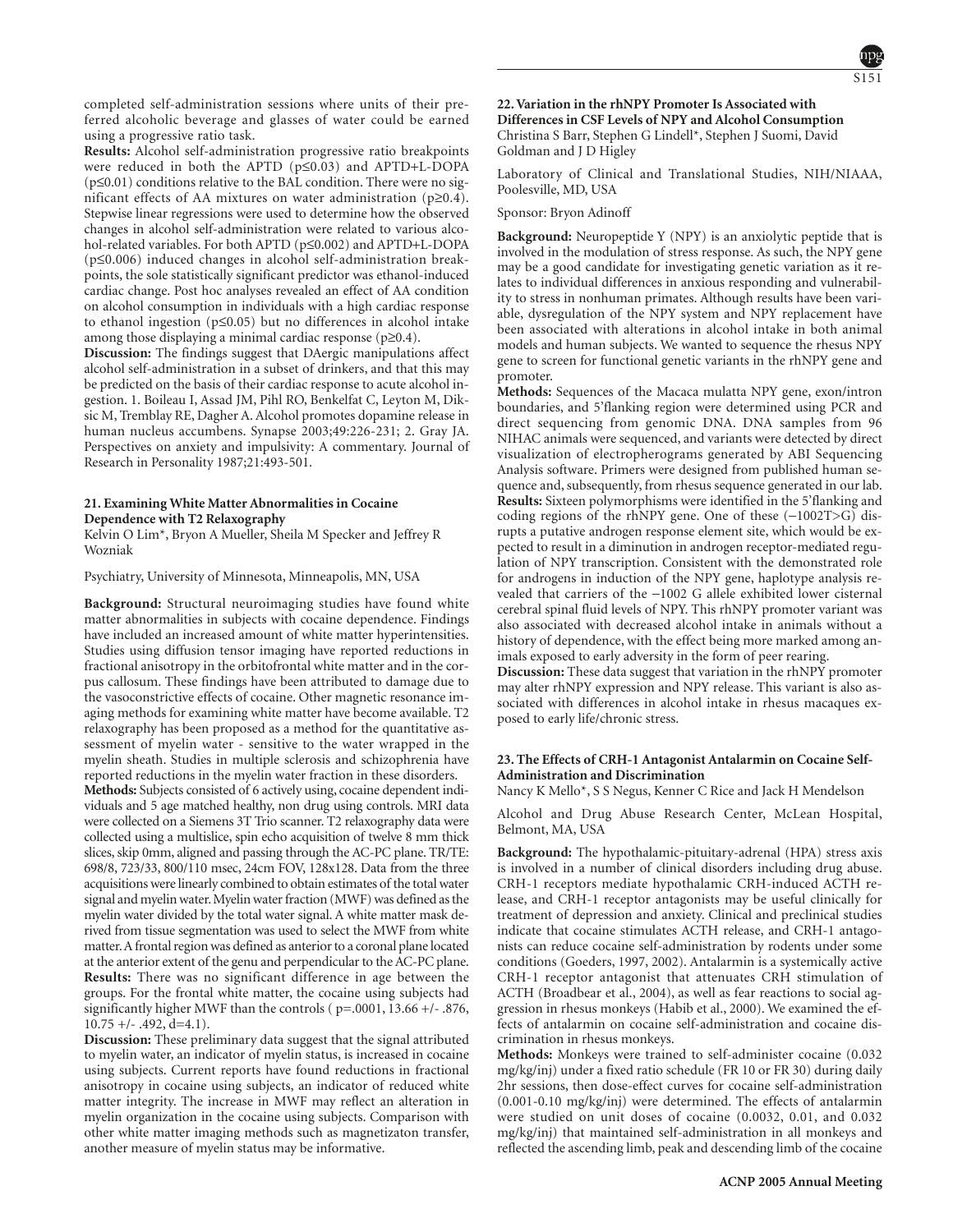completed self-administration sessions where units of their preferred alcoholic beverage and glasses of water could be earned using a progressive ratio task.

**Results:** Alcohol self-administration progressive ratio breakpoints were reduced in both the APTD ($p\leq0.03$) and APTD+L-DOPA ($p\leq0.01$) conditions relative to the BAL condition. There were no significant effects of AA mixtures on water administration ($p\geq0.4$). Stepwise linear regressions were used to determine how the observed changes in alcohol self-administration were related to various alcohol-related variables. For both APTD ($p\leq0.002$) and APTD+L-DOPA ($p\leq0.006$) induced changes in alcohol self-administration breakpoints, the sole statistically significant predictor was ethanol-induced cardiac change. Post hoc analyses revealed an effect of AA condition on alcohol consumption in individuals with a high cardiac response to ethanol ingestion ($p\leq0.05$) but no differences in alcohol intake among those displaying a minimal cardiac response ($p\geq0.4$).

**Discussion:** The findings suggest that DAergic manipulations affect alcohol self-administration in a subset of drinkers, and that this may be predicted on the basis of their cardiac response to acute alcohol ingestion. 1. Boileau I, Assad JM, Pihl RO, Benkelfat C, Leyton M, Diksic M, Tremblay RE, Dagher A. Alcohol promotes dopamine release in human nucleus accumbens. Synapse 2003;49:226-231; 2. Gray JA. Perspectives on anxiety and impulsivity: A commentary. Journal of Research in Personality 1987;21:493-501.

### 21. Examining White Matter Abnormalities in Cocaine Dependence with T2 Relaxography

Kelvin O Lim*, Bryon A Mueller, Sheila M Specker and Jeffrey R Wozniak

Psychiatry, University of Minnesota, Minneapolis, MN, USA

**Background:** Structural neuroimaging studies have found white matter abnormalities in subjects with cocaine dependence. Findings have included an increased amount of white matter hyperintensities. Studies using diffusion tensor imaging have reported reductions in fractional anisotropy in the orbitofrontal white matter and in the corpus callosum. These findings have been attributed to damage due to the vasoconstrictive effects of cocaine. Other magnetic resonance imaging methods for examining white matter have become available. T2 relaxography has been proposed as a method for the quantitative assessment of myelin water - sensitive to the water wrapped in the myelin sheath. Studies in multiple sclerosis and schizophrenia have reported reductions in the myelin water fraction in these disorders.

**Methods:** Subjects consisted of 6 actively using, cocaine dependent individuals and 5 age matched healthy, non drug using controls. MRI data were collected on a Siemens 3T Trio scanner. T2 relaxography data were collected using a multislice, spin echo acquisition of twelve 8 mm thick slices, skip 0mm, aligned and passing through the AC-PC plane. TR/TE: 698/8, 723/33, 800/110 msec, 24cm FOV, 128x128. Data from the three acquisitions were linearly combined to obtain estimates of the total water signal and myelin water. Myelin water fraction (MWF) was defined as the myelin water divided by the total water signal. A white matter mask derived from tissue segmentation was used to select the MWF from white matter. A frontal region was defined as anterior to a coronal plane located at the anterior extent of the genu and perpendicular to the AC-PC plane.

**Results:** There was no significant difference in age between the groups. For the frontal white matter, the cocaine using subjects had significantly higher MWF than the controls ( $p=.0001$, 13.66 +/- .876, 10.75 +/- .492, $d=4.1$).

**Discussion:** These preliminary data suggest that the signal attributed to myelin water, an indicator of myelin status, is increased in cocaine using subjects. Current reports have found reductions in fractional anisotropy in cocaine using subjects, an indicator of reduced white matter integrity. The increase in MWF may reflect an alteration in myelin organization in the cocaine using subjects. Comparison with other white matter imaging methods such as magnetizaton transfer, another measure of myelin status may be informative.

### 22. Variation in the rhNPY Promoter Is Associated with Differences in CSF Levels of NPY and Alcohol Consumption

Christina S Barr, Stephen G Lindell*, Stephen J Suomi, David Goldman and J D Higley

Laboratory of Clinical and Translational Studies, NIH/NIAAA, Poolesville, MD, USA

Sponsor: Bryon Adinoff

**Background:** Neuropeptide Y (NPY) is an anxiolytic peptide that is involved in the modulation of stress response. As such, the NPY gene may be a good candidate for investigating genetic variation as it relates to individual differences in anxious responding and vulnerability to stress in nonhuman primates. Although results have been variable, dysregulation of the NPY system and NPY replacement have been associated with alterations in alcohol intake in both animal models and human subjects. We wanted to sequence the rhesus NPY gene to screen for functional genetic variants in the rhNPY gene and promoter.

**Methods:** Sequences of the Macaca mulatta NPY gene, exon/intron boundaries, and 5'flanking region were determined using PCR and direct sequencing from genomic DNA. DNA samples from 96 NIHAC animals were sequenced, and variants were detected by direct visualization of electropherograms generated by ABI Sequencing Analysis software. Primers were designed from published human sequence and, subsequently, from rhesus sequence generated in our lab.

**Results:** Sixteen polymorphisms were identified in the 5'flanking and coding regions of the rhNPY gene. One of these (−1002T>G) disrupts a putative androgen response element site, which would be expected to result in a diminution in androgen receptor-mediated regulation of NPY transcription. Consistent with the demonstrated role for androgens in induction of the NPY gene, haplotype analysis revealed that carriers of the −1002 G allele exhibited lower cisternal cerebral spinal fluid levels of NPY. This rhNPY promoter variant was also associated with decreased alcohol intake in animals without a history of dependence, with the effect being more marked among animals exposed to early adversity in the form of peer rearing.

**Discussion:** These data suggest that variation in the rhNPY promoter may alter rhNPY expression and NPY release. This variant is also associated with differences in alcohol intake in rhesus macaques exposed to early life/chronic stress.

### 23. The Effects of CRH-1 Antagonist Antalarmin on Cocaine Self-Administration and Discrimination

Nancy K Mello*, S S Negus, Kenner C Rice and Jack H Mendelson

Alcohol and Drug Abuse Research Center, McLean Hospital, Belmont, MA, USA

**Background:** The hypothalamic-pituitary-adrenal (HPA) stress axis is involved in a number of clinical disorders including drug abuse. CRH-1 receptors mediate hypothalamic CRH-induced ACTH release, and CRH-1 receptor antagonists may be useful clinically for treatment of depression and anxiety. Clinical and preclinical studies indicate that cocaine stimulates ACTH release, and CRH-1 antagonists can reduce cocaine self-administration by rodents under some conditions (Goeders, 1997, 2002). Antalarmin is a systemically active CRH-1 receptor antagonist that attenuates CRH stimulation of ACTH (Broadbear et al., 2004), as well as fear reactions to social aggression in rhesus monkeys (Habib et al., 2000). We examined the effects of antalarmin on cocaine self-administration and cocaine discrimination in rhesus monkeys.

**Methods:** Monkeys were trained to self-administer cocaine (0.032 mg/kg/inj) under a fixed ratio schedule (FR 10 or FR 30) during daily 2hr sessions, then dose-effect curves for cocaine self-administration (0.001-0.10 mg/kg/inj) were determined. The effects of antalarmin were studied on unit doses of cocaine (0.0032, 0.01, and 0.032 mg/kg/inj) that maintained self-administration in all monkeys and reflected the ascending limb, peak and descending limb of the cocaine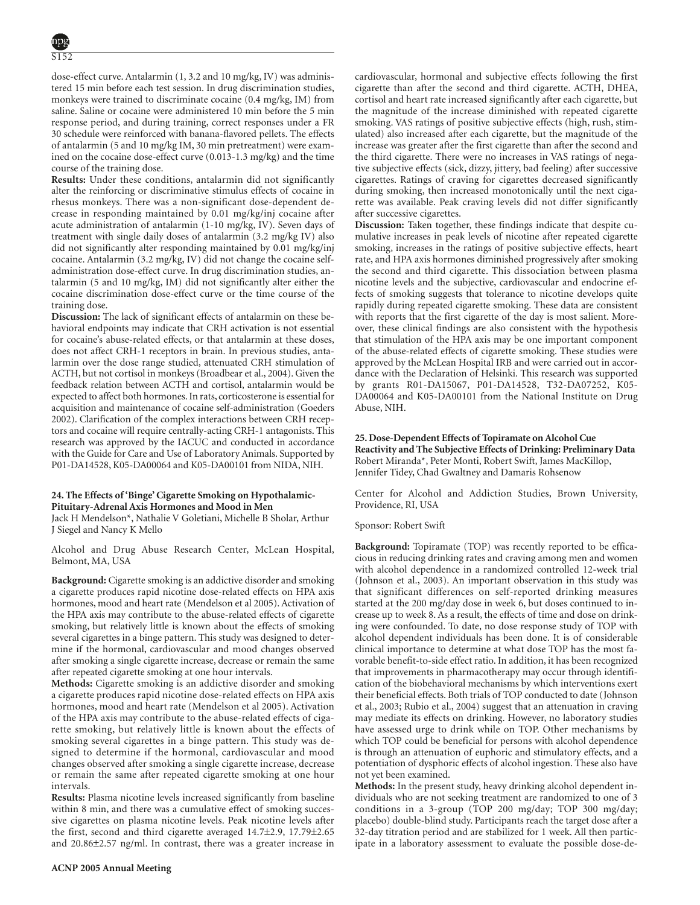dose-effect curve. Antalarmin (1, 3.2 and 10 mg/kg, IV) was administered 15 min before each test session. In drug discrimination studies, monkeys were trained to discriminate cocaine (0.4 mg/kg, IM) from saline. Saline or cocaine were administered 10 min before the 5 min response period, and during training, correct responses under a FR 30 schedule were reinforced with banana-flavored pellets. The effects of antalarmin (5 and 10 mg/kg IM, 30 min pretreatment) were examined on the cocaine dose-effect curve (0.013-1.3 mg/kg) and the time course of the training dose.

**Results:** Under these conditions, antalarmin did not significantly alter the reinforcing or discriminative stimulus effects of cocaine in rhesus monkeys. There was a non-significant dose-dependent decrease in responding maintained by 0.01 mg/kg/inj cocaine after acute administration of antalarmin (1-10 mg/kg, IV). Seven days of treatment with single daily doses of antalarmin (3.2 mg/kg IV) also did not significantly alter responding maintained by 0.01 mg/kg/inj cocaine. Antalarmin (3.2 mg/kg, IV) did not change the cocaine self-administration dose-effect curve. In drug discrimination studies, antalarmin (5 and 10 mg/kg, IM) did not significantly alter either the cocaine discrimination dose-effect curve or the time course of the training dose.

**Discussion:** The lack of significant effects of antalarmin on these behavioral endpoints may indicate that CRH activation is not essential for cocaine's abuse-related effects, or that antalarmin at these doses, does not affect CRH-1 receptors in brain. In previous studies, antalarmin over the dose range studied, attenuated CRH stimulation of ACTH, but not cortisol in monkeys (Broadbear et al., 2004). Given the feedback relation between ACTH and cortisol, antalarmin would be expected to affect both hormones. In rats, corticosterone is essential for acquisition and maintenance of cocaine self-administration (Goeders 2002). Clarification of the complex interactions between CRH receptors and cocaine will require centrally-acting CRH-1 antagonists. This research was approved by the IACUC and conducted in accordance with the Guide for Care and Use of Laboratory Animals. Supported by P01-DA14528, K05-DA00064 and K05-DA00101 from NIDA, NIH.

### 24. The Effects of 'Binge' Cigarette Smoking on Hypothalamic-Pituitary-Adrenal Axis Hormones and Mood in Men

Jack H Mendelson*, Nathalie V Goletiani, Michelle B Sholar, Arthur J Siegel and Nancy K Mello

Alcohol and Drug Abuse Research Center, McLean Hospital, Belmont, MA, USA

**Background:** Cigarette smoking is an addictive disorder and smoking a cigarette produces rapid nicotine dose-related effects on HPA axis hormones, mood and heart rate (Mendelson et al 2005). Activation of the HPA axis may contribute to the abuse-related effects of cigarette smoking, but relatively little is known about the effects of smoking several cigarettes in a binge pattern. This study was designed to determine if the hormonal, cardiovascular and mood changes observed after smoking a single cigarette increase, decrease or remain the same after repeated cigarette smoking at one hour intervals.

**Methods:** Cigarette smoking is an addictive disorder and smoking a cigarette produces rapid nicotine dose-related effects on HPA axis hormones, mood and heart rate (Mendelson et al 2005). Activation of the HPA axis may contribute to the abuse-related effects of cigarette smoking, but relatively little is known about the effects of smoking several cigarettes in a binge pattern. This study was designed to determine if the hormonal, cardiovascular and mood changes observed after smoking a single cigarette increase, decrease or remain the same after repeated cigarette smoking at one hour intervals.

**Results:** Plasma nicotine levels increased significantly from baseline within 8 min, and there was a cumulative effect of smoking successive cigarettes on plasma nicotine levels. Peak nicotine levels after the first, second and third cigarette averaged 14.7±2.9, 17.79±2.65 and 20.86±2.57 ng/ml. In contrast, there was a greater increase in cardiovascular, hormonal and subjective effects following the first cigarette than after the second and third cigarette. ACTH, DHEA, cortisol and heart rate increased significantly after each cigarette, but the magnitude of the increase diminished with repeated cigarette smoking. VAS ratings of positive subjective effects (high, rush, stimulated) also increased after each cigarette, but the magnitude of the increase was greater after the first cigarette than after the second and the third cigarette. There were no increases in VAS ratings of negative subjective effects (sick, dizzy, jittery, bad feeling) after successive cigarettes. Ratings of craving for cigarettes decreased significantly during smoking, then increased monotonically until the next cigarette was available. Peak craving levels did not differ significantly after successive cigarettes.

**Discussion:** Taken together, these findings indicate that despite cumulative increases in peak levels of nicotine after repeated cigarette smoking, increases in the ratings of positive subjective effects, heart rate, and HPA axis hormones diminished progressively after smoking the second and third cigarette. This dissociation between plasma nicotine levels and the subjective, cardiovascular and endocrine effects of smoking suggests that tolerance to nicotine develops quite rapidly during repeated cigarette smoking. These data are consistent with reports that the first cigarette of the day is most salient. Moreover, these clinical findings are also consistent with the hypothesis that stimulation of the HPA axis may be one important component of the abuse-related effects of cigarette smoking. These studies were approved by the McLean Hospital IRB and were carried out in accordance with the Declaration of Helsinki. This research was supported by grants R01-DA15067, P01-DA14528, T32-DA07252, K05-DA00064 and K05-DA00101 from the National Institute on Drug Abuse, NIH.

### 25. Dose-Dependent Effects of Topiramate on Alcohol Cue Reactivity and The Subjective Effects of Drinking: Preliminary Data

Robert Miranda*, Peter Monti, Robert Swift, James MacKillop, Jennifer Tidey, Chad Gwaltney and Damaris Rohsenow

Center for Alcohol and Addiction Studies, Brown University, Providence, RI, USA

Sponsor: Robert Swift

**Background:** Topiramate (TOP) was recently reported to be efficacious in reducing drinking rates and craving among men and women with alcohol dependence in a randomized controlled 12-week trial (Johnson et al., 2003). An important observation in this study was that significant differences on self-reported drinking measures started at the 200 mg/day dose in week 6, but doses continued to increase up to week 8. As a result, the effects of time and dose on drinking were confounded. To date, no dose response study of TOP with alcohol dependent individuals has been done. It is of considerable clinical importance to determine at what dose TOP has the most favorable benefit-to-side effect ratio. In addition, it has been recognized that improvements in pharmacotherapy may occur through identification of the biobehavioral mechanisms by which interventions exert their beneficial effects. Both trials of TOP conducted to date (Johnson et al., 2003; Rubio et al., 2004) suggest that an attenuation in craving may mediate its effects on drinking. However, no laboratory studies have assessed urge to drink while on TOP. Other mechanisms by which TOP could be beneficial for persons with alcohol dependence is through an attenuation of euphoric and stimulatory effects, and a potentiation of dysphoric effects of alcohol ingestion. These also have not yet been examined.

**Methods:** In the present study, heavy drinking alcohol dependent individuals who are not seeking treatment are randomized to one of 3 conditions in a 3-group (TOP 200 mg/day; TOP 300 mg/day; placebo) double-blind study. Participants reach the target dose after a 32-day titration period and are stabilized for 1 week. All then participate in a laboratory assessment to evaluate the possible dose-de-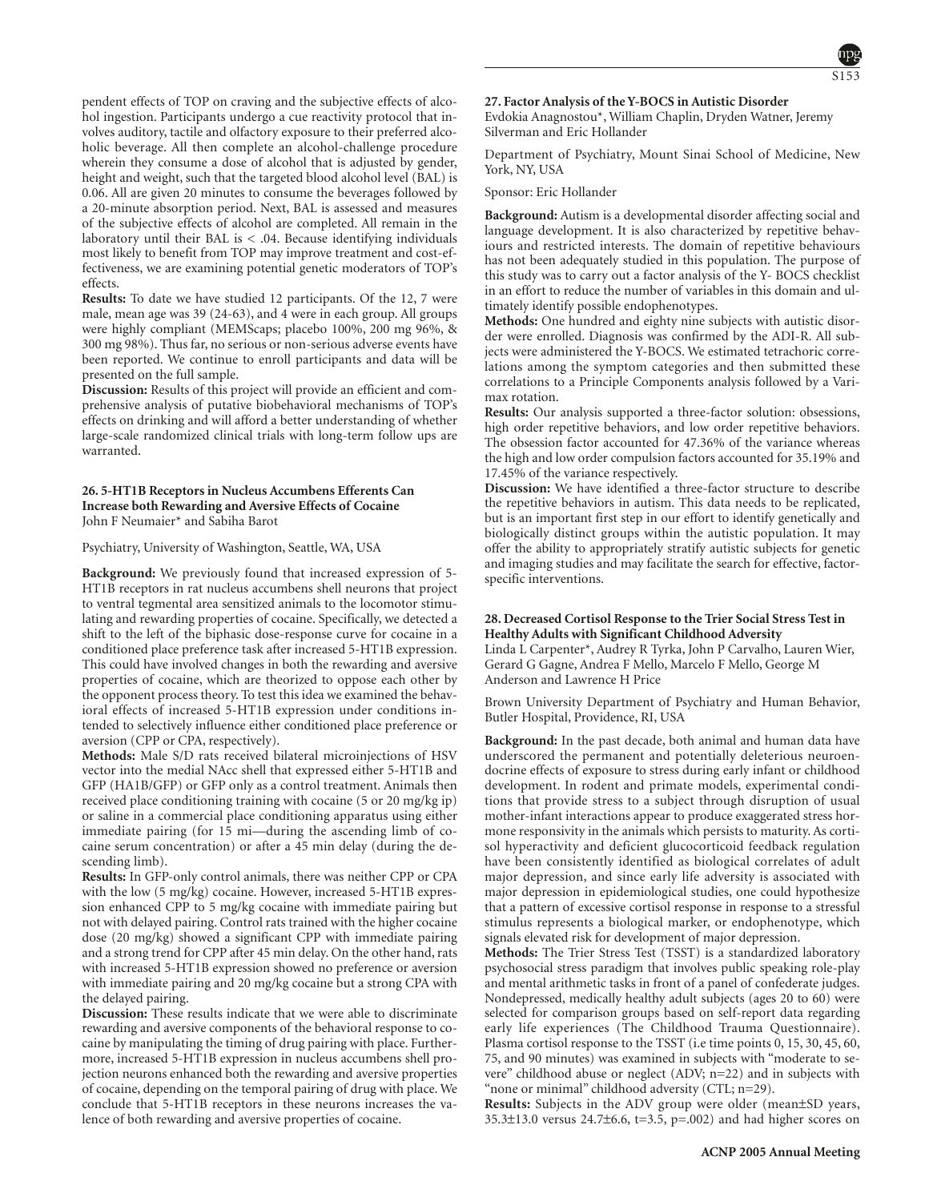pendent effects of TOP on craving and the subjective effects of alcohol ingestion. Participants undergo a cue reactivity protocol that involves auditory, tactile and olfactory exposure to their preferred alcoholic beverage. All then complete an alcohol-challenge procedure wherein they consume a dose of alcohol that is adjusted by gender, height and weight, such that the targeted blood alcohol level (BAL) is 0.06. All are given 20 minutes to consume the beverages followed by a 20-minute absorption period. Next, BAL is assessed and measures of the subjective effects of alcohol are completed. All remain in the laboratory until their BAL is < .04. Because identifying individuals most likely to benefit from TOP may improve treatment and cost-effectiveness, we are examining potential genetic moderators of TOP's effects.

**Results:** To date we have studied 12 participants. Of the 12, 7 were male, mean age was 39 (24-63), and 4 were in each group. All groups were highly compliant (MEMScaps; placebo 100%, 200 mg 96%, & 300 mg 98%). Thus far, no serious or non-serious adverse events have been reported. We continue to enroll participants and data will be presented on the full sample.

**Discussion:** Results of this project will provide an efficient and comprehensive analysis of putative biobehavioral mechanisms of TOP's effects on drinking and will afford a better understanding of whether large-scale randomized clinical trials with long-term follow ups are warranted.

### 26. 5-HT1B Receptors in Nucleus Accumbens Efferents Can Increase both Rewarding and Aversive Effects of Cocaine

John F Neumaier* and Sabiha Barot

Psychiatry, University of Washington, Seattle, WA, USA

**Background:** We previously found that increased expression of 5-HT1B receptors in rat nucleus accumbens shell neurons that project to ventral tegmental area sensitized animals to the locomotor stimulating and rewarding properties of cocaine. Specifically, we detected a shift to the left of the biphasic dose-response curve for cocaine in a conditioned place preference task after increased 5-HT1B expression. This could have involved changes in both the rewarding and aversive properties of cocaine, which are theorized to oppose each other by the opponent process theory. To test this idea we examined the behavioral effects of increased 5-HT1B expression under conditions intended to selectively influence either conditioned place preference or aversion (CPP or CPA, respectively).

**Methods:** Male S/D rats received bilateral microinjections of HSV vector into the medial NAcc shell that expressed either 5-HT1B and GFP (HA1B/GFP) or GFP only as a control treatment. Animals then received place conditioning training with cocaine (5 or 20 mg/kg ip) or saline in a commercial place conditioning apparatus using either immediate pairing (for 15 mi—during the ascending limb of cocaine serum concentration) or after a 45 min delay (during the descending limb).

**Results:** In GFP-only control animals, there was neither CPP or CPA with the low (5 mg/kg) cocaine. However, increased 5-HT1B expression enhanced CPP to 5 mg/kg cocaine with immediate pairing but not with delayed pairing. Control rats trained with the higher cocaine dose (20 mg/kg) showed a significant CPP with immediate pairing and a strong trend for CPP after 45 min delay. On the other hand, rats with increased 5-HT1B expression showed no preference or aversion with immediate pairing and 20 mg/kg cocaine but a strong CPA with the delayed pairing.

**Discussion:** These results indicate that we were able to discriminate rewarding and aversive components of the behavioral response to cocaine by manipulating the timing of drug pairing with place. Furthermore, increased 5-HT1B expression in nucleus accumbens shell projection neurons enhanced both the rewarding and aversive properties of cocaine, depending on the temporal pairing of drug with place. We conclude that 5-HT1B receptors in these neurons increases the valence of both rewarding and aversive properties of cocaine.

### 27. Factor Analysis of the Y-BOCS in Autistic Disorder

Evdokia Anagnostou*, William Chaplin, Dryden Watner, Jeremy Silverman and Eric Hollander

Department of Psychiatry, Mount Sinai School of Medicine, New York, NY, USA

Sponsor: Eric Hollander

**Background:** Autism is a developmental disorder affecting social and language development. It is also characterized by repetitive behaviours and restricted interests. The domain of repetitive behaviours has not been adequately studied in this population. The purpose of this study was to carry out a factor analysis of the Y- BOCS checklist in an effort to reduce the number of variables in this domain and ultimately identify possible endophenotypes.

**Methods:** One hundred and eighty nine subjects with autistic disorder were enrolled. Diagnosis was confirmed by the ADI-R. All subjects were administered the Y-BOCS. We estimated tetrachoric correlations among the symptom categories and then submitted these correlations to a Principle Components analysis followed by a Varimax rotation.

**Results:** Our analysis supported a three-factor solution: obsessions, high order repetitive behaviors, and low order repetitive behaviors. The obsession factor accounted for 47.36% of the variance whereas the high and low order compulsion factors accounted for 35.19% and 17.45% of the variance respectively.

**Discussion:** We have identified a three-factor structure to describe the repetitive behaviors in autism. This data needs to be replicated, but is an important first step in our effort to identify genetically and biologically distinct groups within the autistic population. It may offer the ability to appropriately stratify autistic subjects for genetic and imaging studies and may facilitate the search for effective, factor-specific interventions.

### 28. Decreased Cortisol Response to the Trier Social Stress Test in Healthy Adults with Significant Childhood Adversity

Linda L Carpenter*, Audrey R Tyrka, John P Carvalho, Lauren Wier, Gerard G Gagne, Andrea F Mello, Marcelo F Mello, George M Anderson and Lawrence H Price

Brown University Department of Psychiatry and Human Behavior, Butler Hospital, Providence, RI, USA

**Background:** In the past decade, both animal and human data have underscored the permanent and potentially deleterious neuroendocrine effects of exposure to stress during early infant or childhood development. In rodent and primate models, experimental conditions that provide stress to a subject through disruption of usual mother-infant interactions appear to produce exaggerated stress hormone responsivity in the animals which persists to maturity. As cortisol hyperactivity and deficient glucocorticoid feedback regulation have been consistently identified as biological correlates of adult major depression, and since early life adversity is associated with major depression in epidemiological studies, one could hypothesize that a pattern of excessive cortisol response in response to a stressful stimulus represents a biological marker, or endophenotype, which signals elevated risk for development of major depression.

**Methods:** The Trier Stress Test (TSST) is a standardized laboratory psychosocial stress paradigm that involves public speaking role-play and mental arithmetic tasks in front of a panel of confederate judges. Nondepressed, medically healthy adult subjects (ages 20 to 60) were selected for comparison groups based on self-report data regarding early life experiences (The Childhood Trauma Questionnaire). Plasma cortisol response to the TSST (i.e time points 0, 15, 30, 45, 60, 75, and 90 minutes) was examined in subjects with "moderate to severe" childhood abuse or neglect (ADV; n=22) and in subjects with "none or minimal" childhood adversity (CTL; n=29).

**Results:** Subjects in the ADV group were older (mean±SD years, 35.3±13.0 versus 24.7±6.6, t=3.5, p=.002) and had higher scores on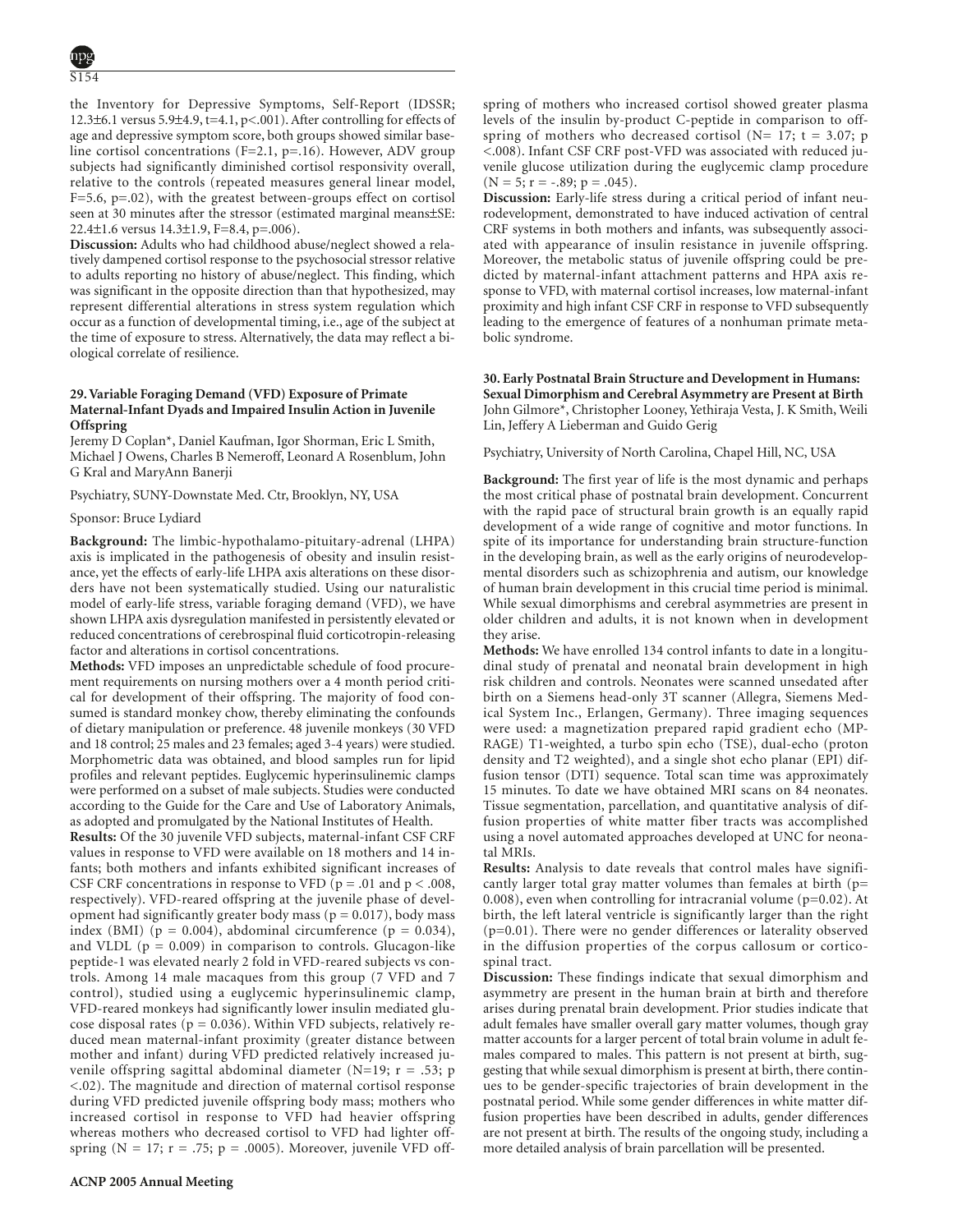the Inventory for Depressive Symptoms, Self-Report (IDSSR; 12.3±6.1 versus 5.9±4.9, t=4.1, p<.001). After controlling for effects of age and depressive symptom score, both groups showed similar baseline cortisol concentrations (F=2.1, p=.16). However, ADV group subjects had significantly diminished cortisol responsivity overall, relative to the controls (repeated measures general linear model, F=5.6, p=.02), with the greatest between-groups effect on cortisol seen at 30 minutes after the stressor (estimated marginal means±SE: 22.4±1.6 versus 14.3±1.9, F=8.4, p=.006).

**Discussion:** Adults who had childhood abuse/neglect showed a relatively dampened cortisol response to the psychosocial stressor relative to adults reporting no history of abuse/neglect. This finding, which was significant in the opposite direction than that hypothesized, may represent differential alterations in stress system regulation which occur as a function of developmental timing, i.e., age of the subject at the time of exposure to stress. Alternatively, the data may reflect a biological correlate of resilience.

### 29. Variable Foraging Demand (VFD) Exposure of Primate Maternal-Infant Dyads and Impaired Insulin Action in Juvenile Offspring

Jeremy D Coplan*, Daniel Kaufman, Igor Shorman, Eric L Smith, Michael J Owens, Charles B Nemeroff, Leonard A Rosenblum, John G Kral and MaryAnn Banerji

Psychiatry, SUNY-Downstate Med. Ctr, Brooklyn, NY, USA

Sponsor: Bruce Lydiard

**Background:** The limbic-hypothalamo-pituitary-adrenal (LHPA) axis is implicated in the pathogenesis of obesity and insulin resistance, yet the effects of early-life LHPA axis alterations on these disorders have not been systematically studied. Using our naturalistic model of early-life stress, variable foraging demand (VFD), we have shown LHPA axis dysregulation manifested in persistently elevated or reduced concentrations of cerebrospinal fluid corticotropin-releasing factor and alterations in cortisol concentrations.

**Methods:** VFD imposes an unpredictable schedule of food procurement requirements on nursing mothers over a 4 month period critical for development of their offspring. The majority of food consumed is standard monkey chow, thereby eliminating the confounds of dietary manipulation or preference. 48 juvenile monkeys (30 VFD and 18 control; 25 males and 23 females; aged 3-4 years) were studied. Morphometric data was obtained, and blood samples run for lipid profiles and relevant peptides. Euglycemic hyperinsulinemic clamps were performed on a subset of male subjects. Studies were conducted according to the Guide for the Care and Use of Laboratory Animals, as adopted and promulgated by the National Institutes of Health.

**Results:** Of the 30 juvenile VFD subjects, maternal-infant CSF CRF values in response to VFD were available on 18 mothers and 14 infants; both mothers and infants exhibited significant increases of CSF CRF concentrations in response to VFD (p = .01 and p < .008, respectively). VFD-reared offspring at the juvenile phase of development had significantly greater body mass (p = 0.017), body mass index (BMI) (p = 0.004), abdominal circumference (p = 0.034), and VLDL (p = 0.009) in comparison to controls. Glucagon-like peptide-1 was elevated nearly 2 fold in VFD-reared subjects vs controls. Among 14 male macaques from this group (7 VFD and 7 control), studied using a euglycemic hyperinsulinemic clamp, VFD-reared monkeys had significantly lower insulin mediated glucose disposal rates (p = 0.036). Within VFD subjects, relatively reduced mean maternal-infant proximity (greater distance between mother and infant) during VFD predicted relatively increased juvenile offspring sagittal abdominal diameter (N=19; r = .53; p <.02). The magnitude and direction of maternal cortisol response during VFD predicted juvenile offspring body mass; mothers who increased cortisol in response to VFD had heavier offspring whereas mothers who decreased cortisol to VFD had lighter offspring (N = 17; r = .75; p = .0005). Moreover, juvenile VFD offspring of mothers who increased cortisol showed greater plasma levels of the insulin by-product C-peptide in comparison to offspring of mothers who decreased cortisol (N= 17; t = 3.07; p <.008). Infant CSF CRF post-VFD was associated with reduced juvenile glucose utilization during the euglycemic clamp procedure (N = 5; r = -.89; p = .045).

**Discussion:** Early-life stress during a critical period of infant neurodevelopment, demonstrated to have induced activation of central CRF systems in both mothers and infants, was subsequently associated with appearance of insulin resistance in juvenile offspring. Moreover, the metabolic status of juvenile offspring could be predicted by maternal-infant attachment patterns and HPA axis response to VFD, with maternal cortisol increases, low maternal-infant proximity and high infant CSF CRF in response to VFD subsequently leading to the emergence of features of a nonhuman primate metabolic syndrome.

### 30. Early Postnatal Brain Structure and Development in Humans: Sexual Dimorphism and Cerebral Asymmetry are Present at Birth

John Gilmore*, Christopher Looney, Yethiraja Vesta, J. K Smith, Weili Lin, Jeffery A Lieberman and Guido Gerig

Psychiatry, University of North Carolina, Chapel Hill, NC, USA

**Background:** The first year of life is the most dynamic and perhaps the most critical phase of postnatal brain development. Concurrent with the rapid pace of structural brain growth is an equally rapid development of a wide range of cognitive and motor functions. In spite of its importance for understanding brain structure-function in the developing brain, as well as the early origins of neurodevelopmental disorders such as schizophrenia and autism, our knowledge of human brain development in this crucial time period is minimal. While sexual dimorphisms and cerebral asymmetries are present in older children and adults, it is not known when in development they arise.

**Methods:** We have enrolled 134 control infants to date in a longitudinal study of prenatal and neonatal brain development in high risk children and controls. Neonates were scanned unsedated after birth on a Siemens head-only 3T scanner (Allegra, Siemens Medical System Inc., Erlangen, Germany). Three imaging sequences were used: a magnetization prepared rapid gradient echo (MP-RAGE) T1-weighted, a turbo spin echo (TSE), dual-echo (proton density and T2 weighted), and a single shot echo planar (EPI) diffusion tensor (DTI) sequence. Total scan time was approximately 15 minutes. To date we have obtained MRI scans on 84 neonates. Tissue segmentation, parcellation, and quantitative analysis of diffusion properties of white matter fiber tracts was accomplished using a novel automated approaches developed at UNC for neonatal MRIs.

**Results:** Analysis to date reveals that control males have significantly larger total gray matter volumes than females at birth (p= 0.008), even when controlling for intracranial volume (p=0.02). At birth, the left lateral ventricle is significantly larger than the right (p=0.01). There were no gender differences or laterality observed in the diffusion properties of the corpus callosum or corticospinal tract.

**Discussion:** These findings indicate that sexual dimorphism and asymmetry are present in the human brain at birth and therefore arises during prenatal brain development. Prior studies indicate that adult females have smaller overall gary matter volumes, though gray matter accounts for a larger percent of total brain volume in adult females compared to males. This pattern is not present at birth, suggesting that while sexual dimorphism is present at birth, there continues to be gender-specific trajectories of brain development in the postnatal period. While some gender differences in white matter diffusion properties have been described in adults, gender differences are not present at birth. The results of the ongoing study, including a more detailed analysis of brain parcellation will be presented.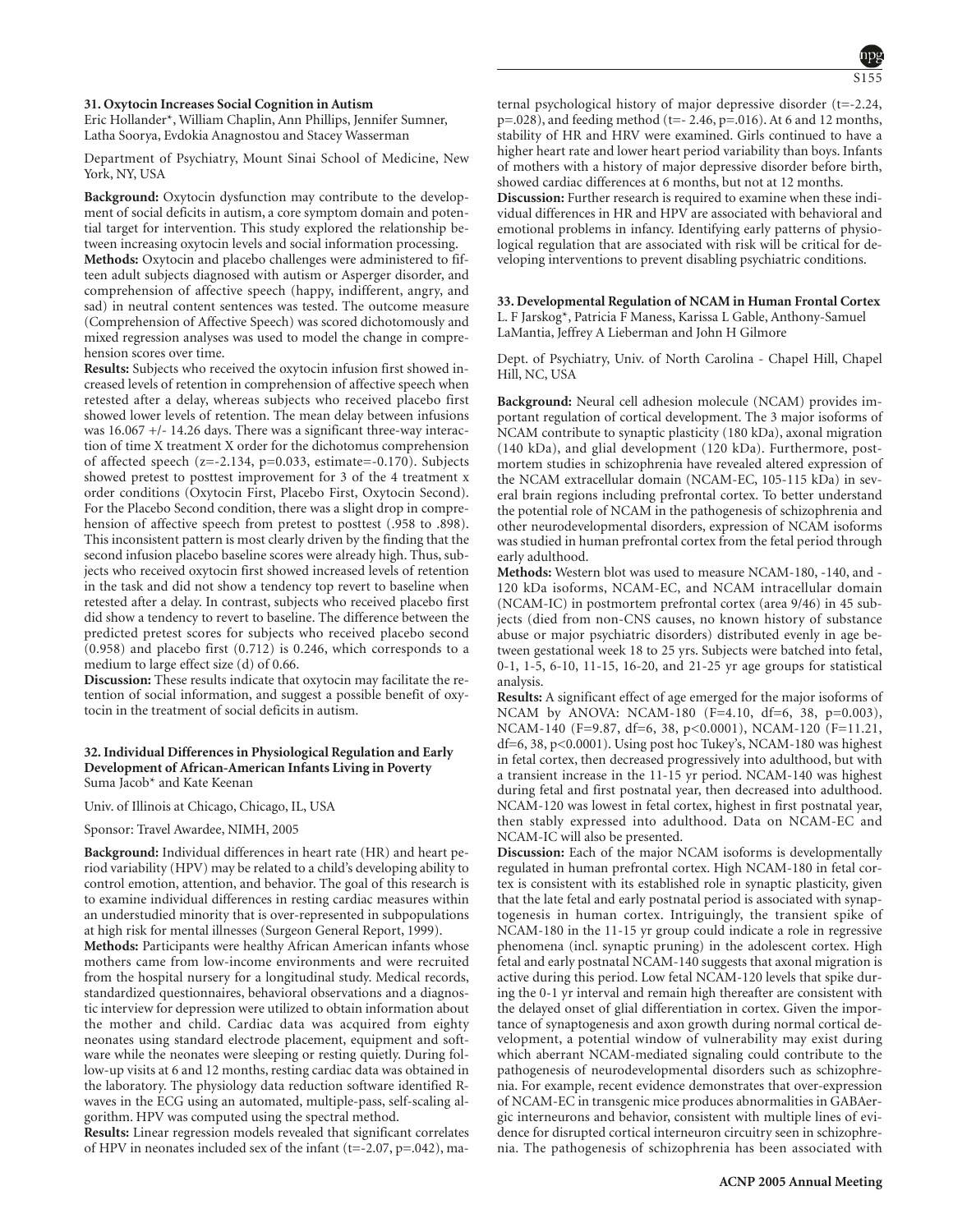### 31. Oxytocin Increases Social Cognition in Autism

Eric Hollander*, William Chaplin, Ann Phillips, Jennifer Sumner, Latha Soorya, Evdokia Anagnostou and Stacey Wasserman

Department of Psychiatry, Mount Sinai School of Medicine, New York, NY, USA

**Background:** Oxytocin dysfunction may contribute to the development of social deficits in autism, a core symptom domain and potential target for intervention. This study explored the relationship between increasing oxytocin levels and social information processing.

**Methods:** Oxytocin and placebo challenges were administered to fifteen adult subjects diagnosed with autism or Asperger disorder, and comprehension of affective speech (happy, indifferent, angry, and sad) in neutral content sentences was tested. The outcome measure (Comprehension of Affective Speech) was scored dichotomously and mixed regression analyses was used to model the change in comprehension scores over time.

**Results:** Subjects who received the oxytocin infusion first showed increased levels of retention in comprehension of affective speech when retested after a delay, whereas subjects who received placebo first showed lower levels of retention. The mean delay between infusions was 16.067 +/- 14.26 days. There was a significant three-way interaction of time X treatment X order for the dichotomous comprehension of affected speech ($z=-2.134$, $p=0.033$, estimate=-0.170). Subjects showed pretest to posttest improvement for 3 of the 4 treatment x order conditions (Oxytocin First, Placebo First, Oxytocin Second). For the Placebo Second condition, there was a slight drop in comprehension of affective speech from pretest to posttest (.958 to .898). This inconsistent pattern is most clearly driven by the finding that the second infusion placebo baseline scores were already high. Thus, subjects who received oxytocin first showed increased levels of retention in the task and did not show a tendency top revert to baseline when retested after a delay. In contrast, subjects who received placebo first did show a tendency to revert to baseline. The difference between the predicted pretest scores for subjects who received placebo second (0.958) and placebo first (0.712) is 0.246, which corresponds to a medium to large effect size (d) of 0.66.

**Discussion:** These results indicate that oxytocin may facilitate the retention of social information, and suggest a possible benefit of oxytocin in the treatment of social deficits in autism.

### 32. Individual Differences in Physiological Regulation and Early Development of African-American Infants Living in Poverty

Suma Jacob* and Kate Keenan

Univ. of Illinois at Chicago, Chicago, IL, USA

Sponsor: Travel Awardee, NIMH, 2005

**Background:** Individual differences in heart rate (HR) and heart period variability (HPV) may be related to a child's developing ability to control emotion, attention, and behavior. The goal of this research is to examine individual differences in resting cardiac measures within an understudied minority that is over-represented in subpopulations at high risk for mental illnesses (Surgeon General Report, 1999).

**Methods:** Participants were healthy African American infants whose mothers came from low-income environments and were recruited from the hospital nursery for a longitudinal study. Medical records, standardized questionnaires, behavioral observations and a diagnostic interview for depression were utilized to obtain information about the mother and child. Cardiac data was acquired from eighty neonates using standard electrode placement, equipment and software while the neonates were sleeping or resting quietly. During follow-up visits at 6 and 12 months, resting cardiac data was obtained in the laboratory. The physiology data reduction software identified R-waves in the ECG using an automated, multiple-pass, self-scaling algorithm. HPV was computed using the spectral method.

**Results:** Linear regression models revealed that significant correlates of HPV in neonates included sex of the infant ($t=-2.07$, $p=.042$), maternal psychological history of major depressive disorder ($t=-2.24$, $p=.028$), and feeding method ($t=-2.46$, $p=.016$). At 6 and 12 months, stability of HR and HRV were examined. Girls continued to have a higher heart rate and lower heart period variability than boys. Infants of mothers with a history of major depressive disorder before birth, showed cardiac differences at 6 months, but not at 12 months.

**Discussion:** Further research is required to examine when these individual differences in HR and HPV are associated with behavioral and emotional problems in infancy. Identifying early patterns of physiological regulation that are associated with risk will be critical for developing interventions to prevent disabling psychiatric conditions.

### 33. Developmental Regulation of NCAM in Human Frontal Cortex

L. F Jarskog*, Patricia F Maness, Karissa L Gable, Anthony-Samuel LaMantia, Jeffrey A Lieberman and John H Gilmore

Dept. of Psychiatry, Univ. of North Carolina - Chapel Hill, Chapel Hill, NC, USA

**Background:** Neural cell adhesion molecule (NCAM) provides important regulation of cortical development. The 3 major isoforms of NCAM contribute to synaptic plasticity (180 kDa), axonal migration (140 kDa), and glial development (120 kDa). Furthermore, postmortem studies in schizophrenia have revealed altered expression of the NCAM extracellular domain (NCAM-EC, 105-115 kDa) in several brain regions including prefrontal cortex. To better understand the potential role of NCAM in the pathogenesis of schizophrenia and other neurodevelopmental disorders, expression of NCAM isoforms was studied in human prefrontal cortex from the fetal period through early adulthood.

**Methods:** Western blot was used to measure NCAM-180, -140, and -120 kDa isoforms, NCAM-EC, and NCAM intracellular domain (NCAM-IC) in postmortem prefrontal cortex (area 9/46) in 45 subjects (died from non-CNS causes, no known history of substance abuse or major psychiatric disorders) distributed evenly in age between gestational week 18 to 25 yrs. Subjects were batched into fetal, 0-1, 1-5, 6-10, 11-15, 16-20, and 21-25 yr age groups for statistical analysis.

**Results:** A significant effect of age emerged for the major isoforms of NCAM by ANOVA: NCAM-180 ($F=4.10$, $df=6, 38$, $p=0.003$), NCAM-140 ($F=9.87$, $df=6, 38$, $p<0.0001$), NCAM-120 ($F=11.21$, $df=6, 38$, $p<0.0001$). Using post hoc Tukey's, NCAM-180 was highest in fetal cortex, then decreased progressively into adulthood, but with a transient increase in the 11-15 yr period. NCAM-140 was highest during fetal and first postnatal year, then decreased into adulthood. NCAM-120 was lowest in fetal cortex, highest in first postnatal year, then stably expressed into adulthood. Data on NCAM-EC and NCAM-IC will also be presented.

**Discussion:** Each of the major NCAM isoforms is developmentally regulated in human prefrontal cortex. High NCAM-180 in fetal cortex is consistent with its established role in synaptic plasticity, given that the late fetal and early postnatal period is associated with synaptogenesis in human cortex. Intriguingly, the transient spike of NCAM-180 in the 11-15 yr group could indicate a role in regressive phenomena (incl. synaptic pruning) in the adolescent cortex. High fetal and early postnatal NCAM-140 suggests that axonal migration is active during this period. Low fetal NCAM-120 levels that spike during the 0-1 yr interval and remain high thereafter are consistent with the delayed onset of glial differentiation in cortex. Given the importance of synaptogenesis and axon growth during normal cortical development, a potential window of vulnerability may exist during which aberrant NCAM-mediated signaling could contribute to the pathogenesis of neurodevelopmental disorders such as schizophrenia. For example, recent evidence demonstrates that over-expression of NCAM-EC in transgenic mice produces abnormalities in GABAergic interneurons and behavior, consistent with multiple lines of evidence for disrupted cortical interneuron circuitry seen in schizophrenia. The pathogenesis of schizophrenia has been associated with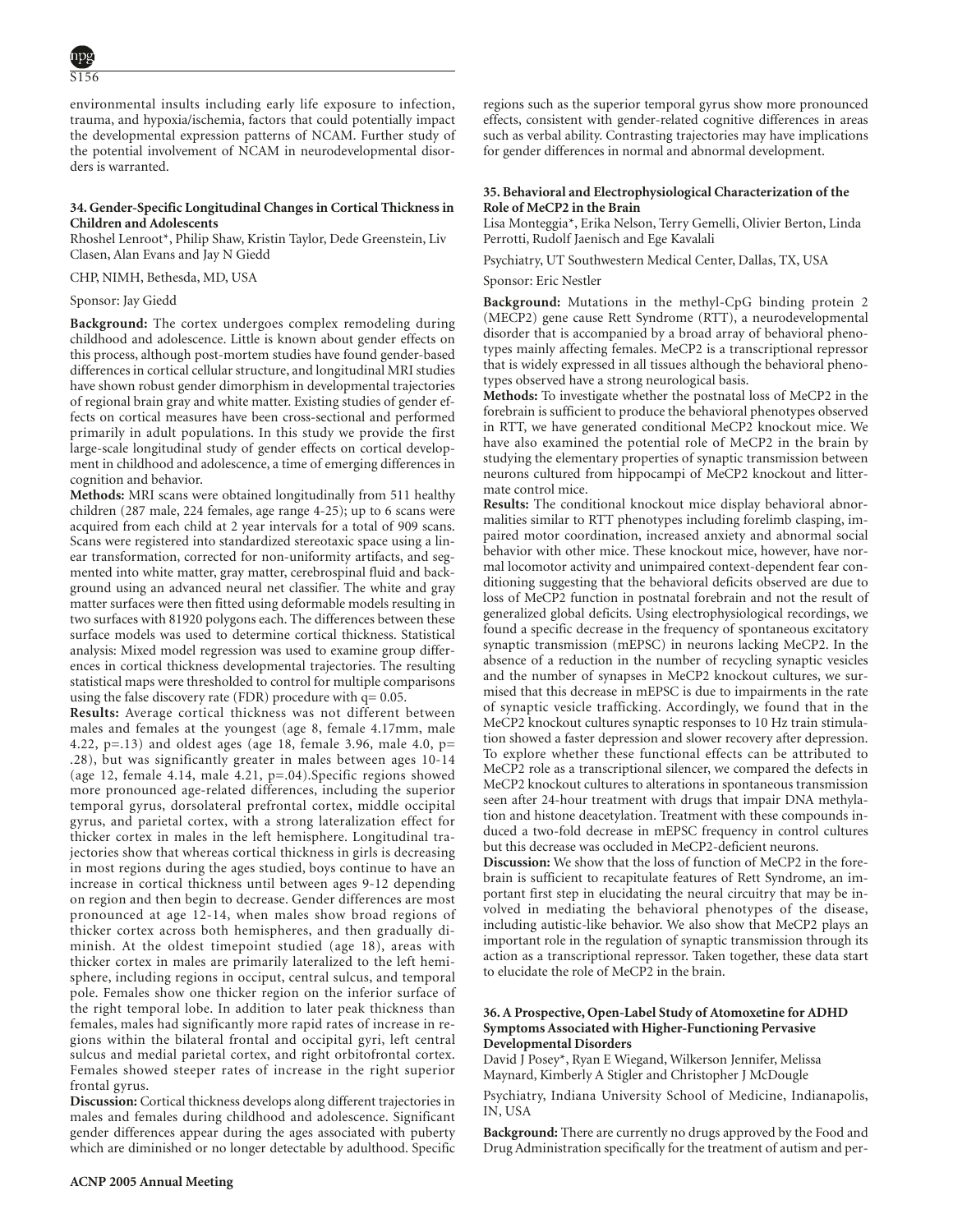environmental insults including early life exposure to infection, trauma, and hypoxia/ischemia, factors that could potentially impact the developmental expression patterns of NCAM. Further study of the potential involvement of NCAM in neurodevelopmental disorders is warranted.

### 34. Gender-Specific Longitudinal Changes in Cortical Thickness in Children and Adolescents

Rhoshel Lenroot*, Philip Shaw, Kristin Taylor, Dede Greenstein, Liv Clasen, Alan Evans and Jay N Giedd

CHP, NIMH, Bethesda, MD, USA

Sponsor: Jay Giedd

**Background:** The cortex undergoes complex remodeling during childhood and adolescence. Little is known about gender effects on this process, although post-mortem studies have found gender-based differences in cortical cellular structure, and longitudinal MRI studies have shown robust gender dimorphism in developmental trajectories of regional brain gray and white matter. Existing studies of gender effects on cortical measures have been cross-sectional and performed primarily in adult populations. In this study we provide the first large-scale longitudinal study of gender effects on cortical development in childhood and adolescence, a time of emerging differences in cognition and behavior.

**Methods:** MRI scans were obtained longitudinally from 511 healthy children (287 male, 224 females, age range 4-25); up to 6 scans were acquired from each child at 2 year intervals for a total of 909 scans. Scans were registered into standardized stereotaxic space using a linear transformation, corrected for non-uniformity artifacts, and segmented into white matter, gray matter, cerebrospinal fluid and background using an advanced neural net classifier. The white and gray matter surfaces were then fitted using deformable models resulting in two surfaces with 81920 polygons each. The differences between these surface models was used to determine cortical thickness. Statistical analysis: Mixed model regression was used to examine group differences in cortical thickness developmental trajectories. The resulting statistical maps were thresholded to control for multiple comparisons using the false discovery rate (FDR) procedure with q= 0.05.

**Results:** Average cortical thickness was not different between males and females at the youngest (age 8, female 4.17mm, male 4.22, p=.13) and oldest ages (age 18, female 3.96, male 4.0, p= .28), but was significantly greater in males between ages 10-14 (age 12, female 4.14, male 4.21, p=.04).Specific regions showed more pronounced age-related differences, including the superior temporal gyrus, dorsolateral prefrontal cortex, middle occipital gyrus, and parietal cortex, with a strong lateralization effect for thicker cortex in males in the left hemisphere. Longitudinal trajectories show that whereas cortical thickness in girls is decreasing in most regions during the ages studied, boys continue to have an increase in cortical thickness until between ages 9-12 depending on region and then begin to decrease. Gender differences are most pronounced at age 12-14, when males show broad regions of thicker cortex across both hemispheres, and then gradually diminish. At the oldest timepoint studied (age 18), areas with thicker cortex in males are primarily lateralized to the left hemisphere, including regions in occiput, central sulcus, and temporal pole. Females show one thicker region on the inferior surface of the right temporal lobe. In addition to later peak thickness than females, males had significantly more rapid rates of increase in regions within the bilateral frontal and occipital gyri, left central sulcus and medial parietal cortex, and right orbitofrontal cortex. Females showed steeper rates of increase in the right superior frontal gyrus.

**Discussion:** Cortical thickness develops along different trajectories in males and females during childhood and adolescence. Significant gender differences appear during the ages associated with puberty which are diminished or no longer detectable by adulthood. Specific regions such as the superior temporal gyrus show more pronounced effects, consistent with gender-related cognitive differences in areas such as verbal ability. Contrasting trajectories may have implications for gender differences in normal and abnormal development.

### 35. Behavioral and Electrophysiological Characterization of the Role of MeCP2 in the Brain

Lisa Monteggia*, Erika Nelson, Terry Gemelli, Olivier Berton, Linda Perrotti, Rudolf Jaenisch and Ege Kavalali

Psychiatry, UT Southwestern Medical Center, Dallas, TX, USA

Sponsor: Eric Nestler

**Background:** Mutations in the methyl-CpG binding protein 2 (MECP2) gene cause Rett Syndrome (RTT), a neurodevelopmental disorder that is accompanied by a broad array of behavioral phenotypes mainly affecting females. MeCP2 is a transcriptional repressor that is widely expressed in all tissues although the behavioral phenotypes observed have a strong neurological basis.

**Methods:** To investigate whether the postnatal loss of MeCP2 in the forebrain is sufficient to produce the behavioral phenotypes observed in RTT, we have generated conditional MeCP2 knockout mice. We have also examined the potential role of MeCP2 in the brain by studying the elementary properties of synaptic transmission between neurons cultured from hippocampi of MeCP2 knockout and littermate control mice.

**Results:** The conditional knockout mice display behavioral abnormalities similar to RTT phenotypes including forelimb clasping, impaired motor coordination, increased anxiety and abnormal social behavior with other mice. These knockout mice, however, have normal locomotor activity and unimpaired context-dependent fear conditioning suggesting that the behavioral deficits observed are due to loss of MeCP2 function in postnatal forebrain and not the result of generalized global deficits. Using electrophysiological recordings, we found a specific decrease in the frequency of spontaneous excitatory synaptic transmission (mEPSC) in neurons lacking MeCP2. In the absence of a reduction in the number of recycling synaptic vesicles and the number of synapses in MeCP2 knockout cultures, we surmised that this decrease in mEPSC is due to impairments in the rate of synaptic vesicle trafficking. Accordingly, we found that in the MeCP2 knockout cultures synaptic responses to 10 Hz train stimulation showed a faster depression and slower recovery after depression. To explore whether these functional effects can be attributed to MeCP2 role as a transcriptional silencer, we compared the defects in MeCP2 knockout cultures to alterations in spontaneous transmission seen after 24-hour treatment with drugs that impair DNA methylation and histone deacetylation. Treatment with these compounds induced a two-fold decrease in mEPSC frequency in control cultures but this decrease was occluded in MeCP2-deficient neurons.

**Discussion:** We show that the loss of function of MeCP2 in the forebrain is sufficient to recapitulate features of Rett Syndrome, an important first step in elucidating the neural circuitry that may be involved in mediating the behavioral phenotypes of the disease, including autistic-like behavior. We also show that MeCP2 plays an important role in the regulation of synaptic transmission through its action as a transcriptional repressor. Taken together, these data start to elucidate the role of MeCP2 in the brain.

### 36. A Prospective, Open-Label Study of Atomoxetine for ADHD Symptoms Associated with Higher-Functioning Pervasive Developmental Disorders

David J Posey*, Ryan E Wiegand, Wilkerson Jennifer, Melissa Maynard, Kimberly A Stigler and Christopher J McDougle

Psychiatry, Indiana University School of Medicine, Indianapolis, IN, USA

**Background:** There are currently no drugs approved by the Food and Drug Administration specifically for the treatment of autism and per-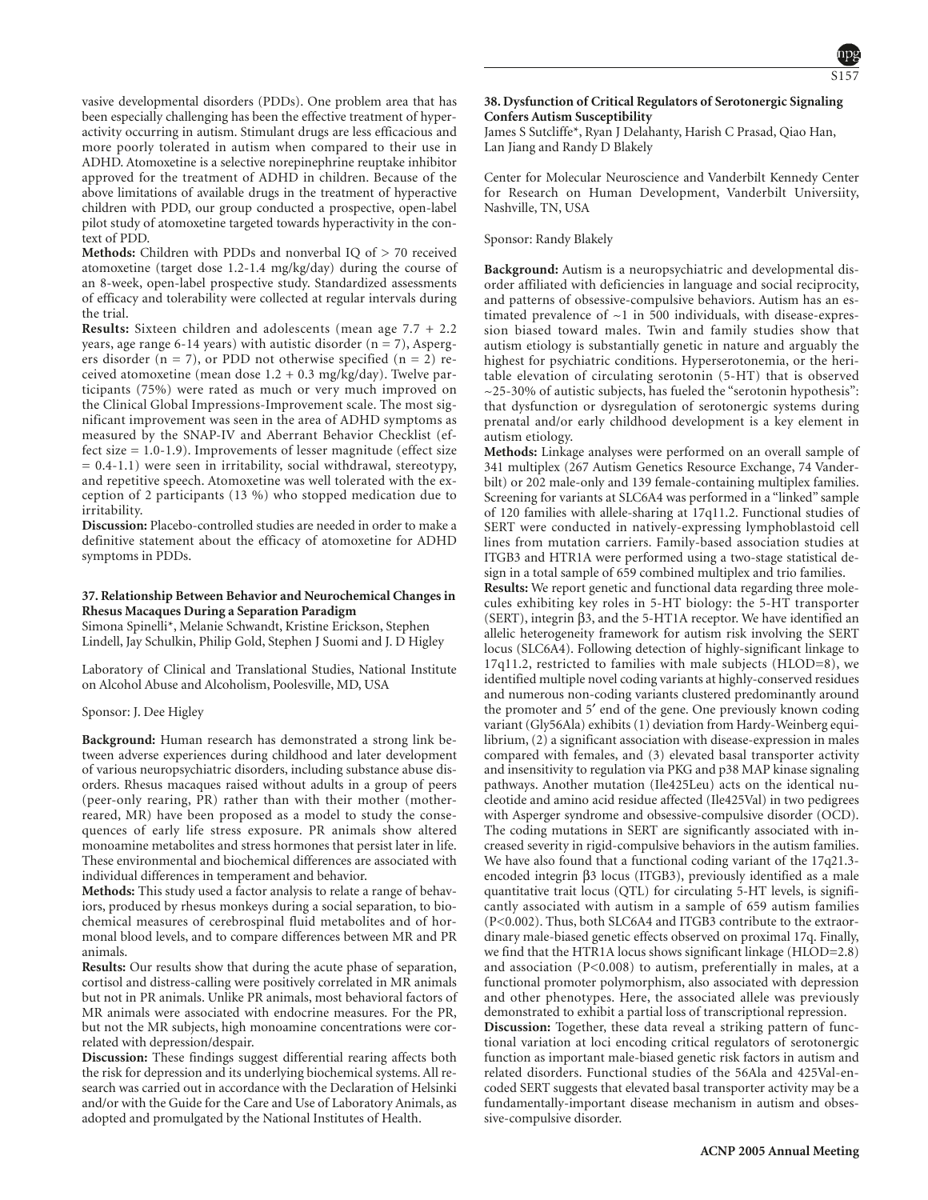vasive developmental disorders (PDDs). One problem area that has been especially challenging has been the effective treatment of hyperactivity occurring in autism. Stimulant drugs are less efficacious and more poorly tolerated in autism when compared to their use in ADHD. Atomoxetine is a selective norepinephrine reuptake inhibitor approved for the treatment of ADHD in children. Because of the above limitations of available drugs in the treatment of hyperactive children with PDD, our group conducted a prospective, open-label pilot study of atomoxetine targeted towards hyperactivity in the context of PDD.

**Methods:** Children with PDDs and nonverbal IQ of > 70 received atomoxetine (target dose 1.2-1.4 mg/kg/day) during the course of an 8-week, open-label prospective study. Standardized assessments of efficacy and tolerability were collected at regular intervals during the trial.

**Results:** Sixteen children and adolescents (mean age 7.7 + 2.2 years, age range 6-14 years) with autistic disorder (n = 7), Aspergers disorder (n = 7), or PDD not otherwise specified (n = 2) received atomoxetine (mean dose 1.2 + 0.3 mg/kg/day). Twelve participants (75%) were rated as much or very much improved on the Clinical Global Impressions-Improvement scale. The most significant improvement was seen in the area of ADHD symptoms as measured by the SNAP-IV and Aberrant Behavior Checklist (effect size = 1.0-1.9). Improvements of lesser magnitude (effect size = 0.4-1.1) were seen in irritability, social withdrawal, stereotypy, and repetitive speech. Atomoxetine was well tolerated with the exception of 2 participants (13 %) who stopped medication due to irritability.

**Discussion:** Placebo-controlled studies are needed in order to make a definitive statement about the efficacy of atomoxetine for ADHD symptoms in PDDs.

### 37. Relationship Between Behavior and Neurochemical Changes in Rhesus Macaques During a Separation Paradigm

Simona Spinelli*, Melanie Schwandt, Kristine Erickson, Stephen Lindell, Jay Schulkin, Philip Gold, Stephen J Suomi and J. D Higley

Laboratory of Clinical and Translational Studies, National Institute on Alcohol Abuse and Alcoholism, Poolesville, MD, USA

Sponsor: J. Dee Higley

**Background:** Human research has demonstrated a strong link between adverse experiences during childhood and later development of various neuropsychiatric disorders, including substance abuse disorders. Rhesus macaques raised without adults in a group of peers (peer-only rearing, PR) rather than with their mother (mother-reared, MR) have been proposed as a model to study the consequences of early life stress exposure. PR animals show altered monoamine metabolites and stress hormones that persist later in life. These environmental and biochemical differences are associated with individual differences in temperament and behavior.

**Methods:** This study used a factor analysis to relate a range of behaviors, produced by rhesus monkeys during a social separation, to biochemical measures of cerebrospinal fluid metabolites and of hormonal blood levels, and to compare differences between MR and PR animals.

**Results:** Our results show that during the acute phase of separation, cortisol and distress-calling were positively correlated in MR animals but not in PR animals. Unlike PR animals, most behavioral factors of MR animals were associated with endocrine measures. For the PR, but not the MR subjects, high monoamine concentrations were correlated with depression/despair.

**Discussion:** These findings suggest differential rearing affects both the risk for depression and its underlying biochemical systems. All research was carried out in accordance with the Declaration of Helsinki and/or with the Guide for the Care and Use of Laboratory Animals, as adopted and promulgated by the National Institutes of Health.

### 38. Dysfunction of Critical Regulators of Serotonergic Signaling Confers Autism Susceptibility

James S Sutcliffe*, Ryan J Delahanty, Harish C Prasad, Qiao Han, Lan Jiang and Randy D Blakely

Center for Molecular Neuroscience and Vanderbilt Kennedy Center for Research on Human Development, Vanderbilt Universiity, Nashville, TN, USA

Sponsor: Randy Blakely

**Background:** Autism is a neuropsychiatric and developmental disorder affiliated with deficiencies in language and social reciprocity, and patterns of obsessive-compulsive behaviors. Autism has an estimated prevalence of ~1 in 500 individuals, with disease-expression biased toward males. Twin and family studies show that autism etiology is substantially genetic in nature and arguably the highest for psychiatric conditions. Hyperserotonemia, or the heritable elevation of circulating serotonin (5-HT) that is observed ~25-30% of autistic subjects, has fueled the "serotonin hypothesis": that dysfunction or dysregulation of serotonergic systems during prenatal and/or early childhood development is a key element in autism etiology.

**Methods:** Linkage analyses were performed on an overall sample of 341 multiplex (267 Autism Genetics Resource Exchange, 74 Vanderbilt) or 202 male-only and 139 female-containing multiplex families. Screening for variants at SLC6A4 was performed in a "linked" sample of 120 families with allele-sharing at 17q11.2. Functional studies of SERT were conducted in natively-expressing lymphoblastoid cell lines from mutation carriers. Family-based association studies at ITGB3 and HTR1A were performed using a two-stage statistical design in a total sample of 659 combined multiplex and trio families.

**Results:** We report genetic and functional data regarding three molecules exhibiting key roles in 5-HT biology: the 5-HT transporter (SERT), integrin β3, and the 5-HT1A receptor. We have identified an allelic heterogeneity framework for autism risk involving the SERT locus (SLC6A4). Following detection of highly-significant linkage to 17q11.2, restricted to families with male subjects (HLOD=8), we identified multiple novel coding variants at highly-conserved residues and numerous non-coding variants clustered predominantly around the promoter and 5′ end of the gene. One previously known coding variant (Gly56Ala) exhibits (1) deviation from Hardy-Weinberg equilibrium, (2) a significant association with disease-expression in males compared with females, and (3) elevated basal transporter activity and insensitivity to regulation via PKG and p38 MAP kinase signaling pathways. Another mutation (Ile425Leu) acts on the identical nucleotide and amino acid residue affected (Ile425Val) in two pedigrees with Asperger syndrome and obsessive-compulsive disorder (OCD). The coding mutations in SERT are significantly associated with increased severity in rigid-compulsive behaviors in the autism families. We have also found that a functional coding variant of the 17q21.3-encoded integrin β3 locus (ITGB3), previously identified as a male quantitative trait locus (QTL) for circulating 5-HT levels, is significantly associated with autism in a sample of 659 autism families ($P<0.002$). Thus, both SLC6A4 and ITGB3 contribute to the extraordinary male-biased genetic effects observed on proximal 17q. Finally, we find that the HTR1A locus shows significant linkage (HLOD=2.8) and association ($P<0.008$) to autism, preferentially in males, at a functional promoter polymorphism, also associated with depression and other phenotypes. Here, the associated allele was previously demonstrated to exhibit a partial loss of transcriptional repression.

**Discussion:** Together, these data reveal a striking pattern of functional variation at loci encoding critical regulators of serotonergic function as important male-biased genetic risk factors in autism and related disorders. Functional studies of the 56Ala and 425Val-encoded SERT suggests that elevated basal transporter activity may be a fundamentally-important disease mechanism in autism and obsessive-compulsive disorder.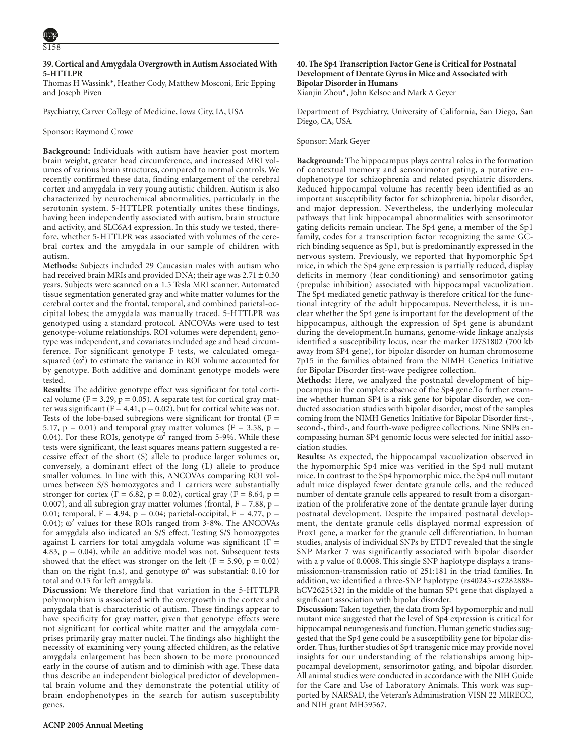### 39. Cortical and Amygdala Overgrowth in Autism Associated With 5-HTTLPR

Thomas H Wassink*, Heather Cody, Matthew Mosconi, Eric Epping and Joseph Piven

Psychiatry, Carver College of Medicine, Iowa City, IA, USA

Sponsor: Raymond Crowe

**Background:** Individuals with autism have heavier post mortem brain weight, greater head circumference, and increased MRI volumes of various brain structures, compared to normal controls. We recently confirmed these data, finding enlargement of the cerebral cortex and amygdala in very young autistic children. Autism is also characterized by neurochemical abnormalities, particularly in the serotonin system. 5-HTTLPR potentially unites these findings, having been independently associated with autism, brain structure and activity, and SLC6A4 expression. In this study we tested, therefore, whether 5-HTTLPR was associated with volumes of the cerebral cortex and the amygdala in our sample of children with autism.

**Methods:** Subjects included 29 Caucasian males with autism who had received brain MRIs and provided DNA; their age was $2.71 \pm 0.30$ years. Subjects were scanned on a 1.5 Tesla MRI scanner. Automated tissue segmentation generated gray and white matter volumes for the cerebral cortex and the frontal, temporal, and combined parietal-occipital lobes; the amygdala was manually traced. 5-HTTLPR was genotyped using a standard protocol. ANCOVAs were used to test genotype-volume relationships. ROI volumes were dependent, genotype was independent, and covariates included age and head circumference. For significant genotype F tests, we calculated omega-squared ($\omega^2$) to estimate the variance in ROI volume accounted for by genotype. Both additive and dominant genotype models were tested.

**Results:** The additive genotype effect was significant for total cortical volume ($F = 3.29$, $p = 0.05$). A separate test for cortical gray matter was significant ($F = 4.41$, $p = 0.02$), but for cortical white was not. Tests of the lobe-based subregions were significant for frontal ($F = 5.17$, $p = 0.01$) and temporal gray matter volumes ($F = 3.58$, $p = 0.04$). For these ROIs, genotype $\omega^2$ ranged from 5-9%. While these tests were significant, the least squares means pattern suggested a recessive effect of the short (S) allele to produce larger volumes or, conversely, a dominant effect of the long (L) allele to produce smaller volumes. In line with this, ANCOVAs comparing ROI volumes between S/S homozygotes and L carriers were substantially stronger for cortex ($F = 6.82$, $p = 0.02$), cortical gray ($F = 8.64$, $p = 0.007$), and all subregion gray matter volumes (frontal, $F = 7.88$, $p = 0.01$; temporal, $F = 4.94$, $p = 0.04$; parietal-occipital, $F = 4.77$, $p = 0.04$); $\omega^2$ values for these ROIs ranged from 3-8%. The ANCOVAs for amygdala also indicated an S/S effect. Testing S/S homozygotes against L carriers for total amygdala volume was significant ($F = 4.83$, $p = 0.04$), while an additive model was not. Subsequent tests showed that the effect was stronger on the left ($F = 5.90$, $p = 0.02$) than on the right (n.s), and genotype $\omega^2$ was substantial: 0.10 for total and 0.13 for left amygdala.

**Discussion:** We therefore find that variation in the 5-HTTLPR polymorphism is associated with the overgrowth in the cortex and amygdala that is characteristic of autism. These findings appear to have specificity for gray matter, given that genotype effects were not significant for cortical white matter and the amygdala comprises primarily gray matter nuclei. The findings also highlight the necessity of examining very young affected children, as the relative amygdala enlargement has been shown to be more pronounced early in the course of autism and to diminish with age. These data thus describe an independent biological predictor of developmental brain volume and they demonstrate the potential utility of brain endophenotypes in the search for autism susceptibility genes.

### 40. The Sp4 Transcription Factor Gene is Critical for Postnatal Development of Dentate Gyrus in Mice and Associated with Bipolar Disorder in Humans

Xianjin Zhou*, John Kelsoe and Mark A Geyer

Department of Psychiatry, University of California, San Diego, San Diego, CA, USA

Sponsor: Mark Geyer

**Background:** The hippocampus plays central roles in the formation of contextual memory and sensorimotor gating, a putative endophenotype for schizophrenia and related psychiatric disorders. Reduced hippocampal volume has recently been identified as an important susceptibility factor for schizophrenia, bipolar disorder, and major depression. Nevertheless, the underlying molecular pathways that link hippocampal abnormalities with sensorimotor gating deficits remain unclear. The Sp4 gene, a member of the Sp1 family, codes for a transcription factor recognizing the same GC-rich binding sequence as Sp1, but is predominantly expressed in the nervous system. Previously, we reported that hypomorphic Sp4 mice, in which the Sp4 gene expression is partially reduced, display deficits in memory (fear conditioning) and sensorimotor gating (prepulse inhibition) associated with hippocampal vacuolization. The Sp4 mediated genetic pathway is therefore critical for the functional integrity of the adult hippocampus. Nevertheless, it is unclear whether the Sp4 gene is important for the development of the hippocampus, although the expression of Sp4 gene is abundant during the development.In humans, genome-wide linkage analysis identified a susceptibility locus, near the marker D7S1802 (700 kb away from SP4 gene), for bipolar disorder on human chromosome 7p15 in the families obtained from the NIMH Genetics Initiative for Bipolar Disorder first-wave pedigree collection.

**Methods:** Here, we analyzed the postnatal development of hippocampus in the complete absence of the Sp4 gene.To further examine whether human SP4 is a risk gene for bipolar disorder, we conducted association studies with bipolar disorder, most of the samples coming from the NIMH Genetics Initiative for Bipolar Disorder first-, second-, third-, and fourth-wave pedigree collections. Nine SNPs encompassing human SP4 genomic locus were selected for initial association studies.

**Results:** As expected, the hippocampal vacuolization observed in the hypomorphic Sp4 mice was verified in the Sp4 null mutant mice. In contrast to the Sp4 hypomorphic mice, the Sp4 null mutant adult mice displayed fewer dentate granule cells, and the reduced number of dentate granule cells appeared to result from a disorganization of the proliferative zone of the dentate granule layer during postnatal development. Despite the impaired postnatal development, the dentate granule cells displayed normal expression of Prox1 gene, a marker for the granule cell differentiation. In human studies, analysis of individual SNPs by ETDT revealed that the single SNP Marker 7 was significantly associated with bipolar disorder with a p value of 0.0008. This single SNP haplotype displays a transmission:non-transmission ratio of 251:181 in the triad families. In addition, we identified a three-SNP haplotype (rs40245-rs2282888-hCV2625432) in the middle of the human SP4 gene that displayed a significant association with bipolar disorder.

**Discussion:** Taken together, the data from Sp4 hypomorphic and null mutant mice suggested that the level of Sp4 expression is critical for hippocampal neurogenesis and function. Human genetic studies suggested that the Sp4 gene could be a susceptibility gene for bipolar disorder. Thus, further studies of Sp4 transgenic mice may provide novel insights for our understanding of the relationships among hippocampal development, sensorimotor gating, and bipolar disorder. All animal studies were conducted in accordance with the NIH Guide for the Care and Use of Laboratory Animals. This work was supported by NARSAD, the Veteran's Administration VISN 22 MIRECC, and NIH grant MH59567.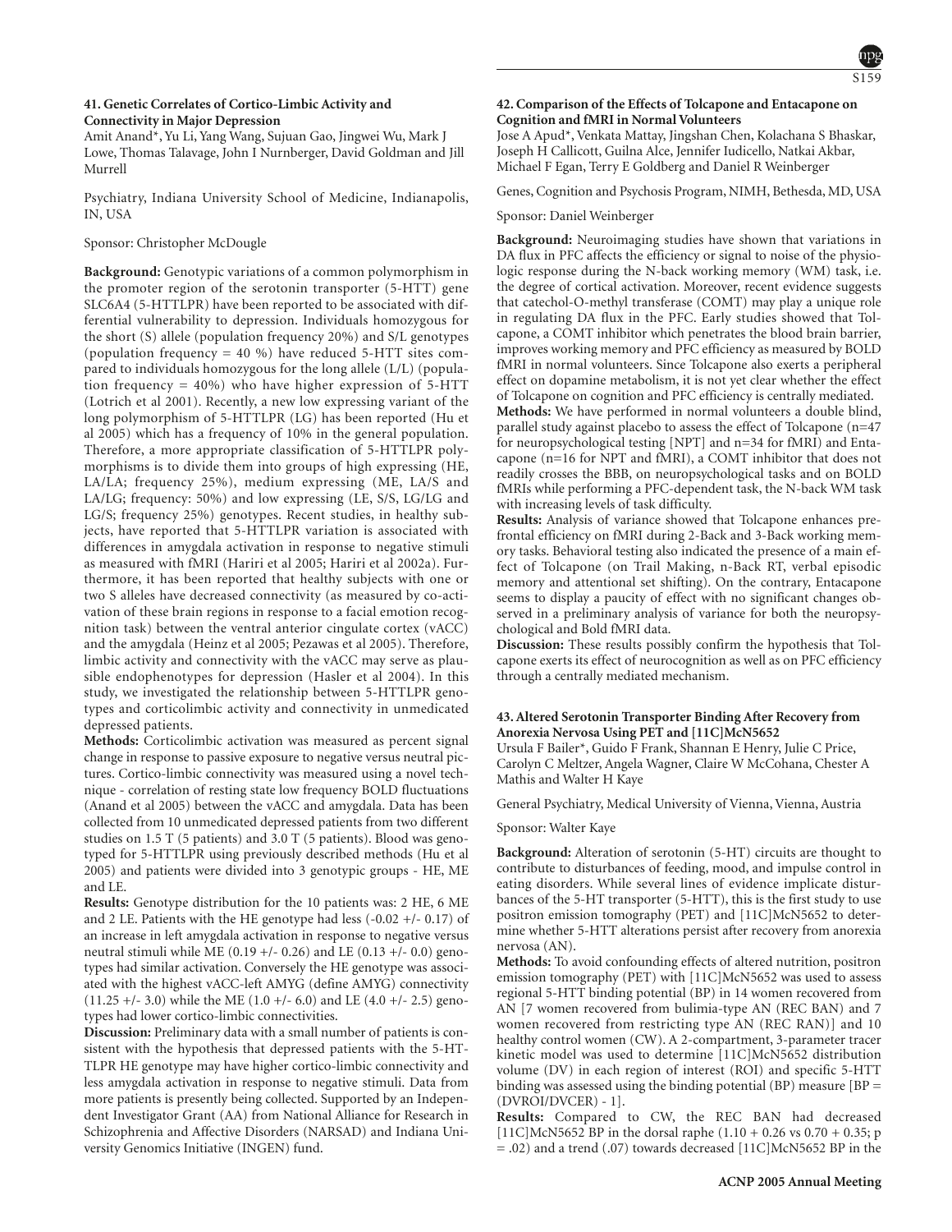### 41. Genetic Correlates of Cortico-Limbic Activity and Connectivity in Major Depression

Amit Anand*, Yu Li, Yang Wang, Sujuan Gao, Jingwei Wu, Mark J Lowe, Thomas Talavage, John I Nurnberger, David Goldman and Jill Murrell

Psychiatry, Indiana University School of Medicine, Indianapolis, IN, USA

Sponsor: Christopher McDougle

**Background:** Genotypic variations of a common polymorphism in the promoter region of the serotonin transporter (5-HTT) gene SLC6A4 (5-HTTLPR) have been reported to be associated with differential vulnerability to depression. Individuals homozygous for the short (S) allele (population frequency 20%) and S/L genotypes (population frequency = 40 %) have reduced 5-HTT sites compared to individuals homozygous for the long allele (L/L) (population frequency = 40%) who have higher expression of 5-HTT (Lotrich et al 2001). Recently, a new low expressing variant of the long polymorphism of 5-HTTLPR (LG) has been reported (Hu et al 2005) which has a frequency of 10% in the general population. Therefore, a more appropriate classification of 5-HTTLPR polymorphisms is to divide them into groups of high expressing (HE, LA/LA; frequency 25%), medium expressing (ME, LA/S and LA/LG; frequency: 50%) and low expressing (LE, S/S, LG/LG and LG/S; frequency 25%) genotypes. Recent studies, in healthy subjects, have reported that 5-HTTLPR variation is associated with differences in amygdala activation in response to negative stimuli as measured with fMRI (Hariri et al 2005; Hariri et al 2002a). Furthermore, it has been reported that healthy subjects with one or two S alleles have decreased connectivity (as measured by co-activation of these brain regions in response to a facial emotion recognition task) between the ventral anterior cingulate cortex (vACC) and the amygdala (Heinz et al 2005; Pezawas et al 2005). Therefore, limbic activity and connectivity with the vACC may serve as plausible endophenotypes for depression (Hasler et al 2004). In this study, we investigated the relationship between 5-HTTLPR genotypes and corticolimbic activity and connectivity in unmedicated depressed patients.

**Methods:** Corticolimbic activation was measured as percent signal change in response to passive exposure to negative versus neutral pictures. Cortico-limbic connectivity was measured using a novel technique - correlation of resting state low frequency BOLD fluctuations (Anand et al 2005) between the vACC and amygdala. Data has been collected from 10 unmedicated depressed patients from two different studies on 1.5 T (5 patients) and 3.0 T (5 patients). Blood was genotyped for 5-HTTLPR using previously described methods (Hu et al 2005) and patients were divided into 3 genotypic groups - HE, ME and LE.

**Results:** Genotype distribution for the 10 patients was: 2 HE, 6 ME and 2 LE. Patients with the HE genotype had less (-0.02 +/- 0.17) of an increase in left amygdala activation in response to negative versus neutral stimuli while ME (0.19 +/- 0.26) and LE (0.13 +/- 0.0) genotypes had similar activation. Conversely the HE genotype was associated with the highest vACC-left AMYG (define AMYG) connectivity (11.25 +/- 3.0) while the ME (1.0 +/- 6.0) and LE (4.0 +/- 2.5) genotypes had lower cortico-limbic connectivities.

**Discussion:** Preliminary data with a small number of patients is consistent with the hypothesis that depressed patients with the 5-HTTLPR HE genotype may have higher cortico-limbic connectivity and less amygdala activation in response to negative stimuli. Data from more patients is presently being collected. Supported by an Independent Investigator Grant (AA) from National Alliance for Research in Schizophrenia and Affective Disorders (NARSAD) and Indiana University Genomics Initiative (INGEN) fund.

### 42. Comparison of the Effects of Tolcapone and Entacapone on Cognition and fMRI in Normal Volunteers

Jose A Apud*, Venkata Mattay, Jingshan Chen, Kolachana S Bhaskar, Joseph H Callicott, Guilna Alce, Jennifer Iudicello, Natkai Akbar, Michael F Egan, Terry E Goldberg and Daniel R Weinberger

Genes, Cognition and Psychosis Program, NIMH, Bethesda, MD, USA

Sponsor: Daniel Weinberger

**Background:** Neuroimaging studies have shown that variations in DA flux in PFC affects the efficiency or signal to noise of the physiologic response during the N-back working memory (WM) task, i.e. the degree of cortical activation. Moreover, recent evidence suggests that catechol-O-methyl transferase (COMT) may play a unique role in regulating DA flux in the PFC. Early studies showed that Tolcapone, a COMT inhibitor which penetrates the blood brain barrier, improves working memory and PFC efficiency as measured by BOLD fMRI in normal volunteers. Since Tolcapone also exerts a peripheral effect on dopamine metabolism, it is not yet clear whether the effect of Tolcapone on cognition and PFC efficiency is centrally mediated.

**Methods:** We have performed in normal volunteers a double blind, parallel study against placebo to assess the effect of Tolcapone (n=47 for neuropsychological testing [NPT] and n=34 for fMRI) and Entacapone (n=16 for NPT and fMRI), a COMT inhibitor that does not readily crosses the BBB, on neuropsychological tasks and on BOLD fMRIs while performing a PFC-dependent task, the N-back WM task with increasing levels of task difficulty.

**Results:** Analysis of variance showed that Tolcapone enhances prefrontal efficiency on fMRI during 2-Back and 3-Back working memory tasks. Behavioral testing also indicated the presence of a main effect of Tolcapone (on Trail Making, n-Back RT, verbal episodic memory and attentional set shifting). On the contrary, Entacapone seems to display a paucity of effect with no significant changes observed in a preliminary analysis of variance for both the neuropsychological and Bold fMRI data.

**Discussion:** These results possibly confirm the hypothesis that Tolcapone exerts its effect of neurocognition as well as on PFC efficiency through a centrally mediated mechanism.

### 43. Altered Serotonin Transporter Binding After Recovery from Anorexia Nervosa Using PET and [11C]McN5652

Ursula F Bailer*, Guido F Frank, Shannan E Henry, Julie C Price, Carolyn C Meltzer, Angela Wagner, Claire W McCohana, Chester A Mathis and Walter H Kaye

General Psychiatry, Medical University of Vienna, Vienna, Austria

Sponsor: Walter Kaye

**Background:** Alteration of serotonin (5-HT) circuits are thought to contribute to disturbances of feeding, mood, and impulse control in eating disorders. While several lines of evidence implicate disturbances of the 5-HT transporter (5-HTT), this is the first study to use positron emission tomography (PET) and [11C]McN5652 to determine whether 5-HTT alterations persist after recovery from anorexia nervosa (AN).

**Methods:** To avoid confounding effects of altered nutrition, positron emission tomography (PET) with [11C]McN5652 was used to assess regional 5-HTT binding potential (BP) in 14 women recovered from AN [7 women recovered from bulimia-type AN (REC BAN) and 7 women recovered from restricting type AN (REC RAN)] and 10 healthy control women (CW). A 2-compartment, 3-parameter tracer kinetic model was used to determine [11C]McN5652 distribution volume (DV) in each region of interest (ROI) and specific 5-HTT binding was assessed using the binding potential (BP) measure [BP = (DVROI/DVCER) - 1].

**Results:** Compared to CW, the REC BAN had decreased [11C]McN5652 BP in the dorsal raphe (1.10 + 0.26 vs 0.70 + 0.35; p = .02) and a trend (.07) towards decreased [11C]McN5652 BP in the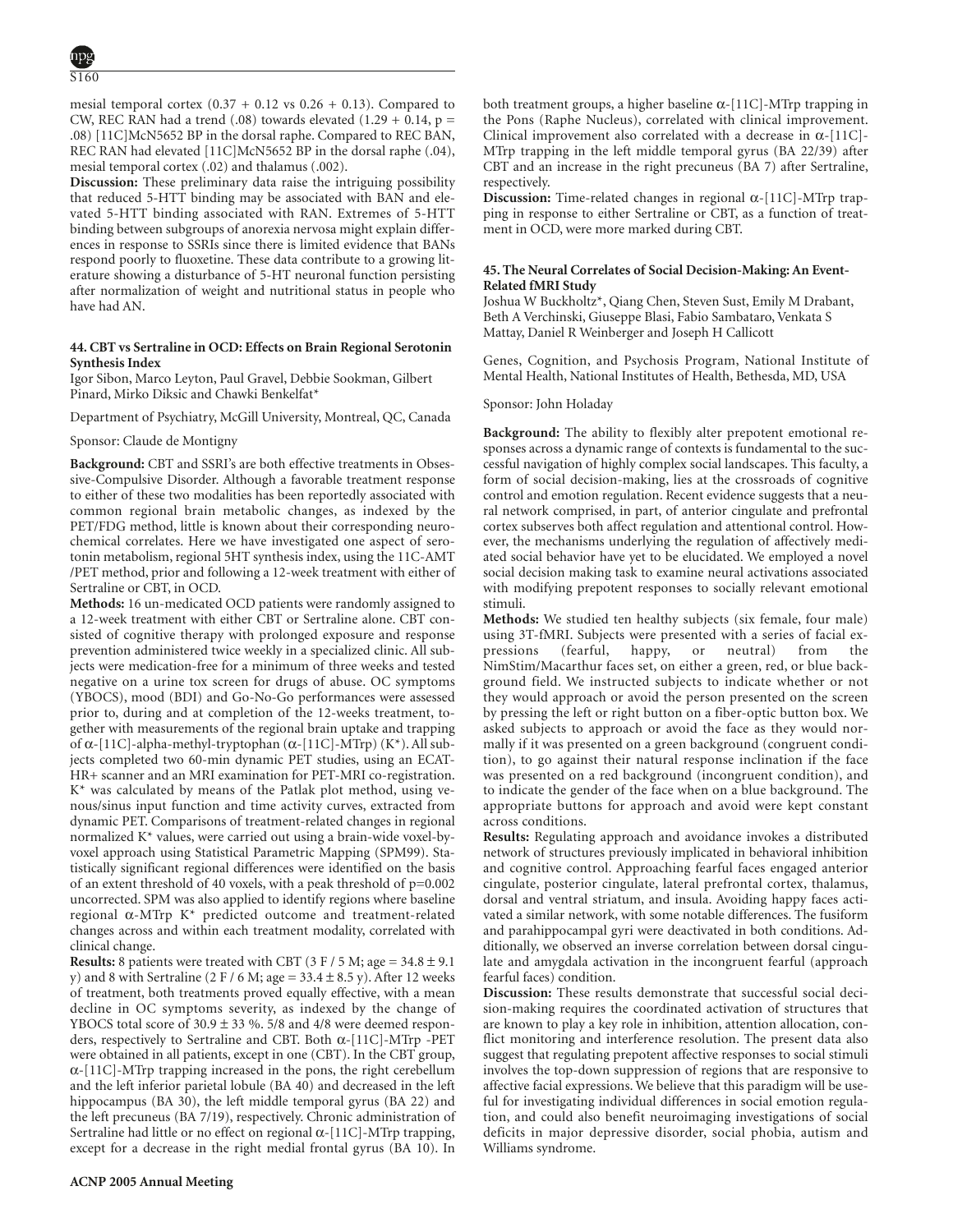mesial temporal cortex (0.37 + 0.12 vs 0.26 + 0.13). Compared to CW, REC RAN had a trend (.08) towards elevated (1.29 + 0.14, p = .08) [11C]McN5652 BP in the dorsal raphe. Compared to REC BAN, REC RAN had elevated [11C]McN5652 BP in the dorsal raphe (.04), mesial temporal cortex (.02) and thalamus (.002).

**Discussion:** These preliminary data raise the intriguing possibility that reduced 5-HTT binding may be associated with BAN and elevated 5-HTT binding associated with RAN. Extremes of 5-HTT binding between subgroups of anorexia nervosa might explain differences in response to SSRIs since there is limited evidence that BANs respond poorly to fluoxetine. These data contribute to a growing literature showing a disturbance of 5-HT neuronal function persisting after normalization of weight and nutritional status in people who have had AN.

### 44. CBT vs Sertraline in OCD: Effects on Brain Regional Serotonin Synthesis Index

Igor Sibon, Marco Leyton, Paul Gravel, Debbie Sookman, Gilbert Pinard, Mirko Diksic and Chawki Benkelfat*

Department of Psychiatry, McGill University, Montreal, QC, Canada

Sponsor: Claude de Montigny

**Background:** CBT and SSRI's are both effective treatments in Obsessive-Compulsive Disorder. Although a favorable treatment response to either of these two modalities has been reportedly associated with common regional brain metabolic changes, as indexed by the PET/FDG method, little is known about their corresponding neurochemical correlates. Here we have investigated one aspect of serotonin metabolism, regional 5HT synthesis index, using the 11C-AMT /PET method, prior and following a 12-week treatment with either of Sertraline or CBT, in OCD.

**Methods:** 16 un-medicated OCD patients were randomly assigned to a 12-week treatment with either CBT or Sertraline alone. CBT consisted of cognitive therapy with prolonged exposure and response prevention administered twice weekly in a specialized clinic. All subjects were medication-free for a minimum of three weeks and tested negative on a urine tox screen for drugs of abuse. OC symptoms (YBOCS), mood (BDI) and Go-No-Go performances were assessed prior to, during and at completion of the 12-weeks treatment, together with measurements of the regional brain uptake and trapping of $\alpha$-[11C]-alpha-methyl-tryptophan ($\alpha$-[11C]-MTrp) (K*). All subjects completed two 60-min dynamic PET studies, using an ECAT-HR+ scanner and an MRI examination for PET-MRI co-registration. K* was calculated by means of the Patlak plot method, using venous/sinus input function and time activity curves, extracted from dynamic PET. Comparisons of treatment-related changes in regional normalized K* values, were carried out using a brain-wide voxel-by-voxel approach using Statistical Parametric Mapping (SPM99). Statistically significant regional differences were identified on the basis of an extent threshold of 40 voxels, with a peak threshold of p=0.002 uncorrected. SPM was also applied to identify regions where baseline regional $\alpha$-MTrp K* predicted outcome and treatment-related changes across and within each treatment modality, correlated with clinical change.

**Results:** 8 patients were treated with CBT (3 F / 5 M; age = 34.8 ± 9.1 y) and 8 with Sertraline (2 F / 6 M; age = 33.4 ± 8.5 y). After 12 weeks of treatment, both treatments proved equally effective, with a mean decline in OC symptoms severity, as indexed by the change of YBOCS total score of 30.9 ± 33 %. 5/8 and 4/8 were deemed responders, respectively to Sertraline and CBT. Both $\alpha$-[11C]-MTrp -PET were obtained in all patients, except in one (CBT). In the CBT group, $\alpha$-[11C]-MTrp trapping increased in the pons, the right cerebellum and the left inferior parietal lobule (BA 40) and decreased in the left hippocampus (BA 30), the left middle temporal gyrus (BA 22) and the left precuneus (BA 7/19), respectively. Chronic administration of Sertraline had little or no effect on regional $\alpha$-[11C]-MTrp trapping, except for a decrease in the right medial frontal gyrus (BA 10). In both treatment groups, a higher baseline $\alpha$-[11C]-MTrp trapping in the Pons (Raphe Nucleus), correlated with clinical improvement. Clinical improvement also correlated with a decrease in $\alpha$-[11C]-MTrp trapping in the left middle temporal gyrus (BA 22/39) after CBT and an increase in the right precuneus (BA 7) after Sertraline, respectively.

**Discussion:** Time-related changes in regional $\alpha$-[11C]-MTrp trapping in response to either Sertraline or CBT, as a function of treatment in OCD, were more marked during CBT.

### 45. The Neural Correlates of Social Decision-Making: An Event-Related fMRI Study

Joshua W Buckholtz*, Qiang Chen, Steven Sust, Emily M Drabant, Beth A Verchinski, Giuseppe Blasi, Fabio Sambataro, Venkata S Mattay, Daniel R Weinberger and Joseph H Callicott

Genes, Cognition, and Psychosis Program, National Institute of Mental Health, National Institutes of Health, Bethesda, MD, USA

Sponsor: John Holaday

**Background:** The ability to flexibly alter prepotent emotional responses across a dynamic range of contexts is fundamental to the successful navigation of highly complex social landscapes. This faculty, a form of social decision-making, lies at the crossroads of cognitive control and emotion regulation. Recent evidence suggests that a neural network comprised, in part, of anterior cingulate and prefrontal cortex subserves both affect regulation and attentional control. However, the mechanisms underlying the regulation of affectively mediated social behavior have yet to be elucidated. We employed a novel social decision making task to examine neural activations associated with modifying prepotent responses to socially relevant emotional stimuli.

**Methods:** We studied ten healthy subjects (six female, four male) using 3T-fMRI. Subjects were presented with a series of facial expressions (fearful, happy, or neutral) from the NimStim/Macarthur faces set, on either a green, red, or blue background field. We instructed subjects to indicate whether or not they would approach or avoid the person presented on the screen by pressing the left or right button on a fiber-optic button box. We asked subjects to approach or avoid the face as they would normally if it was presented on a green background (congruent condition), to go against their natural response inclination if the face was presented on a red background (incongruent condition), and to indicate the gender of the face when on a blue background. The appropriate buttons for approach and avoid were kept constant across conditions.

**Results:** Regulating approach and avoidance invokes a distributed network of structures previously implicated in behavioral inhibition and cognitive control. Approaching fearful faces engaged anterior cingulate, posterior cingulate, lateral prefrontal cortex, thalamus, dorsal and ventral striatum, and insula. Avoiding happy faces activated a similar network, with some notable differences. The fusiform and parahippocampal gyri were deactivated in both conditions. Additionally, we observed an inverse correlation between dorsal cingulate and amygdala activation in the incongruent fearful (approach fearful faces) condition.

**Discussion:** These results demonstrate that successful social decision-making requires the coordinated activation of structures that are known to play a key role in inhibition, attention allocation, conflict monitoring and interference resolution. The present data also suggest that regulating prepotent affective responses to social stimuli involves the top-down suppression of regions that are responsive to affective facial expressions. We believe that this paradigm will be useful for investigating individual differences in social emotion regulation, and could also benefit neuroimaging investigations of social deficits in major depressive disorder, social phobia, autism and Williams syndrome.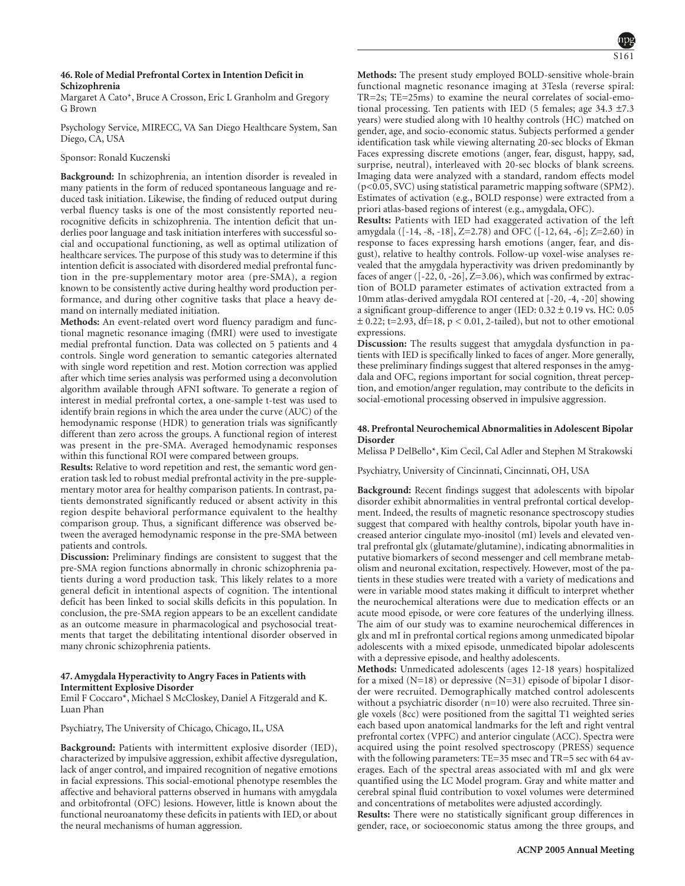### 46. Role of Medial Prefrontal Cortex in Intention Deficit in Schizophrenia

Margaret A Cato*, Bruce A Crosson, Eric L Granholm and Gregory G Brown

Psychology Service, MIRECC, VA San Diego Healthcare System, San Diego, CA, USA

Sponsor: Ronald Kuczenski

**Background:** In schizophrenia, an intention disorder is revealed in many patients in the form of reduced spontaneous language and reduced task initiation. Likewise, the finding of reduced output during verbal fluency tasks is one of the most consistently reported neurocognitive deficits in schizophrenia. The intention deficit that underlies poor language and task initiation interferes with successful social and occupational functioning, as well as optimal utilization of healthcare services. The purpose of this study was to determine if this intention deficit is associated with disordered medial prefrontal function in the pre-supplementary motor area (pre-SMA), a region known to be consistently active during healthy word production performance, and during other cognitive tasks that place a heavy demand on internally mediated initiation.

**Methods:** An event-related overt word fluency paradigm and functional magnetic resonance imaging (fMRI) were used to investigate medial prefrontal function. Data was collected on 5 patients and 4 controls. Single word generation to semantic categories alternated with single word repetition and rest. Motion correction was applied after which time series analysis was performed using a deconvolution algorithm available through AFNI software. To generate a region of interest in medial prefrontal cortex, a one-sample t-test was used to identify brain regions in which the area under the curve (AUC) of the hemodynamic response (HDR) to generation trials was significantly different than zero across the groups. A functional region of interest was present in the pre-SMA. Averaged hemodynamic responses within this functional ROI were compared between groups.

**Results:** Relative to word repetition and rest, the semantic word generation task led to robust medial prefrontal activity in the pre-supplementary motor area for healthy comparison patients. In contrast, patients demonstrated significantly reduced or absent activity in this region despite behavioral performance equivalent to the healthy comparison group. Thus, a significant difference was observed between the averaged hemodynamic response in the pre-SMA between patients and controls.

**Discussion:** Preliminary findings are consistent to suggest that the pre-SMA region functions abnormally in chronic schizophrenia patients during a word production task. This likely relates to a more general deficit in intentional aspects of cognition. The intentional deficit has been linked to social skills deficits in this population. In conclusion, the pre-SMA region appears to be an excellent candidate as an outcome measure in pharmacological and psychosocial treatments that target the debilitating intentional disorder observed in many chronic schizophrenia patients.

### 47. Amygdala Hyperactivity to Angry Faces in Patients with Intermittent Explosive Disorder

Emil F Coccaro*, Michael S McCloskey, Daniel A Fitzgerald and K. Luan Phan

Psychiatry, The University of Chicago, Chicago, IL, USA

**Background:** Patients with intermittent explosive disorder (IED), characterized by impulsive aggression, exhibit affective dysregulation, lack of anger control, and impaired recognition of negative emotions in facial expressions. This social-emotional phenotype resembles the affective and behavioral patterns observed in humans with amygdala and orbitofrontal (OFC) lesions. However, little is known about the functional neuroanatomy these deficits in patients with IED, or about the neural mechanisms of human aggression.

**Methods:** The present study employed BOLD-sensitive whole-brain functional magnetic resonance imaging at 3Tesla (reverse spiral: TR=2s; TE=25ms) to examine the neural correlates of social-emotional processing. Ten patients with IED (5 females; age 34.3 ±7.3 years) were studied along with 10 healthy controls (HC) matched on gender, age, and socio-economic status. Subjects performed a gender identification task while viewing alternating 20-sec blocks of Ekman Faces expressing discrete emotions (anger, fear, disgust, happy, sad, surprise, neutral), interleaved with 20-sec blocks of blank screens. Imaging data were analyzed with a standard, random effects model ($p<0.05$, SVC) using statistical parametric mapping software (SPM2). Estimates of activation (e.g., BOLD response) were extracted from a priori atlas-based regions of interest (e.g., amygdala, OFC).

**Results:** Patients with IED had exaggerated activation of the left amygdala ([-14, -8, -18], Z=2.78) and OFC ([-12, 64, -6]; Z=2.60) in response to faces expressing harsh emotions (anger, fear, and disgust), relative to healthy controls. Follow-up voxel-wise analyses revealed that the amygdala hyperactivity was driven predominantly by faces of anger ([-22, 0, -26], Z=3.06), which was confirmed by extraction of BOLD parameter estimates of activation extracted from a 10mm atlas-derived amygdala ROI centered at [-20, -4, -20] showing a significant group-difference to anger (IED: 0.32 ± 0.19 vs. HC: 0.05 ± 0.22; t=2.93, df=18, $p < 0.01$, 2-tailed), but not to other emotional expressions.

**Discussion:** The results suggest that amygdala dysfunction in patients with IED is specifically linked to faces of anger. More generally, these preliminary findings suggest that altered responses in the amygdala and OFC, regions important for social cognition, threat perception, and emotion/anger regulation, may contribute to the deficits in social-emotional processing observed in impulsive aggression.

### 48. Prefrontal Neurochemical Abnormalities in Adolescent Bipolar Disorder

Melissa P DelBello*, Kim Cecil, Cal Adler and Stephen M Strakowski

Psychiatry, University of Cincinnati, Cincinnati, OH, USA

**Background:** Recent findings suggest that adolescents with bipolar disorder exhibit abnormalities in ventral prefrontal cortical development. Indeed, the results of magnetic resonance spectroscopy studies suggest that compared with healthy controls, bipolar youth have increased anterior cingulate myo-inositol (mI) levels and elevated ventral prefrontal glx (glutamate/glutamine), indicating abnormalities in putative biomarkers of second messenger and cell membrane metabolism and neuronal excitation, respectively. However, most of the patients in these studies were treated with a variety of medications and were in variable mood states making it difficult to interpret whether the neurochemical alterations were due to medication effects or an acute mood episode, or were core features of the underlying illness. The aim of our study was to examine neurochemical differences in glx and mI in prefrontal cortical regions among unmedicated bipolar adolescents with a mixed episode, unmedicated bipolar adolescents with a depressive episode, and healthy adolescents.

**Methods:** Unmedicated adolescents (ages 12-18 years) hospitalized for a mixed (N=18) or depressive (N=31) episode of bipolar I disorder were recruited. Demographically matched control adolescents without a psychiatric disorder (n=10) were also recruited. Three single voxels (8cc) were positioned from the sagittal T1 weighted series each based upon anatomical landmarks for the left and right ventral prefrontal cortex (VPFC) and anterior cingulate (ACC). Spectra were acquired using the point resolved spectroscopy (PRESS) sequence with the following parameters: TE=35 msec and TR=5 sec with 64 averages. Each of the spectral areas associated with mI and glx were quantified using the LC Model program. Gray and white matter and cerebral spinal fluid contribution to voxel volumes were determined and concentrations of metabolites were adjusted accordingly.

**Results:** There were no statistically significant group differences in gender, race, or socioeconomic status among the three groups, and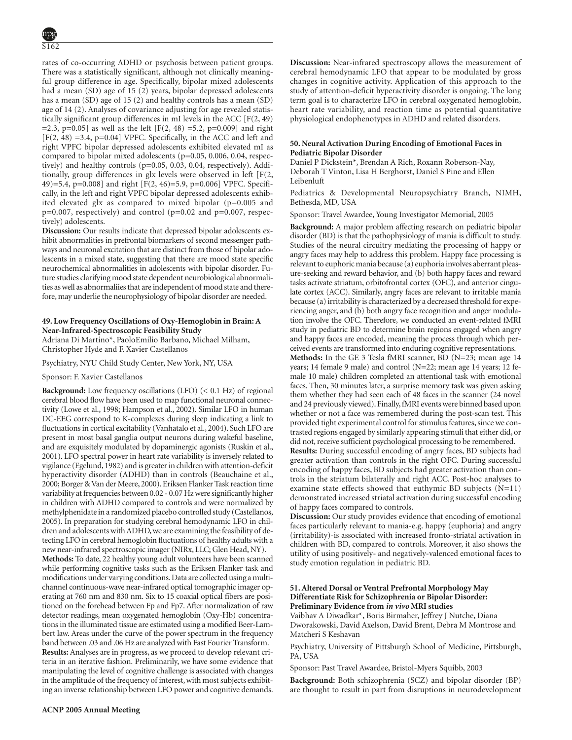rates of co-occurring ADHD or psychosis between patient groups. There was a statistically significant, although not clinically meaningful group difference in age. Specifically, bipolar mixed adolescents had a mean (SD) age of 15 (2) years, bipolar depressed adolescents has a mean (SD) age of 15 (2) and healthy controls has a mean (SD) age of 14 (2). Analyses of covariance adjusting for age revealed statistically significant group differences in mI levels in the ACC [$F(2, 49) = 2.3$, $p=0.05$] as well as the left [$F(2, 48) = 5.2$, $p=0.009$] and right [$F(2, 48) = 3.4$, $p=0.04$] VPFC. Specifically, in the ACC and left and right VPFC bipolar depressed adolescents exhibited elevated mI as compared to bipolar mixed adolescents ($p=0.05$, 0.006, 0.04, respectively) and healthy controls ($p=0.05$, 0.03, 0.04, respectively). Additionally, group differences in glx levels were observed in left [$F(2, 49)=5.4$, $p=0.008$] and right [$F(2, 46)=5.9$, $p=0.006$] VPFC. Specifically, in the left and right VPFC bipolar depressed adolescents exhibited elevated glx as compared to mixed bipolar ($p=0.005$ and $p=0.007$, respectively) and control ($p=0.02$ and $p=0.007$, respectively) adolescents.

**Discussion:** Our results indicate that depressed bipolar adolescents exhibit abnormalities in prefrontal biomarkers of second messenger pathways and neuronal excitation that are distinct from those of bipolar adolescents in a mixed state, suggesting that there are mood state specific neurochemical abnormalities in adolescents with bipolar disorder. Future studies clarifying mood state dependent neurobiological abnormalities as well as abnormaliies that are independent of mood state and therefore, may underlie the neurophysiology of bipolar disorder are needed.

### 49. Low Frequency Oscillations of Oxy-Hemoglobin in Brain: A Near-Infrared-Spectroscopic Feasibility Study

Adriana Di Martino*, PaoloEmilio Barbano, Michael Milham, Christopher Hyde and F. Xavier Castellanos

Psychiatry, NYU Child Study Center, New York, NY, USA

Sponsor: F. Xavier Castellanos

**Background:** Low frequency oscillations (LFO) (< 0.1 Hz) of regional cerebral blood flow have been used to map functional neuronal connectivity (Lowe et al., 1998; Hampson et al., 2002). Similar LFO in human DC-EEG correspond to K-complexes during sleep indicating a link to fluctuations in cortical excitability (Vanhatalo et al., 2004). Such LFO are present in most basal ganglia output neurons during wakeful baseline, and are exquisitely modulated by dopaminergic agonists (Ruskin et al., 2001). LFO spectral power in heart rate variability is inversely related to vigilance (Egelund, 1982) and is greater in children with attention-deficit hyperactivity disorder (ADHD) than in controls (Beauchaine et al., 2000; Borger & Van der Meere, 2000). Eriksen Flanker Task reaction time variability at frequencies between 0.02 - 0.07 Hz were significantly higher in children with ADHD compared to controls and were normalized by methylphenidate in a randomized placebo controlled study (Castellanos, 2005). In preparation for studying cerebral hemodynamic LFO in children and adolescents with ADHD, we are examining the feasibility of detecting LFO in cerebral hemoglobin fluctuations of healthy adults with a new near-infrared spectroscopic imager (NIRx, LLC; Glen Head, NY).

**Methods:** To date, 22 healthy young adult volunteers have been scanned while performing cognitive tasks such as the Eriksen Flanker task and modifications under varying conditions. Data are collected using a multichannel continuous-wave near-infrared optical tomographic imager operating at 760 nm and 830 nm. Six to 15 coaxial optical fibers are positioned on the forehead between Fp and Fp7. After normalization of raw detector readings, mean oxygenated hemoglobin (Oxy-Hb) concentrations in the illuminated tissue are estimated using a modified Beer-Lambert law. Areas under the curve of the power spectrum in the frequency band between .03 and .06 Hz are analyzed with Fast Fourier Transform.

**Results:** Analyses are in progress, as we proceed to develop relevant criteria in an iterative fashion. Preliminarily, we have some evidence that manipulating the level of cognitive challenge is associated with changes in the amplitude of the frequency of interest, with most subjects exhibiting an inverse relationship between LFO power and cognitive demands.

**Discussion:** Near-infrared spectroscopy allows the measurement of cerebral hemodynamic LFO that appear to be modulated by gross changes in cognitive activity. Application of this approach to the study of attention-deficit hyperactivity disorder is ongoing. The long term goal is to characterize LFO in cerebral oxygenated hemoglobin, heart rate variability, and reaction time as potential quantitative physiological endophenotypes in ADHD and related disorders.

### 50. Neural Activation During Encoding of Emotional Faces in Pediatric Bipolar Disorder

Daniel P Dickstein*, Brendan A Rich, Roxann Roberson-Nay, Deborah T Vinton, Lisa H Berghorst, Daniel S Pine and Ellen Leibenluft

Pediatrics & Developmental Neuropsychiatry Branch, NIMH, Bethesda, MD, USA

Sponsor: Travel Awardee, Young Investigator Memorial, 2005

**Background:** A major problem affecting research on pediatric bipolar disorder (BD) is that the pathophysiology of mania is difficult to study. Studies of the neural circuitry mediating the processing of happy or angry faces may help to address this problem. Happy face processing is relevant to euphoric mania because (a) euphoria involves aberrant pleasure-seeking and reward behavior, and (b) both happy faces and reward tasks activate striatum, orbitofrontal cortex (OFC), and anterior cingulate cortex (ACC). Similarly, angry faces are relevant to irritable mania because (a) irritability is characterized by a decreased threshold for experiencing anger, and (b) both angry face recognition and anger modulation involve the OFC. Therefore, we conducted an event-related fMRI study in pediatric BD to determine brain regions engaged when angry and happy faces are encoded, meaning the process through which perceived events are transformed into enduring cognitive representations.

**Methods:** In the GE 3 Tesla fMRI scanner, BD (N=23; mean age 14 years; 14 female 9 male) and control (N=22; mean age 14 years; 12 female 10 male) children completed an attentional task with emotional faces. Then, 30 minutes later, a surprise memory task was given asking them whether they had seen each of 48 faces in the scanner (24 novel and 24 previously viewed). Finally, fMRI events were binned based upon whether or not a face was remembered during the post-scan test. This provided tight experimental control for stimulus features, since we contrasted regions engaged by similarly appearing stimuli that either did, or did not, receive sufficient psychological processing to be remembered.

**Results:** During successful encoding of angry faces, BD subjects had greater activation than controls in the right OFC. During successful encoding of happy faces, BD subjects had greater activation than controls in the striatum bilaterally and right ACC. Post-hoc analyses to examine state effects showed that euthymic BD subjects (N=11) demonstrated increased striatal activation during successful encoding of happy faces compared to controls.

**Discussion:** Our study provides evidence that encoding of emotional faces particularly relevant to mania-e.g. happy (euphoria) and angry (irritability)-is associated with increased fronto-striatal activation in children with BD, compared to controls. Moreover, it also shows the utility of using positively- and negatively-valenced emotional faces to study emotion regulation in pediatric BD.

### 51. Altered Dorsal or Ventral Prefrontal Morphology May Differentiate Risk for Schizophrenia or Bipolar Disorder: Preliminary Evidence from *in vivo* MRI studies

Vaibhav A Diwadkar*, Boris Birmaher, Jeffrey J Nutche, Diana Dworakowski, David Axelson, David Brent, Debra M Montrose and Matcheri S Keshavan

Psychiatry, University of Pittsburgh School of Medicine, Pittsburgh, PA, USA

Sponsor: Past Travel Awardee, Bristol-Myers Squibb, 2003

**Background:** Both schizophrenia (SCZ) and bipolar disorder (BP) are thought to result in part from disruptions in neurodevelopment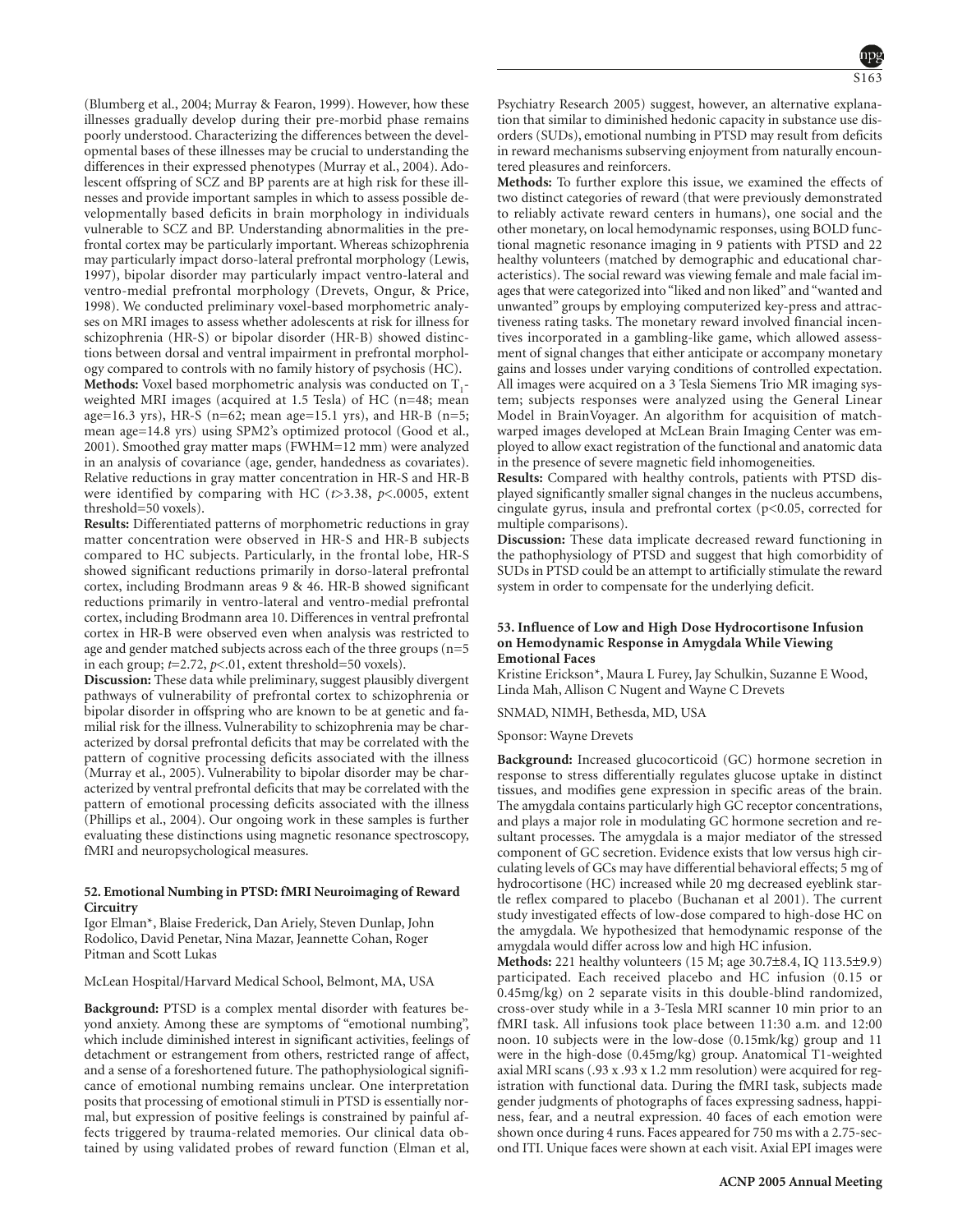(Blumberg et al., 2004; Murray & Fearon, 1999). However, how these illnesses gradually develop during their pre-morbid phase remains poorly understood. Characterizing the differences between the developmental bases of these illnesses may be crucial to understanding the differences in their expressed phenotypes (Murray et al., 2004). Adolescent offspring of SCZ and BP parents are at high risk for these illnesses and provide important samples in which to assess possible developmentally based deficits in brain morphology in individuals vulnerable to SCZ and BP. Understanding abnormalities in the prefrontal cortex may be particularly important. Whereas schizophrenia may particularly impact dorso-lateral prefrontal morphology (Lewis, 1997), bipolar disorder may particularly impact ventro-lateral and ventro-medial prefrontal morphology (Drevets, Ongur, & Price, 1998). We conducted preliminary voxel-based morphometric analyses on MRI images to assess whether adolescents at risk for illness for schizophrenia (HR-S) or bipolar disorder (HR-B) showed distinctions between dorsal and ventral impairment in prefrontal morphology compared to controls with no family history of psychosis (HC).

**Methods:** Voxel based morphometric analysis was conducted on $T_1$-weighted MRI images (acquired at 1.5 Tesla) of HC (n=48; mean age=16.3 yrs), HR-S (n=62; mean age=15.1 yrs), and HR-B (n=5; mean age=14.8 yrs) using SPM2's optimized protocol (Good et al., 2001). Smoothed gray matter maps (FWHM=12 mm) were analyzed in an analysis of covariance (age, gender, handedness as covariates). Relative reductions in gray matter concentration in HR-S and HR-B were identified by comparing with HC ($t$>3.38, $p$<.0005, extent threshold=50 voxels).

**Results:** Differentiated patterns of morphometric reductions in gray matter concentration were observed in HR-S and HR-B subjects compared to HC subjects. Particularly, in the frontal lobe, HR-S showed significant reductions primarily in dorso-lateral prefrontal cortex, including Brodmann areas 9 & 46. HR-B showed significant reductions primarily in ventro-lateral and ventro-medial prefrontal cortex, including Brodmann area 10. Differences in ventral prefrontal cortex in HR-B were observed even when analysis was restricted to age and gender matched subjects across each of the three groups (n=5 in each group; $t$=2.72, $p$<.01, extent threshold=50 voxels).

**Discussion:** These data while preliminary, suggest plausibly divergent pathways of vulnerability of prefrontal cortex to schizophrenia or bipolar disorder in offspring who are known to be at genetic and familial risk for the illness. Vulnerability to schizophrenia may be characterized by dorsal prefrontal deficits that may be correlated with the pattern of cognitive processing deficits associated with the illness (Murray et al., 2005). Vulnerability to bipolar disorder may be characterized by ventral prefrontal deficits that may be correlated with the pattern of emotional processing deficits associated with the illness (Phillips et al., 2004). Our ongoing work in these samples is further evaluating these distinctions using magnetic resonance spectroscopy, fMRI and neuropsychological measures.

### 52. Emotional Numbing in PTSD: fMRI Neuroimaging of Reward Circuitry

Igor Elman*, Blaise Frederick, Dan Ariely, Steven Dunlap, John Rodolico, David Penetar, Nina Mazar, Jeannette Cohan, Roger Pitman and Scott Lukas

McLean Hospital/Harvard Medical School, Belmont, MA, USA

**Background:** PTSD is a complex mental disorder with features beyond anxiety. Among these are symptoms of "emotional numbing", which include diminished interest in significant activities, feelings of detachment or estrangement from others, restricted range of affect, and a sense of a foreshortened future. The pathophysiological significance of emotional numbing remains unclear. One interpretation posits that processing of emotional stimuli in PTSD is essentially normal, but expression of positive feelings is constrained by painful affects triggered by trauma-related memories. Our clinical data obtained by using validated probes of reward function (Elman et al, Psychiatry Research 2005) suggest, however, an alternative explanation that similar to diminished hedonic capacity in substance use disorders (SUDs), emotional numbing in PTSD may result from deficits in reward mechanisms subserving enjoyment from naturally encountered pleasures and reinforcers.

**Methods:** To further explore this issue, we examined the effects of two distinct categories of reward (that were previously demonstrated to reliably activate reward centers in humans), one social and the other monetary, on local hemodynamic responses, using BOLD functional magnetic resonance imaging in 9 patients with PTSD and 22 healthy volunteers (matched by demographic and educational characteristics). The social reward was viewing female and male facial images that were categorized into "liked and non liked" and "wanted and unwanted" groups by employing computerized key-press and attractiveness rating tasks. The monetary reward involved financial incentives incorporated in a gambling-like game, which allowed assessment of signal changes that either anticipate or accompany monetary gains and losses under varying conditions of controlled expectation. All images were acquired on a 3 Tesla Siemens Trio MR imaging system; subjects responses were analyzed using the General Linear Model in BrainVoyager. An algorithm for acquisition of match-warped images developed at McLean Brain Imaging Center was employed to allow exact registration of the functional and anatomic data in the presence of severe magnetic field inhomogeneities.

**Results:** Compared with healthy controls, patients with PTSD displayed significantly smaller signal changes in the nucleus accumbens, cingulate gyrus, insula and prefrontal cortex ($p$<0.05, corrected for multiple comparisons).

**Discussion:** These data implicate decreased reward functioning in the pathophysiology of PTSD and suggest that high comorbidity of SUDs in PTSD could be an attempt to artificially stimulate the reward system in order to compensate for the underlying deficit.

### 53. Influence of Low and High Dose Hydrocortisone Infusion on Hemodynamic Response in Amygdala While Viewing Emotional Faces

Kristine Erickson*, Maura L Furey, Jay Schulkin, Suzanne E Wood, Linda Mah, Allison C Nugent and Wayne C Drevets

SNMAD, NIMH, Bethesda, MD, USA

Sponsor: Wayne Drevets

**Background:** Increased glucocorticoid (GC) hormone secretion in response to stress differentially regulates glucose uptake in distinct tissues, and modifies gene expression in specific areas of the brain. The amygdala contains particularly high GC receptor concentrations, and plays a major role in modulating GC hormone secretion and resultant processes. The amygdala is a major mediator of the stressed component of GC secretion. Evidence exists that low versus high circulating levels of GCs may have differential behavioral effects; 5 mg of hydrocortisone (HC) increased while 20 mg decreased eyeblink startle reflex compared to placebo (Buchanan et al 2001). The current study investigated effects of low-dose compared to high-dose HC on the amygdala. We hypothesized that hemodynamic response of the amygdala would differ across low and high HC infusion.

**Methods:** 221 healthy volunteers (15 M; age 30.7±8.4, IQ 113.5±9.9) participated. Each received placebo and HC infusion (0.15 or 0.45mg/kg) on 2 separate visits in this double-blind randomized, cross-over study while in a 3-Tesla MRI scanner 10 min prior to an fMRI task. All infusions took place between 11:30 a.m. and 12:00 noon. 10 subjects were in the low-dose (0.15mk/kg) group and 11 were in the high-dose (0.45mg/kg) group. Anatomical T1-weighted axial MRI scans (.93 x .93 x 1.2 mm resolution) were acquired for registration with functional data. During the fMRI task, subjects made gender judgments of photographs of faces expressing sadness, happiness, fear, and a neutral expression. 40 faces of each emotion were shown once during 4 runs. Faces appeared for 750 ms with a 2.75-second ITI. Unique faces were shown at each visit. Axial EPI images were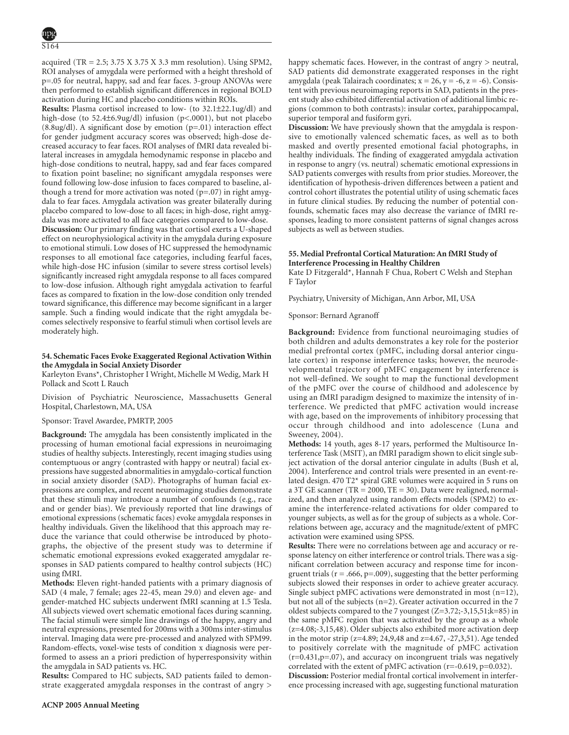acquired (TR = 2.5; 3.75 X 3.75 X 3.3 mm resolution). Using SPM2, ROI analyses of amygdala were performed with a height threshold of p=.05 for neutral, happy, sad and fear faces. 3-group ANOVAs were then performed to establish significant differences in regional BOLD activation during HC and placebo conditions within ROIs.

**Results:** Plasma cortisol increased to low- (to 32.1±22.1ug/dl) and high-dose (to 52.4±6.9ug/dl) infusion (p<.0001), but not placebo (8.8ug/dl). A significant dose by emotion (p=.01) interaction effect for gender judgment accuracy scores was observed; high-dose decreased accuracy to fear faces. ROI analyses of fMRI data revealed bilateral increases in amygdala hemodynamic response in placebo and high-dose conditions to neutral, happy, sad and fear faces compared to fixation point baseline; no significant amygdala responses were found following low-dose infusion to faces compared to baseline, although a trend for more activation was noted (p=.07) in right amygdala to fear faces. Amygdala activation was greater bilaterally during placebo compared to low-dose to all faces; in high-dose, right amygdala was more activated to all face categories compared to low-dose.

**Discussion:** Our primary finding was that cortisol exerts a U-shaped effect on neurophysiological activity in the amygdala during exposure to emotional stimuli. Low doses of HC suppressed the hemodynamic responses to all emotional face categories, including fearful faces, while high-dose HC infusion (similar to severe stress cortisol levels) significantly increased right amygdala response to all faces compared to low-dose infusion. Although right amygdala activation to fearful faces as compared to fixation in the low-dose condition only trended toward significance, this difference may become significant in a larger sample. Such a finding would indicate that the right amygdala becomes selectively responsive to fearful stimuli when cortisol levels are moderately high.

### 54. Schematic Faces Evoke Exaggerated Regional Activation Within the Amygdala in Social Anxiety Disorder

Karleyton Evans*, Christopher I Wright, Michelle M Wedig, Mark H Pollack and Scott L Rauch

Division of Psychiatric Neuroscience, Massachusetts General Hospital, Charlestown, MA, USA

Sponsor: Travel Awardee, PMRTP, 2005

**Background:** The amygdala has been consistently implicated in the processing of human emotional facial expressions in neuroimaging studies of healthy subjects. Interestingly, recent imaging studies using contemptuous or angry (contrasted with happy or neutral) facial expressions have suggested abnormalities in amygdalo-cortical function in social anxiety disorder (SAD). Photographs of human facial expressions are complex, and recent neuroimaging studies demonstrate that these stimuli may introduce a number of confounds (e.g., race and or gender bias). We previously reported that line drawings of emotional expressions (schematic faces) evoke amygdala responses in healthy individuals. Given the likelihood that this approach may reduce the variance that could otherwise be introduced by photographs, the objective of the present study was to determine if schematic emotional expressions evoked exaggerated amygdalar responses in SAD patients compared to healthy control subjects (HC) using fMRI.

**Methods:** Eleven right-handed patients with a primary diagnosis of SAD (4 male, 7 female; ages 22-45, mean 29.0) and eleven age- and gender-matched HC subjects underwent fMRI scanning at 1.5 Tesla. All subjects viewed overt schematic emotional faces during scanning. The facial stimuli were simple line drawings of the happy, angry and neutral expressions, presented for 200ms with a 300ms inter-stimulus interval. Imaging data were pre-processed and analyzed with SPM99. Random-effects, voxel-wise tests of condition x diagnosis were performed to assess an a priori prediction of hyperresponsivity within the amygdala in SAD patients vs. HC.

**Results:** Compared to HC subjects, SAD patients failed to demonstrate exaggerated amygdala responses in the contrast of angry > happy schematic faces. However, in the contrast of angry > neutral, SAD patients did demonstrate exaggerated responses in the right amygdala (peak Talairach coordinates; x = 26, y = -6, z = -6). Consistent with previous neuroimaging reports in SAD, patients in the present study also exhibited differential activation of additional limbic regions (common to both contrasts): insular cortex, parahippocampal, superior temporal and fusiform gyri.

**Discussion:** We have previously shown that the amygdala is responsive to emotionally valenced schematic faces, as well as to both masked and overtly presented emotional facial photographs, in healthy individuals. The finding of exaggerated amygdala activation in response to angry (vs. neutral) schematic emotional expressions in SAD patients converges with results from prior studies. Moreover, the identification of hypothesis-driven differences between a patient and control cohort illustrates the potential utility of using schematic faces in future clinical studies. By reducing the number of potential confounds, schematic faces may also decrease the variance of fMRI responses, leading to more consistent patterns of signal changes across subjects as well as between studies.

### 55. Medial Prefrontal Cortical Maturation: An fMRI Study of Interference Processing in Healthy Children

Kate D Fitzgerald*, Hannah F Chua, Robert C Welsh and Stephan F Taylor

Psychiatry, University of Michigan, Ann Arbor, MI, USA

Sponsor: Bernard Agranoff

**Background:** Evidence from functional neuroimaging studies of both children and adults demonstrates a key role for the posterior medial prefrontal cortex (pMFC, including dorsal anterior cingulate cortex) in response interference tasks; however, the neurodevelopmental trajectory of pMFC engagement by interference is not well-defined. We sought to map the functional development of the pMFC over the course of childhood and adolescence by using an fMRI paradigm designed to maximize the intensity of interference. We predicted that pMFC activation would increase with age, based on the improvements of inhibitory processing that occur through childhood and into adolescence (Luna and Sweeney, 2004).

**Methods:** 14 youth, ages 8-17 years, performed the Multisource Interference Task (MSIT), an fMRI paradigm shown to elicit single subject activation of the dorsal anterior cingulate in adults (Bush et al, 2004). Interference and control trials were presented in an event-related design. 470 T2* spiral GRE volumes were acquired in 5 runs on a 3T GE scanner (TR = 2000, TE = 30). Data were realigned, normalized, and then analyzed using random effects models (SPM2) to examine the interference-related activations for older compared to younger subjects, as well as for the group of subjects as a whole. Correlations between age, accuracy and the magnitude/extent of pMFC activation were examined using SPSS.

**Results:** There were no correlations between age and accuracy or response latency on either interference or control trials. There was a significant correlation between accuracy and response time for incongruent trials (r = .666, p=.009), suggesting that the better performing subjects slowed their responses in order to achieve greater accuracy. Single subject pMFC activations were demonstrated in most (n=12), but not all of the subjects (n=2). Greater activation occurred in the 7 oldest subjects compared to the 7 youngest (Z=3.72;-3,15,51;k=85) in the same pMFC region that was activated by the group as a whole (z=4.08;-3,15,48). Older subjects also exhibited more activation deep in the motor strip (z=4.89; 24,9,48 and z=4.67, -27,3,51). Age tended to positively correlate with the magnitude of pMFC activation (r=0.431,p=.07), and accuracy on incongruent trials was negatively correlated with the extent of pMFC activation (r=-0.619, p=0.032).

**Discussion:** Posterior medial frontal cortical involvement in interference processing increased with age, suggesting functional maturation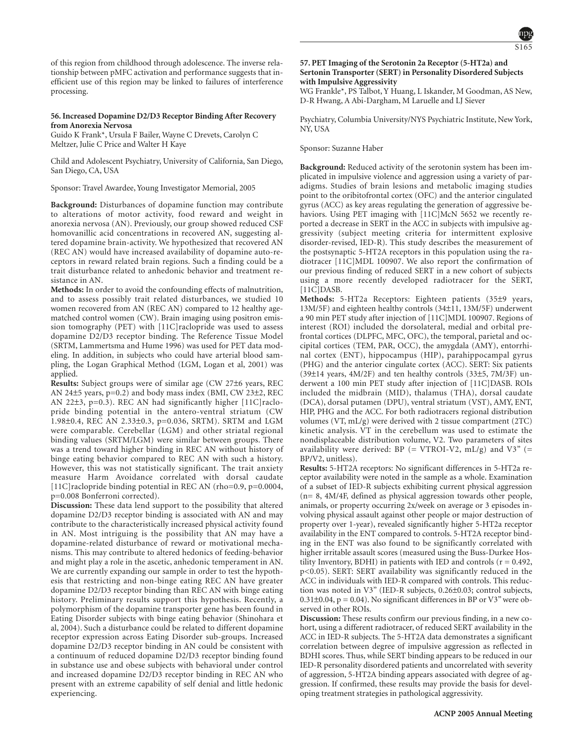of this region from childhood through adolescence. The inverse relationship between pMFC activation and performance suggests that inefficient use of this region may be linked to failures of interference processing.

### 56. Increased Dopamine D2/D3 Receptor Binding After Recovery from Anorexia Nervosa

Guido K Frank*, Ursula F Bailer, Wayne C Drevets, Carolyn C Meltzer, Julie C Price and Walter H Kaye

Child and Adolescent Psychiatry, University of California, San Diego, San Diego, CA, USA

Sponsor: Travel Awardee, Young Investigator Memorial, 2005

**Background:** Disturbances of dopamine function may contribute to alterations of motor activity, food reward and weight in anorexia nervosa (AN). Previously, our group showed reduced CSF homovanillic acid concentrations in recovered AN, suggesting altered dopamine brain-activity. We hypothesized that recovered AN (REC AN) would have increased availability of dopamine auto-receptors in reward related brain regions. Such a finding could be a trait disturbance related to anhedonic behavior and treatment resistance in AN.

**Methods:** In order to avoid the confounding effects of malnutrition, and to assess possibly trait related disturbances, we studied 10 women recovered from AN (REC AN) compared to 12 healthy age-matched control women (CW). Brain imaging using positron emission tomography (PET) with [11C]raclopride was used to assess dopamine D2/D3 receptor binding. The Reference Tissue Model (SRTM, Lammertsma and Hume 1996) was used for PET data modeling. In addition, in subjects who could have arterial blood sampling, the Logan Graphical Method (LGM, Logan et al, 2001) was applied.

**Results:** Subject groups were of similar age (CW 27±6 years, REC AN 24±5 years, $p=0.2$) and body mass index (BMI, CW 23±2, REC AN 22±3, $p=0.3$). REC AN had significantly higher [11C]raclopride binding potential in the antero-ventral striatum (CW 1.98±0.4, REC AN 2.33±0.3, $p=0.036$, SRTM). SRTM and LGM were comparable. Cerebellar (LGM) and other striatal regional binding values (SRTM/LGM) were similar between groups. There was a trend toward higher binding in REC AN without history of binge eating behavior compared to REC AN with such a history. However, this was not statistically significant. The trait anxiety measure Harm Avoidance correlated with dorsal caudate [11C]raclopride binding potential in REC AN (rho=0.9, $p=0.0004$, $p=0.008$ Bonferroni corrected).

**Discussion:** These data lend support to the possibility that altered dopamine D2/D3 receptor binding is associated with AN and may contribute to the characteristically increased physical activity found in AN. Most intriguing is the possibility that AN may have a dopamine-related disturbance of reward or motivational mechanisms. This may contribute to altered hedonics of feeding-behavior and might play a role in the ascetic, anhedonic temperament in AN. We are currently expanding our sample in order to test the hypothesis that restricting and non-binge eating REC AN have greater dopamine D2/D3 receptor binding than REC AN with binge eating history. Preliminary results support this hypothesis. Recently, a polymorphism of the dopamine transporter gene has been found in Eating Disorder subjects with binge eating behavior (Shinohara et al, 2004). Such a disturbance could be related to different dopamine receptor expression across Eating Disorder sub-groups. Increased dopamine D2/D3 receptor binding in AN could be consistent with a continuum of reduced dopamine D2/D3 receptor binding found in substance use and obese subjects with behavioral under control and increased dopamine D2/D3 receptor binding in REC AN who present with an extreme capability of self denial and little hedonic experiencing.

### 57. PET Imaging of the Serotonin 2a Receptor (5-HT2a) and Sertonin Transporter (SERT) in Personality Disordered Subjects with Impulsive Aggressivity

WG Frankle*, PS Talbot, Y Huang, L Iskander, M Goodman, AS New, D-R Hwang, A Abi-Dargham, M Laruelle and LJ Siever

Psychiatry, Columbia University/NYS Psychiatric Institute, New York, NY, USA

Sponsor: Suzanne Haber

**Background:** Reduced activity of the serotonin system has been implicated in impulsive violence and aggression using a variety of paradigms. Studies of brain lesions and metabolic imaging studies point to the oribitofrontal cortex (OFC) and the anterior cingulated gyrus (ACC) as key areas regulating the generation of aggressive behaviors. Using PET imaging with [11C]McN 5652 we recently reported a decrease in SERT in the ACC in subjects with impulsive aggressivity (subject meeting criteria for intermittent explosive disorder-revised, IED-R). This study describes the measurement of the postsynaptic 5-HT2A receptors in this population using the radiotracer [11C]MDL 100907. We also report the confirmation of our previous finding of reduced SERT in a new cohort of subjects using a more recently developed radiotracer for the SERT, [11C]DASB.

**Methods:** 5-HT2a Receptors: Eighteen patients (35±9 years, 13M/5F) and eighteen healthy controls (34±11, 13M/5F) underwent a 90 min PET study after injection of [11C]MDL 100907. Regions of interest (ROI) included the dorsolateral, medial and orbital prefrontal cortices (DLPFC, MFC, OFC), the temporal, parietal and occipital cortices (TEM, PAR, OCC), the amygdala (AMY), entorrhinal cortex (ENT), hippocampus (HIP), parahippocampal gyrus (PHG) and the anterior cingulate cortex (ACC). SERT: Six patients (39±14 years, 4M/2F) and ten healthy controls (33±5, 7M/3F) underwent a 100 min PET study after injection of [11C]DASB. ROIs included the midbrain (MID), thalamus (THA), dorsal caudate (DCA), dorsal putamen (DPU), ventral striatum (VST), AMY, ENT, HIP, PHG and the ACC. For both radiotracers regional distribution volumes (VT, mL/g) were derived with 2 tissue compartment (2TC) kinetic analysis. VT in the cerebellum was used to estimate the nondisplaceable distribution volume, V2. Two parameters of sites availability were derived: BP (= VTROI-V2, mL/g) and V3" (= BP/V2, unitless).

**Results:** 5-HT2A receptors: No significant differences in 5-HT2a receptor availability were noted in the sample as a whole. Examination of a subset of IED-R subjects exhibiting current physical aggression (n= 8, 4M/4F, defined as physical aggression towards other people, animals, or property occurring 2x/week on average or 3 episodes involving physical assault against other people or major destruction of property over 1-year), revealed significantly higher 5-HT2a receptor availability in the ENT compared to controls. 5-HT2A receptor binding in the ENT was also found to be significantly correlated with higher irritable assault scores (measured using the Buss-Durkee Hostility Inventory, BDHI) in patients with IED and controls ($r = 0.492$, $p<0.05$). SERT: SERT availability was significantly reduced in the ACC in individuals with IED-R compared with controls. This reduction was noted in V3" (IED-R subjects, 0.26±0.03; control subjects, 0.31±0.04, $p = 0.04$). No significant differences in BP or V3" were observed in other ROIs.

**Discussion:** These results confirm our previous finding, in a new cohort, using a different radiotracer, of reduced SERT availability in the ACC in IED-R subjects. The 5-HT2A data demonstrates a significant correlation between degree of impulsive aggression as reflected in BDHI scores. Thus, while SERT binding appears to be reduced in our IED-R personality disordered patients and uncorrelated with severity of aggression, 5-HT2A binding appears associated with degree of aggression. If confirmed, these results may provide the basis for developing treatment strategies in pathological aggressivity.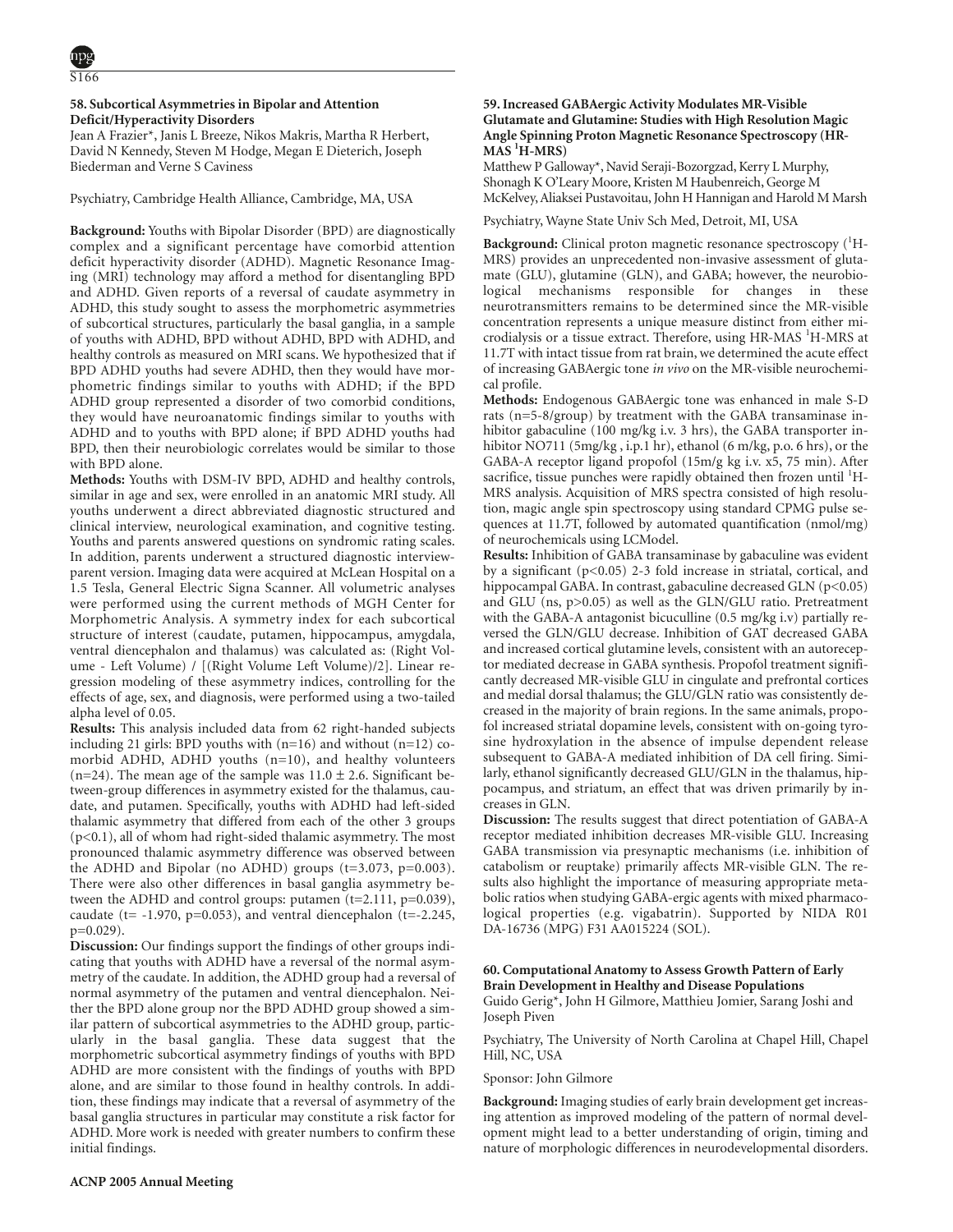### 58. Subcortical Asymmetries in Bipolar and Attention Deficit/Hyperactivity Disorders

Jean A Frazier*, Janis L Breeze, Nikos Makris, Martha R Herbert, David N Kennedy, Steven M Hodge, Megan E Dieterich, Joseph Biederman and Verne S Caviness

Psychiatry, Cambridge Health Alliance, Cambridge, MA, USA

**Background:** Youths with Bipolar Disorder (BPD) are diagnostically complex and a significant percentage have comorbid attention deficit hyperactivity disorder (ADHD). Magnetic Resonance Imaging (MRI) technology may afford a method for disentangling BPD and ADHD. Given reports of a reversal of caudate asymmetry in ADHD, this study sought to assess the morphometric asymmetries of subcortical structures, particularly the basal ganglia, in a sample of youths with ADHD, BPD without ADHD, BPD with ADHD, and healthy controls as measured on MRI scans. We hypothesized that if BPD ADHD youths had severe ADHD, then they would have morphometric findings similar to youths with ADHD; if the BPD ADHD group represented a disorder of two comorbid conditions, they would have neuroanatomic findings similar to youths with ADHD and to youths with BPD alone; if BPD ADHD youths had BPD, then their neurobiologic correlates would be similar to those with BPD alone.

**Methods:** Youths with DSM-IV BPD, ADHD and healthy controls, similar in age and sex, were enrolled in an anatomic MRI study. All youths underwent a direct abbreviated diagnostic structured and clinical interview, neurological examination, and cognitive testing. Youths and parents answered questions on syndromic rating scales. In addition, parents underwent a structured diagnostic interview-parent version. Imaging data were acquired at McLean Hospital on a 1.5 Tesla, General Electric Signa Scanner. All volumetric analyses were performed using the current methods of MGH Center for Morphometric Analysis. A symmetry index for each subcortical structure of interest (caudate, putamen, hippocampus, amygdala, ventral diencephalon and thalamus) was calculated as: (Right Volume - Left Volume) / [(Right Volume Left Volume)/2]. Linear regression modeling of these asymmetry indices, controlling for the effects of age, sex, and diagnosis, were performed using a two-tailed alpha level of 0.05.

**Results:** This analysis included data from 62 right-handed subjects including 21 girls: BPD youths with (n=16) and without (n=12) comorbid ADHD, ADHD youths (n=10), and healthy volunteers (n=24). The mean age of the sample was 11.0 ± 2.6. Significant between-group differences in asymmetry existed for the thalamus, caudate, and putamen. Specifically, youths with ADHD had left-sided thalamic asymmetry that differed from each of the other 3 groups ($p<0.1$), all of whom had right-sided thalamic asymmetry. The most pronounced thalamic asymmetry difference was observed between the ADHD and Bipolar (no ADHD) groups ($t=3.073$, $p=0.003$). There were also other differences in basal ganglia asymmetry between the ADHD and control groups: putamen ($t=2.111$, $p=0.039$), caudate ($t= -1.970$, $p=0.053$), and ventral diencephalon ($t=-2.245$, $p=0.029$).

**Discussion:** Our findings support the findings of other groups indicating that youths with ADHD have a reversal of the normal asymmetry of the caudate. In addition, the ADHD group had a reversal of normal asymmetry of the putamen and ventral diencephalon. Neither the BPD alone group nor the BPD ADHD group showed a similar pattern of subcortical asymmetries to the ADHD group, particularly in the basal ganglia. These data suggest that the morphometric subcortical asymmetry findings of youths with BPD ADHD are more consistent with the findings of youths with BPD alone, and are similar to those found in healthy controls. In addition, these findings may indicate that a reversal of asymmetry of the basal ganglia structures in particular may constitute a risk factor for ADHD. More work is needed with greater numbers to confirm these initial findings.

### 59. Increased GABAergic Activity Modulates MR-Visible Glutamate and Glutamine: Studies with High Resolution Magic Angle Spinning Proton Magnetic Resonance Spectroscopy (HR-MAS $^{1}$H-MRS)

Matthew P Galloway*, Navid Seraji-Bozorgzad, Kerry L Murphy, Shonagh K O'Leary Moore, Kristen M Haubenreich, George M McKelvey, Aliaksei Pustavoitau, John H Hannigan and Harold M Marsh

Psychiatry, Wayne State Univ Sch Med, Detroit, MI, USA

**Background:** Clinical proton magnetic resonance spectroscopy ($^{1}$H-MRS) provides an unprecedented non-invasive assessment of glutamate (GLU), glutamine (GLN), and GABA; however, the neurobiological mechanisms responsible for changes in these neurotransmitters remains to be determined since the MR-visible concentration represents a unique measure distinct from either microdialysis or a tissue extract. Therefore, using HR-MAS $^{1}$H-MRS at 11.7T with intact tissue from rat brain, we determined the acute effect of increasing GABAergic tone *in vivo* on the MR-visible neurochemical profile.

**Methods:** Endogenous GABAergic tone was enhanced in male S-D rats (n=5-8/group) by treatment with the GABA transaminase inhibitor gabaculine (100 mg/kg i.v. 3 hrs), the GABA transporter inhibitor NO711 (5mg/kg , i.p.1 hr), ethanol (6 m/kg, p.o. 6 hrs), or the GABA-A receptor ligand propofol (15m/g kg i.v. x5, 75 min). After sacrifice, tissue punches were rapidly obtained then frozen until $^{1}$H-MRS analysis. Acquisition of MRS spectra consisted of high resolution, magic angle spin spectroscopy using standard CPMG pulse sequences at 11.7T, followed by automated quantification (nmol/mg) of neurochemicals using LCModel.

**Results:** Inhibition of GABA transaminase by gabaculine was evident by a significant ($p<0.05$) 2-3 fold increase in striatal, cortical, and hippocampal GABA. In contrast, gabaculine decreased GLN ($p<0.05$) and GLU (ns, $p>0.05$) as well as the GLN/GLU ratio. Pretreatment with the GABA-A antagonist bicuculline (0.5 mg/kg i.v) partially reversed the GLN/GLU decrease. Inhibition of GAT decreased GABA and increased cortical glutamine levels, consistent with an autoreceptor mediated decrease in GABA synthesis. Propofol treatment significantly decreased MR-visible GLU in cingulate and prefrontal cortices and medial dorsal thalamus; the GLU/GLN ratio was consistently decreased in the majority of brain regions. In the same animals, propofol increased striatal dopamine levels, consistent with on-going tyrosine hydroxylation in the absence of impulse dependent release subsequent to GABA-A mediated inhibition of DA cell firing. Similarly, ethanol significantly decreased GLU/GLN in the thalamus, hippocampus, and striatum, an effect that was driven primarily by increases in GLN.

**Discussion:** The results suggest that direct potentiation of GABA-A receptor mediated inhibition decreases MR-visible GLU. Increasing GABA transmission via presynaptic mechanisms (i.e. inhibition of catabolism or reuptake) primarily affects MR-visible GLN. The results also highlight the importance of measuring appropriate metabolic ratios when studying GABA-ergic agents with mixed pharmacological properties (e.g. vigabatrin). Supported by NIDA R01 DA-16736 (MPG) F31 AA015224 (SOL).

### 60. Computational Anatomy to Assess Growth Pattern of Early Brain Development in Healthy and Disease Populations

Guido Gerig*, John H Gilmore, Matthieu Jomier, Sarang Joshi and Joseph Piven

Psychiatry, The University of North Carolina at Chapel Hill, Chapel Hill, NC, USA

Sponsor: John Gilmore

**Background:** Imaging studies of early brain development get increasing attention as improved modeling of the pattern of normal development might lead to a better understanding of origin, timing and nature of morphologic differences in neurodevelopmental disorders.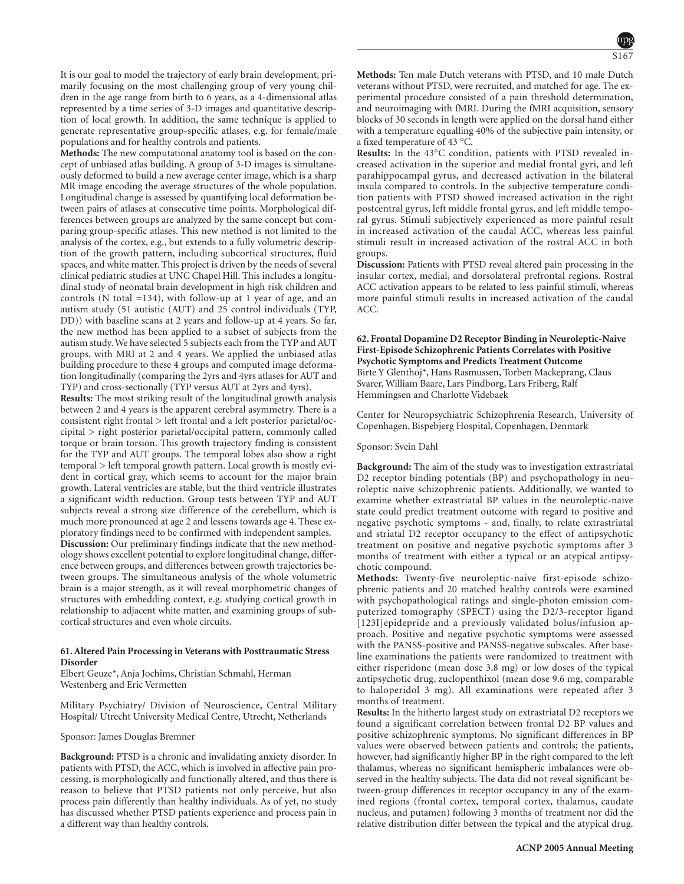It is our goal to model the trajectory of early brain development, primarily focusing on the most challenging group of very young children in the age range from birth to 6 years, as a 4-dimensional atlas represented by a time series of 3-D images and quantitative description of local growth. In addition, the same technique is applied to generate representative group-specific atlases, e.g. for female/male populations and for healthy controls and patients.

**Methods:** The new computational anatomy tool is based on the concept of unbiased atlas building. A group of 3-D images is simultaneously deformed to build a new average center image, which is a sharp MR image encoding the average structures of the whole population. Longitudinal change is assessed by quantifying local deformation between pairs of atlases at consecutive time points. Morphological differences between groups are analyzed by the same concept but comparing group-specific atlases. This new method is not limited to the analysis of the cortex, e.g., but extends to a fully volumetric description of the growth pattern, including subcortical structures, fluid spaces, and white matter. This project is driven by the needs of several clinical pediatric studies at UNC Chapel Hill. This includes a longitudinal study of neonatal brain development in high risk children and controls (N total =134), with follow-up at 1 year of age, and an autism study (51 autistic (AUT) and 25 control individuals (TYP, DD)) with baseline scans at 2 years and follow-up at 4 years. So far, the new method has been applied to a subset of subjects from the autism study. We have selected 5 subjects each from the TYP and AUT groups, with MRI at 2 and 4 years. We applied the unbiased atlas building procedure to these 4 groups and computed image deformation longitudinally (comparing the 2yrs and 4yrs atlases for AUT and TYP) and cross-sectionally (TYP versus AUT at 2yrs and 4yrs).

**Results:** The most striking result of the longitudinal growth analysis between 2 and 4 years is the apparent cerebral asymmetry. There is a consistent right frontal > left frontal and a left posterior parietal/occipital > right posterior parietal/occipital pattern, commonly called torque or brain torsion. This growth trajectory finding is consistent for the TYP and AUT groups. The temporal lobes also show a right temporal > left temporal growth pattern. Local growth is mostly evident in cortical gray, which seems to account for the major brain growth. Lateral ventricles are stable, but the third ventricle illustrates a significant width reduction. Group tests between TYP and AUT subjects reveal a strong size difference of the cerebellum, which is much more pronounced at age 2 and lessens towards age 4. These exploratory findings need to be confirmed with independent samples.

**Discussion:** Our preliminary findings indicate that the new methodology shows excellent potential to explore longitudinal change, difference between groups, and differences between growth trajectories between groups. The simultaneous analysis of the whole volumetric brain is a major strength, as it will reveal morphometric changes of structures with embedding context, e.g. studying cortical growth in relationship to adjacent white matter, and examining groups of subcortical structures and even whole circuits.

### 61. Altered Pain Processing in Veterans with Posttraumatic Stress Disorder

Elbert Geuze*, Anja Jochims, Christian Schmahl, Herman Westenberg and Eric Vermetten

Military Psychiatry/ Division of Neuroscience, Central Military Hospital/ Utrecht University Medical Centre, Utrecht, Netherlands

Sponsor: James Douglas Bremner

**Background:** PTSD is a chronic and invalidating anxiety disorder. In patients with PTSD, the ACC, which is involved in affective pain processing, is morphologically and functionally altered, and thus there is reason to believe that PTSD patients not only perceive, but also process pain differently than healthy individuals. As of yet, no study has discussed whether PTSD patients experience and process pain in a different way than healthy controls.

**Methods:** Ten male Dutch veterans with PTSD, and 10 male Dutch veterans without PTSD, were recruited, and matched for age. The experimental procedure consisted of a pain threshold determination, and neuroimaging with fMRI. During the fMRI acquisition, sensory blocks of 30 seconds in length were applied on the dorsal hand either with a temperature equalling 40% of the subjective pain intensity, or a fixed temperature of 43 °C.

**Results:** In the 43°C condition, patients with PTSD revealed increased activation in the superior and medial frontal gyri, and left parahippocampal gyrus, and decreased activation in the bilateral insula compared to controls. In the subjective temperature condition patients with PTSD showed increased activation in the right postcentral gyrus, left middle frontal gyrus, and left middle temporal gyrus. Stimuli subjectively experienced as more painful result in increased activation of the caudal ACC, whereas less painful stimuli result in increased activation of the rostral ACC in both groups.

**Discussion:** Patients with PTSD reveal altered pain processing in the insular cortex, medial, and dorsolateral prefrontal regions. Rostral ACC activation appears to be related to less painful stimuli, whereas more painful stimuli results in increased activation of the caudal ACC.

### 62. Frontal Dopamine D2 Receptor Binding in Neuroleptic-Naive First-Episode Schizophrenic Patients Correlates with Positive Psychotic Symptoms and Predicts Treatment Outcome

Birte Y Glenthoj*, Hans Rasmussen, Torben Mackeprang, Claus Svarer, William Baare, Lars Pindborg, Lars Friberg, Ralf Hemmingsen and Charlotte Videbaek

Center for Neuropsychiatric Schizophrenia Research, University of Copenhagen, Bispebjerg Hospital, Copenhagen, Denmark

Sponsor: Svein Dahl

**Background:** The aim of the study was to investigation extrastriatal D2 receptor binding potentials (BP) and psychopathology in neuroleptic naive schizophrenic patients. Additionally, we wanted to examine whether extrastriatal BP values in the neuroleptic-naive state could predict treatment outcome with regard to positive and negative psychotic symptoms - and, finally, to relate extrastriatal and striatal D2 receptor occupancy to the effect of antipsychotic treatment on positive and negative psychotic symptoms after 3 months of treatment with either a typical or an atypical antipsychotic compound.

**Methods:** Twenty-five neuroleptic-naive first-episode schizophrenic patients and 20 matched healthy controls were examined with psychopathological ratings and single-photon emission computerized tomography (SPECT) using the D2/3-receptor ligand [123I]epidepride and a previously validated bolus/infusion approach. Positive and negative psychotic symptoms were assessed with the PANSS-positive and PANSS-negative subscales. After baseline examinations the patients were randomized to treatment with either risperidone (mean dose 3.8 mg) or low doses of the typical antipsychotic drug, zuclopenthixol (mean dose 9.6 mg, comparable to haloperidol 3 mg). All examinations were repeated after 3 months of treatment.

**Results:** In the hitherto largest study on extrastriatal D2 receptors we found a significant correlation between frontal D2 BP values and positive schizophrenic symptoms. No significant differences in BP values were observed between patients and controls; the patients, however, had significantly higher BP in the right compared to the left thalamus, whereas no significant hemispheric imbalances were observed in the healthy subjects. The data did not reveal significant between-group differences in receptor occupancy in any of the examined regions (frontal cortex, temporal cortex, thalamus, caudate nucleus, and putamen) following 3 months of treatment nor did the relative distribution differ between the typical and the atypical drug.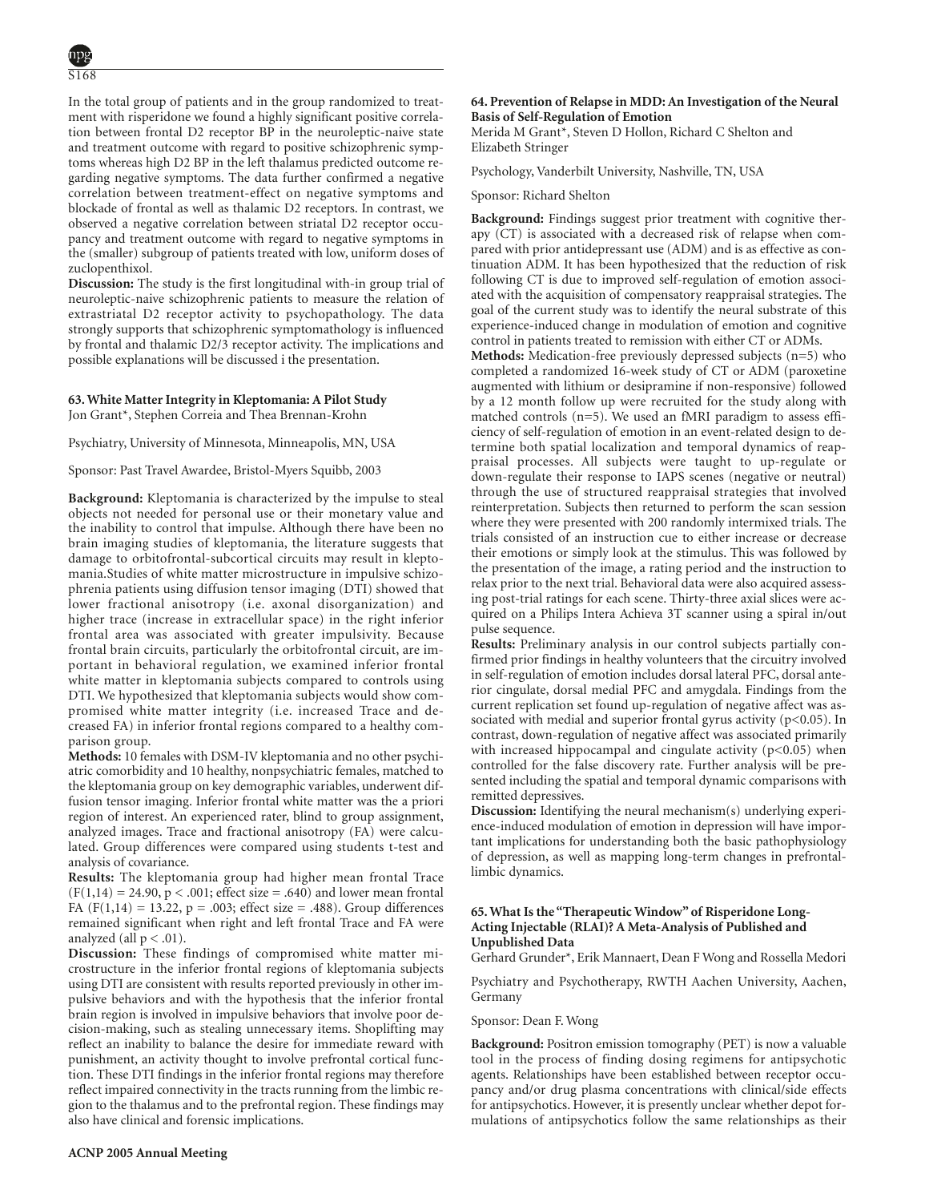In the total group of patients and in the group randomized to treatment with risperidone we found a highly significant positive correlation between frontal D2 receptor BP in the neuroleptic-naive state and treatment outcome with regard to positive schizophrenic symptoms whereas high D2 BP in the left thalamus predicted outcome regarding negative symptoms. The data further confirmed a negative correlation between treatment-effect on negative symptoms and blockade of frontal as well as thalamic D2 receptors. In contrast, we observed a negative correlation between striatal D2 receptor occupancy and treatment outcome with regard to negative symptoms in the (smaller) subgroup of patients treated with low, uniform doses of zuclopenthixol.

**Discussion:** The study is the first longitudinal with-in group trial of neuroleptic-naive schizophrenic patients to measure the relation of extrastriatal D2 receptor activity to psychopathology. The data strongly supports that schizophrenic symptomathology is influenced by frontal and thalamic D2/3 receptor activity. The implications and possible explanations will be discussed i the presentation.

### 63. White Matter Integrity in Kleptomania: A Pilot Study

Jon Grant*, Stephen Correia and Thea Brennan-Krohn

Psychiatry, University of Minnesota, Minneapolis, MN, USA

Sponsor: Past Travel Awardee, Bristol-Myers Squibb, 2003

**Background:** Kleptomania is characterized by the impulse to steal objects not needed for personal use or their monetary value and the inability to control that impulse. Although there have been no brain imaging studies of kleptomania, the literature suggests that damage to orbitofrontal-subcortical circuits may result in kleptomania.Studies of white matter microstructure in impulsive schizophrenia patients using diffusion tensor imaging (DTI) showed that lower fractional anisotropy (i.e. axonal disorganization) and higher trace (increase in extracellular space) in the right inferior frontal area was associated with greater impulsivity. Because frontal brain circuits, particularly the orbitofrontal circuit, are important in behavioral regulation, we examined inferior frontal white matter in kleptomania subjects compared to controls using DTI. We hypothesized that kleptomania subjects would show compromised white matter integrity (i.e. increased Trace and decreased FA) in inferior frontal regions compared to a healthy comparison group.

**Methods:** 10 females with DSM-IV kleptomania and no other psychiatric comorbidity and 10 healthy, nonpsychiatric females, matched to the kleptomania group on key demographic variables, underwent diffusion tensor imaging. Inferior frontal white matter was the a priori region of interest. An experienced rater, blind to group assignment, analyzed images. Trace and fractional anisotropy (FA) were calculated. Group differences were compared using students t-test and analysis of covariance.

**Results:** The kleptomania group had higher mean frontal Trace ($F(1,14) = 24.90$, $p < .001$; effect size = .640) and lower mean frontal FA ($F(1,14) = 13.22$, $p = .003$; effect size = .488). Group differences remained significant when right and left frontal Trace and FA were analyzed (all $p < .01$).

**Discussion:** These findings of compromised white matter microstructure in the inferior frontal regions of kleptomania subjects using DTI are consistent with results reported previously in other impulsive behaviors and with the hypothesis that the inferior frontal brain region is involved in impulsive behaviors that involve poor decision-making, such as stealing unnecessary items. Shoplifting may reflect an inability to balance the desire for immediate reward with punishment, an activity thought to involve prefrontal cortical function. These DTI findings in the inferior frontal regions may therefore reflect impaired connectivity in the tracts running from the limbic region to the thalamus and to the prefrontal region. These findings may also have clinical and forensic implications.

### 64. Prevention of Relapse in MDD: An Investigation of the Neural Basis of Self-Regulation of Emotion

Merida M Grant*, Steven D Hollon, Richard C Shelton and Elizabeth Stringer

Psychology, Vanderbilt University, Nashville, TN, USA

Sponsor: Richard Shelton

**Background:** Findings suggest prior treatment with cognitive therapy (CT) is associated with a decreased risk of relapse when compared with prior antidepressant use (ADM) and is as effective as continuation ADM. It has been hypothesized that the reduction of risk following CT is due to improved self-regulation of emotion associated with the acquisition of compensatory reappraisal strategies. The goal of the current study was to identify the neural substrate of this experience-induced change in modulation of emotion and cognitive control in patients treated to remission with either CT or ADMs.

**Methods:** Medication-free previously depressed subjects (n=5) who completed a randomized 16-week study of CT or ADM (paroxetine augmented with lithium or desipramine if non-responsive) followed by a 12 month follow up were recruited for the study along with matched controls (n=5). We used an fMRI paradigm to assess efficiency of self-regulation of emotion in an event-related design to determine both spatial localization and temporal dynamics of reappraisal processes. All subjects were taught to up-regulate or down-regulate their response to IAPS scenes (negative or neutral) through the use of structured reappraisal strategies that involved reinterpretation. Subjects then returned to perform the scan session where they were presented with 200 randomly intermixed trials. The trials consisted of an instruction cue to either increase or decrease their emotions or simply look at the stimulus. This was followed by the presentation of the image, a rating period and the instruction to relax prior to the next trial. Behavioral data were also acquired assessing post-trial ratings for each scene. Thirty-three axial slices were acquired on a Philips Intera Achieva 3T scanner using a spiral in/out pulse sequence.

**Results:** Preliminary analysis in our control subjects partially confirmed prior findings in healthy volunteers that the circuitry involved in self-regulation of emotion includes dorsal lateral PFC, dorsal anterior cingulate, dorsal medial PFC and amygdala. Findings from the current replication set found up-regulation of negative affect was associated with medial and superior frontal gyrus activity ($p<0.05$). In contrast, down-regulation of negative affect was associated primarily with increased hippocampal and cingulate activity ($p<0.05$) when controlled for the false discovery rate. Further analysis will be presented including the spatial and temporal dynamic comparisons with remitted depressives.

**Discussion:** Identifying the neural mechanism(s) underlying experience-induced modulation of emotion in depression will have important implications for understanding both the basic pathophysiology of depression, as well as mapping long-term changes in prefrontal-limbic dynamics.

### 65. What Is the "Therapeutic Window" of Risperidone Long-Acting Injectable (RLAI)? A Meta-Analysis of Published and Unpublished Data

Gerhard Grunder*, Erik Mannaert, Dean F Wong and Rossella Medori

Psychiatry and Psychotherapy, RWTH Aachen University, Aachen, Germany

Sponsor: Dean F. Wong

**Background:** Positron emission tomography (PET) is now a valuable tool in the process of finding dosing regimens for antipsychotic agents. Relationships have been established between receptor occupancy and/or drug plasma concentrations with clinical/side effects for antipsychotics. However, it is presently unclear whether depot formulations of antipsychotics follow the same relationships as their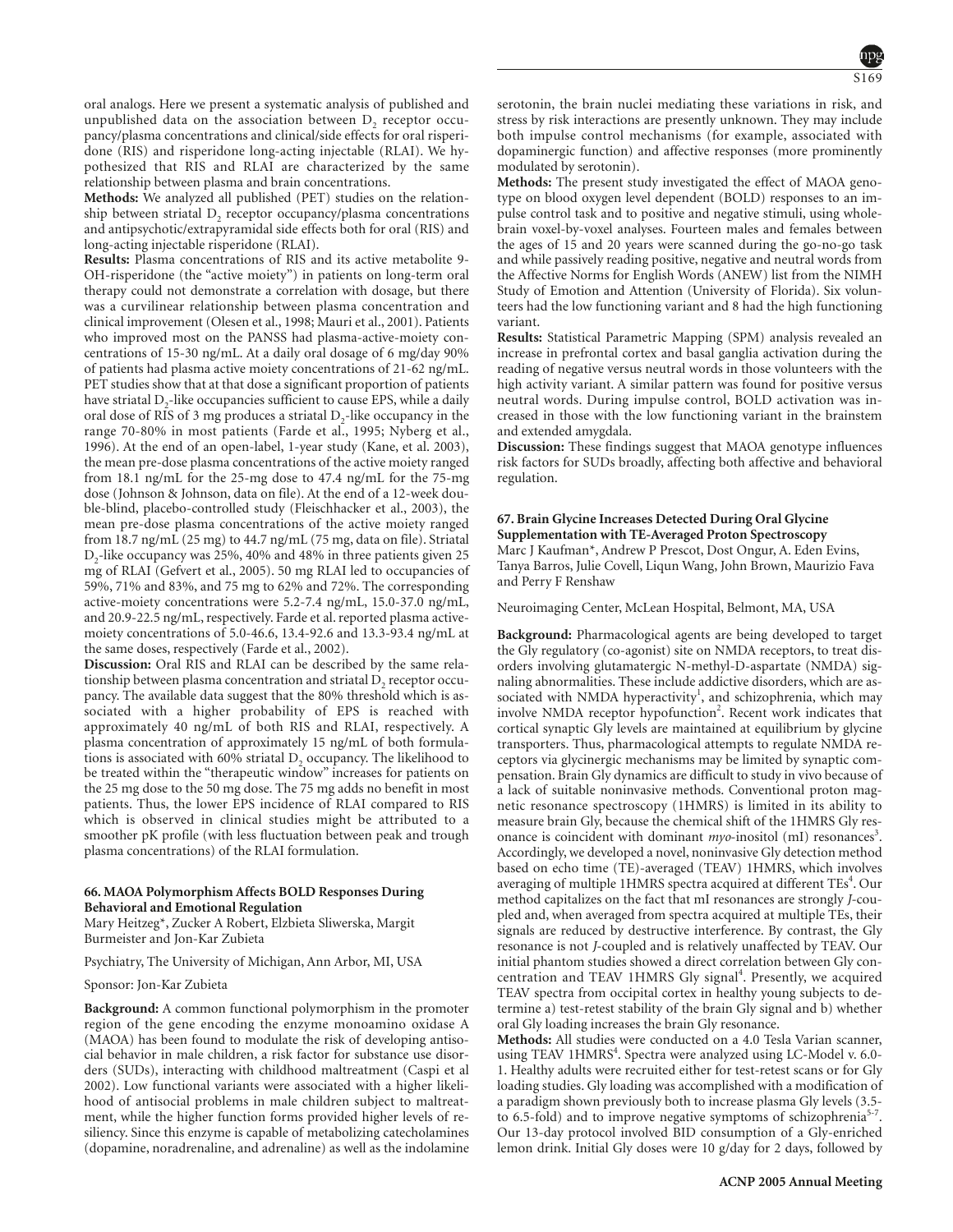oral analogs. Here we present a systematic analysis of published and unpublished data on the association between $D_2$ receptor occupancy/plasma concentrations and clinical/side effects for oral risperidone (RIS) and risperidone long-acting injectable (RLAI). We hypothesized that RIS and RLAI are characterized by the same relationship between plasma and brain concentrations.

**Methods:** We analyzed all published (PET) studies on the relationship between striatal $D_2$ receptor occupancy/plasma concentrations and antipsychotic/extrapyramidal side effects both for oral (RIS) and long-acting injectable risperidone (RLAI).

**Results:** Plasma concentrations of RIS and its active metabolite 9-OH-risperidone (the "active moiety") in patients on long-term oral therapy could not demonstrate a correlation with dosage, but there was a curvilinear relationship between plasma concentration and clinical improvement (Olesen et al., 1998; Mauri et al., 2001). Patients who improved most on the PANSS had plasma-active-moiety concentrations of 15-30 ng/mL. At a daily oral dosage of 6 mg/day 90% of patients had plasma active moiety concentrations of 21-62 ng/mL. PET studies show that at that dose a significant proportion of patients have striatal $D_2$-like occupancies sufficient to cause EPS, while a daily oral dose of RIS of 3 mg produces a striatal $D_2$-like occupancy in the range 70-80% in most patients (Farde et al., 1995; Nyberg et al., 1996). At the end of an open-label, 1-year study (Kane, et al. 2003), the mean pre-dose plasma concentrations of the active moiety ranged from 18.1 ng/mL for the 25-mg dose to 47.4 ng/mL for the 75-mg dose (Johnson & Johnson, data on file). At the end of a 12-week double-blind, placebo-controlled study (Fleischhacker et al., 2003), the mean pre-dose plasma concentrations of the active moiety ranged from 18.7 ng/mL (25 mg) to 44.7 ng/mL (75 mg, data on file). Striatal $D_2$-like occupancy was 25%, 40% and 48% in three patients given 25 mg of RLAI (Gefvert et al., 2005). 50 mg RLAI led to occupancies of 59%, 71% and 83%, and 75 mg to 62% and 72%. The corresponding active-moiety concentrations were 5.2-7.4 ng/mL, 15.0-37.0 ng/mL, and 20.9-22.5 ng/mL, respectively. Farde et al. reported plasma active-moiety concentrations of 5.0-46.6, 13.4-92.6 and 13.3-93.4 ng/mL at the same doses, respectively (Farde et al., 2002).

**Discussion:** Oral RIS and RLAI can be described by the same relationship between plasma concentration and striatal $D_2$ receptor occupancy. The available data suggest that the 80% threshold which is associated with a higher probability of EPS is reached with approximately 40 ng/mL of both RIS and RLAI, respectively. A plasma concentration of approximately 15 ng/mL of both formulations is associated with 60% striatal $D_2$ occupancy. The likelihood to be treated within the "therapeutic window" increases for patients on the 25 mg dose to the 50 mg dose. The 75 mg adds no benefit in most patients. Thus, the lower EPS incidence of RLAI compared to RIS which is observed in clinical studies might be attributed to a smoother pK profile (with less fluctuation between peak and trough plasma concentrations) of the RLAI formulation.

### 66. MAOA Polymorphism Affects BOLD Responses During Behavioral and Emotional Regulation

Mary Heitzeg*, Zucker A Robert, Elzbieta Sliwerska, Margit Burmeister and Jon-Kar Zubieta

Psychiatry, The University of Michigan, Ann Arbor, MI, USA

Sponsor: Jon-Kar Zubieta

**Background:** A common functional polymorphism in the promoter region of the gene encoding the enzyme monoamino oxidase A (MAOA) has been found to modulate the risk of developing antisocial behavior in male children, a risk factor for substance use disorders (SUDs), interacting with childhood maltreatment (Caspi et al 2002). Low functional variants were associated with a higher likelihood of antisocial problems in male children subject to maltreatment, while the higher function forms provided higher levels of resiliency. Since this enzyme is capable of metabolizing catecholamines (dopamine, noradrenaline, and adrenaline) as well as the indolamine serotonin, the brain nuclei mediating these variations in risk, and stress by risk interactions are presently unknown. They may include both impulse control mechanisms (for example, associated with dopaminergic function) and affective responses (more prominently modulated by serotonin).

**Methods:** The present study investigated the effect of MAOA genotype on blood oxygen level dependent (BOLD) responses to an impulse control task and to positive and negative stimuli, using whole-brain voxel-by-voxel analyses. Fourteen males and females between the ages of 15 and 20 years were scanned during the go-no-go task and while passively reading positive, negative and neutral words from the Affective Norms for English Words (ANEW) list from the NIMH Study of Emotion and Attention (University of Florida). Six volunteers had the low functioning variant and 8 had the high functioning variant.

**Results:** Statistical Parametric Mapping (SPM) analysis revealed an increase in prefrontal cortex and basal ganglia activation during the reading of negative versus neutral words in those volunteers with the high activity variant. A similar pattern was found for positive versus neutral words. During impulse control, BOLD activation was increased in those with the low functioning variant in the brainstem and extended amygdala.

**Discussion:** These findings suggest that MAOA genotype influences risk factors for SUDs broadly, affecting both affective and behavioral regulation.

### 67. Brain Glycine Increases Detected During Oral Glycine Supplementation with TE-Averaged Proton Spectroscopy

Marc J Kaufman*, Andrew P Prescot, Dost Ongur, A. Eden Evins, Tanya Barros, Julie Covell, Liqun Wang, John Brown, Maurizio Fava and Perry F Renshaw

Neuroimaging Center, McLean Hospital, Belmont, MA, USA

**Background:** Pharmacological agents are being developed to target the Gly regulatory (co-agonist) site on NMDA receptors, to treat disorders involving glutamatergic N-methyl-D-aspartate (NMDA) signaling abnormalities. These include addictive disorders, which are associated with NMDA hyperactivity[1], and schizophrenia, which may involve NMDA receptor hypofunction[2]. Recent work indicates that cortical synaptic Gly levels are maintained at equilibrium by glycine transporters. Thus, pharmacological attempts to regulate NMDA receptors via glycinergic mechanisms may be limited by synaptic compensation. Brain Gly dynamics are difficult to study in vivo because of a lack of suitable noninvasive methods. Conventional proton magnetic resonance spectroscopy (1HMRS) is limited in its ability to measure brain Gly, because the chemical shift of the 1HMRS Gly resonance is coincident with dominant *myo*-inositol (mI) resonances[3]. Accordingly, we developed a novel, noninvasive Gly detection method based on echo time (TE)-averaged (TEAV) 1HMRS, which involves averaging of multiple 1HMRS spectra acquired at different TEs[4]. Our method capitalizes on the fact that mI resonances are strongly *J*-coupled and, when averaged from spectra acquired at multiple TEs, their signals are reduced by destructive interference. By contrast, the Gly resonance is not *J*-coupled and is relatively unaffected by TEAV. Our initial phantom studies showed a direct correlation between Gly concentration and TEAV 1HMRS Gly signal[4]. Presently, we acquired TEAV spectra from occipital cortex in healthy young subjects to determine a) test-retest stability of the brain Gly signal and b) whether oral Gly loading increases the brain Gly resonance.

**Methods:** All studies were conducted on a 4.0 Tesla Varian scanner, using TEAV 1HMRS[4]. Spectra were analyzed using LC-Model v. 6.0-1. Healthy adults were recruited either for test-retest scans or for Gly loading studies. Gly loading was accomplished with a modification of a paradigm shown previously both to increase plasma Gly levels (3.5- to 6.5-fold) and to improve negative symptoms of schizophrenia[5-7]. Our 13-day protocol involved BID consumption of a Gly-enriched lemon drink. Initial Gly doses were 10 g/day for 2 days, followed by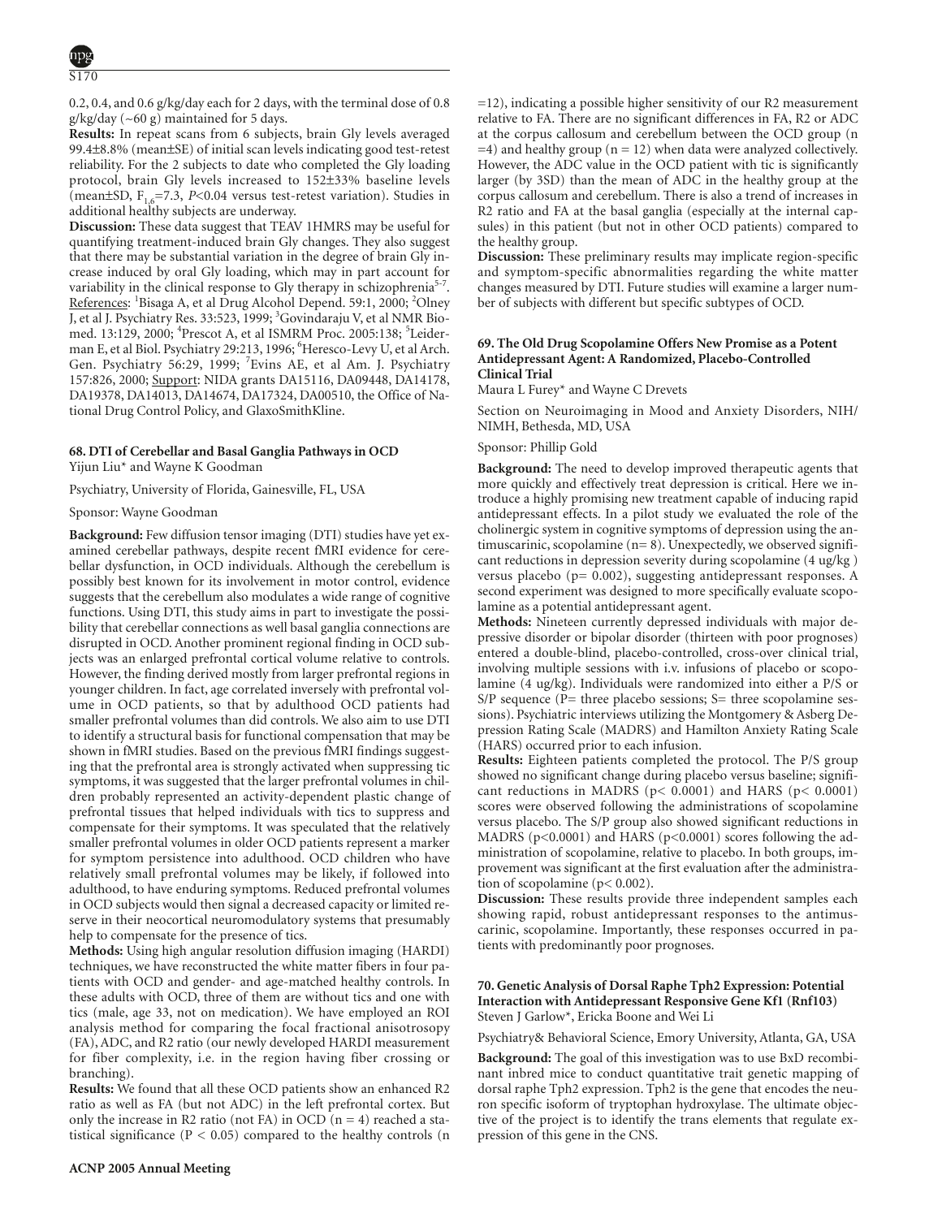0.2, 0.4, and 0.6 g/kg/day each for 2 days, with the terminal dose of 0.8 g/kg/day (~60 g) maintained for 5 days.

**Results:** In repeat scans from 6 subjects, brain Gly levels averaged 99.4±8.8% (mean±SE) of initial scan levels indicating good test-retest reliability. For the 2 subjects to date who completed the Gly loading protocol, brain Gly levels increased to 152±33% baseline levels (mean±SD, $F_{1,6}$=7.3, $P$<0.04 versus test-retest variation). Studies in additional healthy subjects are underway.

**Discussion:** These data suggest that TEAV 1HMRS may be useful for quantifying treatment-induced brain Gly changes. They also suggest that there may be substantial variation in the degree of brain Gly increase induced by oral Gly loading, which may in part account for variability in the clinical response to Gly therapy in schizophrenia[5-7]. References: [1]Bisaga A, et al Drug Alcohol Depend. 59:1, 2000; [2]Olney J, et al J. Psychiatry Res. 33:523, 1999; [3]Govindaraju V, et al NMR Biomed. 13:129, 2000; [4]Prescot A, et al ISMRM Proc. 2005:138; [5]Leiderman E, et al Biol. Psychiatry 29:213, 1996; [6]Heresco-Levy U, et al Arch. Gen. Psychiatry 56:29, 1999; [7]Evins AE, et al Am. J. Psychiatry 157:826, 2000; Support: NIDA grants DA15116, DA09448, DA14178, DA19378, DA14013, DA14674, DA17324, DA00510, the Office of National Drug Control Policy, and GlaxoSmithKline.

### 68. DTI of Cerebellar and Basal Ganglia Pathways in OCD

Yijun Liu* and Wayne K Goodman

Psychiatry, University of Florida, Gainesville, FL, USA

Sponsor: Wayne Goodman

**Background:** Few diffusion tensor imaging (DTI) studies have yet examined cerebellar pathways, despite recent fMRI evidence for cerebellar dysfunction, in OCD individuals. Although the cerebellum is possibly best known for its involvement in motor control, evidence suggests that the cerebellum also modulates a wide range of cognitive functions. Using DTI, this study aims in part to investigate the possibility that cerebellar connections as well basal ganglia connections are disrupted in OCD. Another prominent regional finding in OCD subjects was an enlarged prefrontal cortical volume relative to controls. However, the finding derived mostly from larger prefrontal regions in younger children. In fact, age correlated inversely with prefrontal volume in OCD patients, so that by adulthood OCD patients had smaller prefrontal volumes than did controls. We also aim to use DTI to identify a structural basis for functional compensation that may be shown in fMRI studies. Based on the previous fMRI findings suggesting that the prefrontal area is strongly activated when suppressing tic symptoms, it was suggested that the larger prefrontal volumes in children probably represented an activity-dependent plastic change of prefrontal tissues that helped individuals with tics to suppress and compensate for their symptoms. It was speculated that the relatively smaller prefrontal volumes in older OCD patients represent a marker for symptom persistence into adulthood. OCD children who have relatively small prefrontal volumes may be likely, if followed into adulthood, to have enduring symptoms. Reduced prefrontal volumes in OCD subjects would then signal a decreased capacity or limited reserve in their neocortical neuromodulatory systems that presumably help to compensate for the presence of tics.

**Methods:** Using high angular resolution diffusion imaging (HARDI) techniques, we have reconstructed the white matter fibers in four patients with OCD and gender- and age-matched healthy controls. In these adults with OCD, three of them are without tics and one with tics (male, age 33, not on medication). We have employed an ROI analysis method for comparing the focal fractional anisotrosopy (FA), ADC, and R2 ratio (our newly developed HARDI measurement for fiber complexity, i.e. in the region having fiber crossing or branching).

**Results:** We found that all these OCD patients show an enhanced R2 ratio as well as FA (but not ADC) in the left prefrontal cortex. But only the increase in R2 ratio (not FA) in OCD (n = 4) reached a statistical significance ($P < 0.05$) compared to the healthy controls (n =12), indicating a possible higher sensitivity of our R2 measurement relative to FA. There are no significant differences in FA, R2 or ADC at the corpus callosum and cerebellum between the OCD group (n =4) and healthy group (n = 12) when data were analyzed collectively. However, the ADC value in the OCD patient with tic is significantly larger (by 3SD) than the mean of ADC in the healthy group at the corpus callosum and cerebellum. There is also a trend of increases in R2 ratio and FA at the basal ganglia (especially at the internal capsules) in this patient (but not in other OCD patients) compared to the healthy group.

**Discussion:** These preliminary results may implicate region-specific and symptom-specific abnormalities regarding the white matter changes measured by DTI. Future studies will examine a larger number of subjects with different but specific subtypes of OCD.

### 69. The Old Drug Scopolamine Offers New Promise as a Potent Antidepressant Agent: A Randomized, Placebo-Controlled Clinical Trial

Maura L Furey* and Wayne C Drevets

Section on Neuroimaging in Mood and Anxiety Disorders, NIH/NIMH, Bethesda, MD, USA

Sponsor: Phillip Gold

**Background:** The need to develop improved therapeutic agents that more quickly and effectively treat depression is critical. Here we introduce a highly promising new treatment capable of inducing rapid antidepressant effects. In a pilot study we evaluated the role of the cholinergic system in cognitive symptoms of depression using the antimuscarinic, scopolamine (n= 8). Unexpectedly, we observed significant reductions in depression severity during scopolamine (4 ug/kg ) versus placebo (p= 0.002), suggesting antidepressant responses. A second experiment was designed to more specifically evaluate scopolamine as a potential antidepressant agent.

**Methods:** Nineteen currently depressed individuals with major depressive disorder or bipolar disorder (thirteen with poor prognoses) entered a double-blind, placebo-controlled, cross-over clinical trial, involving multiple sessions with i.v. infusions of placebo or scopolamine (4 ug/kg). Individuals were randomized into either a P/S or S/P sequence (P= three placebo sessions; S= three scopolamine sessions). Psychiatric interviews utilizing the Montgomery & Asberg Depression Rating Scale (MADRS) and Hamilton Anxiety Rating Scale (HARS) occurred prior to each infusion.

**Results:** Eighteen patients completed the protocol. The P/S group showed no significant change during placebo versus baseline; significant reductions in MADRS ($p< 0.0001$) and HARS ($p< 0.0001$) scores were observed following the administrations of scopolamine versus placebo. The S/P group also showed significant reductions in MADRS ($p<0.0001$) and HARS ($p<0.0001$) scores following the administration of scopolamine, relative to placebo. In both groups, improvement was significant at the first evaluation after the administration of scopolamine ($p< 0.002$).

**Discussion:** These results provide three independent samples each showing rapid, robust antidepressant responses to the antimuscarinic, scopolamine. Importantly, these responses occurred in patients with predominantly poor prognoses.

### 70. Genetic Analysis of Dorsal Raphe Tph2 Expression: Potential Interaction with Antidepressant Responsive Gene Kf1 (Rnf103)

Steven J Garlow*, Ericka Boone and Wei Li

Psychiatry& Behavioral Science, Emory University, Atlanta, GA, USA

**Background:** The goal of this investigation was to use BxD recombinant inbred mice to conduct quantitative trait genetic mapping of dorsal raphe Tph2 expression. Tph2 is the gene that encodes the neuron specific isoform of tryptophan hydroxylase. The ultimate objective of the project is to identify the trans elements that regulate expression of this gene in the CNS.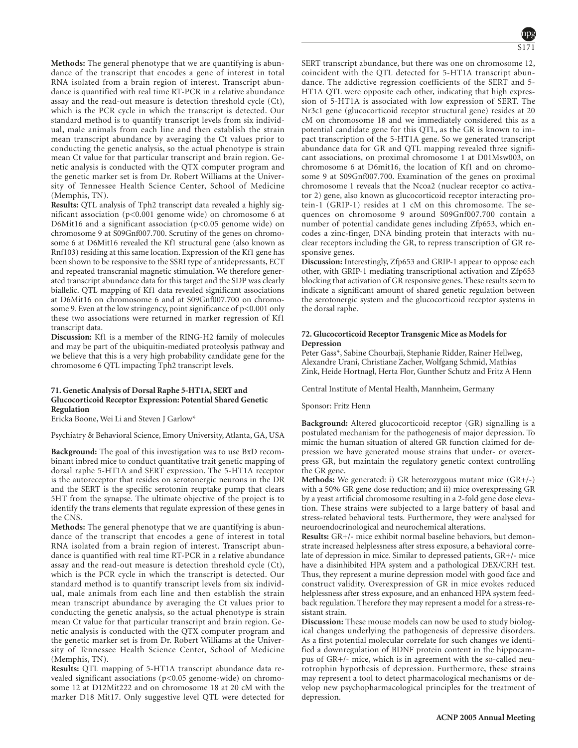**Methods:** The general phenotype that we are quantifying is abundance of the transcript that encodes a gene of interest in total RNA isolated from a brain region of interest. Transcript abundance is quantified with real time RT-PCR in a relative abundance assay and the read-out measure is detection threshold cycle (Ct), which is the PCR cycle in which the transcript is detected. Our standard method is to quantify transcript levels from six individual, male animals from each line and then establish the strain mean transcript abundance by averaging the Ct values prior to conducting the genetic analysis, so the actual phenotype is strain mean Ct value for that particular transcript and brain region. Genetic analysis is conducted with the QTX computer program and the genetic marker set is from Dr. Robert Williams at the University of Tennessee Health Science Center, School of Medicine (Memphis, TN).

**Results:** QTL analysis of Tph2 transcript data revealed a highly significant association ($p<0.001$ genome wide) on chromosome 6 at D6Mit16 and a significant association ($p<0.05$ genome wide) on chromosome 9 at S09Gnf007.700. Scrutiny of the genes on chromosome 6 at D6Mit16 revealed the Kf1 structural gene (also known as Rnf103) residing at this same location. Expression of the Kf1 gene has been shown to be responsive to the SSRI type of antidepressants, ECT and repeated transcranial magnetic stimulation. We therefore generated transcript abundance data for this target and the SDP was clearly biallelic. QTL mapping of Kf1 data revealed significant associations at D6Mit16 on chromosome 6 and at S09Gnf007.700 on chromosome 9. Even at the low stringency, point significance of $p<0.001$ only these two associations were returned in marker regression of Kf1 transcript data.

**Discussion:** Kf1 is a member of the RING-H2 family of molecules and may be part of the ubiquitin-mediated proteolysis pathway and we believe that this is a very high probability candidate gene for the chromosome 6 QTL impacting Tph2 transcript levels.

### 71. Genetic Analysis of Dorsal Raphe 5-HT1A, SERT and Glucocorticoid Receptor Expression: Potential Shared Genetic Regulation

Ericka Boone, Wei Li and Steven J Garlow*

Psychiatry & Behavioral Science, Emory University, Atlanta, GA, USA

**Background:** The goal of this investigation was to use BxD recombinant inbred mice to conduct quantitative trait genetic mapping of dorsal raphe 5-HT1A and SERT expression. The 5-HT1A receptor is the autoreceptor that resides on serotonergic neurons in the DR and the SERT is the specific serotonin reuptake pump that clears 5HT from the synapse. The ultimate objective of the project is to identify the trans elements that regulate expression of these genes in the CNS.

**Methods:** The general phenotype that we are quantifying is abundance of the transcript that encodes a gene of interest in total RNA isolated from a brain region of interest. Transcript abundance is quantified with real time RT-PCR in a relative abundance assay and the read-out measure is detection threshold cycle (Ct), which is the PCR cycle in which the transcript is detected. Our standard method is to quantify transcript levels from six individual, male animals from each line and then establish the strain mean transcript abundance by averaging the Ct values prior to conducting the genetic analysis, so the actual phenotype is strain mean Ct value for that particular transcript and brain region. Genetic analysis is conducted with the QTX computer program and the genetic marker set is from Dr. Robert Williams at the University of Tennessee Health Science Center, School of Medicine (Memphis, TN).

**Results:** QTL mapping of 5-HT1A transcript abundance data revealed significant associations ($p<0.05$ genome-wide) on chromosome 12 at D12Mit222 and on chromosome 18 at 20 cM with the marker D18 Mit17. Only suggestive level QTL were detected for SERT transcript abundance, but there was one on chromosome 12, coincident with the QTL detected for 5-HT1A transcript abundance. The addictive regression coefficients of the SERT and 5-HT1A QTL were opposite each other, indicating that high expression of 5-HT1A is associated with low expression of SERT. The Nr3c1 gene (glucocorticoid receptor structural gene) resides at 20 cM on chromosome 18 and we immediately considered this as a potential candidate gene for this QTL, as the GR is known to impact transcription of the 5-HT1A gene. So we generated transcript abundance data for GR and QTL mapping revealed three significant associations, on proximal chromosome 1 at D01Msw003, on chromosome 6 at D6mit16, the location of Kf1 and on chromosome 9 at S09Gnf007.700. Examination of the genes on proximal chromosome 1 reveals that the Ncoa2 (nuclear receptor co activator 2) gene, also known as glucocorticoid receptor interacting protein-1 (GRIP-1) resides at 1 cM on this chromosome. The sequences on chromosome 9 around S09Gnf007.700 contain a number of potential candidate genes including Zfp653, which encodes a zinc-finger, DNA binding protein that interacts with nuclear receptors including the GR, to repress transcription of GR responsive genes.

**Discussion:** Interestingly, Zfp653 and GRIP-1 appear to oppose each other, with GRIP-1 mediating transcriptional activation and Zfp653 blocking that activation of GR responsive genes. These results seem to indicate a significant amount of shared genetic regulation between the serotonergic system and the glucocorticoid receptor systems in the dorsal raphe.

### 72. Glucocorticoid Receptor Transgenic Mice as Models for Depression

Peter Gass*, Sabine Chourbaji, Stephanie Ridder, Rainer Hellweg, Alexandre Urani, Christiane Zacher, Wolfgang Schmid, Mathias Zink, Heide Hortnagl, Herta Flor, Gunther Schutz and Fritz A Henn

Central Institute of Mental Health, Mannheim, Germany

Sponsor: Fritz Henn

**Background:** Altered glucocorticoid receptor (GR) signalling is a postulated mechanism for the pathogenesis of major depression. To mimic the human situation of altered GR function claimed for depression we have generated mouse strains that under- or overexpress GR, but maintain the regulatory genetic context controlling the GR gene.

**Methods:** We generated: i) GR heterozygous mutant mice (GR+/-) with a 50% GR gene dose reduction; and ii) mice overexpressing GR by a yeast artificial chromosome resulting in a 2-fold gene dose elevation. These strains were subjected to a large battery of basal and stress-related behavioral tests. Furthermore, they were analysed for neuroendocrinological and neurochemical alterations.

**Results:** GR+/- mice exhibit normal baseline behaviors, but demonstrate increased helplessness after stress exposure, a behavioral correlate of depression in mice. Similar to depressed patients, GR+/- mice have a disinhibited HPA system and a pathological DEX/CRH test. Thus, they represent a murine depression model with good face and construct validity. Overexpression of GR in mice evokes reduced helplessness after stress exposure, and an enhanced HPA system feedback regulation. Therefore they may represent a model for a stress-resistant strain.

**Discussion:** These mouse models can now be used to study biological changes underlying the pathogenesis of depressive disorders. As a first potential molecular correlate for such changes we identified a downregulation of BDNF protein content in the hippocampus of GR+/- mice, which is in agreement with the so-called neurotrophin hypothesis of depression. Furthermore, these strains may represent a tool to detect pharmacological mechanisms or develop new psychopharmacological principles for the treatment of depression.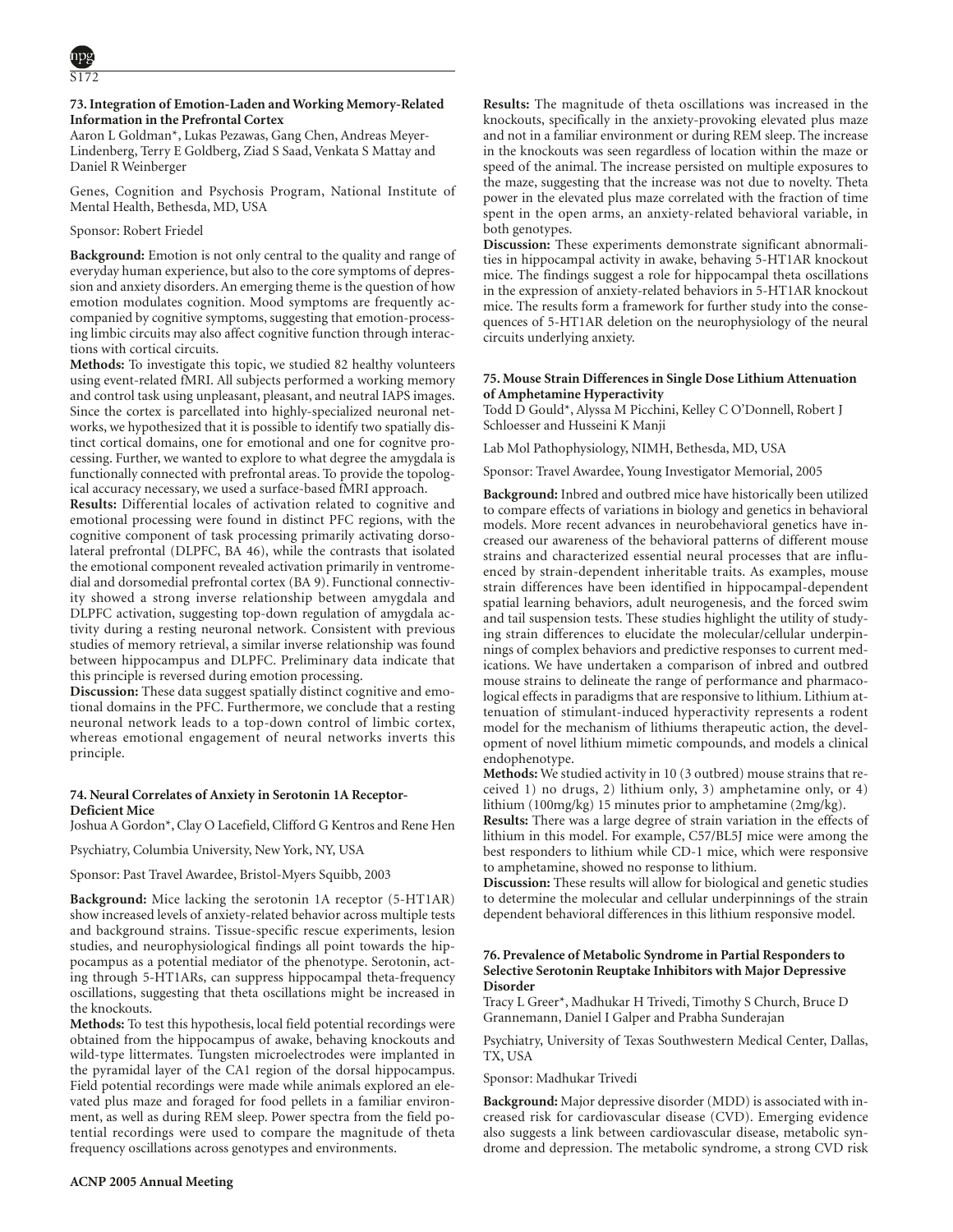### 73. Integration of Emotion-Laden and Working Memory-Related Information in the Prefrontal Cortex

Aaron L Goldman*, Lukas Pezawas, Gang Chen, Andreas Meyer-Lindenberg, Terry E Goldberg, Ziad S Saad, Venkata S Mattay and Daniel R Weinberger

Genes, Cognition and Psychosis Program, National Institute of Mental Health, Bethesda, MD, USA

Sponsor: Robert Friedel

**Background:** Emotion is not only central to the quality and range of everyday human experience, but also to the core symptoms of depression and anxiety disorders. An emerging theme is the question of how emotion modulates cognition. Mood symptoms are frequently accompanied by cognitive symptoms, suggesting that emotion-processing limbic circuits may also affect cognitive function through interactions with cortical circuits.

**Methods:** To investigate this topic, we studied 82 healthy volunteers using event-related fMRI. All subjects performed a working memory and control task using unpleasant, pleasant, and neutral IAPS images. Since the cortex is parcellated into highly-specialized neuronal networks, we hypothesized that it is possible to identify two spatially distinct cortical domains, one for emotional and one for cognitve processing. Further, we wanted to explore to what degree the amygdala is functionally connected with prefrontal areas. To provide the topological accuracy necessary, we used a surface-based fMRI approach.

**Results:** Differential locales of activation related to cognitive and emotional processing were found in distinct PFC regions, with the cognitive component of task processing primarily activating dorsolateral prefrontal (DLPFC, BA 46), while the contrasts that isolated the emotional component revealed activation primarily in ventromedial and dorsomedial prefrontal cortex (BA 9). Functional connectivity showed a strong inverse relationship between amygdala and DLPFC activation, suggesting top-down regulation of amygdala activity during a resting neuronal network. Consistent with previous studies of memory retrieval, a similar inverse relationship was found between hippocampus and DLPFC. Preliminary data indicate that this principle is reversed during emotion processing.

**Discussion:** These data suggest spatially distinct cognitive and emotional domains in the PFC. Furthermore, we conclude that a resting neuronal network leads to a top-down control of limbic cortex, whereas emotional engagement of neural networks inverts this principle.

### 74. Neural Correlates of Anxiety in Serotonin 1A Receptor-Deficient Mice

Joshua A Gordon*, Clay O Lacefield, Clifford G Kentros and Rene Hen

Psychiatry, Columbia University, New York, NY, USA

Sponsor: Past Travel Awardee, Bristol-Myers Squibb, 2003

**Background:** Mice lacking the serotonin 1A receptor (5-HT1AR) show increased levels of anxiety-related behavior across multiple tests and background strains. Tissue-specific rescue experiments, lesion studies, and neurophysiological findings all point towards the hippocampus as a potential mediator of the phenotype. Serotonin, acting through 5-HT1ARs, can suppress hippocampal theta-frequency oscillations, suggesting that theta oscillations might be increased in the knockouts.

**Methods:** To test this hypothesis, local field potential recordings were obtained from the hippocampus of awake, behaving knockouts and wild-type littermates. Tungsten microelectrodes were implanted in the pyramidal layer of the CA1 region of the dorsal hippocampus. Field potential recordings were made while animals explored an elevated plus maze and foraged for food pellets in a familiar environment, as well as during REM sleep. Power spectra from the field potential recordings were used to compare the magnitude of theta frequency oscillations across genotypes and environments.

**Results:** The magnitude of theta oscillations was increased in the knockouts, specifically in the anxiety-provoking elevated plus maze and not in a familiar environment or during REM sleep. The increase in the knockouts was seen regardless of location within the maze or speed of the animal. The increase persisted on multiple exposures to the maze, suggesting that the increase was not due to novelty. Theta power in the elevated plus maze correlated with the fraction of time spent in the open arms, an anxiety-related behavioral variable, in both genotypes.

**Discussion:** These experiments demonstrate significant abnormalities in hippocampal activity in awake, behaving 5-HT1AR knockout mice. The findings suggest a role for hippocampal theta oscillations in the expression of anxiety-related behaviors in 5-HT1AR knockout mice. The results form a framework for further study into the consequences of 5-HT1AR deletion on the neurophysiology of the neural circuits underlying anxiety.

### 75. Mouse Strain Differences in Single Dose Lithium Attenuation of Amphetamine Hyperactivity

Todd D Gould*, Alyssa M Picchini, Kelley C O'Donnell, Robert J Schloesser and Husseini K Manji

Lab Mol Pathophysiology, NIMH, Bethesda, MD, USA

Sponsor: Travel Awardee, Young Investigator Memorial, 2005

**Background:** Inbred and outbred mice have historically been utilized to compare effects of variations in biology and genetics in behavioral models. More recent advances in neurobehavioral genetics have increased our awareness of the behavioral patterns of different mouse strains and characterized essential neural processes that are influenced by strain-dependent inheritable traits. As examples, mouse strain differences have been identified in hippocampal-dependent spatial learning behaviors, adult neurogenesis, and the forced swim and tail suspension tests. These studies highlight the utility of studying strain differences to elucidate the molecular/cellular underpinnings of complex behaviors and predictive responses to current medications. We have undertaken a comparison of inbred and outbred mouse strains to delineate the range of performance and pharmacological effects in paradigms that are responsive to lithium. Lithium attenuation of stimulant-induced hyperactivity represents a rodent model for the mechanism of lithiums therapeutic action, the development of novel lithium mimetic compounds, and models a clinical endophenotype.

**Methods:** We studied activity in 10 (3 outbred) mouse strains that received 1) no drugs, 2) lithium only, 3) amphetamine only, or 4) lithium (100mg/kg) 15 minutes prior to amphetamine (2mg/kg).

**Results:** There was a large degree of strain variation in the effects of lithium in this model. For example, C57/BL5J mice were among the best responders to lithium while CD-1 mice, which were responsive to amphetamine, showed no response to lithium.

**Discussion:** These results will allow for biological and genetic studies to determine the molecular and cellular underpinnings of the strain dependent behavioral differences in this lithium responsive model.

### 76. Prevalence of Metabolic Syndrome in Partial Responders to Selective Serotonin Reuptake Inhibitors with Major Depressive Disorder

Tracy L Greer*, Madhukar H Trivedi, Timothy S Church, Bruce D Grannemann, Daniel I Galper and Prabha Sunderajan

Psychiatry, University of Texas Southwestern Medical Center, Dallas, TX, USA

Sponsor: Madhukar Trivedi

**Background:** Major depressive disorder (MDD) is associated with increased risk for cardiovascular disease (CVD). Emerging evidence also suggests a link between cardiovascular disease, metabolic syndrome and depression. The metabolic syndrome, a strong CVD risk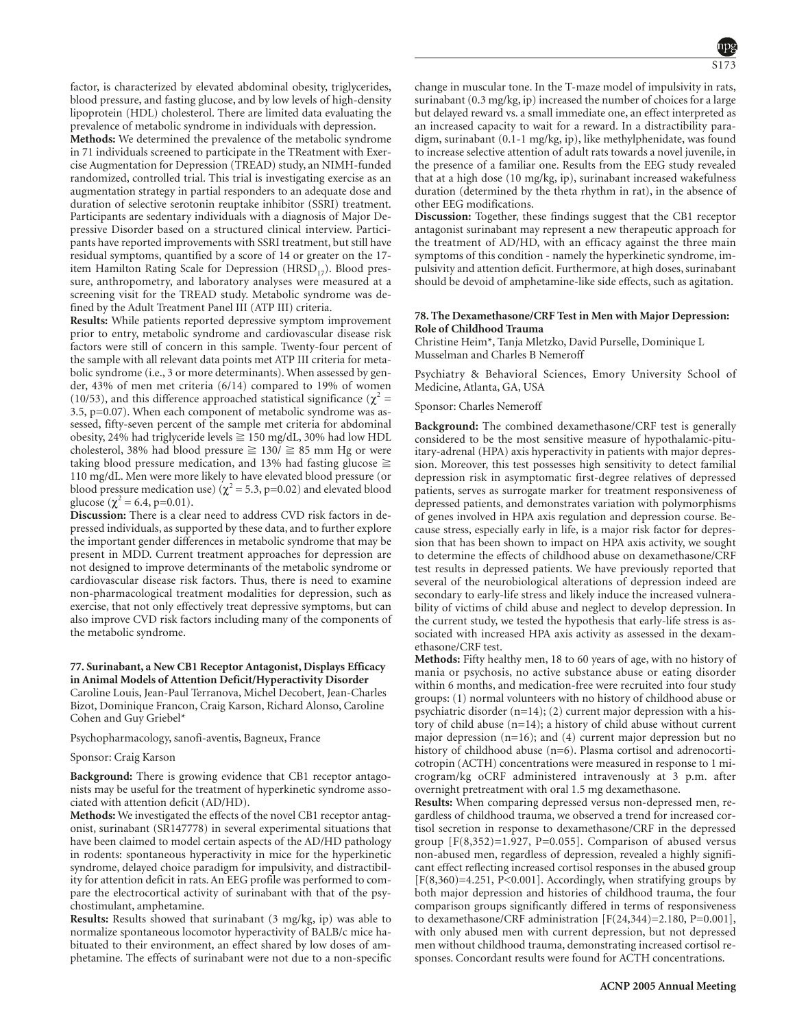factor, is characterized by elevated abdominal obesity, triglycerides, blood pressure, and fasting glucose, and by low levels of high-density lipoprotein (HDL) cholesterol. There are limited data evaluating the prevalence of metabolic syndrome in individuals with depression.

**Methods:** We determined the prevalence of the metabolic syndrome in 71 individuals screened to participate in the TReatment with Exercise Augmentation for Depression (TREAD) study, an NIMH-funded randomized, controlled trial. This trial is investigating exercise as an augmentation strategy in partial responders to an adequate dose and duration of selective serotonin reuptake inhibitor (SSRI) treatment. Participants are sedentary individuals with a diagnosis of Major Depressive Disorder based on a structured clinical interview. Participants have reported improvements with SSRI treatment, but still have residual symptoms, quantified by a score of 14 or greater on the 17-item Hamilton Rating Scale for Depression ($HRSD_{17}$). Blood pressure, anthropometry, and laboratory analyses were measured at a screening visit for the TREAD study. Metabolic syndrome was defined by the Adult Treatment Panel III (ATP III) criteria.

**Results:** While patients reported depressive symptom improvement prior to entry, metabolic syndrome and cardiovascular disease risk factors were still of concern in this sample. Twenty-four percent of the sample with all relevant data points met ATP III criteria for metabolic syndrome (i.e., 3 or more determinants). When assessed by gender, 43% of men met criteria (6/14) compared to 19% of women (10/53), and this difference approached statistical significance ($\chi^2$ = 3.5, p=0.07). When each component of metabolic syndrome was assessed, fifty-seven percent of the sample met criteria for abdominal obesity, 24% had triglyceride levels ≧ 150 mg/dL, 30% had low HDL cholesterol, 38% had blood pressure ≧ 130/ ≧ 85 mm Hg or were taking blood pressure medication, and 13% had fasting glucose ≧ 110 mg/dL. Men were more likely to have elevated blood pressure (or blood pressure medication use) ($\chi^2$ = 5.3, p=0.02) and elevated blood glucose ($\chi^2$ = 6.4, p=0.01).

**Discussion:** There is a clear need to address CVD risk factors in depressed individuals, as supported by these data, and to further explore the important gender differences in metabolic syndrome that may be present in MDD. Current treatment approaches for depression are not designed to improve determinants of the metabolic syndrome or cardiovascular disease risk factors. Thus, there is need to examine non-pharmacological treatment modalities for depression, such as exercise, that not only effectively treat depressive symptoms, but can also improve CVD risk factors including many of the components of the metabolic syndrome.

### 77. Surinabant, a New CB1 Receptor Antagonist, Displays Efficacy in Animal Models of Attention Deficit/Hyperactivity Disorder

Caroline Louis, Jean-Paul Terranova, Michel Decobert, Jean-Charles Bizot, Dominique Francon, Craig Karson, Richard Alonso, Caroline Cohen and Guy Griebel*

Psychopharmacology, sanofi-aventis, Bagneux, France

Sponsor: Craig Karson

**Background:** There is growing evidence that CB1 receptor antagonists may be useful for the treatment of hyperkinetic syndrome associated with attention deficit (AD/HD).

**Methods:** We investigated the effects of the novel CB1 receptor antagonist, surinabant (SR147778) in several experimental situations that have been claimed to model certain aspects of the AD/HD pathology in rodents: spontaneous hyperactivity in mice for the hyperkinetic syndrome, delayed choice paradigm for impulsivity, and distractibility for attention deficit in rats. An EEG profile was performed to compare the electrocortical activity of surinabant with that of the psychostimulant, amphetamine.

**Results:** Results showed that surinabant (3 mg/kg, ip) was able to normalize spontaneous locomotor hyperactivity of BALB/c mice habituated to their environment, an effect shared by low doses of amphetamine. The effects of surinabant were not due to a non-specific change in muscular tone. In the T-maze model of impulsivity in rats, surinabant (0.3 mg/kg, ip) increased the number of choices for a large but delayed reward vs. a small immediate one, an effect interpreted as an increased capacity to wait for a reward. In a distractibility paradigm, surinabant (0.1-1 mg/kg, ip), like methylphenidate, was found to increase selective attention of adult rats towards a novel juvenile, in the presence of a familiar one. Results from the EEG study revealed that at a high dose (10 mg/kg, ip), surinabant increased wakefulness duration (determined by the theta rhythm in rat), in the absence of other EEG modifications.

**Discussion:** Together, these findings suggest that the CB1 receptor antagonist surinabant may represent a new therapeutic approach for the treatment of AD/HD, with an efficacy against the three main symptoms of this condition - namely the hyperkinetic syndrome, impulsivity and attention deficit. Furthermore, at high doses, surinabant should be devoid of amphetamine-like side effects, such as agitation.

### 78. The Dexamethasone/CRF Test in Men with Major Depression: Role of Childhood Trauma

Christine Heim*, Tanja Mletzko, David Purselle, Dominique L Musselman and Charles B Nemeroff

Psychiatry & Behavioral Sciences, Emory University School of Medicine, Atlanta, GA, USA

Sponsor: Charles Nemeroff

**Background:** The combined dexamethasone/CRF test is generally considered to be the most sensitive measure of hypothalamic-pituitary-adrenal (HPA) axis hyperactivity in patients with major depression. Moreover, this test possesses high sensitivity to detect familial depression risk in asymptomatic first-degree relatives of depressed patients, serves as surrogate marker for treatment responsiveness of depressed patients, and demonstrates variation with polymorphisms of genes involved in HPA axis regulation and depression course. Because stress, especially early in life, is a major risk factor for depression that has been shown to impact on HPA axis activity, we sought to determine the effects of childhood abuse on dexamethasone/CRF test results in depressed patients. We have previously reported that several of the neurobiological alterations of depression indeed are secondary to early-life stress and likely induce the increased vulnerability of victims of child abuse and neglect to develop depression. In the current study, we tested the hypothesis that early-life stress is associated with increased HPA axis activity as assessed in the dexamethasone/CRF test.

**Methods:** Fifty healthy men, 18 to 60 years of age, with no history of mania or psychosis, no active substance abuse or eating disorder within 6 months, and medication-free were recruited into four study groups: (1) normal volunteers with no history of childhood abuse or psychiatric disorder (n=14); (2) current major depression with a history of child abuse (n=14); a history of child abuse without current major depression (n=16); and (4) current major depression but no history of childhood abuse (n=6). Plasma cortisol and adrenocorticotropin (ACTH) concentrations were measured in response to 1 microgram/kg oCRF administered intravenously at 3 p.m. after overnight pretreatment with oral 1.5 mg dexamethasone.

**Results:** When comparing depressed versus non-depressed men, regardless of childhood trauma, we observed a trend for increased cortisol secretion in response to dexamethasone/CRF in the depressed group [$F(8,352)=1.927$, $P=0.055$]. Comparison of abused versus non-abused men, regardless of depression, revealed a highly significant effect reflecting increased cortisol responses in the abused group [$F(8,360)=4.251$, $P<0.001$]. Accordingly, when stratifying groups by both major depression and histories of childhood trauma, the four comparison groups significantly differed in terms of responsiveness to dexamethasone/CRF administration [$F(24,344)=2.180$, $P=0.001$], with only abused men with current depression, but not depressed men without childhood trauma, demonstrating increased cortisol responses. Concordant results were found for ACTH concentrations.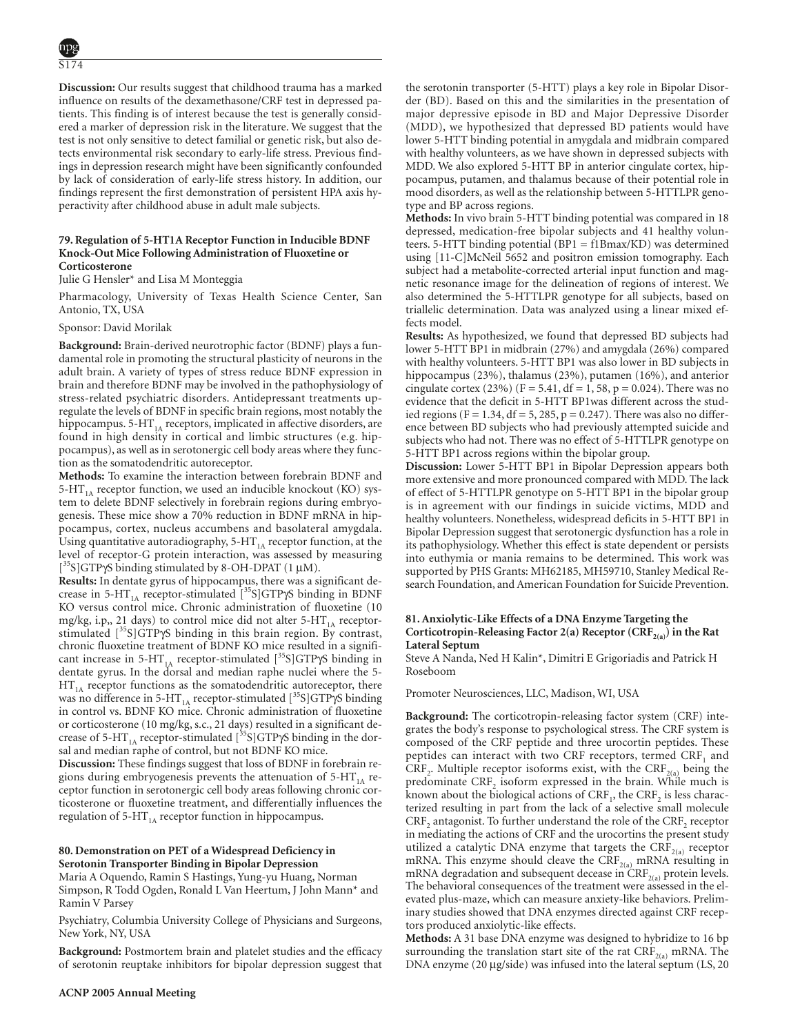**Discussion:** Our results suggest that childhood trauma has a marked influence on results of the dexamethasone/CRF test in depressed patients. This finding is of interest because the test is generally considered a marker of depression risk in the literature. We suggest that the test is not only sensitive to detect familial or genetic risk, but also detects environmental risk secondary to early-life stress. Previous findings in depression research might have been significantly confounded by lack of consideration of early-life stress history. In addition, our findings represent the first demonstration of persistent HPA axis hyperactivity after childhood abuse in adult male subjects.

### 79. Regulation of 5-HT1A Receptor Function in Inducible BDNF Knock-Out Mice Following Administration of Fluoxetine or Corticosterone

Julie G Hensler* and Lisa M Monteggia

Pharmacology, University of Texas Health Science Center, San Antonio, TX, USA

Sponsor: David Morilak

**Background:** Brain-derived neurotrophic factor (BDNF) plays a fundamental role in promoting the structural plasticity of neurons in the adult brain. A variety of types of stress reduce BDNF expression in brain and therefore BDNF may be involved in the pathophysiology of stress-related psychiatric disorders. Antidepressant treatments upregulate the levels of BDNF in specific brain regions, most notably the hippocampus. $5\text{-HT}_{1A}$ receptors, implicated in affective disorders, are found in high density in cortical and limbic structures (e.g. hippocampus), as well as in serotonergic cell body areas where they function as the somatodendritic autoreceptor.

**Methods:** To examine the interaction between forebrain BDNF and $5\text{-HT}_{1A}$ receptor function, we used an inducible knockout (KO) system to delete BDNF selectively in forebrain regions during embryogenesis. These mice show a 70% reduction in BDNF mRNA in hippocampus, cortex, nucleus accumbens and basolateral amygdala. Using quantitative autoradiography, $5\text{-HT}_{1A}$ receptor function, at the level of receptor-G protein interaction, was assessed by measuring $[^{35}S]GTP\gamma S$ binding stimulated by 8-OH-DPAT (1 μM).

**Results:** In dentate gyrus of hippocampus, there was a significant decrease in $5\text{-HT}_{1A}$ receptor-stimulated $[^{35}S]GTP\gamma S$ binding in BDNF KO versus control mice. Chronic administration of fluoxetine (10 mg/kg, i.p., 21 days) to control mice did not alter $5\text{-HT}_{1A}$ receptor-stimulated $[^{35}S]GTP\gamma S$ binding in this brain region. By contrast, chronic fluoxetine treatment of BDNF KO mice resulted in a significant increase in $5\text{-HT}_{1A}$ receptor-stimulated $[^{35}S]GTP\gamma S$ binding in dentate gyrus. In the dorsal and median raphe nuclei where the $5\text{-HT}_{1A}$ receptor functions as the somatodendritic autoreceptor, there was no difference in $5\text{-HT}_{1A}$ receptor-stimulated $[^{35}S]GTP\gamma S$ binding in control vs. BDNF KO mice. Chronic administration of fluoxetine or corticosterone (10 mg/kg, s.c., 21 days) resulted in a significant decrease of $5\text{-HT}_{1A}$ receptor-stimulated $[^{35}S]GTP\gamma S$ binding in the dorsal and median raphe of control, but not BDNF KO mice.

**Discussion:** These findings suggest that loss of BDNF in forebrain regions during embryogenesis prevents the attenuation of $5\text{-HT}_{1A}$ receptor function in serotonergic cell body areas following chronic corticosterone or fluoxetine treatment, and differentially influences the regulation of $5\text{-HT}_{1A}$ receptor function in hippocampus.

### 80. Demonstration on PET of a Widespread Deficiency in Serotonin Transporter Binding in Bipolar Depression

Maria A Oquendo, Ramin S Hastings, Yung-yu Huang, Norman Simpson, R Todd Ogden, Ronald L Van Heertum, J John Mann* and Ramin V Parsey

Psychiatry, Columbia University College of Physicians and Surgeons, New York, NY, USA

**Background:** Postmortem brain and platelet studies and the efficacy of serotonin reuptake inhibitors for bipolar depression suggest that the serotonin transporter (5-HTT) plays a key role in Bipolar Disorder (BD). Based on this and the similarities in the presentation of major depressive episode in BD and Major Depressive Disorder (MDD), we hypothesized that depressed BD patients would have lower 5-HTT binding potential in amygdala and midbrain compared with healthy volunteers, as we have shown in depressed subjects with MDD. We also explored 5-HTT BP in anterior cingulate cortex, hippocampus, putamen, and thalamus because of their potential role in mood disorders, as well as the relationship between 5-HTTLPR genotype and BP across regions.

**Methods:** In vivo brain 5-HTT binding potential was compared in 18 depressed, medication-free bipolar subjects and 41 healthy volunteers. 5-HTT binding potential (BP1 = f1Bmax/KD) was determined using [11-C]McNeil 5652 and positron emission tomography. Each subject had a metabolite-corrected arterial input function and magnetic resonance image for the delineation of regions of interest. We also determined the 5-HTTLPR genotype for all subjects, based on triallelic determination. Data was analyzed using a linear mixed effects model.

**Results:** As hypothesized, we found that depressed BD subjects had lower 5-HTT BP1 in midbrain (27%) and amygdala (26%) compared with healthy volunteers. 5-HTT BP1 was also lower in BD subjects in hippocampus (23%), thalamus (23%), putamen (16%), and anterior cingulate cortex (23%) ($F = 5.41$, $df = 1, 58$, $p = 0.024$). There was no evidence that the deficit in 5-HTT BP1was different across the studied regions ($F = 1.34$, $df = 5, 285$, $p = 0.247$). There was also no difference between BD subjects who had previously attempted suicide and subjects who had not. There was no effect of 5-HTTLPR genotype on 5-HTT BP1 across regions within the bipolar group.

**Discussion:** Lower 5-HTT BP1 in Bipolar Depression appears both more extensive and more pronounced compared with MDD. The lack of effect of 5-HTTLPR genotype on 5-HTT BP1 in the bipolar group is in agreement with our findings in suicide victims, MDD and healthy volunteers. Nonetheless, widespread deficits in 5-HTT BP1 in Bipolar Depression suggest that serotonergic dysfunction has a role in its pathophysiology. Whether this effect is state dependent or persists into euthymia or mania remains to be determined. This work was supported by PHS Grants: MH62185, MH59710, Stanley Medical Research Foundation, and American Foundation for Suicide Prevention.

### 81. Anxiolytic-Like Effects of a DNA Enzyme Targeting the Corticotropin-Releasing Factor 2(a) Receptor ($CRF_{2(a)}$) in the Rat Lateral Septum

Steve A Nanda, Ned H Kalin*, Dimitri E Grigoriadis and Patrick H Roseboom

Promoter Neurosciences, LLC, Madison, WI, USA

**Background:** The corticotropin-releasing factor system (CRF) integrates the body's response to psychological stress. The CRF system is composed of the CRF peptide and three urocortin peptides. These peptides can interact with two CRF receptors, termed $CRF_1$ and $CRF_2$. Multiple receptor isoforms exist, with the $CRF_{2(a)}$ being the predominate $CRF_2$ isoform expressed in the brain. While much is known about the biological actions of $CRF_1$, the $CRF_2$ is less characterized resulting in part from the lack of a selective small molecule $CRF_2$ antagonist. To further understand the role of the $CRF_2$ receptor in mediating the actions of CRF and the urocortins the present study utilized a catalytic DNA enzyme that targets the $CRF_{2(a)}$ receptor mRNA. This enzyme should cleave the $CRF_{2(a)}$ mRNA resulting in mRNA degradation and subsequent decrease in $CRF_{2(a)}$ protein levels. The behavioral consequences of the treatment were assessed in the elevated plus-maze, which can measure anxiety-like behaviors. Preliminary studies showed that DNA enzymes directed against CRF receptors produced anxiolytic-like effects.

**Methods:** A 31 base DNA enzyme was designed to hybridize to 16 bp surrounding the translation start site of the rat $CRF_{2(a)}$ mRNA. The DNA enzyme (20 μg/side) was infused into the lateral septum (LS, 20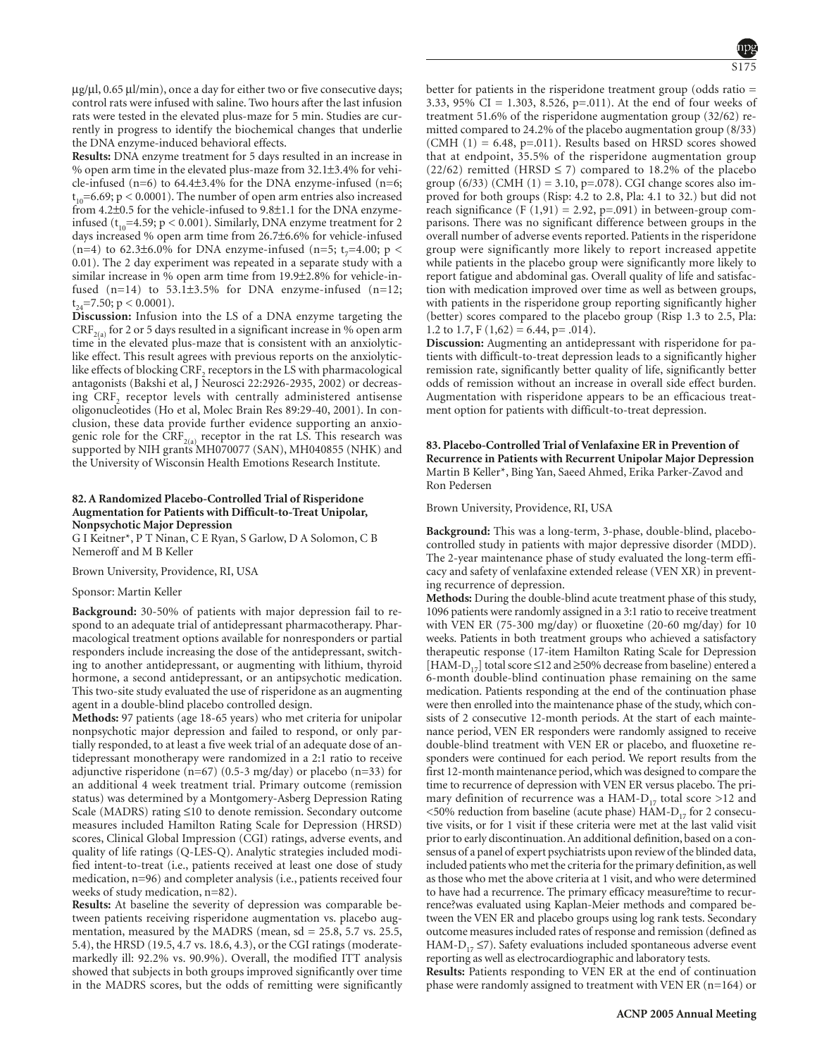μg/μl, 0.65 μl/min), once a day for either two or five consecutive days; control rats were infused with saline. Two hours after the last infusion rats were tested in the elevated plus-maze for 5 min. Studies are currently in progress to identify the biochemical changes that underlie the DNA enzyme-induced behavioral effects.

**Results:** DNA enzyme treatment for 5 days resulted in an increase in % open arm time in the elevated plus-maze from 32.1±3.4% for vehicle-infused (n=6) to 64.4±3.4% for the DNA enzyme-infused (n=6; $t_{10}$=6.69; p < 0.0001). The number of open arm entries also increased from 4.2±0.5 for the vehicle-infused to 9.8±1.1 for the DNA enzyme-infused ($t_{10}$=4.59; p < 0.001). Similarly, DNA enzyme treatment for 2 days increased % open arm time from 26.7±6.6% for vehicle-infused (n=4) to 62.3±6.0% for DNA enzyme-infused (n=5; $t_7$=4.00; p < 0.01). The 2 day experiment was repeated in a separate study with a similar increase in % open arm time from 19.9±2.8% for vehicle-infused (n=14) to 53.1±3.5% for DNA enzyme-infused (n=12; $t_{24}$=7.50; p < 0.0001).

**Discussion:** Infusion into the LS of a DNA enzyme targeting the $CRF_{2(a)}$ for 2 or 5 days resulted in a significant increase in % open arm time in the elevated plus-maze that is consistent with an anxiolytic-like effect. This result agrees with previous reports on the anxiolytic-like effects of blocking $CRF_2$ receptors in the LS with pharmacological antagonists (Bakshi et al, J Neurosci 22:2926-2935, 2002) or decreasing $CRF_2$ receptor levels with centrally administered antisense oligonucleotides (Ho et al, Molec Brain Res 89:29-40, 2001). In conclusion, these data provide further evidence supporting an anxiogenic role for the $CRF_{2(a)}$ receptor in the rat LS. This research was supported by NIH grants MH070077 (SAN), MH040855 (NHK) and the University of Wisconsin Health Emotions Research Institute.

### 82. A Randomized Placebo-Controlled Trial of Risperidone Augmentation for Patients with Difficult-to-Treat Unipolar, Nonpsychotic Major Depression

G I Keitner*, P T Ninan, C E Ryan, S Garlow, D A Solomon, C B Nemeroff and M B Keller

Brown University, Providence, RI, USA

Sponsor: Martin Keller

**Background:** 30-50% of patients with major depression fail to respond to an adequate trial of antidepressant pharmacotherapy. Pharmacological treatment options available for nonresponders or partial responders include increasing the dose of the antidepressant, switching to another antidepressant, or augmenting with lithium, thyroid hormone, a second antidepressant, or an antipsychotic medication. This two-site study evaluated the use of risperidone as an augmenting agent in a double-blind placebo controlled design.

**Methods:** 97 patients (age 18-65 years) who met criteria for unipolar nonpsychotic major depression and failed to respond, or only partially responded, to at least a five week trial of an adequate dose of antidepressant monotherapy were randomized in a 2:1 ratio to receive adjunctive risperidone (n=67) (0.5-3 mg/day) or placebo (n=33) for an additional 4 week treatment trial. Primary outcome (remission status) was determined by a Montgomery-Asberg Depression Rating Scale (MADRS) rating ≤10 to denote remission. Secondary outcome measures included Hamilton Rating Scale for Depression (HRSD) scores, Clinical Global Impression (CGI) ratings, adverse events, and quality of life ratings (Q-LES-Q). Analytic strategies included modified intent-to-treat (i.e., patients received at least one dose of study medication, n=96) and completer analysis (i.e., patients received four weeks of study medication, n=82).

**Results:** At baseline the severity of depression was comparable between patients receiving risperidone augmentation vs. placebo augmentation, measured by the MADRS (mean, sd = 25.8, 5.7 vs. 25.5, 5.4), the HRSD (19.5, 4.7 vs. 18.6, 4.3), or the CGI ratings (moderate-markedly ill: 92.2% vs. 90.9%). Overall, the modified ITT analysis showed that subjects in both groups improved significantly over time in the MADRS scores, but the odds of remitting were significantly better for patients in the risperidone treatment group (odds ratio = 3.33, 95% CI = 1.303, 8.526, p=.011). At the end of four weeks of treatment 51.6% of the risperidone augmentation group (32/62) remitted compared to 24.2% of the placebo augmentation group (8/33) (CMH (1) = 6.48, p=.011). Results based on HRSD scores showed that at endpoint, 35.5% of the risperidone augmentation group (22/62) remitted (HRSD ≤ 7) compared to 18.2% of the placebo group (6/33) (CMH (1) = 3.10, p=.078). CGI change scores also improved for both groups (Risp: 4.2 to 2.8, Pla: 4.1 to 32.) but did not reach significance (F (1,91) = 2.92, p=.091) in between-group comparisons. There was no significant difference between groups in the overall number of adverse events reported. Patients in the risperidone group were significantly more likely to report increased appetite while patients in the placebo group were significantly more likely to report fatigue and abdominal gas. Overall quality of life and satisfaction with medication improved over time as well as between groups, with patients in the risperidone group reporting significantly higher (better) scores compared to the placebo group (Risp 1.3 to 2.5, Pla: 1.2 to 1.7, F (1,62) = 6.44, p= .014).

**Discussion:** Augmenting an antidepressant with risperidone for patients with difficult-to-treat depression leads to a significantly higher remission rate, significantly better quality of life, significantly better odds of remission without an increase in overall side effect burden. Augmentation with risperidone appears to be an efficacious treatment option for patients with difficult-to-treat depression.

### 83. Placebo-Controlled Trial of Venlafaxine ER in Prevention of Recurrence in Patients with Recurrent Unipolar Major Depression

Martin B Keller*, Bing Yan, Saeed Ahmed, Erika Parker-Zavod and Ron Pedersen

Brown University, Providence, RI, USA

**Background:** This was a long-term, 3-phase, double-blind, placebo-controlled study in patients with major depressive disorder (MDD). The 2-year maintenance phase of study evaluated the long-term efficacy and safety of venlafaxine extended release (VEN XR) in preventing recurrence of depression.

**Methods:** During the double-blind acute treatment phase of this study, 1096 patients were randomly assigned in a 3:1 ratio to receive treatment with VEN ER (75-300 mg/day) or fluoxetine (20-60 mg/day) for 10 weeks. Patients in both treatment groups who achieved a satisfactory therapeutic response (17-item Hamilton Rating Scale for Depression [$HAM\text{-}D_{17}$] total score ≤12 and ≥50% decrease from baseline) entered a 6-month double-blind continuation phase remaining on the same medication. Patients responding at the end of the continuation phase were then enrolled into the maintenance phase of the study, which consists of 2 consecutive 12-month periods. At the start of each maintenance period, VEN ER responders were randomly assigned to receive double-blind treatment with VEN ER or placebo, and fluoxetine responders were continued for each period. We report results from the first 12-month maintenance period, which was designed to compare the time to recurrence of depression with VEN ER versus placebo. The primary definition of recurrence was a $HAM\text{-}D_{17}$ total score >12 and <50% reduction from baseline (acute phase) $HAM\text{-}D_{17}$ for 2 consecutive visits, or for 1 visit if these criteria were met at the last valid visit prior to early discontinuation. An additional definition, based on a consensus of a panel of expert psychiatrists upon review of the blinded data, included patients who met the criteria for the primary definition, as well as those who met the above criteria at 1 visit, and who were determined to have had a recurrence. The primary efficacy measure?time to recurrence?was evaluated using Kaplan-Meier methods and compared between the VEN ER and placebo groups using log rank tests. Secondary outcome measures included rates of response and remission (defined as $HAM\text{-}D_{17}$ ≤7). Safety evaluations included spontaneous adverse event reporting as well as electrocardiographic and laboratory tests.

**Results:** Patients responding to VEN ER at the end of continuation phase were randomly assigned to treatment with VEN ER (n=164) or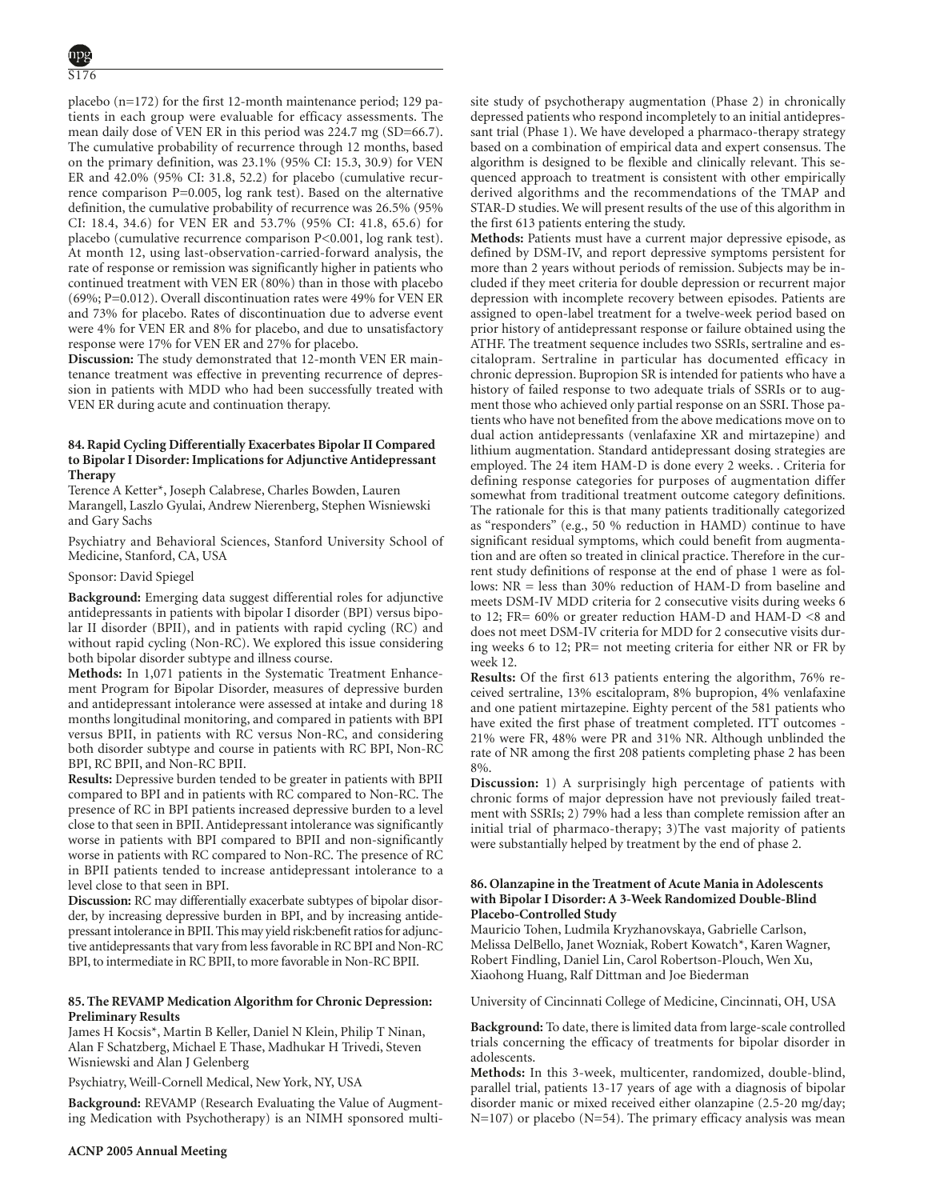placebo (n=172) for the first 12-month maintenance period; 129 patients in each group were evaluable for efficacy assessments. The mean daily dose of VEN ER in this period was 224.7 mg (SD=66.7). The cumulative probability of recurrence through 12 months, based on the primary definition, was 23.1% (95% CI: 15.3, 30.9) for VEN ER and 42.0% (95% CI: 31.8, 52.2) for placebo (cumulative recurrence comparison P=0.005, log rank test). Based on the alternative definition, the cumulative probability of recurrence was 26.5% (95% CI: 18.4, 34.6) for VEN ER and 53.7% (95% CI: 41.8, 65.6) for placebo (cumulative recurrence comparison P<0.001, log rank test). At month 12, using last-observation-carried-forward analysis, the rate of response or remission was significantly higher in patients who continued treatment with VEN ER (80%) than in those with placebo (69%; P=0.012). Overall discontinuation rates were 49% for VEN ER and 73% for placebo. Rates of discontinuation due to adverse event were 4% for VEN ER and 8% for placebo, and due to unsatisfactory response were 17% for VEN ER and 27% for placebo.

**Discussion:** The study demonstrated that 12-month VEN ER maintenance treatment was effective in preventing recurrence of depression in patients with MDD who had been successfully treated with VEN ER during acute and continuation therapy.

### 84. Rapid Cycling Differentially Exacerbates Bipolar II Compared to Bipolar I Disorder: Implications for Adjunctive Antidepressant Therapy

Terence A Ketter*, Joseph Calabrese, Charles Bowden, Lauren Marangell, Laszlo Gyulai, Andrew Nierenberg, Stephen Wisniewski and Gary Sachs

Psychiatry and Behavioral Sciences, Stanford University School of Medicine, Stanford, CA, USA

Sponsor: David Spiegel

**Background:** Emerging data suggest differential roles for adjunctive antidepressants in patients with bipolar I disorder (BPI) versus bipolar II disorder (BPII), and in patients with rapid cycling (RC) and without rapid cycling (Non-RC). We explored this issue considering both bipolar disorder subtype and illness course.

**Methods:** In 1,071 patients in the Systematic Treatment Enhancement Program for Bipolar Disorder, measures of depressive burden and antidepressant intolerance were assessed at intake and during 18 months longitudinal monitoring, and compared in patients with BPI versus BPII, in patients with RC versus Non-RC, and considering both disorder subtype and course in patients with RC BPI, Non-RC BPI, RC BPII, and Non-RC BPII.

**Results:** Depressive burden tended to be greater in patients with BPII compared to BPI and in patients with RC compared to Non-RC. The presence of RC in BPI patients increased depressive burden to a level close to that seen in BPII. Antidepressant intolerance was significantly worse in patients with BPI compared to BPII and non-significantly worse in patients with RC compared to Non-RC. The presence of RC in BPII patients tended to increase antidepressant intolerance to a level close to that seen in BPI.

**Discussion:** RC may differentially exacerbate subtypes of bipolar disorder, by increasing depressive burden in BPI, and by increasing antidepressant intolerance in BPII. This may yield risk:benefit ratios for adjunctive antidepressants that vary from less favorable in RC BPI and Non-RC BPI, to intermediate in RC BPII, to more favorable in Non-RC BPII.

### 85. The REVAMP Medication Algorithm for Chronic Depression: Preliminary Results

James H Kocsis*, Martin B Keller, Daniel N Klein, Philip T Ninan, Alan F Schatzberg, Michael E Thase, Madhukar H Trivedi, Steven Wisniewski and Alan J Gelenberg

Psychiatry, Weill-Cornell Medical, New York, NY, USA

**Background:** REVAMP (Research Evaluating the Value of Augmenting Medication with Psychotherapy) is an NIMH sponsored multi-site study of psychotherapy augmentation (Phase 2) in chronically depressed patients who respond incompletely to an initial antidepressant trial (Phase 1). We have developed a pharmaco-therapy strategy based on a combination of empirical data and expert consensus. The algorithm is designed to be flexible and clinically relevant. This sequenced approach to treatment is consistent with other empirically derived algorithms and the recommendations of the TMAP and STAR-D studies. We will present results of the use of this algorithm in the first 613 patients entering the study.

**Methods:** Patients must have a current major depressive episode, as defined by DSM-IV, and report depressive symptoms persistent for more than 2 years without periods of remission. Subjects may be included if they meet criteria for double depression or recurrent major depression with incomplete recovery between episodes. Patients are assigned to open-label treatment for a twelve-week period based on prior history of antidepressant response or failure obtained using the ATHF. The treatment sequence includes two SSRIs, sertraline and escitalopram. Sertraline in particular has documented efficacy in chronic depression. Bupropion SR is intended for patients who have a history of failed response to two adequate trials of SSRIs or to augment those who achieved only partial response on an SSRI. Those patients who have not benefited from the above medications move on to dual action antidepressants (venlafaxine XR and mirtazepine) and lithium augmentation. Standard antidepressant dosing strategies are employed. The 24 item HAM-D is done every 2 weeks. . Criteria for defining response categories for purposes of augmentation differ somewhat from traditional treatment outcome category definitions. The rationale for this is that many patients traditionally categorized as "responders" (e.g., 50 % reduction in HAMD) continue to have significant residual symptoms, which could benefit from augmentation and are often so treated in clinical practice. Therefore in the current study definitions of response at the end of phase 1 were as follows: NR = less than 30% reduction of HAM-D from baseline and meets DSM-IV MDD criteria for 2 consecutive visits during weeks 6 to 12; FR= 60% or greater reduction HAM-D and HAM-D <8 and does not meet DSM-IV criteria for MDD for 2 consecutive visits during weeks 6 to 12; PR= not meeting criteria for either NR or FR by week 12.

**Results:** Of the first 613 patients entering the algorithm, 76% received sertraline, 13% escitalopram, 8% bupropion, 4% venlafaxine and one patient mirtazepine. Eighty percent of the 581 patients who have exited the first phase of treatment completed. ITT outcomes - 21% were FR, 48% were PR and 31% NR. Although unblinded the rate of NR among the first 208 patients completing phase 2 has been 8%.

**Discussion:** 1) A surprisingly high percentage of patients with chronic forms of major depression have not previously failed treatment with SSRIs; 2) 79% had a less than complete remission after an initial trial of pharmaco-therapy; 3)The vast majority of patients were substantially helped by treatment by the end of phase 2.

### 86. Olanzapine in the Treatment of Acute Mania in Adolescents with Bipolar I Disorder: A 3-Week Randomized Double-Blind Placebo-Controlled Study

Mauricio Tohen, Ludmila Kryzhanovskaya, Gabrielle Carlson, Melissa DelBello, Janet Wozniak, Robert Kowatch*, Karen Wagner, Robert Findling, Daniel Lin, Carol Robertson-Plouch, Wen Xu, Xiaohong Huang, Ralf Dittman and Joe Biederman

University of Cincinnati College of Medicine, Cincinnati, OH, USA

**Background:** To date, there is limited data from large-scale controlled trials concerning the efficacy of treatments for bipolar disorder in adolescents.

**Methods:** In this 3-week, multicenter, randomized, double-blind, parallel trial, patients 13-17 years of age with a diagnosis of bipolar disorder manic or mixed received either olanzapine (2.5-20 mg/day; N=107) or placebo (N=54). The primary efficacy analysis was mean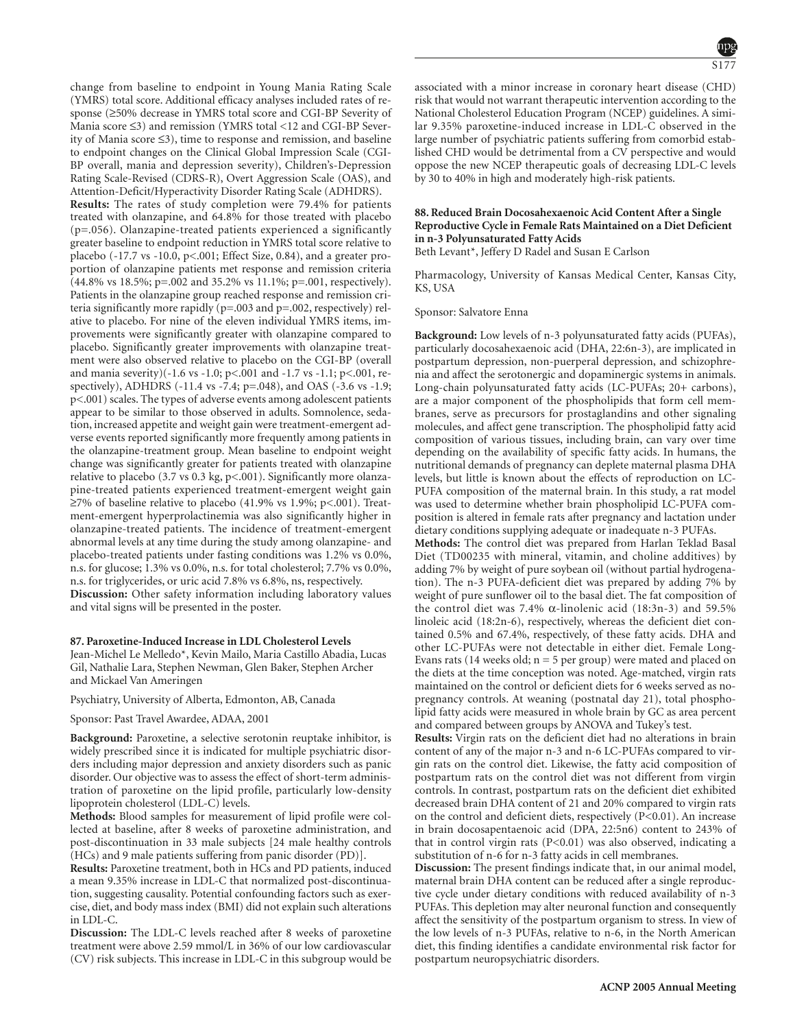change from baseline to endpoint in Young Mania Rating Scale (YMRS) total score. Additional efficacy analyses included rates of response (≥50% decrease in YMRS total score and CGI-BP Severity of Mania score ≤3) and remission (YMRS total <12 and CGI-BP Severity of Mania score ≤3), time to response and remission, and baseline to endpoint changes on the Clinical Global Impression Scale (CGI-BP overall, mania and depression severity), Children's-Depression Rating Scale-Revised (CDRS-R), Overt Aggression Scale (OAS), and Attention-Deficit/Hyperactivity Disorder Rating Scale (ADHDRS).

**Results:** The rates of study completion were 79.4% for patients treated with olanzapine, and 64.8% for those treated with placebo (p=.056). Olanzapine-treated patients experienced a significantly greater baseline to endpoint reduction in YMRS total score relative to placebo (-17.7 vs -10.0, p<.001; Effect Size, 0.84), and a greater proportion of olanzapine patients met response and remission criteria (44.8% vs 18.5%; p=.002 and 35.2% vs 11.1%; p=.001, respectively). Patients in the olanzapine group reached response and remission criteria significantly more rapidly (p=.003 and p=.002, respectively) relative to placebo. For nine of the eleven individual YMRS items, improvements were significantly greater with olanzapine compared to placebo. Significantly greater improvements with olanzapine treatment were also observed relative to placebo on the CGI-BP (overall and mania severity)(-1.6 vs -1.0; p<.001 and -1.7 vs -1.1; p<.001, respectively), ADHDRS (-11.4 vs -7.4; p=.048), and OAS (-3.6 vs -1.9; p<.001) scales. The types of adverse events among adolescent patients appear to be similar to those observed in adults. Somnolence, sedation, increased appetite and weight gain were treatment-emergent adverse events reported significantly more frequently among patients in the olanzapine-treatment group. Mean baseline to endpoint weight change was significantly greater for patients treated with olanzapine relative to placebo (3.7 vs 0.3 kg, p<.001). Significantly more olanzapine-treated patients experienced treatment-emergent weight gain ≥7% of baseline relative to placebo (41.9% vs 1.9%; p<.001). Treatment-emergent hyperprolactinemia was also significantly higher in olanzapine-treated patients. The incidence of treatment-emergent abnormal levels at any time during the study among olanzapine- and placebo-treated patients under fasting conditions was 1.2% vs 0.0%, n.s. for glucose; 1.3% vs 0.0%, n.s. for total cholesterol; 7.7% vs 0.0%, n.s. for triglycerides, or uric acid 7.8% vs 6.8%, ns, respectively.

**Discussion:** Other safety information including laboratory values and vital signs will be presented in the poster.

### 87. Paroxetine-Induced Increase in LDL Cholesterol Levels

Jean-Michel Le Melledo*, Kevin Mailo, Maria Castillo Abadia, Lucas Gil, Nathalie Lara, Stephen Newman, Glen Baker, Stephen Archer and Mickael Van Ameringen

Psychiatry, University of Alberta, Edmonton, AB, Canada

Sponsor: Past Travel Awardee, ADAA, 2001

**Background:** Paroxetine, a selective serotonin reuptake inhibitor, is widely prescribed since it is indicated for multiple psychiatric disorders including major depression and anxiety disorders such as panic disorder. Our objective was to assess the effect of short-term administration of paroxetine on the lipid profile, particularly low-density lipoprotein cholesterol (LDL-C) levels.

**Methods:** Blood samples for measurement of lipid profile were collected at baseline, after 8 weeks of paroxetine administration, and post-discontinuation in 33 male subjects [24 male healthy controls (HCs) and 9 male patients suffering from panic disorder (PD)].

**Results:** Paroxetine treatment, both in HCs and PD patients, induced a mean 9.35% increase in LDL-C that normalized post-discontinuation, suggesting causality. Potential confounding factors such as exercise, diet, and body mass index (BMI) did not explain such alterations in LDL-C.

**Discussion:** The LDL-C levels reached after 8 weeks of paroxetine treatment were above 2.59 mmol/L in 36% of our low cardiovascular (CV) risk subjects. This increase in LDL-C in this subgroup would be associated with a minor increase in coronary heart disease (CHD) risk that would not warrant therapeutic intervention according to the National Cholesterol Education Program (NCEP) guidelines. A similar 9.35% paroxetine-induced increase in LDL-C observed in the large number of psychiatric patients suffering from comorbid established CHD would be detrimental from a CV perspective and would oppose the new NCEP therapeutic goals of decreasing LDL-C levels by 30 to 40% in high and moderately high-risk patients.

### 88. Reduced Brain Docosahexaenoic Acid Content After a Single Reproductive Cycle in Female Rats Maintained on a Diet Deficient in n-3 Polyunsaturated Fatty Acids

Beth Levant*, Jeffery D Radel and Susan E Carlson

Pharmacology, University of Kansas Medical Center, Kansas City, KS, USA

Sponsor: Salvatore Enna

**Background:** Low levels of n-3 polyunsaturated fatty acids (PUFAs), particularly docosahexaenoic acid (DHA, 22:6n-3), are implicated in postpartum depression, non-puerperal depression, and schizophrenia and affect the serotonergic and dopaminergic systems in animals. Long-chain polyunsaturated fatty acids (LC-PUFAs; 20+ carbons), are a major component of the phospholipids that form cell membranes, serve as precursors for prostaglandins and other signaling molecules, and affect gene transcription. The phospholipid fatty acid composition of various tissues, including brain, can vary over time depending on the availability of specific fatty acids. In humans, the nutritional demands of pregnancy can deplete maternal plasma DHA levels, but little is known about the effects of reproduction on LC-PUFA composition of the maternal brain. In this study, a rat model was used to determine whether brain phospholipid LC-PUFA composition is altered in female rats after pregnancy and lactation under dietary conditions supplying adequate or inadequate n-3 PUFAs.

**Methods:** The control diet was prepared from Harlan Teklad Basal Diet (TD00235 with mineral, vitamin, and choline additives) by adding 7% by weight of pure soybean oil (without partial hydrogenation). The n-3 PUFA-deficient diet was prepared by adding 7% by weight of pure sunflower oil to the basal diet. The fat composition of the control diet was 7.4% $\alpha$-linolenic acid (18:3n-3) and 59.5% linoleic acid (18:2n-6), respectively, whereas the deficient diet contained 0.5% and 67.4%, respectively, of these fatty acids. DHA and other LC-PUFAs were not detectable in either diet. Female Long-Evans rats (14 weeks old; n = 5 per group) were mated and placed on the diets at the time conception was noted. Age-matched, virgin rats maintained on the control or deficient diets for 6 weeks served as no-pregnancy controls. At weaning (postnatal day 21), total phospholipid fatty acids were measured in whole brain by GC as area percent and compared between groups by ANOVA and Tukey's test.

**Results:** Virgin rats on the deficient diet had no alterations in brain content of any of the major n-3 and n-6 LC-PUFAs compared to virgin rats on the control diet. Likewise, the fatty acid composition of postpartum rats on the control diet was not different from virgin controls. In contrast, postpartum rats on the deficient diet exhibited decreased brain DHA content of 21 and 20% compared to virgin rats on the control and deficient diets, respectively (P<0.01). An increase in brain docosapentaenoic acid (DPA, 22:5n6) content to 243% of that in control virgin rats (P<0.01) was also observed, indicating a substitution of n-6 for n-3 fatty acids in cell membranes.

**Discussion:** The present findings indicate that, in our animal model, maternal brain DHA content can be reduced after a single reproductive cycle under dietary conditions with reduced availability of n-3 PUFAs. This depletion may alter neuronal function and consequently affect the sensitivity of the postpartum organism to stress. In view of the low levels of n-3 PUFAs, relative to n-6, in the North American diet, this finding identifies a candidate environmental risk factor for postpartum neuropsychiatric disorders.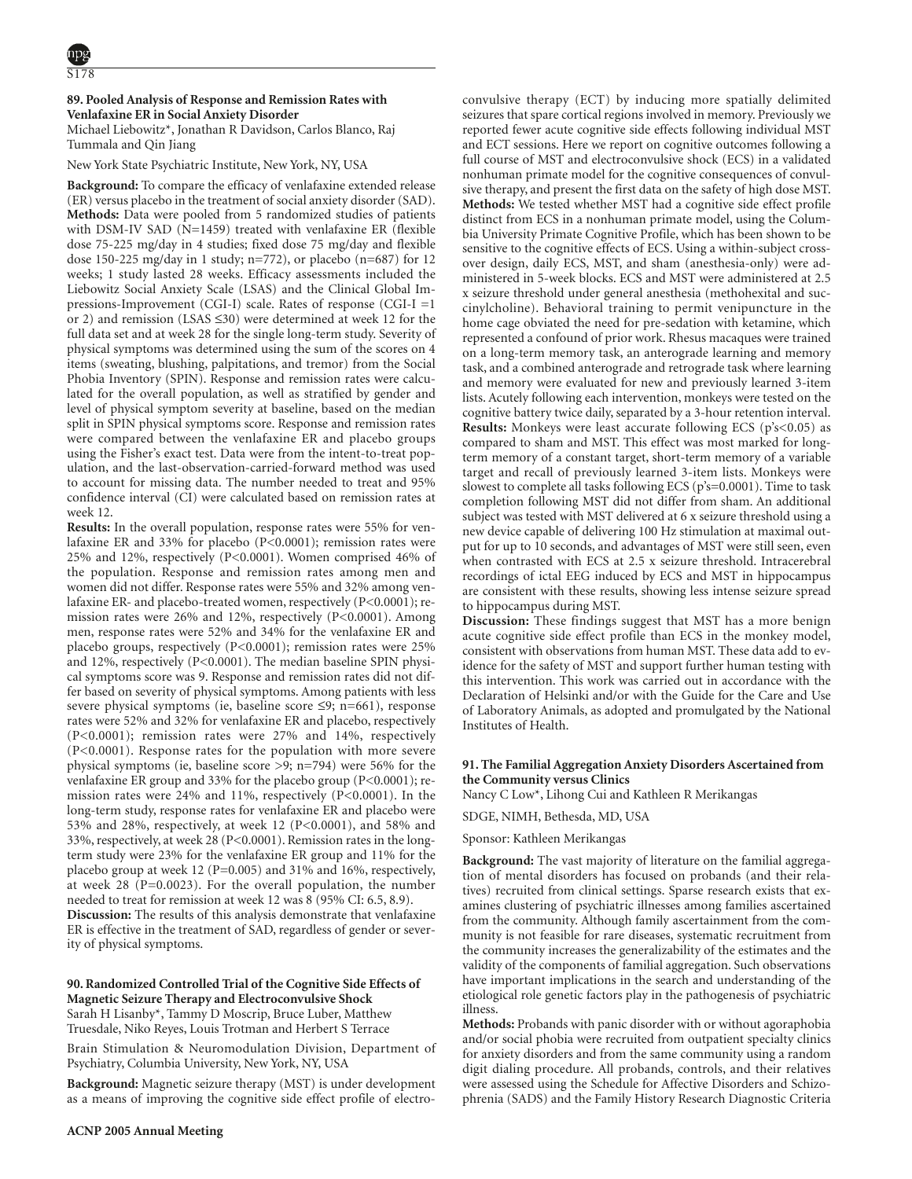### 89. Pooled Analysis of Response and Remission Rates with Venlafaxine ER in Social Anxiety Disorder

Michael Liebowitz*, Jonathan R Davidson, Carlos Blanco, Raj Tummala and Qin Jiang

New York State Psychiatric Institute, New York, NY, USA

**Background:** To compare the efficacy of venlafaxine extended release (ER) versus placebo in the treatment of social anxiety disorder (SAD). **Methods:** Data were pooled from 5 randomized studies of patients with DSM-IV SAD (N=1459) treated with venlafaxine ER (flexible dose 75-225 mg/day in 4 studies; fixed dose 75 mg/day and flexible dose 150-225 mg/day in 1 study; n=772), or placebo (n=687) for 12 weeks; 1 study lasted 28 weeks. Efficacy assessments included the Liebowitz Social Anxiety Scale (LSAS) and the Clinical Global Impressions-Improvement (CGI-I) scale. Rates of response (CGI-I =1 or 2) and remission (LSAS ≤30) were determined at week 12 for the full data set and at week 28 for the single long-term study. Severity of physical symptoms was determined using the sum of the scores on 4 items (sweating, blushing, palpitations, and tremor) from the Social Phobia Inventory (SPIN). Response and remission rates were calculated for the overall population, as well as stratified by gender and level of physical symptom severity at baseline, based on the median split in SPIN physical symptoms score. Response and remission rates were compared between the venlafaxine ER and placebo groups using the Fisher's exact test. Data were from the intent-to-treat population, and the last-observation-carried-forward method was used to account for missing data. The number needed to treat and 95% confidence interval (CI) were calculated based on remission rates at week 12.

**Results:** In the overall population, response rates were 55% for venlafaxine ER and 33% for placebo (P<0.0001); remission rates were 25% and 12%, respectively (P<0.0001). Women comprised 46% of the population. Response and remission rates among men and women did not differ. Response rates were 55% and 32% among venlafaxine ER- and placebo-treated women, respectively (P<0.0001); remission rates were 26% and 12%, respectively (P<0.0001). Among men, response rates were 52% and 34% for the venlafaxine ER and placebo groups, respectively (P<0.0001); remission rates were 25% and 12%, respectively (P<0.0001). The median baseline SPIN physical symptoms score was 9. Response and remission rates did not differ based on severity of physical symptoms. Among patients with less severe physical symptoms (ie, baseline score ≤9; n=661), response rates were 52% and 32% for venlafaxine ER and placebo, respectively (P<0.0001); remission rates were 27% and 14%, respectively (P<0.0001). Response rates for the population with more severe physical symptoms (ie, baseline score >9; n=794) were 56% for the venlafaxine ER group and 33% for the placebo group (P<0.0001); remission rates were 24% and 11%, respectively (P<0.0001). In the long-term study, response rates for venlafaxine ER and placebo were 53% and 28%, respectively, at week 12 (P<0.0001), and 58% and 33%, respectively, at week 28 (P<0.0001). Remission rates in the long-term study were 23% for the venlafaxine ER group and 11% for the placebo group at week 12 (P=0.005) and 31% and 16%, respectively, at week 28 (P=0.0023). For the overall population, the number needed to treat for remission at week 12 was 8 (95% CI: 6.5, 8.9).

**Discussion:** The results of this analysis demonstrate that venlafaxine ER is effective in the treatment of SAD, regardless of gender or severity of physical symptoms.

### 90. Randomized Controlled Trial of the Cognitive Side Effects of Magnetic Seizure Therapy and Electroconvulsive Shock

Sarah H Lisanby*, Tammy D Moscrip, Bruce Luber, Matthew Truesdale, Niko Reyes, Louis Trotman and Herbert S Terrace

Brain Stimulation & Neuromodulation Division, Department of Psychiatry, Columbia University, New York, NY, USA

**Background:** Magnetic seizure therapy (MST) is under development as a means of improving the cognitive side effect profile of electroconvulsive therapy (ECT) by inducing more spatially delimited seizures that spare cortical regions involved in memory. Previously we reported fewer acute cognitive side effects following individual MST and ECT sessions. Here we report on cognitive outcomes following a full course of MST and electroconvulsive shock (ECS) in a validated nonhuman primate model for the cognitive consequences of convulsive therapy, and present the first data on the safety of high dose MST. **Methods:** We tested whether MST had a cognitive side effect profile distinct from ECS in a nonhuman primate model, using the Columbia University Primate Cognitive Profile, which has been shown to be sensitive to the cognitive effects of ECS. Using a within-subject crossover design, daily ECS, MST, and sham (anesthesia-only) were administered in 5-week blocks. ECS and MST were administered at 2.5 x seizure threshold under general anesthesia (methohexital and succinylcholine). Behavioral training to permit venipuncture in the home cage obviated the need for pre-sedation with ketamine, which represented a confound of prior work. Rhesus macaques were trained on a long-term memory task, an anterograde learning and memory task, and a combined anterograde and retrograde task where learning and memory were evaluated for new and previously learned 3-item lists. Acutely following each intervention, monkeys were tested on the cognitive battery twice daily, separated by a 3-hour retention interval. **Results:** Monkeys were least accurate following ECS (p's<0.05) as compared to sham and MST. This effect was most marked for long-term memory of a constant target, short-term memory of a variable target and recall of previously learned 3-item lists. Monkeys were slowest to complete all tasks following ECS (p's=0.0001). Time to task completion following MST did not differ from sham. An additional subject was tested with MST delivered at 6 x seizure threshold using a new device capable of delivering 100 Hz stimulation at maximal output for up to 10 seconds, and advantages of MST were still seen, even when contrasted with ECS at 2.5 x seizure threshold. Intracerebral recordings of ictal EEG induced by ECS and MST in hippocampus are consistent with these results, showing less intense seizure spread to hippocampus during MST.

**Discussion:** These findings suggest that MST has a more benign acute cognitive side effect profile than ECS in the monkey model, consistent with observations from human MST. These data add to evidence for the safety of MST and support further human testing with this intervention. This work was carried out in accordance with the Declaration of Helsinki and/or with the Guide for the Care and Use of Laboratory Animals, as adopted and promulgated by the National Institutes of Health.

### 91. The Familial Aggregation Anxiety Disorders Ascertained from the Community versus Clinics

Nancy C Low*, Lihong Cui and Kathleen R Merikangas

SDGE, NIMH, Bethesda, MD, USA

Sponsor: Kathleen Merikangas

**Background:** The vast majority of literature on the familial aggregation of mental disorders has focused on probands (and their relatives) recruited from clinical settings. Sparse research exists that examines clustering of psychiatric illnesses among families ascertained from the community. Although family ascertainment from the community is not feasible for rare diseases, systematic recruitment from the community increases the generalizability of the estimates and the validity of the components of familial aggregation. Such observations have important implications in the search and understanding of the etiological role genetic factors play in the pathogenesis of psychiatric illness.

**Methods:** Probands with panic disorder with or without agoraphobia and/or social phobia were recruited from outpatient specialty clinics for anxiety disorders and from the same community using a random digit dialing procedure. All probands, controls, and their relatives were assessed using the Schedule for Affective Disorders and Schizophrenia (SADS) and the Family History Research Diagnostic Criteria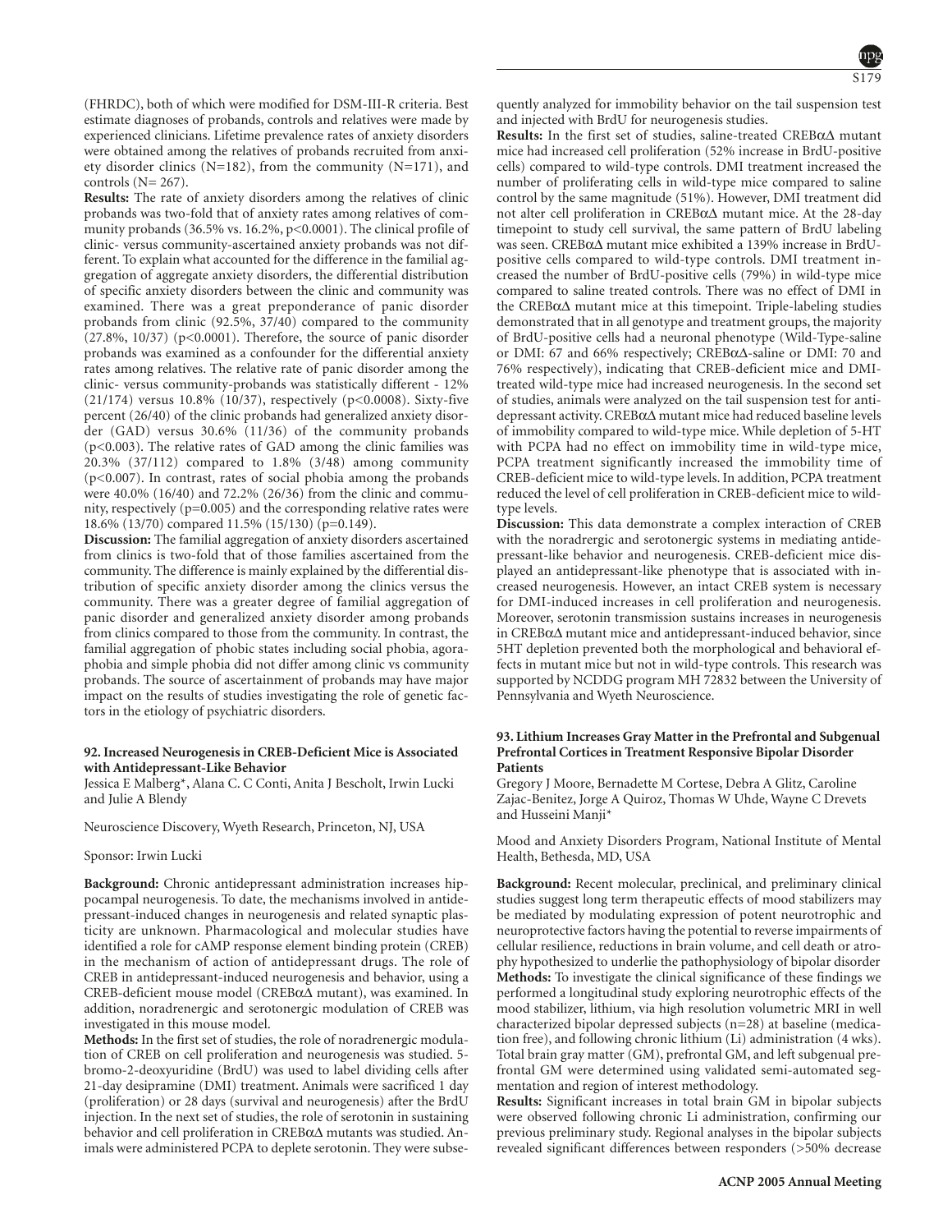(FHRDC), both of which were modified for DSM-III-R criteria. Best estimate diagnoses of probands, controls and relatives were made by experienced clinicians. Lifetime prevalence rates of anxiety disorders were obtained among the relatives of probands recruited from anxiety disorder clinics (N=182), from the community (N=171), and controls (N= 267).

**Results:** The rate of anxiety disorders among the relatives of clinic probands was two-fold that of anxiety rates among relatives of community probands (36.5% vs. 16.2%, p<0.0001). The clinical profile of clinic- versus community-ascertained anxiety probands was not different. To explain what accounted for the difference in the familial aggregation of aggregate anxiety disorders, the differential distribution of specific anxiety disorders between the clinic and community was examined. There was a great preponderance of panic disorder probands from clinic (92.5%, 37/40) compared to the community (27.8%, 10/37) (p<0.0001). Therefore, the source of panic disorder probands was examined as a confounder for the differential anxiety rates among relatives. The relative rate of panic disorder among the clinic- versus community-probands was statistically different - 12% (21/174) versus 10.8% (10/37), respectively (p<0.0008). Sixty-five percent (26/40) of the clinic probands had generalized anxiety disorder (GAD) versus 30.6% (11/36) of the community probands (p<0.003). The relative rates of GAD among the clinic families was 20.3% (37/112) compared to 1.8% (3/48) among community (p<0.007). In contrast, rates of social phobia among the probands were 40.0% (16/40) and 72.2% (26/36) from the clinic and community, respectively (p=0.005) and the corresponding relative rates were 18.6% (13/70) compared 11.5% (15/130) (p=0.149).

**Discussion:** The familial aggregation of anxiety disorders ascertained from clinics is two-fold that of those families ascertained from the community. The difference is mainly explained by the differential distribution of specific anxiety disorder among the clinics versus the community. There was a greater degree of familial aggregation of panic disorder and generalized anxiety disorder among probands from clinics compared to those from the community. In contrast, the familial aggregation of phobic states including social phobia, agoraphobia and simple phobia did not differ among clinic vs community probands. The source of ascertainment of probands may have major impact on the results of studies investigating the role of genetic factors in the etiology of psychiatric disorders.

### 92. Increased Neurogenesis in CREB-Deficient Mice is Associated with Antidepressant-Like Behavior

Jessica E Malberg*, Alana C. C Conti, Anita J Bescholt, Irwin Lucki and Julie A Blendy

Neuroscience Discovery, Wyeth Research, Princeton, NJ, USA

Sponsor: Irwin Lucki

**Background:** Chronic antidepressant administration increases hippocampal neurogenesis. To date, the mechanisms involved in antidepressant-induced changes in neurogenesis and related synaptic plasticity are unknown. Pharmacological and molecular studies have identified a role for cAMP response element binding protein (CREB) in the mechanism of action of antidepressant drugs. The role of CREB in antidepressant-induced neurogenesis and behavior, using a CREB-deficient mouse model (CREBαΔ mutant), was examined. In addition, noradrenergic and serotonergic modulation of CREB was investigated in this mouse model.

**Methods:** In the first set of studies, the role of noradrenergic modulation of CREB on cell proliferation and neurogenesis was studied. 5-bromo-2-deoxyuridine (BrdU) was used to label dividing cells after 21-day desipramine (DMI) treatment. Animals were sacrificed 1 day (proliferation) or 28 days (survival and neurogenesis) after the BrdU injection. In the next set of studies, the role of serotonin in sustaining behavior and cell proliferation in CREBαΔ mutants was studied. Animals were administered PCPA to deplete serotonin. They were subsequently analyzed for immobility behavior on the tail suspension test and injected with BrdU for neurogenesis studies.

**Results:** In the first set of studies, saline-treated CREBαΔ mutant mice had increased cell proliferation (52% increase in BrdU-positive cells) compared to wild-type controls. DMI treatment increased the number of proliferating cells in wild-type mice compared to saline control by the same magnitude (51%). However, DMI treatment did not alter cell proliferation in CREBαΔ mutant mice. At the 28-day timepoint to study cell survival, the same pattern of BrdU labeling was seen. CREBαΔ mutant mice exhibited a 139% increase in BrdU-positive cells compared to wild-type controls. DMI treatment increased the number of BrdU-positive cells (79%) in wild-type mice compared to saline treated controls. There was no effect of DMI in the CREBαΔ mutant mice at this timepoint. Triple-labeling studies demonstrated that in all genotype and treatment groups, the majority of BrdU-positive cells had a neuronal phenotype (Wild-Type-saline or DMI: 67 and 66% respectively; CREBαΔ-saline or DMI: 70 and 76% respectively), indicating that CREB-deficient mice and DMI-treated wild-type mice had increased neurogenesis. In the second set of studies, animals were analyzed on the tail suspension test for antidepressant activity. CREBαΔ mutant mice had reduced baseline levels of immobility compared to wild-type mice. While depletion of 5-HT with PCPA had no effect on immobility time in wild-type mice, PCPA treatment significantly increased the immobility time of CREB-deficient mice to wild-type levels. In addition, PCPA treatment reduced the level of cell proliferation in CREB-deficient mice to wild-type levels.

**Discussion:** This data demonstrate a complex interaction of CREB with the noradrergic and serotonergic systems in mediating antidepressant-like behavior and neurogenesis. CREB-deficient mice displayed an antidepressant-like phenotype that is associated with increased neurogenesis. However, an intact CREB system is necessary for DMI-induced increases in cell proliferation and neurogenesis. Moreover, serotonin transmission sustains increases in neurogenesis in CREBαΔ mutant mice and antidepressant-induced behavior, since 5HT depletion prevented both the morphological and behavioral effects in mutant mice but not in wild-type controls. This research was supported by NCDDG program MH 72832 between the University of Pennsylvania and Wyeth Neuroscience.

### 93. Lithium Increases Gray Matter in the Prefrontal and Subgenual Prefrontal Cortices in Treatment Responsive Bipolar Disorder Patients

Gregory J Moore, Bernadette M Cortese, Debra A Glitz, Caroline Zajac-Benitez, Jorge A Quiroz, Thomas W Uhde, Wayne C Drevets and Husseini Manji*

Mood and Anxiety Disorders Program, National Institute of Mental Health, Bethesda, MD, USA

**Background:** Recent molecular, preclinical, and preliminary clinical studies suggest long term therapeutic effects of mood stabilizers may be mediated by modulating expression of potent neurotrophic and neuroprotective factors having the potential to reverse impairments of cellular resilience, reductions in brain volume, and cell death or atrophy hypothesized to underlie the pathophysiology of bipolar disorder

**Methods:** To investigate the clinical significance of these findings we performed a longitudinal study exploring neurotrophic effects of the mood stabilizer, lithium, via high resolution volumetric MRI in well characterized bipolar depressed subjects (n=28) at baseline (medication free), and following chronic lithium (Li) administration (4 wks). Total brain gray matter (GM), prefrontal GM, and left subgenual prefrontal GM were determined using validated semi-automated segmentation and region of interest methodology.

**Results:** Significant increases in total brain GM in bipolar subjects were observed following chronic Li administration, confirming our previous preliminary study. Regional analyses in the bipolar subjects revealed significant differences between responders (>50% decrease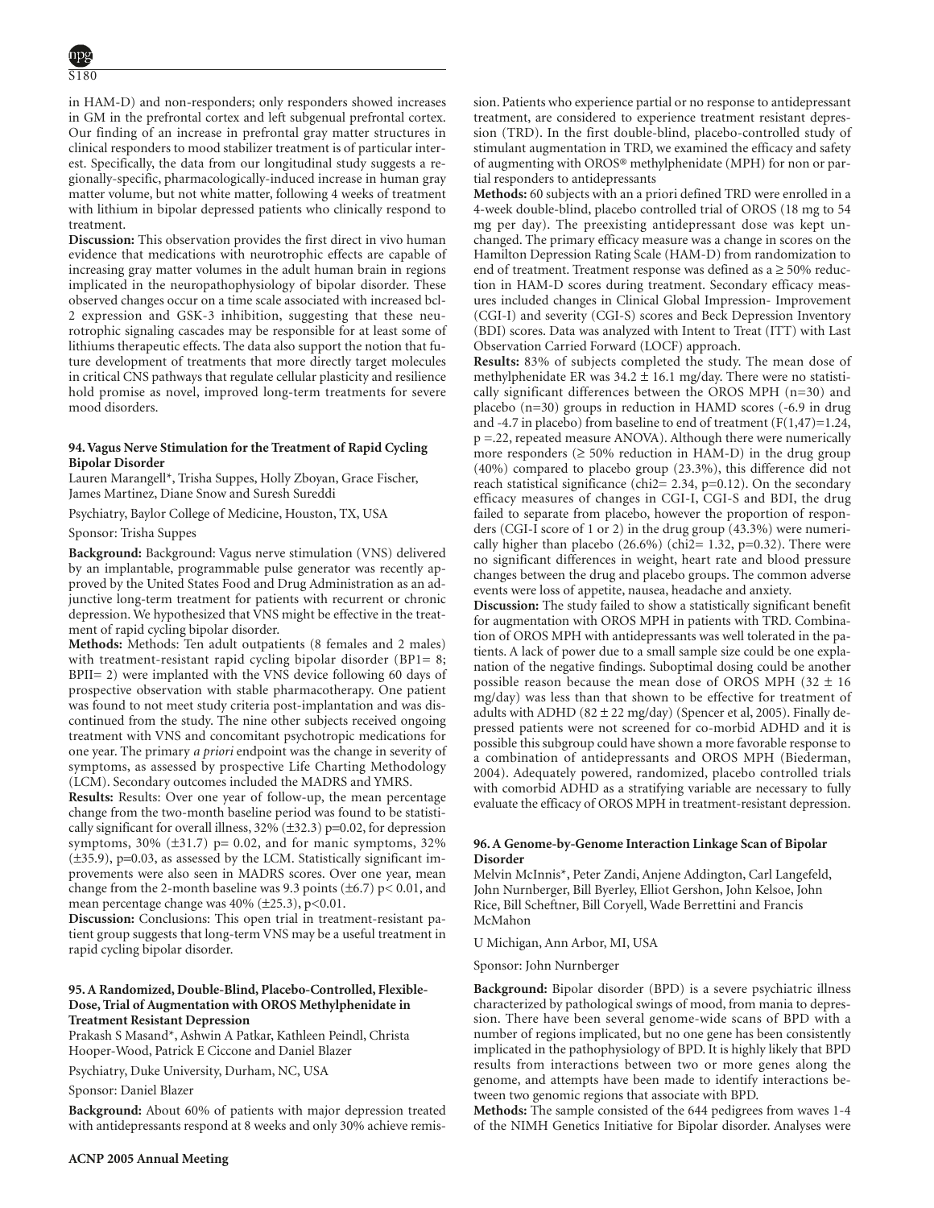in HAM-D) and non-responders; only responders showed increases in GM in the prefrontal cortex and left subgenual prefrontal cortex. Our finding of an increase in prefrontal gray matter structures in clinical responders to mood stabilizer treatment is of particular interest. Specifically, the data from our longitudinal study suggests a regionally-specific, pharmacologically-induced increase in human gray matter volume, but not white matter, following 4 weeks of treatment with lithium in bipolar depressed patients who clinically respond to treatment.

**Discussion:** This observation provides the first direct in vivo human evidence that medications with neurotrophic effects are capable of increasing gray matter volumes in the adult human brain in regions implicated in the neuropathophysiology of bipolar disorder. These observed changes occur on a time scale associated with increased bcl-2 expression and GSK-3 inhibition, suggesting that these neurotrophic signaling cascades may be responsible for at least some of lithiums therapeutic effects. The data also support the notion that future development of treatments that more directly target molecules in critical CNS pathways that regulate cellular plasticity and resilience hold promise as novel, improved long-term treatments for severe mood disorders.

### 94. Vagus Nerve Stimulation for the Treatment of Rapid Cycling Bipolar Disorder

Lauren Marangell*, Trisha Suppes, Holly Zboyan, Grace Fischer, James Martinez, Diane Snow and Suresh Sureddi

Psychiatry, Baylor College of Medicine, Houston, TX, USA

Sponsor: Trisha Suppes

**Background:** Background: Vagus nerve stimulation (VNS) delivered by an implantable, programmable pulse generator was recently approved by the United States Food and Drug Administration as an adjunctive long-term treatment for patients with recurrent or chronic depression. We hypothesized that VNS might be effective in the treatment of rapid cycling bipolar disorder.

**Methods:** Methods: Ten adult outpatients (8 females and 2 males) with treatment-resistant rapid cycling bipolar disorder (BP1= 8; BPII= 2) were implanted with the VNS device following 60 days of prospective observation with stable pharmacotherapy. One patient was found to not meet study criteria post-implantation and was discontinued from the study. The nine other subjects received ongoing treatment with VNS and concomitant psychotropic medications for one year. The primary *a priori* endpoint was the change in severity of symptoms, as assessed by prospective Life Charting Methodology (LCM). Secondary outcomes included the MADRS and YMRS.

**Results:** Results: Over one year of follow-up, the mean percentage change from the two-month baseline period was found to be statistically significant for overall illness, 32% (±32.3) p=0.02, for depression symptoms, 30% (±31.7) p= 0.02, and for manic symptoms, 32% (±35.9), p=0.03, as assessed by the LCM. Statistically significant improvements were also seen in MADRS scores. Over one year, mean change from the 2-month baseline was 9.3 points (±6.7) p< 0.01, and mean percentage change was 40% (±25.3), p<0.01.

**Discussion:** Conclusions: This open trial in treatment-resistant patient group suggests that long-term VNS may be a useful treatment in rapid cycling bipolar disorder.

### 95. A Randomized, Double-Blind, Placebo-Controlled, Flexible-Dose, Trial of Augmentation with OROS Methylphenidate in Treatment Resistant Depression

Prakash S Masand*, Ashwin A Patkar, Kathleen Peindl, Christa Hooper-Wood, Patrick E Ciccone and Daniel Blazer

Psychiatry, Duke University, Durham, NC, USA

Sponsor: Daniel Blazer

**Background:** About 60% of patients with major depression treated with antidepressants respond at 8 weeks and only 30% achieve remission. Patients who experience partial or no response to antidepressant treatment, are considered to experience treatment resistant depression (TRD). In the first double-blind, placebo-controlled study of stimulant augmentation in TRD, we examined the efficacy and safety of augmenting with OROS® methylphenidate (MPH) for non or partial responders to antidepressants

**Methods:** 60 subjects with an a priori defined TRD were enrolled in a 4-week double-blind, placebo controlled trial of OROS (18 mg to 54 mg per day). The preexisting antidepressant dose was kept unchanged. The primary efficacy measure was a change in scores on the Hamilton Depression Rating Scale (HAM-D) from randomization to end of treatment. Treatment response was defined as a ≥ 50% reduction in HAM-D scores during treatment. Secondary efficacy measures included changes in Clinical Global Impression- Improvement (CGI-I) and severity (CGI-S) scores and Beck Depression Inventory (BDI) scores. Data was analyzed with Intent to Treat (ITT) with Last Observation Carried Forward (LOCF) approach.

**Results:** 83% of subjects completed the study. The mean dose of methylphenidate ER was 34.2 ± 16.1 mg/day. There were no statistically significant differences between the OROS MPH (n=30) and placebo (n=30) groups in reduction in HAMD scores (-6.9 in drug and -4.7 in placebo) from baseline to end of treatment ($F(1,47)=1.24$, $p=.22$, repeated measure ANOVA). Although there were numerically more responders (≥ 50% reduction in HAM-D) in the drug group (40%) compared to placebo group (23.3%), this difference did not reach statistical significance (chi2= 2.34, p=0.12). On the secondary efficacy measures of changes in CGI-I, CGI-S and BDI, the drug failed to separate from placebo, however the proportion of responders (CGI-I score of 1 or 2) in the drug group (43.3%) were numerically higher than placebo (26.6%) (chi2= 1.32, p=0.32). There were no significant differences in weight, heart rate and blood pressure changes between the drug and placebo groups. The common adverse events were loss of appetite, nausea, headache and anxiety.

**Discussion:** The study failed to show a statistically significant benefit for augmentation with OROS MPH in patients with TRD. Combination of OROS MPH with antidepressants was well tolerated in the patients. A lack of power due to a small sample size could be one explanation of the negative findings. Suboptimal dosing could be another possible reason because the mean dose of OROS MPH (32 ± 16 mg/day) was less than that shown to be effective for treatment of adults with ADHD (82 ± 22 mg/day) (Spencer et al, 2005). Finally depressed patients were not screened for co-morbid ADHD and it is possible this subgroup could have shown a more favorable response to a combination of antidepressants and OROS MPH (Biederman, 2004). Adequately powered, randomized, placebo controlled trials with comorbid ADHD as a stratifying variable are necessary to fully evaluate the efficacy of OROS MPH in treatment-resistant depression.

### 96. A Genome-by-Genome Interaction Linkage Scan of Bipolar Disorder

Melvin McInnis*, Peter Zandi, Anjene Addington, Carl Langefeld, John Nurnberger, Bill Byerley, Elliot Gershon, John Kelsoe, John Rice, Bill Scheftner, Bill Coryell, Wade Berrettini and Francis McMahon

U Michigan, Ann Arbor, MI, USA

Sponsor: John Nurnberger

**Background:** Bipolar disorder (BPD) is a severe psychiatric illness characterized by pathological swings of mood, from mania to depression. There have been several genome-wide scans of BPD with a number of regions implicated, but no one gene has been consistently implicated in the pathophysiology of BPD. It is highly likely that BPD results from interactions between two or more genes along the genome, and attempts have been made to identify interactions between two genomic regions that associate with BPD.

**Methods:** The sample consisted of the 644 pedigrees from waves 1-4 of the NIMH Genetics Initiative for Bipolar disorder. Analyses were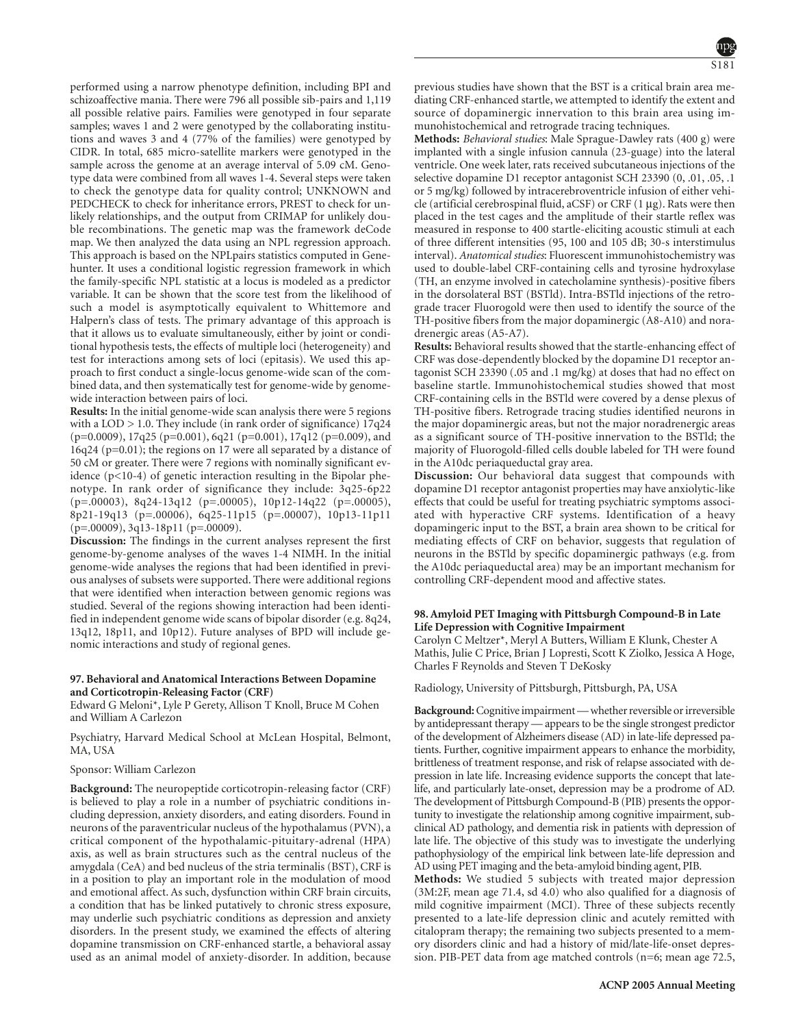performed using a narrow phenotype definition, including BPI and schizoaffective mania. There were 796 all possible sib-pairs and 1,119 all possible relative pairs. Families were genotyped in four separate samples; waves 1 and 2 were genotyped by the collaborating institutions and waves 3 and 4 (77% of the families) were genotyped by CIDR. In total, 685 micro-satellite markers were genotyped in the sample across the genome at an average interval of 5.09 cM. Genotype data were combined from all waves 1-4. Several steps were taken to check the genotype data for quality control; UNKNOWN and PEDCHECK to check for inheritance errors, PREST to check for unlikely relationships, and the output from CRIMAP for unlikely double recombinations. The genetic map was the framework deCode map. We then analyzed the data using an NPL regression approach. This approach is based on the NPLpairs statistics computed in Genehunter. It uses a conditional logistic regression framework in which the family-specific NPL statistic at a locus is modeled as a predictor variable. It can be shown that the score test from the likelihood of such a model is asymptotically equivalent to Whittemore and Halpern's class of tests. The primary advantage of this approach is that it allows us to evaluate simultaneously, either by joint or conditional hypothesis tests, the effects of multiple loci (heterogeneity) and test for interactions among sets of loci (epitasis). We used this approach to first conduct a single-locus genome-wide scan of the combined data, and then systematically test for genome-wide by genome-wide interaction between pairs of loci.

**Results:** In the initial genome-wide scan analysis there were 5 regions with a LOD > 1.0. They include (in rank order of significance) 17q24 (p=0.0009), 17q25 (p=0.001), 6q21 (p=0.001), 17q12 (p=0.009), and 16q24 (p=0.01); the regions on 17 were all separated by a distance of 50 cM or greater. There were 7 regions with nominally significant evidence (p<10-4) of genetic interaction resulting in the Bipolar phenotype. In rank order of significance they include: 3q25-6p22 (p=.00003), 8q24-13q12 (p=.00005), 10p12-14q22 (p=.00005), 8p21-19q13 (p=.00006), 6q25-11p15 (p=.00007), 10p13-11p11 (p=.00009), 3q13-18p11 (p=.00009).

**Discussion:** The findings in the current analyses represent the first genome-by-genome analyses of the waves 1-4 NIMH. In the initial genome-wide analyses the regions that had been identified in previous analyses of subsets were supported. There were additional regions that were identified when interaction between genomic regions was studied. Several of the regions showing interaction had been identified in independent genome wide scans of bipolar disorder (e.g. 8q24, 13q12, 18p11, and 10p12). Future analyses of BPD will include genomic interactions and study of regional genes.

### 97. Behavioral and Anatomical Interactions Between Dopamine and Corticotropin-Releasing Factor (CRF)

Edward G Meloni*, Lyle P Gerety, Allison T Knoll, Bruce M Cohen and William A Carlezon

Psychiatry, Harvard Medical School at McLean Hospital, Belmont, MA, USA

Sponsor: William Carlezon

**Background:** The neuropeptide corticotropin-releasing factor (CRF) is believed to play a role in a number of psychiatric conditions including depression, anxiety disorders, and eating disorders. Found in neurons of the paraventricular nucleus of the hypothalamus (PVN), a critical component of the hypothalamic-pituitary-adrenal (HPA) axis, as well as brain structures such as the central nucleus of the amygdala (CeA) and bed nucleus of the stria terminalis (BST), CRF is in a position to play an important role in the modulation of mood and emotional affect. As such, dysfunction within CRF brain circuits, a condition that has be linked putatively to chronic stress exposure, may underlie such psychiatric conditions as depression and anxiety disorders. In the present study, we examined the effects of altering dopamine transmission on CRF-enhanced startle, a behavioral assay used as an animal model of anxiety-disorder. In addition, because previous studies have shown that the BST is a critical brain area mediating CRF-enhanced startle, we attempted to identify the extent and source of dopaminergic innervation to this brain area using immunohistochemical and retrograde tracing techniques.

**Methods:** *Behavioral studies*: Male Sprague-Dawley rats (400 g) were implanted with a single infusion cannula (23-guage) into the lateral ventricle. One week later, rats received subcutaneous injections of the selective dopamine D1 receptor antagonist SCH 23390 (0, .01, .05, .1 or 5 mg/kg) followed by intracerebroventricle infusion of either vehicle (artificial cerebrospinal fluid, aCSF) or CRF (1 μg). Rats were then placed in the test cages and the amplitude of their startle reflex was measured in response to 400 startle-eliciting acoustic stimuli at each of three different intensities (95, 100 and 105 dB; 30-s interstimulus interval). *Anatomical studies*: Fluorescent immunohistochemistry was used to double-label CRF-containing cells and tyrosine hydroxylase (TH, an enzyme involved in catecholamine synthesis)-positive fibers in the dorsolateral BST (BSTld). Intra-BSTld injections of the retrograde tracer Fluorogold were then used to identify the source of the TH-positive fibers from the major dopaminergic (A8-A10) and noradrenergic areas (A5-A7).

**Results:** Behavioral results showed that the startle-enhancing effect of CRF was dose-dependently blocked by the dopamine D1 receptor antagonist SCH 23390 (.05 and .1 mg/kg) at doses that had no effect on baseline startle. Immunohistochemical studies showed that most CRF-containing cells in the BSTld were covered by a dense plexus of TH-positive fibers. Retrograde tracing studies identified neurons in the major dopaminergic areas, but not the major noradrenergic areas as a significant source of TH-positive innervation to the BSTld; the majority of Fluorogold-filled cells double labeled for TH were found in the A10dc periaqueductal gray area.

**Discussion:** Our behavioral data suggest that compounds with dopamine D1 receptor antagonist properties may have anxiolytic-like effects that could be useful for treating psychiatric symptoms associated with hyperactive CRF systems. Identification of a heavy dopamingeric input to the BST, a brain area shown to be critical for mediating effects of CRF on behavior, suggests that regulation of neurons in the BSTld by specific dopaminergic pathways (e.g. from the A10dc periaqueductal area) may be an important mechanism for controlling CRF-dependent mood and affective states.

### 98. Amyloid PET Imaging with Pittsburgh Compound-B in Late Life Depression with Cognitive Impairment

Carolyn C Meltzer*, Meryl A Butters, William E Klunk, Chester A Mathis, Julie C Price, Brian J Lopresti, Scott K Ziolko, Jessica A Hoge, Charles F Reynolds and Steven T DeKosky

Radiology, University of Pittsburgh, Pittsburgh, PA, USA

**Background:** Cognitive impairment — whether reversible or irreversible by antidepressant therapy — appears to be the single strongest predictor of the development of Alzheimers disease (AD) in late-life depressed patients. Further, cognitive impairment appears to enhance the morbidity, brittleness of treatment response, and risk of relapse associated with depression in late life. Increasing evidence supports the concept that late-life, and particularly late-onset, depression may be a prodrome of AD. The development of Pittsburgh Compound-B (PIB) presents the opportunity to investigate the relationship among cognitive impairment, subclinical AD pathology, and dementia risk in patients with depression of late life. The objective of this study was to investigate the underlying pathophysiology of the empirical link between late-life depression and AD using PET imaging and the beta-amyloid binding agent, PIB.

**Methods:** We studied 5 subjects with treated major depression (3M:2F, mean age 71.4, sd 4.0) who also qualified for a diagnosis of mild cognitive impairment (MCI). Three of these subjects recently presented to a late-life depression clinic and acutely remitted with citalopram therapy; the remaining two subjects presented to a memory disorders clinic and had a history of mid/late-life-onset depression. PIB-PET data from age matched controls (n=6; mean age 72.5,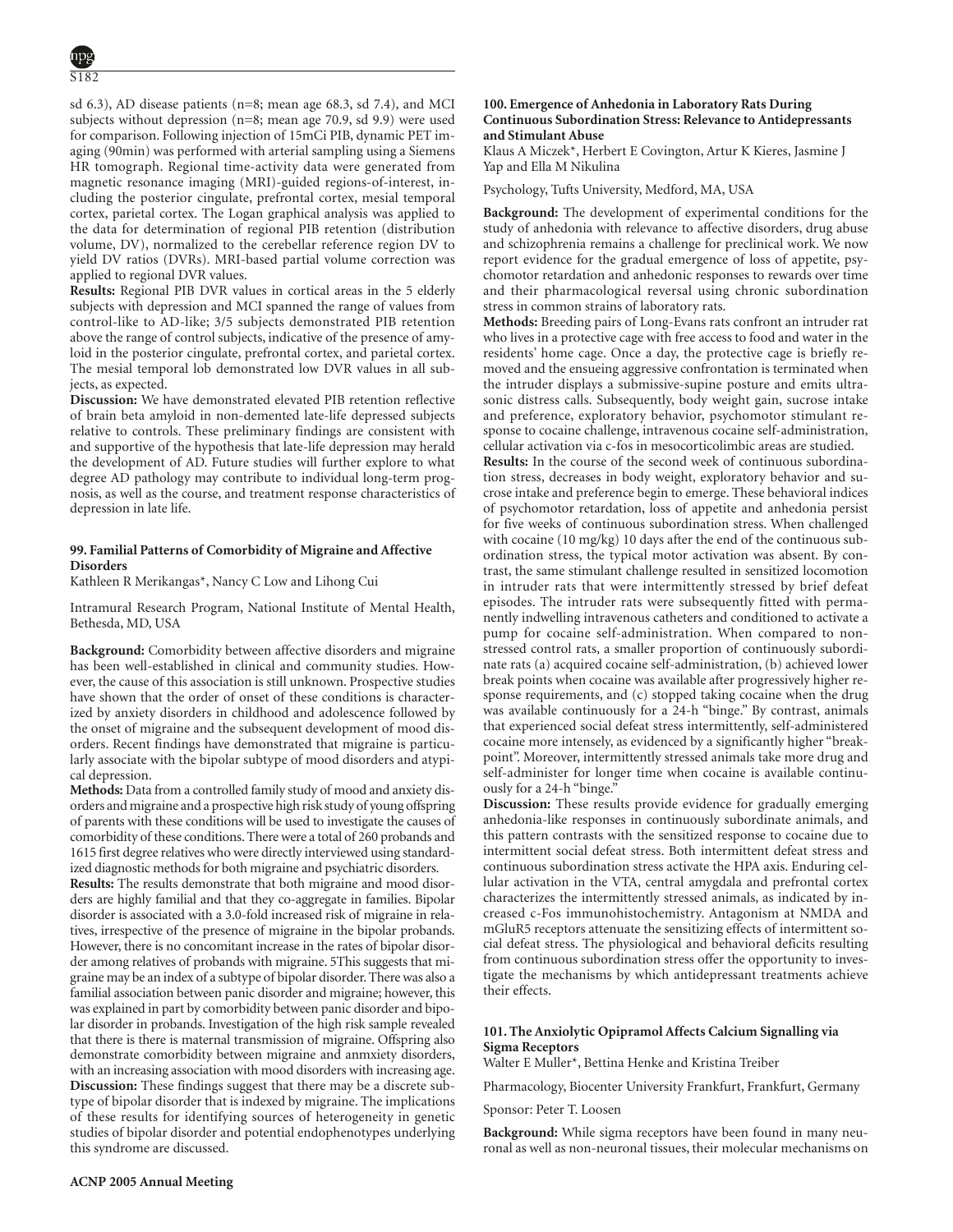sd 6.3), AD disease patients (n=8; mean age 68.3, sd 7.4), and MCI subjects without depression (n=8; mean age 70.9, sd 9.9) were used for comparison. Following injection of 15mCi PIB, dynamic PET imaging (90min) was performed with arterial sampling using a Siemens HR tomograph. Regional time-activity data were generated from magnetic resonance imaging (MRI)-guided regions-of-interest, including the posterior cingulate, prefrontal cortex, mesial temporal cortex, parietal cortex. The Logan graphical analysis was applied to the data for determination of regional PIB retention (distribution volume, DV), normalized to the cerebellar reference region DV to yield DV ratios (DVRs). MRI-based partial volume correction was applied to regional DVR values.

**Results:** Regional PIB DVR values in cortical areas in the 5 elderly subjects with depression and MCI spanned the range of values from control-like to AD-like; 3/5 subjects demonstrated PIB retention above the range of control subjects, indicative of the presence of amyloid in the posterior cingulate, prefrontal cortex, and parietal cortex. The mesial temporal lob demonstrated low DVR values in all subjects, as expected.

**Discussion:** We have demonstrated elevated PIB retention reflective of brain beta amyloid in non-demented late-life depressed subjects relative to controls. These preliminary findings are consistent with and supportive of the hypothesis that late-life depression may herald the development of AD. Future studies will further explore to what degree AD pathology may contribute to individual long-term prognosis, as well as the course, and treatment response characteristics of depression in late life.

### 99. Familial Patterns of Comorbidity of Migraine and Affective Disorders

Kathleen R Merikangas*, Nancy C Low and Lihong Cui

Intramural Research Program, National Institute of Mental Health, Bethesda, MD, USA

**Background:** Comorbidity between affective disorders and migraine has been well-established in clinical and community studies. However, the cause of this association is still unknown. Prospective studies have shown that the order of onset of these conditions is characterized by anxiety disorders in childhood and adolescence followed by the onset of migraine and the subsequent development of mood disorders. Recent findings have demonstrated that migraine is particularly associate with the bipolar subtype of mood disorders and atypical depression.

**Methods:** Data from a controlled family study of mood and anxiety disorders and migraine and a prospective high risk study of young offspring of parents with these conditions will be used to investigate the causes of comorbidity of these conditions. There were a total of 260 probands and 1615 first degree relatives who were directly interviewed using standardized diagnostic methods for both migraine and psychiatric disorders.

**Results:** The results demonstrate that both migraine and mood disorders are highly familial and that they co-aggregate in families. Bipolar disorder is associated with a 3.0-fold increased risk of migraine in relatives, irrespective of the presence of migraine in the bipolar probands. However, there is no concomitant increase in the rates of bipolar disorder among relatives of probands with migraine. 5This suggests that migraine may be an index of a subtype of bipolar disorder. There was also a familial association between panic disorder and migraine; however, this was explained in part by comorbidity between panic disorder and bipolar disorder in probands. Investigation of the high risk sample revealed that there is there is maternal transmission of migraine. Offspring also demonstrate comorbidity between migraine and anmxiety disorders, with an increasing association with mood disorders with increasing age.

**Discussion:** These findings suggest that there may be a discrete subtype of bipolar disorder that is indexed by migraine. The implications of these results for identifying sources of heterogeneity in genetic studies of bipolar disorder and potential endophenotypes underlying this syndrome are discussed.

### 100. Emergence of Anhedonia in Laboratory Rats During Continuous Subordination Stress: Relevance to Antidepressants and Stimulant Abuse

Klaus A Miczek*, Herbert E Covington, Artur K Kieres, Jasmine J Yap and Ella M Nikulina

Psychology, Tufts University, Medford, MA, USA

**Background:** The development of experimental conditions for the study of anhedonia with relevance to affective disorders, drug abuse and schizophrenia remains a challenge for preclinical work. We now report evidence for the gradual emergence of loss of appetite, psychomotor retardation and anhedonic responses to rewards over time and their pharmacological reversal using chronic subordination stress in common strains of laboratory rats.

**Methods:** Breeding pairs of Long-Evans rats confront an intruder rat who lives in a protective cage with free access to food and water in the residents' home cage. Once a day, the protective cage is briefly removed and the ensueing aggressive confrontation is terminated when the intruder displays a submissive-supine posture and emits ultrasonic distress calls. Subsequently, body weight gain, sucrose intake and preference, exploratory behavior, psychomotor stimulant response to cocaine challenge, intravenous cocaine self-administration, cellular activation via c-fos in mesocorticolimbic areas are studied.

**Results:** In the course of the second week of continuous subordination stress, decreases in body weight, exploratory behavior and sucrose intake and preference begin to emerge. These behavioral indices of psychomotor retardation, loss of appetite and anhedonia persist for five weeks of continuous subordination stress. When challenged with cocaine (10 mg/kg) 10 days after the end of the continuous subordination stress, the typical motor activation was absent. By contrast, the same stimulant challenge resulted in sensitized locomotion in intruder rats that were intermittently stressed by brief defeat episodes. The intruder rats were subsequently fitted with permanently indwelling intravenous catheters and conditioned to activate a pump for cocaine self-administration. When compared to non-stressed control rats, a smaller proportion of continuously subordinate rats (a) acquired cocaine self-administration, (b) achieved lower break points when cocaine was available after progressively higher response requirements, and (c) stopped taking cocaine when the drug was available continuously for a 24-h "binge." By contrast, animals that experienced social defeat stress intermittently, self-administered cocaine more intensely, as evidenced by a significantly higher "breakpoint". Moreover, intermittently stressed animals take more drug and self-administer for longer time when cocaine is available continuously for a 24-h "binge."

**Discussion:** These results provide evidence for gradually emerging anhedonia-like responses in continuously subordinate animals, and this pattern contrasts with the sensitized response to cocaine due to intermittent social defeat stress. Both intermittent defeat stress and continuous subordination stress activate the HPA axis. Enduring cellular activation in the VTA, central amygdala and prefrontal cortex characterizes the intermittently stressed animals, as indicated by increased c-Fos immunohistochemistry. Antagonism at NMDA and mGluR5 receptors attenuate the sensitizing effects of intermittent social defeat stress. The physiological and behavioral deficits resulting from continuous subordination stress offer the opportunity to investigate the mechanisms by which antidepressant treatments achieve their effects.

### 101. The Anxiolytic Opipramol Affects Calcium Signalling via Sigma Receptors

Walter E Muller*, Bettina Henke and Kristina Treiber

Pharmacology, Biocenter University Frankfurt, Frankfurt, Germany

Sponsor: Peter T. Loosen

**Background:** While sigma receptors have been found in many neuronal as well as non-neuronal tissues, their molecular mechanisms on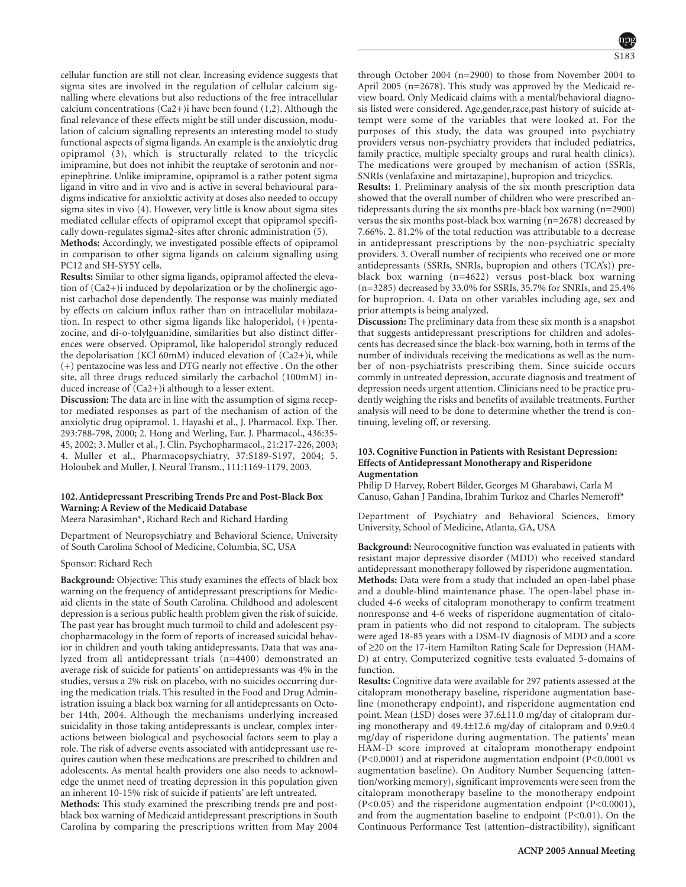cellular function are still not clear. Increasing evidence suggests that sigma sites are involved in the regulation of cellular calcium signalling where elevations but also reductions of the free intracellular calcium concentrations $(Ca2+)i$ have been found (1,2). Although the final relevance of these effects might be still under discussion, modulation of calcium signalling represents an interesting model to study functional aspects of sigma ligands. An example is the anxiolytic drug opipramol (3), which is structurally related to the tricyclic imipramine, but does not inhibit the reuptake of serotonin and norepinephrine. Unlike imipramine, opipramol is a rather potent sigma ligand in vitro and in vivo and is active in several behavioural paradigms indicative for anxiolxtic activity at doses also needed to occupy sigma sites in vivo (4). However, very little is know about sigma sites mediated cellular effects of opipramol except that opipramol specifically down-regulates sigma2-sites after chronic administration (5).

**Methods:** Accordingly, we investigated possible effects of opipramol in comparison to other sigma ligands on calcium signalling using PC12 and SH-SY5Y cells.

**Results:** Similar to other sigma ligands, opipramol affected the elevation of $(Ca2+)i$ induced by depolarization or by the cholinergic agonist carbachol dose dependently. The response was mainly mediated by effects on calcium influx rather than on intracellular mobilazation. In respect to other sigma ligands like haloperidol, (+)pentazocine, and di-o-tolylguanidine, similarities but also distinct differences were observed. Opipramol, like haloperidol strongly reduced the depolarisation (KCl 60mM) induced elevation of $(Ca2+)i$, while (+) pentazocine was less and DTG nearly not effective . On the other site, all three drugs reduced similarly the carbachol (100mM) induced increase of $(Ca2+)i$ although to a lesser extent.

**Discussion:** The data are in line with the assumption of sigma receptor mediated responses as part of the mechanism of action of the anxiolytic drug opipramol. 1. Hayashi et al., J. Pharmacol. Exp. Ther. 293:788-798, 2000; 2. Hong and Werling, Eur. J. Pharmacol., 436:35-45, 2002; 3. Muller et al., J. Clin. Psychopharmacol., 21:217-226, 2003; 4. Muller et al., Pharmacopsychiatry, 37:S189-S197, 2004; 5. Holoubek and Muller, J. Neural Transm., 111:1169-1179, 2003.

### 102. Antidepressant Prescribing Trends Pre and Post-Black Box Warning: A Review of the Medicaid Database

Meera Narasimhan*, Richard Rech and Richard Harding

Department of Neuropsychiatry and Behavioral Science, University of South Carolina School of Medicine, Columbia, SC, USA

Sponsor: Richard Rech

**Background:** Objective: This study examines the effects of black box warning on the frequency of antidepressant prescriptions for Medicaid clients in the state of South Carolina. Childhood and adolescent depression is a serious public health problem given the risk of suicide. The past year has brought much turmoil to child and adolescent psychopharmacology in the form of reports of increased suicidal behavior in children and youth taking antidepressants. Data that was analyzed from all antidepressant trials (n=4400) demonstrated an average risk of suicide for patients' on antidepressants was 4% in the studies, versus a 2% risk on placebo, with no suicides occurring during the medication trials. This resulted in the Food and Drug Administration issuing a black box warning for all antidepressants on October 14th, 2004. Although the mechanisms underlying increased suicidality in those taking antidepressants is unclear, complex interactions between biological and psychosocial factors seem to play a role. The risk of adverse events associated with antidepressant use requires caution when these medications are prescribed to children and adolescents. As mental health providers one also needs to acknowledge the unmet need of treating depression in this population given an inherent 10-15% risk of suicide if patients' are left untreated.

**Methods:** This study examined the prescribing trends pre and post-black box warning of Medicaid antidepressant prescriptions in South Carolina by comparing the prescriptions written from May 2004 through October 2004 (n=2900) to those from November 2004 to April 2005 (n=2678). This study was approved by the Medicaid review board. Only Medicaid claims with a mental/behavioral diagnosis listed were considered. Age,gender,race,past history of suicide attempt were some of the variables that were looked at. For the purposes of this study, the data was grouped into psychiatry providers versus non-psychiatry providers that included pediatrics, family practice, multiple specialty groups and rural health clinics). The medications were grouped by mechanism of action (SSRIs, SNRIs (venlafaxine and mirtazapine), bupropion and tricyclics.

**Results:** 1. Preliminary analysis of the six month prescription data showed that the overall number of children who were prescribed antidepressants during the six months pre-black box warning (n=2900) versus the six months post-black box warning (n=2678) decreased by 7.66%. 2. 81.2% of the total reduction was attributable to a decrease in antidepressant prescriptions by the non-psychiatric specialty providers. 3. Overall number of recipients who received one or more antidepressants (SSRIs, SNRIs, bupropion and others (TCA's)) pre-black box warning (n=4622) versus post-black box warning (n=3285) decreased by 33.0% for SSRIs, 35.7% for SNRIs, and 25.4% for buproprion. 4. Data on other variables including age, sex and prior attempts is being analyzed.

**Discussion:** The preliminary data from these six month is a snapshot that suggests antidepressant prescriptions for children and adolescents has decreased since the black-box warning, both in terms of the number of individuals receiving the medications as well as the number of non-psychiatrists prescribing them. Since suicide occurs commly in untreated depression, accurate diagnosis and treatment of depression needs urgent attention. Clinicians need to be practice prudently weighing the risks and benefits of available treatments. Further analysis will need to be done to determine whether the trend is continuing, leveling off, or reversing.

### 103. Cognitive Function in Patients with Resistant Depression: Effects of Antidepressant Monotherapy and Risperidone Augmentation

Philip D Harvey, Robert Bilder, Georges M Gharabawi, Carla M Canuso, Gahan J Pandina, Ibrahim Turkoz and Charles Nemeroff*

Department of Psychiatry and Behavioral Sciences, Emory University, School of Medicine, Atlanta, GA, USA

**Background:** Neurocognitive function was evaluated in patients with resistant major depressive disorder (MDD) who received standard antidepressant monotherapy followed by risperidone augmentation.

**Methods:** Data were from a study that included an open-label phase and a double-blind maintenance phase. The open-label phase included 4-6 weeks of citalopram monotherapy to confirm treatment nonresponse and 4-6 weeks of risperidone augmentation of citalopram in patients who did not respond to citalopram. The subjects were aged 18-85 years with a DSM-IV diagnosis of MDD and a score of ≥20 on the 17-item Hamilton Rating Scale for Depression (HAM-D) at entry. Computerized cognitive tests evaluated 5-domains of function.

**Results:** Cognitive data were available for 297 patients assessed at the citalopram monotherapy baseline, risperidone augmentation baseline (monotherapy endpoint), and risperidone augmentation end point. Mean (±SD) doses were 37.6±11.0 mg/day of citalopram during monotherapy and 49.4±12.6 mg/day of citalopram and 0.9±0.4 mg/day of risperidone during augmentation. The patients' mean HAM-D score improved at citalopram monotherapy endpoint ($P<0.0001$) and at risperidone augmentation endpoint ($P<0.0001$ vs augmentation baseline). On Auditory Number Sequencing (attention/working memory), significant improvements were seen from the citalopram monotherapy baseline to the monotherapy endpoint ($P<0.05$) and the risperidone augmentation endpoint ($P<0.0001$), and from the augmentation baseline to endpoint ($P<0.01$). On the Continuous Performance Test (attention–distractibility), significant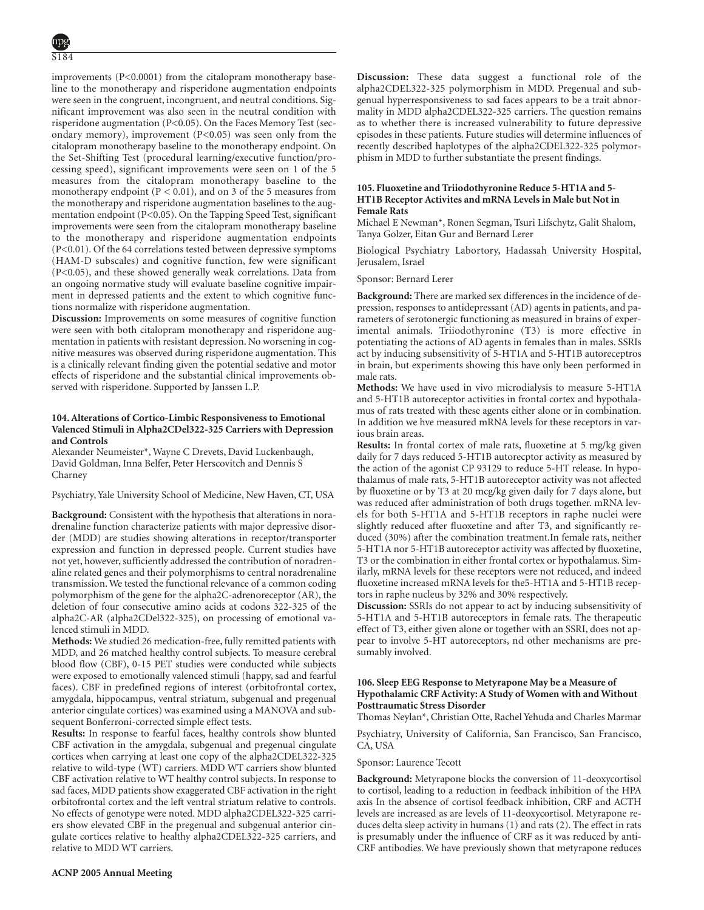improvements (P<0.0001) from the citalopram monotherapy baseline to the monotherapy and risperidone augmentation endpoints were seen in the congruent, incongruent, and neutral conditions. Significant improvement was also seen in the neutral condition with risperidone augmentation (P<0.05). On the Faces Memory Test (secondary memory), improvement (P<0.05) was seen only from the citalopram monotherapy baseline to the monotherapy endpoint. On the Set-Shifting Test (procedural learning/executive function/processing speed), significant improvements were seen on 1 of the 5 measures from the citalopram monotherapy baseline to the monotherapy endpoint (P < 0.01), and on 3 of the 5 measures from the monotherapy and risperidone augmentation baselines to the augmentation endpoint (P<0.05). On the Tapping Speed Test, significant improvements were seen from the citalopram monotherapy baseline to the monotherapy and risperidone augmentation endpoints (P<0.01). Of the 64 correlations tested between depressive symptoms (HAM-D subscales) and cognitive function, few were significant (P<0.05), and these showed generally weak correlations. Data from an ongoing normative study will evaluate baseline cognitive impairment in depressed patients and the extent to which cognitive functions normalize with risperidone augmentation.

**Discussion:** Improvements on some measures of cognitive function were seen with both citalopram monotherapy and risperidone augmentation in patients with resistant depression. No worsening in cognitive measures was observed during risperidone augmentation. This is a clinically relevant finding given the potential sedative and motor effects of risperidone and the substantial clinical improvements observed with risperidone. Supported by Janssen L.P.

### 104. Alterations of Cortico-Limbic Responsiveness to Emotional Valenced Stimuli in Alpha2CDel322-325 Carriers with Depression and Controls

Alexander Neumeister*, Wayne C Drevets, David Luckenbaugh, David Goldman, Inna Belfer, Peter Herscovitch and Dennis S Charney

Psychiatry, Yale University School of Medicine, New Haven, CT, USA

**Background:** Consistent with the hypothesis that alterations in noradrenaline function characterize patients with major depressive disorder (MDD) are studies showing alterations in receptor/transporter expression and function in depressed people. Current studies have not yet, however, sufficiently addressed the contribution of noradrenaline related genes and their polymorphisms to central noradrenaline transmission. We tested the functional relevance of a common coding polymorphism of the gene for the alpha2C-adrenoreceptor (AR), the deletion of four consecutive amino acids at codons 322-325 of the alpha2C-AR (alpha2CDel322-325), on processing of emotional valenced stimuli in MDD.

**Methods:** We studied 26 medication-free, fully remitted patients with MDD, and 26 matched healthy control subjects. To measure cerebral blood flow (CBF), 0-15 PET studies were conducted while subjects were exposed to emotionally valenced stimuli (happy, sad and fearful faces). CBF in predefined regions of interest (orbitofrontal cortex, amygdala, hippocampus, ventral striatum, subgenual and pregenual anterior cingulate cortices) was examined using a MANOVA and subsequent Bonferroni-corrected simple effect tests.

**Results:** In response to fearful faces, healthy controls show blunted CBF activation in the amygdala, subgenual and pregenual cingulate cortices when carrying at least one copy of the alpha2CDEL322-325 relative to wild-type (WT) carriers. MDD WT carriers show blunted CBF activation relative to WT healthy control subjects. In response to sad faces, MDD patients show exaggerated CBF activation in the right orbitofrontal cortex and the left ventral striatum relative to controls. No effects of genotype were noted. MDD alpha2CDEL322-325 carriers show elevated CBF in the pregenual and subgenual anterior cingulate cortices relative to healthy alpha2CDEL322-325 carriers, and relative to MDD WT carriers.

**Discussion:** These data suggest a functional role of the alpha2CDEL322-325 polymorphism in MDD. Pregenual and subgenual hyperresponsiveness to sad faces appears to be a trait abnormality in MDD alpha2CDEL322-325 carriers. The question remains as to whether there is increased vulnerability to future depressive episodes in these patients. Future studies will determine influences of recently described haplotypes of the alpha2CDEL322-325 polymorphism in MDD to further substantiate the present findings.

### 105. Fluoxetine and Triiodothyronine Reduce 5-HT1A and 5-HT1B Receptor Activites and mRNA Levels in Male but Not in Female Rats

Michael E Newman*, Ronen Segman, Tsuri Lifschytz, Galit Shalom, Tanya Golzer, Eitan Gur and Bernard Lerer

Biological Psychiatry Labortory, Hadassah University Hospital, Jerusalem, Israel

Sponsor: Bernard Lerer

**Background:** There are marked sex differences in the incidence of depression, responses to antidepressant (AD) agents in patients, and parameters of serotonergic functioning as measured in brains of experimental animals. Triiodothyronine (T3) is more effective in potentiating the actions of AD agents in females than in males. SSRIs act by inducing subsensitivity of 5-HT1A and 5-HT1B autoreceptros in brain, but experiments showing this have only been performed in male rats.

**Methods:** We have used in vivo microdialysis to measure 5-HT1A and 5-HT1B autoreceptor activities in frontal cortex and hypothalamus of rats treated with these agents either alone or in combination. In addition we hve measured mRNA levels for these receptors in various brain areas.

**Results:** In frontal cortex of male rats, fluoxetine at 5 mg/kg given daily for 7 days reduced 5-HT1B autorecptor activity as measured by the action of the agonist CP 93129 to reduce 5-HT release. In hypothalamus of male rats, 5-HT1B autoreceptor activity was not affected by fluoxetine or by T3 at 20 mcg/kg given daily for 7 days alone, but was reduced after administration of both drugs together. mRNA levels for both 5-HT1A and 5-HT1B receptors in raphe nuclei were slightly reduced after fluoxetine and after T3, and significantly reduced (30%) after the combination treatment.In female rats, neither 5-HT1A nor 5-HT1B autoreceptor activity was affected by fluoxetine, T3 or the combination in either frontal cortex or hypothalamus. Similarly, mRNA levels for these receptors were not reduced, and indeed fluoxetine increased mRNA levels for the5-HT1A and 5-HT1B receptors in raphe nucleus by 32% and 30% respectively.

**Discussion:** SSRIs do not appear to act by inducing subsensitivity of 5-HT1A and 5-HT1B autoreceptors in female rats. The therapeutic effect of T3, either given alone or together with an SSRI, does not appear to involve 5-HT autoreceptors, nd other mechanisms are presumably involved.

### 106. Sleep EEG Response to Metyrapone May be a Measure of Hypothalamic CRF Activity: A Study of Women with and Without Posttraumatic Stress Disorder

Thomas Neylan*, Christian Otte, Rachel Yehuda and Charles Marmar

Psychiatry, University of California, San Francisco, San Francisco, CA, USA

Sponsor: Laurence Tecott

**Background:** Metyrapone blocks the conversion of 11-deoxycortisol to cortisol, leading to a reduction in feedback inhibition of the HPA axis In the absence of cortisol feedback inhibition, CRF and ACTH levels are increased as are levels of 11-deoxycortisol. Metyrapone reduces delta sleep activity in humans (1) and rats (2). The effect in rats is presumably under the influence of CRF as it was reduced by anti-CRF antibodies. We have previously shown that metyrapone reduces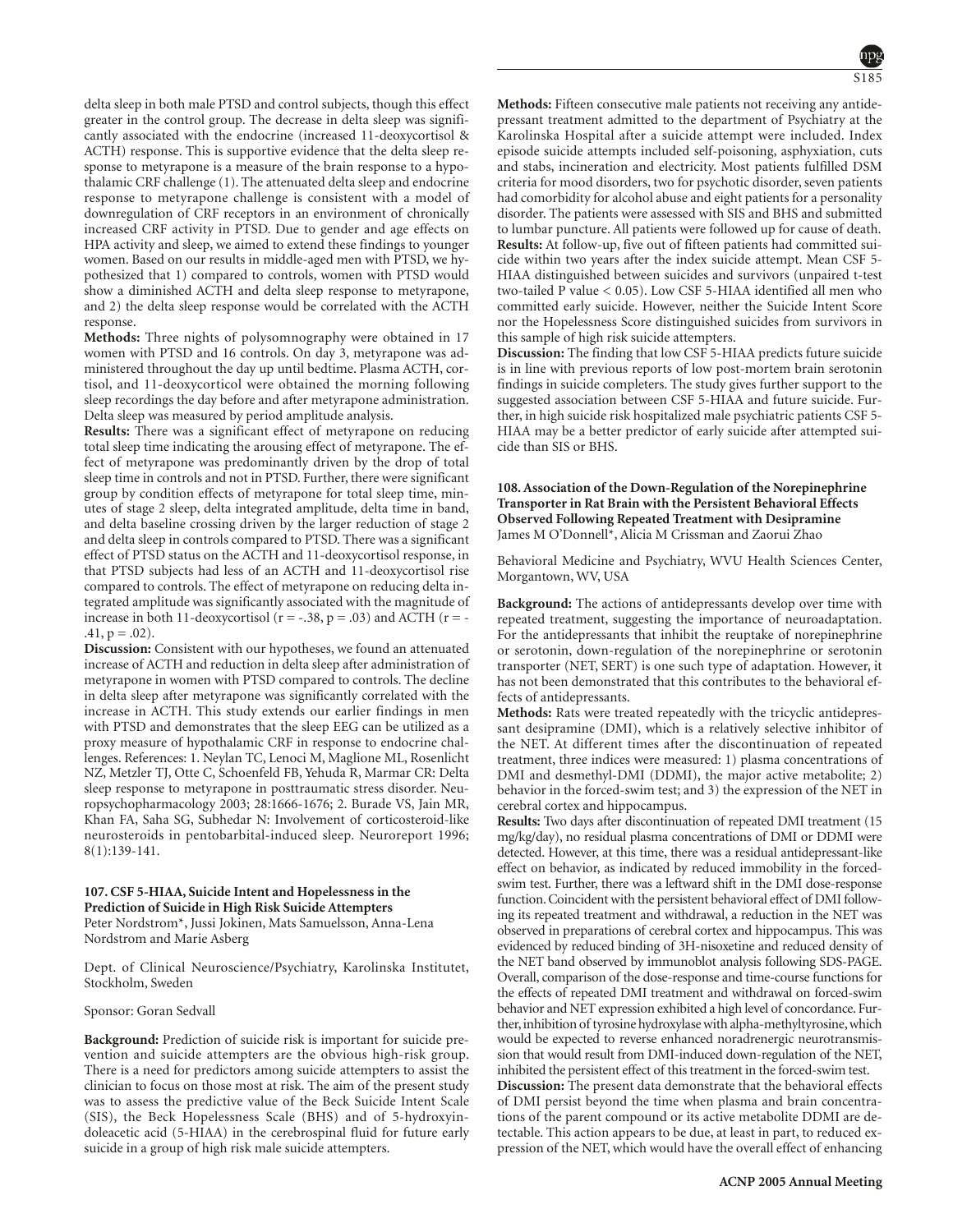delta sleep in both male PTSD and control subjects, though this effect greater in the control group. The decrease in delta sleep was significantly associated with the endocrine (increased 11-deoxycortisol & ACTH) response. This is supportive evidence that the delta sleep response to metyrapone is a measure of the brain response to a hypothalamic CRF challenge (1). The attenuated delta sleep and endocrine response to metyrapone challenge is consistent with a model of downregulation of CRF receptors in an environment of chronically increased CRF activity in PTSD. Due to gender and age effects on HPA activity and sleep, we aimed to extend these findings to younger women. Based on our results in middle-aged men with PTSD, we hypothesized that 1) compared to controls, women with PTSD would show a diminished ACTH and delta sleep response to metyrapone, and 2) the delta sleep response would be correlated with the ACTH response.

**Methods:** Three nights of polysomnography were obtained in 17 women with PTSD and 16 controls. On day 3, metyrapone was administered throughout the day up until bedtime. Plasma ACTH, cortisol, and 11-deoxycorticol were obtained the morning following sleep recordings the day before and after metyrapone administration. Delta sleep was measured by period amplitude analysis.

**Results:** There was a significant effect of metyrapone on reducing total sleep time indicating the arousing effect of metyrapone. The effect of metyrapone was predominantly driven by the drop of total sleep time in controls and not in PTSD. Further, there were significant group by condition effects of metyrapone for total sleep time, minutes of stage 2 sleep, delta integrated amplitude, delta time in band, and delta baseline crossing driven by the larger reduction of stage 2 and delta sleep in controls compared to PTSD. There was a significant effect of PTSD status on the ACTH and 11-deoxycortisol response, in that PTSD subjects had less of an ACTH and 11-deoxycortisol rise compared to controls. The effect of metyrapone on reducing delta integrated amplitude was significantly associated with the magnitude of increase in both 11-deoxycortisol ($r = -.38$, $p = .03$) and ACTH ($r = -.41$, $p = .02$).

**Discussion:** Consistent with our hypotheses, we found an attenuated increase of ACTH and reduction in delta sleep after administration of metyrapone in women with PTSD compared to controls. The decline in delta sleep after metyrapone was significantly correlated with the increase in ACTH. This study extends our earlier findings in men with PTSD and demonstrates that the sleep EEG can be utilized as a proxy measure of hypothalamic CRF in response to endocrine challenges. References: 1. Neylan TC, Lenoci M, Maglione ML, Rosenlicht NZ, Metzler TJ, Otte C, Schoenfeld FB, Yehuda R, Marmar CR: Delta sleep response to metyrapone in posttraumatic stress disorder. Neuropsychopharmacology 2003; 28:1666-1676; 2. Burade VS, Jain MR, Khan FA, Saha SG, Subhedar N: Involvement of corticosteroid-like neurosteroids in pentobarbital-induced sleep. Neuroreport 1996; 8(1):139-141.

### 107. CSF 5-HIAA, Suicide Intent and Hopelessness in the Prediction of Suicide in High Risk Suicide Attempters

Peter Nordstrom*, Jussi Jokinen, Mats Samuelsson, Anna-Lena Nordstrom and Marie Asberg

Dept. of Clinical Neuroscience/Psychiatry, Karolinska Institutet, Stockholm, Sweden

Sponsor: Goran Sedvall

**Background:** Prediction of suicide risk is important for suicide prevention and suicide attempters are the obvious high-risk group. There is a need for predictors among suicide attempters to assist the clinician to focus on those most at risk. The aim of the present study was to assess the predictive value of the Beck Suicide Intent Scale (SIS), the Beck Hopelessness Scale (BHS) and of 5-hydroxyindoleacetic acid (5-HIAA) in the cerebrospinal fluid for future early suicide in a group of high risk male suicide attempters.

**Methods:** Fifteen consecutive male patients not receiving any antidepressant treatment admitted to the department of Psychiatry at the Karolinska Hospital after a suicide attempt were included. Index episode suicide attempts included self-poisoning, asphyxiation, cuts and stabs, incineration and electricity. Most patients fulfilled DSM criteria for mood disorders, two for psychotic disorder, seven patients had comorbidity for alcohol abuse and eight patients for a personality disorder. The patients were assessed with SIS and BHS and submitted to lumbar puncture. All patients were followed up for cause of death.

**Results:** At follow-up, five out of fifteen patients had committed suicide within two years after the index suicide attempt. Mean CSF 5-HIAA distinguished between suicides and survivors (unpaired t-test two-tailed P value $< 0.05$). Low CSF 5-HIAA identified all men who committed early suicide. However, neither the Suicide Intent Score nor the Hopelessness Score distinguished suicides from survivors in this sample of high risk suicide attempters.

**Discussion:** The finding that low CSF 5-HIAA predicts future suicide is in line with previous reports of low post-mortem brain serotonin findings in suicide completers. The study gives further support to the suggested association between CSF 5-HIAA and future suicide. Further, in high suicide risk hospitalized male psychiatric patients CSF 5-HIAA may be a better predictor of early suicide after attempted suicide than SIS or BHS.

### 108. Association of the Down-Regulation of the Norepinephrine Transporter in Rat Brain with the Persistent Behavioral Effects Observed Following Repeated Treatment with Desipramine

James M O'Donnell*, Alicia M Crissman and Zaorui Zhao

Behavioral Medicine and Psychiatry, WVU Health Sciences Center, Morgantown, WV, USA

**Background:** The actions of antidepressants develop over time with repeated treatment, suggesting the importance of neuroadaptation. For the antidepressants that inhibit the reuptake of norepinephrine or serotonin, down-regulation of the norepinephrine or serotonin transporter (NET, SERT) is one such type of adaptation. However, it has not been demonstrated that this contributes to the behavioral effects of antidepressants.

**Methods:** Rats were treated repeatedly with the tricyclic antidepressant desipramine (DMI), which is a relatively selective inhibitor of the NET. At different times after the discontinuation of repeated treatment, three indices were measured: 1) plasma concentrations of DMI and desmethyl-DMI (DDMI), the major active metabolite; 2) behavior in the forced-swim test; and 3) the expression of the NET in cerebral cortex and hippocampus.

**Results:** Two days after discontinuation of repeated DMI treatment (15 mg/kg/day), no residual plasma concentrations of DMI or DDMI were detected. However, at this time, there was a residual antidepressant-like effect on behavior, as indicated by reduced immobility in the forced-swim test. Further, there was a leftward shift in the DMI dose-response function. Coincident with the persistent behavioral effect of DMI following its repeated treatment and withdrawal, a reduction in the NET was observed in preparations of cerebral cortex and hippocampus. This was evidenced by reduced binding of 3H-nisoxetine and reduced density of the NET band observed by immunoblot analysis following SDS-PAGE. Overall, comparison of the dose-response and time-course functions for the effects of repeated DMI treatment and withdrawal on forced-swim behavior and NET expression exhibited a high level of concordance. Further, inhibition of tyrosine hydroxylase with alpha-methyltyrosine, which would be expected to reverse enhanced noradrenergic neurotransmission that would result from DMI-induced down-regulation of the NET, inhibited the persistent effect of this treatment in the forced-swim test.

**Discussion:** The present data demonstrate that the behavioral effects of DMI persist beyond the time when plasma and brain concentrations of the parent compound or its active metabolite DDMI are detectable. This action appears to be due, at least in part, to reduced expression of the NET, which would have the overall effect of enhancing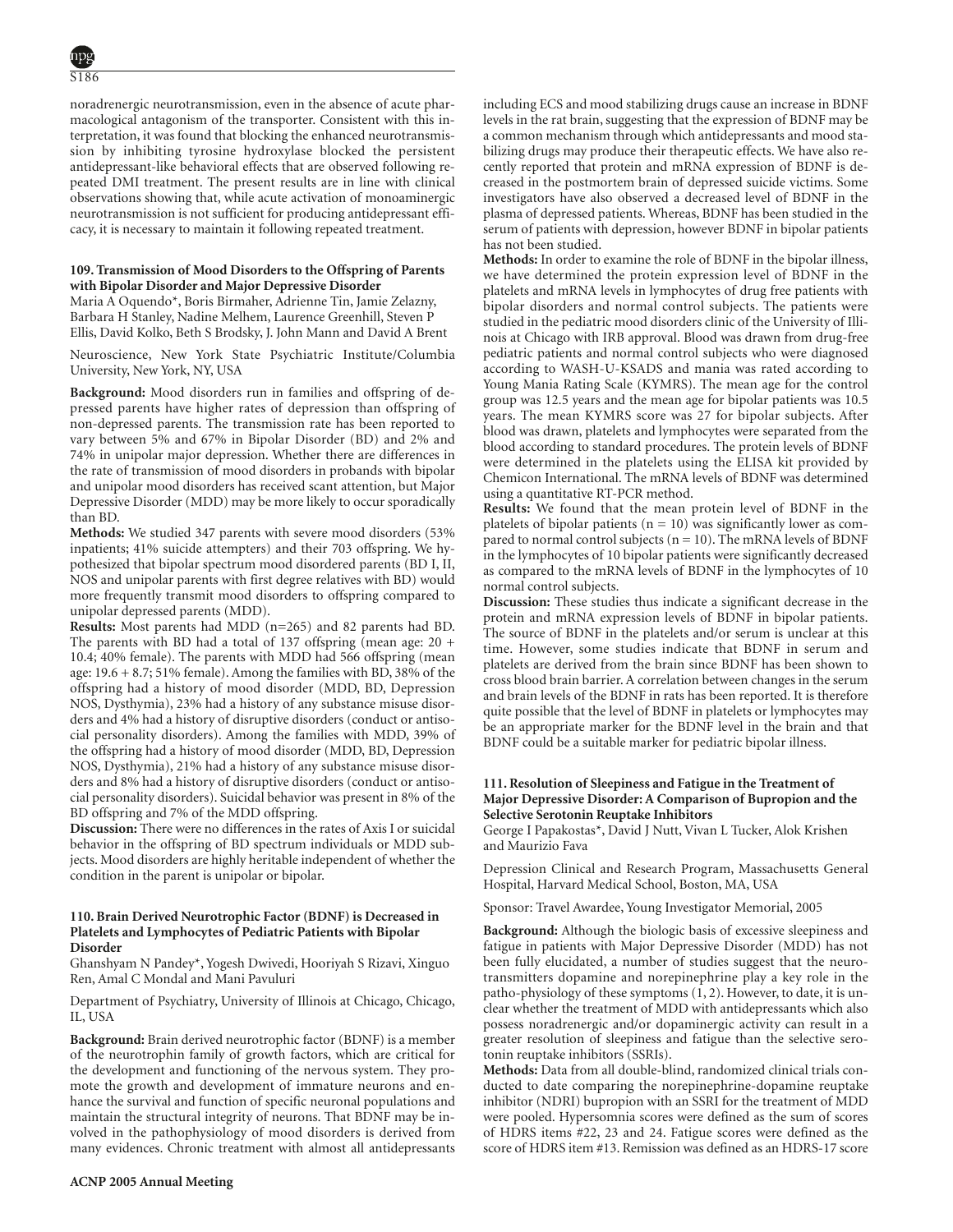noradrenergic neurotransmission, even in the absence of acute pharmacological antagonism of the transporter. Consistent with this interpretation, it was found that blocking the enhanced neurotransmission by inhibiting tyrosine hydroxylase blocked the persistent antidepressant-like behavioral effects that are observed following repeated DMI treatment. The present results are in line with clinical observations showing that, while acute activation of monoaminergic neurotransmission is not sufficient for producing antidepressant efficacy, it is necessary to maintain it following repeated treatment.

### 109. Transmission of Mood Disorders to the Offspring of Parents with Bipolar Disorder and Major Depressive Disorder

Maria A Oquendo*, Boris Birmaher, Adrienne Tin, Jamie Zelazny, Barbara H Stanley, Nadine Melhem, Laurence Greenhill, Steven P Ellis, David Kolko, Beth S Brodsky, J. John Mann and David A Brent

Neuroscience, New York State Psychiatric Institute/Columbia University, New York, NY, USA

**Background:** Mood disorders run in families and offspring of depressed parents have higher rates of depression than offspring of non-depressed parents. The transmission rate has been reported to vary between 5% and 67% in Bipolar Disorder (BD) and 2% and 74% in unipolar major depression. Whether there are differences in the rate of transmission of mood disorders in probands with bipolar and unipolar mood disorders has received scant attention, but Major Depressive Disorder (MDD) may be more likely to occur sporadically than BD.

**Methods:** We studied 347 parents with severe mood disorders (53% inpatients; 41% suicide attempters) and their 703 offspring. We hypothesized that bipolar spectrum mood disordered parents (BD I, II, NOS and unipolar parents with first degree relatives with BD) would more frequently transmit mood disorders to offspring compared to unipolar depressed parents (MDD).

**Results:** Most parents had MDD (n=265) and 82 parents had BD. The parents with BD had a total of 137 offspring (mean age: 20 + 10.4; 40% female). The parents with MDD had 566 offspring (mean age: 19.6 + 8.7; 51% female). Among the families with BD, 38% of the offspring had a history of mood disorder (MDD, BD, Depression NOS, Dysthymia), 23% had a history of any substance misuse disorders and 4% had a history of disruptive disorders (conduct or antisocial personality disorders). Among the families with MDD, 39% of the offspring had a history of mood disorder (MDD, BD, Depression NOS, Dysthymia), 21% had a history of any substance misuse disorders and 8% had a history of disruptive disorders (conduct or antisocial personality disorders). Suicidal behavior was present in 8% of the BD offspring and 7% of the MDD offspring.

**Discussion:** There were no differences in the rates of Axis I or suicidal behavior in the offspring of BD spectrum individuals or MDD subjects. Mood disorders are highly heritable independent of whether the condition in the parent is unipolar or bipolar.

### 110. Brain Derived Neurotrophic Factor (BDNF) is Decreased in Platelets and Lymphocytes of Pediatric Patients with Bipolar Disorder

Ghanshyam N Pandey*, Yogesh Dwivedi, Hooriyah S Rizavi, Xinguo Ren, Amal C Mondal and Mani Pavuluri

Department of Psychiatry, University of Illinois at Chicago, Chicago, IL, USA

**Background:** Brain derived neurotrophic factor (BDNF) is a member of the neurotrophin family of growth factors, which are critical for the development and functioning of the nervous system. They promote the growth and development of immature neurons and enhance the survival and function of specific neuronal populations and maintain the structural integrity of neurons. That BDNF may be involved in the pathophysiology of mood disorders is derived from many evidences. Chronic treatment with almost all antidepressants including ECS and mood stabilizing drugs cause an increase in BDNF levels in the rat brain, suggesting that the expression of BDNF may be a common mechanism through which antidepressants and mood stabilizing drugs may produce their therapeutic effects. We have also recently reported that protein and mRNA expression of BDNF is decreased in the postmortem brain of depressed suicide victims. Some investigators have also observed a decreased level of BDNF in the plasma of depressed patients. Whereas, BDNF has been studied in the serum of patients with depression, however BDNF in bipolar patients has not been studied.

**Methods:** In order to examine the role of BDNF in the bipolar illness, we have determined the protein expression level of BDNF in the platelets and mRNA levels in lymphocytes of drug free patients with bipolar disorders and normal control subjects. The patients were studied in the pediatric mood disorders clinic of the University of Illinois at Chicago with IRB approval. Blood was drawn from drug-free pediatric patients and normal control subjects who were diagnosed according to WASH-U-KSADS and mania was rated according to Young Mania Rating Scale (KYMRS). The mean age for the control group was 12.5 years and the mean age for bipolar patients was 10.5 years. The mean KYMRS score was 27 for bipolar subjects. After blood was drawn, platelets and lymphocytes were separated from the blood according to standard procedures. The protein levels of BDNF were determined in the platelets using the ELISA kit provided by Chemicon International. The mRNA levels of BDNF was determined using a quantitative RT-PCR method.

**Results:** We found that the mean protein level of BDNF in the platelets of bipolar patients (n = 10) was significantly lower as compared to normal control subjects (n = 10). The mRNA levels of BDNF in the lymphocytes of 10 bipolar patients were significantly decreased as compared to the mRNA levels of BDNF in the lymphocytes of 10 normal control subjects.

**Discussion:** These studies thus indicate a significant decrease in the protein and mRNA expression levels of BDNF in bipolar patients. The source of BDNF in the platelets and/or serum is unclear at this time. However, some studies indicate that BDNF in serum and platelets are derived from the brain since BDNF has been shown to cross blood brain barrier. A correlation between changes in the serum and brain levels of the BDNF in rats has been reported. It is therefore quite possible that the level of BDNF in platelets or lymphocytes may be an appropriate marker for the BDNF level in the brain and that BDNF could be a suitable marker for pediatric bipolar illness.

### 111. Resolution of Sleepiness and Fatigue in the Treatment of Major Depressive Disorder: A Comparison of Bupropion and the Selective Serotonin Reuptake Inhibitors

George I Papakostas*, David J Nutt, Vivan L Tucker, Alok Krishen and Maurizio Fava

Depression Clinical and Research Program, Massachusetts General Hospital, Harvard Medical School, Boston, MA, USA

Sponsor: Travel Awardee, Young Investigator Memorial, 2005

**Background:** Although the biologic basis of excessive sleepiness and fatigue in patients with Major Depressive Disorder (MDD) has not been fully elucidated, a number of studies suggest that the neurotransmitters dopamine and norepinephrine play a key role in the patho-physiology of these symptoms (1, 2). However, to date, it is unclear whether the treatment of MDD with antidepressants which also possess noradrenergic and/or dopaminergic activity can result in a greater resolution of sleepiness and fatigue than the selective serotonin reuptake inhibitors (SSRIs).

**Methods:** Data from all double-blind, randomized clinical trials conducted to date comparing the norepinephrine-dopamine reuptake inhibitor (NDRI) bupropion with an SSRI for the treatment of MDD were pooled. Hypersomnia scores were defined as the sum of scores of HDRS items #22, 23 and 24. Fatigue scores were defined as the score of HDRS item #13. Remission was defined as an HDRS-17 score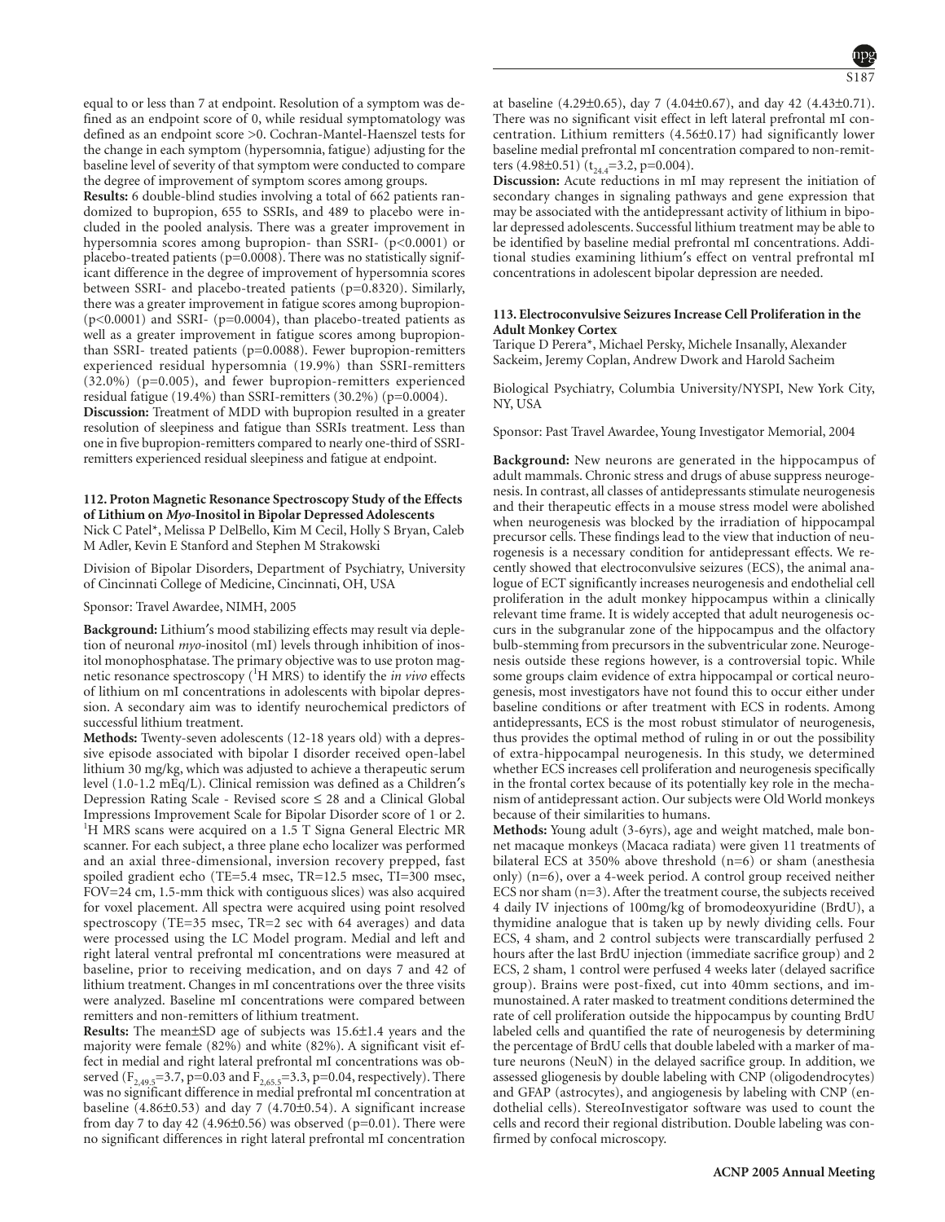equal to or less than 7 at endpoint. Resolution of a symptom was defined as an endpoint score of 0, while residual symptomatology was defined as an endpoint score >0. Cochran-Mantel-Haenszel tests for the change in each symptom (hypersomnia, fatigue) adjusting for the baseline level of severity of that symptom were conducted to compare the degree of improvement of symptom scores among groups.

**Results:** 6 double-blind studies involving a total of 662 patients randomized to bupropion, 655 to SSRIs, and 489 to placebo were included in the pooled analysis. There was a greater improvement in hypersomnia scores among bupropion- than SSRI- ($p<0.0001$) or placebo-treated patients ($p=0.0008$). There was no statistically significant difference in the degree of improvement of hypersomnia scores between SSRI- and placebo-treated patients ($p=0.8320$). Similarly, there was a greater improvement in fatigue scores among bupropion- ($p<0.0001$) and SSRI- ($p=0.0004$), than placebo-treated patients as well as a greater improvement in fatigue scores among bupropion- than SSRI- treated patients ($p=0.0088$). Fewer bupropion-remitters experienced residual hypersomnia (19.9%) than SSRI-remitters (32.0%) ($p=0.005$), and fewer bupropion-remitters experienced residual fatigue (19.4%) than SSRI-remitters (30.2%) ($p=0.0004$).

**Discussion:** Treatment of MDD with bupropion resulted in a greater resolution of sleepiness and fatigue than SSRIs treatment. Less than one in five bupropion-remitters compared to nearly one-third of SSRI-remitters experienced residual sleepiness and fatigue at endpoint.

### 112. Proton Magnetic Resonance Spectroscopy Study of the Effects of Lithium on *Myo*-Inositol in Bipolar Depressed Adolescents

Nick C Patel*, Melissa P DelBello, Kim M Cecil, Holly S Bryan, Caleb M Adler, Kevin E Stanford and Stephen M Strakowski

Division of Bipolar Disorders, Department of Psychiatry, University of Cincinnati College of Medicine, Cincinnati, OH, USA

Sponsor: Travel Awardee, NIMH, 2005

**Background:** Lithium's mood stabilizing effects may result via depletion of neuronal *myo*-inositol (mI) levels through inhibition of inositol monophosphatase. The primary objective was to use proton magnetic resonance spectroscopy ($^1$H MRS) to identify the *in vivo* effects of lithium on mI concentrations in adolescents with bipolar depression. A secondary aim was to identify neurochemical predictors of successful lithium treatment.

**Methods:** Twenty-seven adolescents (12-18 years old) with a depressive episode associated with bipolar I disorder received open-label lithium 30 mg/kg, which was adjusted to achieve a therapeutic serum level (1.0-1.2 mEq/L). Clinical remission was defined as a Children's Depression Rating Scale - Revised score ≤ 28 and a Clinical Global Impressions Improvement Scale for Bipolar Disorder score of 1 or 2. $^1$H MRS scans were acquired on a 1.5 T Signa General Electric MR scanner. For each subject, a three plane echo localizer was performed and an axial three-dimensional, inversion recovery prepped, fast spoiled gradient echo (TE=5.4 msec, TR=12.5 msec, TI=300 msec, FOV=24 cm, 1.5-mm thick with contiguous slices) was also acquired for voxel placement. All spectra were acquired using point resolved spectroscopy (TE=35 msec, TR=2 sec with 64 averages) and data were processed using the LC Model program. Medial and left and right lateral ventral prefrontal mI concentrations were measured at baseline, prior to receiving medication, and on days 7 and 42 of lithium treatment. Changes in mI concentrations over the three visits were analyzed. Baseline mI concentrations were compared between remitters and non-remitters of lithium treatment.

**Results:** The mean±SD age of subjects was 15.6±1.4 years and the majority were female (82%) and white (82%). A significant visit effect in medial and right lateral prefrontal mI concentrations was observed ($F_{2,49.5}=3.7$, $p=0.03$ and $F_{2,65.5}=3.3$, $p=0.04$, respectively). There was no significant difference in medial prefrontal mI concentration at baseline (4.86±0.53) and day 7 (4.70±0.54). A significant increase from day 7 to day 42 (4.96±0.56) was observed ($p=0.01$). There were no significant differences in right lateral prefrontal mI concentration at baseline (4.29±0.65), day 7 (4.04±0.67), and day 42 (4.43±0.71). There was no significant visit effect in left lateral prefrontal mI concentration. Lithium remitters (4.56±0.17) had significantly lower baseline medial prefrontal mI concentration compared to non-remitters (4.98±0.51) ($t_{24.4}=3.2$, $p=0.004$).

**Discussion:** Acute reductions in mI may represent the initiation of secondary changes in signaling pathways and gene expression that may be associated with the antidepressant activity of lithium in bipolar depressed adolescents. Successful lithium treatment may be able to be identified by baseline medial prefrontal mI concentrations. Additional studies examining lithium's effect on ventral prefrontal mI concentrations in adolescent bipolar depression are needed.

### 113. Electroconvulsive Seizures Increase Cell Proliferation in the Adult Monkey Cortex

Tarique D Perera*, Michael Persky, Michele Insanally, Alexander Sackeim, Jeremy Coplan, Andrew Dwork and Harold Sacheim

Biological Psychiatry, Columbia University/NYSPI, New York City, NY, USA

Sponsor: Past Travel Awardee, Young Investigator Memorial, 2004

**Background:** New neurons are generated in the hippocampus of adult mammals. Chronic stress and drugs of abuse suppress neurogenesis. In contrast, all classes of antidepressants stimulate neurogenesis and their therapeutic effects in a mouse stress model were abolished when neurogenesis was blocked by the irradiation of hippocampal precursor cells. These findings lead to the view that induction of neurogenesis is a necessary condition for antidepressant effects. We recently showed that electroconvulsive seizures (ECS), the animal analogue of ECT significantly increases neurogenesis and endothelial cell proliferation in the adult monkey hippocampus within a clinically relevant time frame. It is widely accepted that adult neurogenesis occurs in the subgranular zone of the hippocampus and the olfactory bulb-stemming from precursors in the subventricular zone. Neurogenesis outside these regions however, is a controversial topic. While some groups claim evidence of extra hippocampal or cortical neurogenesis, most investigators have not found this to occur either under baseline conditions or after treatment with ECS in rodents. Among antidepressants, ECS is the most robust stimulator of neurogenesis, thus provides the optimal method of ruling in or out the possibility of extra-hippocampal neurogenesis. In this study, we determined whether ECS increases cell proliferation and neurogenesis specifically in the frontal cortex because of its potentially key role in the mechanism of antidepressant action. Our subjects were Old World monkeys because of their similarities to humans.

**Methods:** Young adult (3-6yrs), age and weight matched, male bonnet macaque monkeys (Macaca radiata) were given 11 treatments of bilateral ECS at 350% above threshold (n=6) or sham (anesthesia only) (n=6), over a 4-week period. A control group received neither ECS nor sham (n=3). After the treatment course, the subjects received 4 daily IV injections of 100mg/kg of bromodeoxyuridine (BrdU), a thymidine analogue that is taken up by newly dividing cells. Four ECS, 4 sham, and 2 control subjects were transcardially perfused 2 hours after the last BrdU injection (immediate sacrifice group) and 2 ECS, 2 sham, 1 control were perfused 4 weeks later (delayed sacrifice group). Brains were post-fixed, cut into 40mm sections, and immunostained. A rater masked to treatment conditions determined the rate of cell proliferation outside the hippocampus by counting BrdU labeled cells and quantified the rate of neurogenesis by determining the percentage of BrdU cells that double labeled with a marker of mature neurons (NeuN) in the delayed sacrifice group. In addition, we assessed gliogenesis by double labeling with CNP (oligodendrocytes) and GFAP (astrocytes), and angiogenesis by labeling with CNP (endothelial cells). StereoInvestigator software was used to count the cells and record their regional distribution. Double labeling was confirmed by confocal microscopy.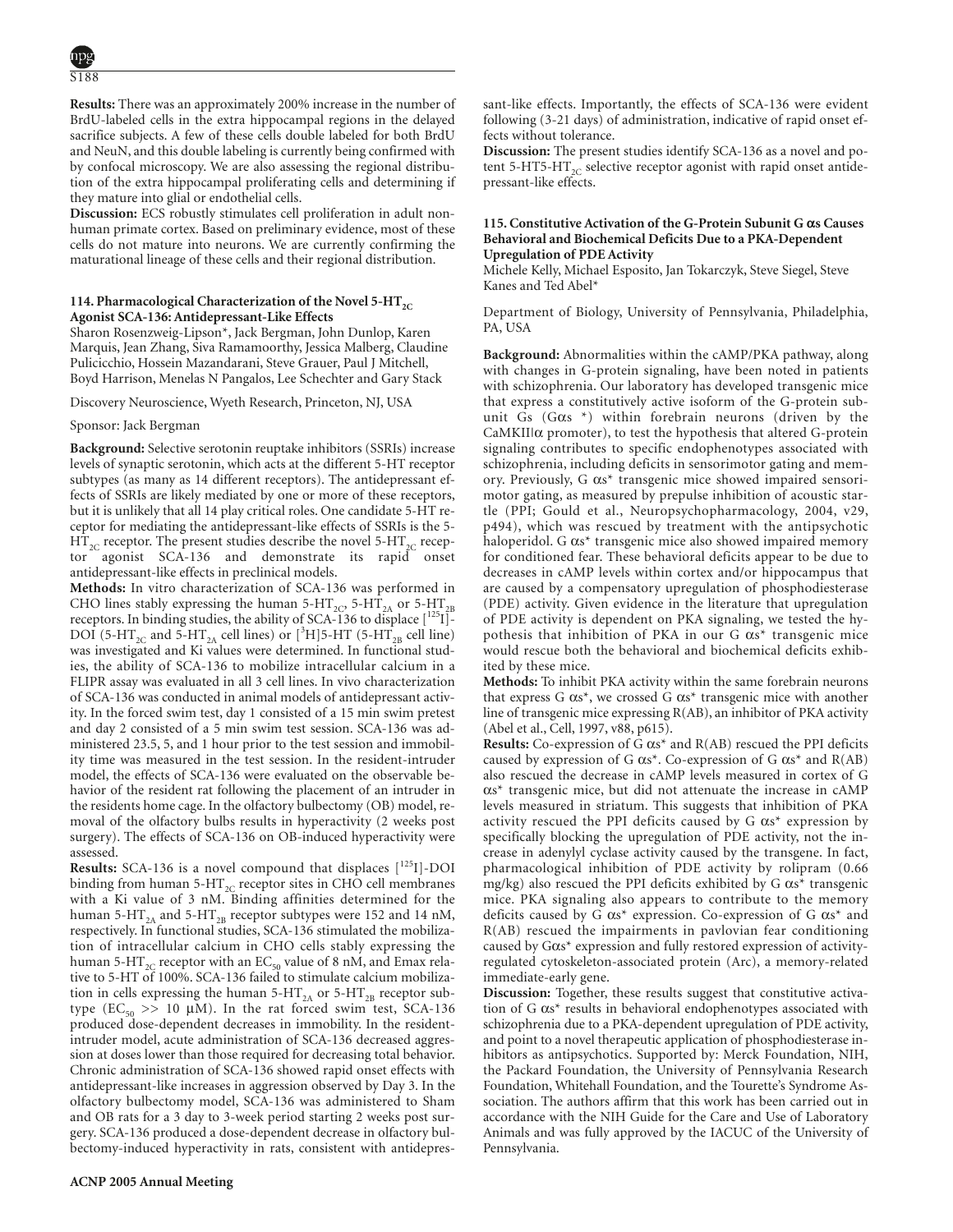**Results:** There was an approximately 200% increase in the number of BrdU-labeled cells in the extra hippocampal regions in the delayed sacrifice subjects. A few of these cells double labeled for both BrdU and NeuN, and this double labeling is currently being confirmed with by confocal microscopy. We are also assessing the regional distribution of the extra hippocampal proliferating cells and determining if they mature into glial or endothelial cells.

**Discussion:** ECS robustly stimulates cell proliferation in adult nonhuman primate cortex. Based on preliminary evidence, most of these cells do not mature into neurons. We are currently confirming the maturational lineage of these cells and their regional distribution.

### 114. Pharmacological Characterization of the Novel 5-$HT_{2C}$ Agonist SCA-136: Antidepressant-Like Effects

Sharon Rosenzweig-Lipson*, Jack Bergman, John Dunlop, Karen Marquis, Jean Zhang, Siva Ramamoorthy, Jessica Malberg, Claudine Pulicicchio, Hossein Mazandarani, Steve Grauer, Paul J Mitchell, Boyd Harrison, Menelas N Pangalos, Lee Schechter and Gary Stack

Discovery Neuroscience, Wyeth Research, Princeton, NJ, USA

Sponsor: Jack Bergman

**Background:** Selective serotonin reuptake inhibitors (SSRIs) increase levels of synaptic serotonin, which acts at the different 5-HT receptor subtypes (as many as 14 different receptors). The antidepressant effects of SSRIs are likely mediated by one or more of these receptors, but it is unlikely that all 14 play critical roles. One candidate 5-HT receptor for mediating the antidepressant-like effects of SSRIs is the 5-$HT_{2C}$ receptor. The present studies describe the novel 5-$HT_{2C}$ receptor agonist SCA-136 and demonstrate its rapid onset antidepressant-like effects in preclinical models.

**Methods:** In vitro characterization of SCA-136 was performed in CHO lines stably expressing the human 5-$HT_{2C}$, 5-$HT_{2A}$ or 5-$HT_{2B}$ receptors. In binding studies, the ability of SCA-136 to displace [$^{125}$I]-DOI (5-$HT_{2C}$ and 5-$HT_{2A}$ cell lines) or [$^{3}$H]5-HT (5-$HT_{2B}$ cell line) was investigated and Ki values were determined. In functional studies, the ability of SCA-136 to mobilize intracellular calcium in a FLIPR assay was evaluated in all 3 cell lines. In vivo characterization of SCA-136 was conducted in animal models of antidepressant activity. In the forced swim test, day 1 consisted of a 15 min swim pretest and day 2 consisted of a 5 min swim test session. SCA-136 was administered 23.5, 5, and 1 hour prior to the test session and immobility time was measured in the test session. In the resident-intruder model, the effects of SCA-136 were evaluated on the observable behavior of the resident rat following the placement of an intruder in the residents home cage. In the olfactory bulbectomy (OB) model, removal of the olfactory bulbs results in hyperactivity (2 weeks post surgery). The effects of SCA-136 on OB-induced hyperactivity were assessed.

**Results:** SCA-136 is a novel compound that displaces [$^{125}$I]-DOI binding from human 5-$HT_{2C}$ receptor sites in CHO cell membranes with a Ki value of 3 nM. Binding affinities determined for the human 5-$HT_{2A}$ and 5-$HT_{2B}$ receptor subtypes were 152 and 14 nM, respectively. In functional studies, SCA-136 stimulated the mobilization of intracellular calcium in CHO cells stably expressing the human 5-$HT_{2C}$ receptor with an $EC_{50}$ value of 8 nM, and Emax relative to 5-HT of 100%. SCA-136 failed to stimulate calcium mobilization in cells expressing the human 5-$HT_{2A}$ or 5-$HT_{2B}$ receptor subtype ($EC_{50}$ >> 10 μM). In the rat forced swim test, SCA-136 produced dose-dependent decreases in immobility. In the resident-intruder model, acute administration of SCA-136 decreased aggression at doses lower than those required for decreasing total behavior. Chronic administration of SCA-136 showed rapid onset effects with antidepressant-like increases in aggression observed by Day 3. In the olfactory bulbectomy model, SCA-136 was administered to Sham and OB rats for a 3 day to 3-week period starting 2 weeks post surgery. SCA-136 produced a dose-dependent decrease in olfactory bulbectomy-induced hyperactivity in rats, consistent with antidepressant-like effects. Importantly, the effects of SCA-136 were evident following (3-21 days) of administration, indicative of rapid onset effects without tolerance.

**Discussion:** The present studies identify SCA-136 as a novel and potent 5-HT5-$HT_{2C}$ selective receptor agonist with rapid onset antidepressant-like effects.

### 115. Constitutive Activation of the G-Protein Subunit G αs Causes Behavioral and Biochemical Deficits Due to a PKA-Dependent Upregulation of PDE Activity

Michele Kelly, Michael Esposito, Jan Tokarczyk, Steve Siegel, Steve Kanes and Ted Abel*

Department of Biology, University of Pennsylvania, Philadelphia, PA, USA

**Background:** Abnormalities within the cAMP/PKA pathway, along with changes in G-protein signaling, have been noted in patients with schizophrenia. Our laboratory has developed transgenic mice that express a constitutively active isoform of the G-protein subunit Gs (Gαs *) within forebrain neurons (driven by the CaMKIIα promoter), to test the hypothesis that altered G-protein signaling contributes to specific endophenotypes associated with schizophrenia, including deficits in sensorimotor gating and memory. Previously, G αs* transgenic mice showed impaired sensorimotor gating, as measured by prepulse inhibition of acoustic startle (PPI; Gould et al., Neuropsychopharmacology, 2004, v29, p494), which was rescued by treatment with the antipsychotic haloperidol. G αs* transgenic mice also showed impaired memory for conditioned fear. These behavioral deficits appear to be due to decreases in cAMP levels within cortex and/or hippocampus that are caused by a compensatory upregulation of phosphodiesterase (PDE) activity. Given evidence in the literature that upregulation of PDE activity is dependent on PKA signaling, we tested the hypothesis that inhibition of PKA in our G αs* transgenic mice would rescue both the behavioral and biochemical deficits exhibited by these mice.

**Methods:** To inhibit PKA activity within the same forebrain neurons that express G αs*, we crossed G αs* transgenic mice with another line of transgenic mice expressing R(AB), an inhibitor of PKA activity (Abel et al., Cell, 1997, v88, p615).

**Results:** Co-expression of G αs* and R(AB) rescued the PPI deficits caused by expression of G αs*. Co-expression of G αs* and R(AB) also rescued the decrease in cAMP levels measured in cortex of G αs* transgenic mice, but did not attenuate the increase in cAMP levels measured in striatum. This suggests that inhibition of PKA activity rescued the PPI deficits caused by G αs* expression by specifically blocking the upregulation of PDE activity, not the increase in adenylyl cyclase activity caused by the transgene. In fact, pharmacological inhibition of PDE activity by rolipram (0.66 mg/kg) also rescued the PPI deficits exhibited by G αs* transgenic mice. PKA signaling also appears to contribute to the memory deficits caused by G αs* expression. Co-expression of G αs* and R(AB) rescued the impairments in pavlovian fear conditioning caused by Gαs* expression and fully restored expression of activity-regulated cytoskeleton-associated protein (Arc), a memory-related immediate-early gene.

**Discussion:** Together, these results suggest that constitutive activation of G αs* results in behavioral endophenotypes associated with schizophrenia due to a PKA-dependent upregulation of PDE activity, and point to a novel therapeutic application of phosphodiesterase inhibitors as antipsychotics. Supported by: Merck Foundation, NIH, the Packard Foundation, the University of Pennsylvania Research Foundation, Whitehall Foundation, and the Tourette's Syndrome Association. The authors affirm that this work has been carried out in accordance with the NIH Guide for the Care and Use of Laboratory Animals and was fully approved by the IACUC of the University of Pennsylvania.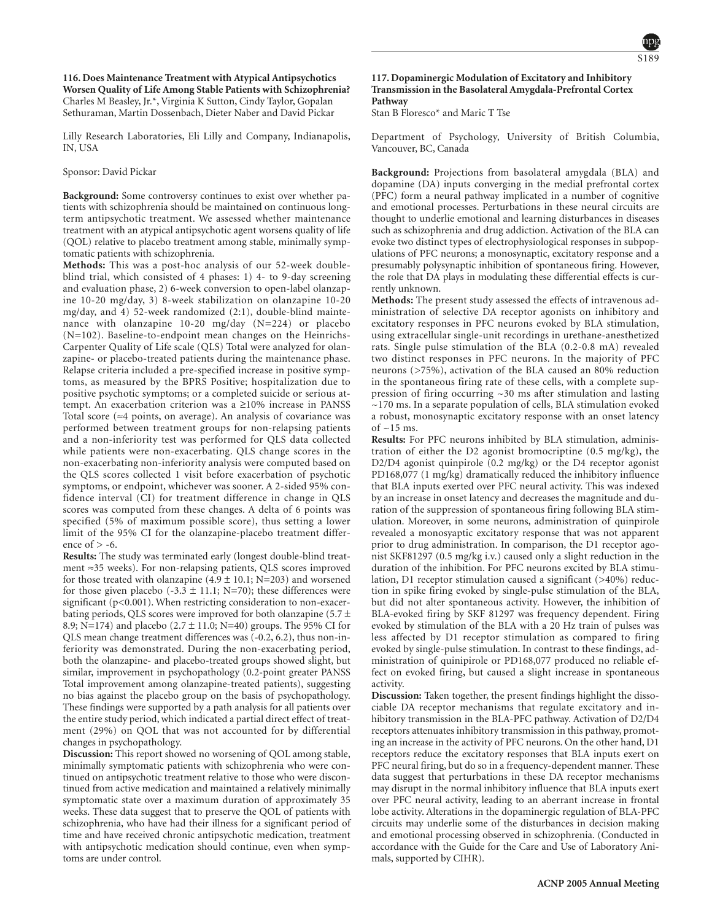### 116. Does Maintenance Treatment with Atypical Antipsychotics Worsen Quality of Life Among Stable Patients with Schizophrenia?

Charles M Beasley, Jr.*, Virginia K Sutton, Cindy Taylor, Gopalan Sethuraman, Martin Dossenbach, Dieter Naber and David Pickar

Lilly Research Laboratories, Eli Lilly and Company, Indianapolis, IN, USA

Sponsor: David Pickar

**Background:** Some controversy continues to exist over whether patients with schizophrenia should be maintained on continuous long-term antipsychotic treatment. We assessed whether maintenance treatment with an atypical antipsychotic agent worsens quality of life (QOL) relative to placebo treatment among stable, minimally symptomatic patients with schizophrenia.

**Methods:** This was a post-hoc analysis of our 52-week double-blind trial, which consisted of 4 phases: 1) 4- to 9-day screening and evaluation phase, 2) 6-week conversion to open-label olanzapine 10-20 mg/day, 3) 8-week stabilization on olanzapine 10-20 mg/day, and 4) 52-week randomized (2:1), double-blind maintenance with olanzapine 10-20 mg/day (N=224) or placebo (N=102). Baseline-to-endpoint mean changes on the Heinrichs-Carpenter Quality of Life scale (QLS) Total were analyzed for olanzapine- or placebo-treated patients during the maintenance phase. Relapse criteria included a pre-specified increase in positive symptoms, as measured by the BPRS Positive; hospitalization due to positive psychotic symptoms; or a completed suicide or serious attempt. An exacerbation criterion was a ≥10% increase in PANSS Total score (≈4 points, on average). An analysis of covariance was performed between treatment groups for non-relapsing patients and a non-inferiority test was performed for QLS data collected while patients were non-exacerbating. QLS change scores in the non-exacerbating non-inferiority analysis were computed based on the QLS scores collected 1 visit before exacerbation of psychotic symptoms, or endpoint, whichever was sooner. A 2-sided 95% confidence interval (CI) for treatment difference in change in QLS scores was computed from these changes. A delta of 6 points was specified (5% of maximum possible score), thus setting a lower limit of the 95% CI for the olanzapine-placebo treatment difference of > -6.

**Results:** The study was terminated early (longest double-blind treatment ≈35 weeks). For non-relapsing patients, QLS scores improved for those treated with olanzapine (4.9 ± 10.1; N=203) and worsened for those given placebo (-3.3 ± 11.1; N=70); these differences were significant ($p<0.001$). When restricting consideration to non-exacerbating periods, QLS scores were improved for both olanzapine (5.7 ± 8.9; N=174) and placebo (2.7 ± 11.0; N=40) groups. The 95% CI for QLS mean change treatment differences was (-0.2, 6.2), thus non-inferiority was demonstrated. During the non-exacerbating period, both the olanzapine- and placebo-treated groups showed slight, but similar, improvement in psychopathology (0.2-point greater PANSS Total improvement among olanzapine-treated patients), suggesting no bias against the placebo group on the basis of psychopathology. These findings were supported by a path analysis for all patients over the entire study period, which indicated a partial direct effect of treatment (29%) on QOL that was not accounted for by differential changes in psychopathology.

**Discussion:** This report showed no worsening of QOL among stable, minimally symptomatic patients with schizophrenia who were continued on antipsychotic treatment relative to those who were discontinued from active medication and maintained a relatively minimally symptomatic state over a maximum duration of approximately 35 weeks. These data suggest that to preserve the QOL of patients with schizophrenia, who have had their illness for a significant period of time and have received chronic antipsychotic medication, treatment with antipsychotic medication should continue, even when symptoms are under control.

### 117. Dopaminergic Modulation of Excitatory and Inhibitory Transmission in the Basolateral Amygdala-Prefrontal Cortex Pathway

Stan B Floresco* and Maric T Tse

Department of Psychology, University of British Columbia, Vancouver, BC, Canada

**Background:** Projections from basolateral amygdala (BLA) and dopamine (DA) inputs converging in the medial prefrontal cortex (PFC) form a neural pathway implicated in a number of cognitive and emotional processes. Perturbations in these neural circuits are thought to underlie emotional and learning disturbances in diseases such as schizophrenia and drug addiction. Activation of the BLA can evoke two distinct types of electrophysiological responses in subpopulations of PFC neurons; a monosynaptic, excitatory response and a presumably polysynaptic inhibition of spontaneous firing. However, the role that DA plays in modulating these differential effects is currently unknown.

**Methods:** The present study assessed the effects of intravenous administration of selective DA receptor agonists on inhibitory and excitatory responses in PFC neurons evoked by BLA stimulation, using extracellular single-unit recordings in urethane-anesthetized rats. Single pulse stimulation of the BLA (0.2-0.8 mA) revealed two distinct responses in PFC neurons. In the majority of PFC neurons (>75%), activation of the BLA caused an 80% reduction in the spontaneous firing rate of these cells, with a complete suppression of firing occurring ~30 ms after stimulation and lasting ~170 ms. In a separate population of cells, BLA stimulation evoked a robust, monosynaptic excitatory response with an onset latency of ~15 ms.

**Results:** For PFC neurons inhibited by BLA stimulation, administration of either the D2 agonist bromocriptine (0.5 mg/kg), the D2/D4 agonist quinpirole (0.2 mg/kg) or the D4 receptor agonist PD168,077 (1 mg/kg) dramatically reduced the inhibitory influence that BLA inputs exerted over PFC neural activity. This was indexed by an increase in onset latency and decreases the magnitude and duration of the suppression of spontaneous firing following BLA stimulation. Moreover, in some neurons, administration of quinpirole revealed a monosyaptic excitatory response that was not apparent prior to drug administration. In comparison, the D1 receptor agonist SKF81297 (0.5 mg/kg i.v.) caused only a slight reduction in the duration of the inhibition. For PFC neurons excited by BLA stimulation, D1 receptor stimulation caused a significant (>40%) reduction in spike firing evoked by single-pulse stimulation of the BLA, but did not alter spontaneous activity. However, the inhibition of BLA-evoked firing by SKF 81297 was frequency dependent. Firing evoked by stimulation of the BLA with a 20 Hz train of pulses was less affected by D1 receptor stimulation as compared to firing evoked by single-pulse stimulation. In contrast to these findings, administration of quinipirole or PD168,077 produced no reliable effect on evoked firing, but caused a slight increase in spontaneous activity.

**Discussion:** Taken together, the present findings highlight the dissociable DA receptor mechanisms that regulate excitatory and inhibitory transmission in the BLA-PFC pathway. Activation of D2/D4 receptors attenuates inhibitory transmission in this pathway, promoting an increase in the activity of PFC neurons. On the other hand, D1 receptors reduce the excitatory responses that BLA inputs exert on PFC neural firing, but do so in a frequency-dependent manner. These data suggest that perturbations in these DA receptor mechanisms may disrupt in the normal inhibitory influence that BLA inputs exert over PFC neural activity, leading to an aberrant increase in frontal lobe activity. Alterations in the dopaminergic regulation of BLA-PFC circuits may underlie some of the disturbances in decision making and emotional processing observed in schizophrenia. (Conducted in accordance with the Guide for the Care and Use of Laboratory Animals, supported by CIHR).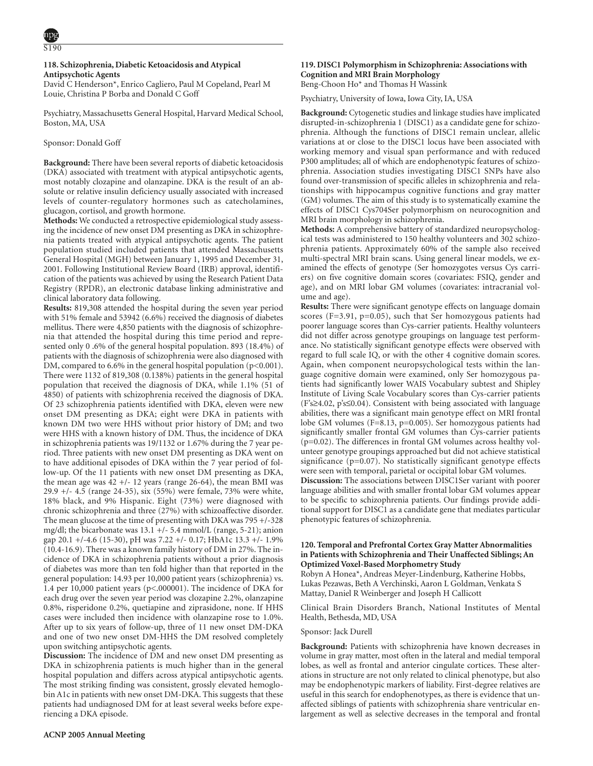### 118. Schizophrenia, Diabetic Ketoacidosis and Atypical Antipsychotic Agents

David C Henderson*, Enrico Cagliero, Paul M Copeland, Pearl M Louie, Christina P Borba and Donald C Goff

Psychiatry, Massachusetts General Hospital, Harvard Medical School, Boston, MA, USA

Sponsor: Donald Goff

**Background:** There have been several reports of diabetic ketoacidosis (DKA) associated with treatment with atypical antipsychotic agents, most notably clozapine and olanzapine. DKA is the result of an absolute or relative insulin deficiency usually associated with increased levels of counter-regulatory hormones such as catecholamines, glucagon, cortisol, and growth hormone.

**Methods:** We conducted a retrospective epidemiological study assessing the incidence of new onset DM presenting as DKA in schizophrenia patients treated with atypical antipsychotic agents. The patient population studied included patients that attended Massachusetts General Hospital (MGH) between January 1, 1995 and December 31, 2001. Following Institutional Review Board (IRB) approval, identification of the patients was achieved by using the Research Patient Data Registry (RPDR), an electronic database linking administrative and clinical laboratory data following.

**Results:** 819,308 attended the hospital during the seven year period with 51% female and 53942 (6.6%) received the diagnosis of diabetes mellitus. There were 4,850 patients with the diagnosis of schizophrenia that attended the hospital during this time period and represented only 0 .6% of the general hospital population. 893 (18.4%) of patients with the diagnosis of schizophrenia were also diagnosed with DM, compared to 6.6% in the general hospital population ($p<0.001$). There were 1132 of 819,308 (0.138%) patients in the general hospital population that received the diagnosis of DKA, while 1.1% (51 of 4850) of patients with schizophrenia received the diagnosis of DKA. Of 23 schizophrenia patients identified with DKA, eleven were new onset DM presenting as DKA; eight were DKA in patients with known DM two were HHS without prior history of DM; and two were HHS with a known history of DM. Thus, the incidence of DKA in schizophrenia patients was 19/1132 or 1.67% during the 7 year period. Three patients with new onset DM presenting as DKA went on to have additional episodes of DKA within the 7 year period of follow-up. Of the 11 patients with new onset DM presenting as DKA, the mean age was 42 +/- 12 years (range 26-64), the mean BMI was 29.9 +/- 4.5 (range 24-35), six (55%) were female, 73% were white, 18% black, and 9% Hispanic. Eight (73%) were diagnosed with chronic schizophrenia and three (27%) with schizoaffective disorder. The mean glucose at the time of presenting with DKA was 795 +/-328 mg/dl; the bicarbonate was 13.1 +/- 5.4 mmol/L (range, 5-21); anion gap 20.1 +/-4.6 (15-30), pH was 7.22 +/- 0.17; HbA1c 13.3 +/- 1.9% (10.4-16.9). There was a known family history of DM in 27%. The incidence of DKA in schizophrenia patients without a prior diagnosis of diabetes was more than ten fold higher than that reported in the general population: 14.93 per 10,000 patient years (schizophrenia) vs. 1.4 per 10,000 patient years ($p<.000001$). The incidence of DKA for each drug over the seven year period was clozapine 2.2%, olanzapine 0.8%, risperidone 0.2%, quetiapine and ziprasidone, none. If HHS cases were included then incidence with olanzapine rose to 1.0%. After up to six years of follow-up, three of 11 new onset DM-DKA and one of two new onset DM-HHS the DM resolved completely upon switching antipsychotic agents.

**Discussion:** The incidence of DM and new onset DM presenting as DKA in schizophrenia patients is much higher than in the general hospital population and differs across atypical antipsychotic agents. The most striking finding was consistent, grossly elevated hemoglobin A1c in patients with new onset DM-DKA. This suggests that these patients had undiagnosed DM for at least several weeks before experiencing a DKA episode.

### 119. DISC1 Polymorphism in Schizophrenia: Associations with Cognition and MRI Brain Morphology

Beng-Choon Ho* and Thomas H Wassink

Psychiatry, University of Iowa, Iowa City, IA, USA

**Background:** Cytogenetic studies and linkage studies have implicated disrupted-in-schizophrenia 1 (DISC1) as a candidate gene for schizophrenia. Although the functions of DISC1 remain unclear, allelic variations at or close to the DISC1 locus have been associated with working memory and visual span performance and with reduced P300 amplitudes; all of which are endophenotypic features of schizophrenia. Association studies investigating DISC1 SNPs have also found over-transmission of specific alleles in schizophrenia and relationships with hippocampus cognitive functions and gray matter (GM) volumes. The aim of this study is to systematically examine the effects of DISC1 Cys704Ser polymorphism on neurocognition and MRI brain morphology in schizophrenia.

**Methods:** A comprehensive battery of standardized neuropsychological tests was administered to 150 healthy volunteers and 302 schizophrenia patients. Approximately 60% of the sample also received multi-spectral MRI brain scans. Using general linear models, we examined the effects of genotype (Ser homozygotes versus Cys carriers) on five cognitive domain scores (covariates: FSIQ, gender and age), and on MRI lobar GM volumes (covariates: intracranial volume and age).

**Results:** There were significant genotype effects on language domain scores ($F=3.91$, $p=0.05$), such that Ser homozygous patients had poorer language scores than Cys-carrier patients. Healthy volunteers did not differ across genotype groupings on language test performance. No statistically significant genotype effects were observed with regard to full scale IQ, or with the other 4 cognitive domain scores. Again, when component neuropsychological tests within the language cognitive domain were examined, only Ser homozygous patients had significantly lower WAIS Vocabulary subtest and Shipley Institute of Living Scale Vocabulary scores than Cys-carrier patients ($F\text{'s}\geq4.02$, $p\text{'s}\leq0.04$). Consistent with being associated with language abilities, there was a significant main genotype effect on MRI frontal lobe GM volumes ($F=8.13$, $p=0.005$). Ser homozygous patients had significantly smaller frontal GM volumes than Cys-carrier patients ($p=0.02$). The differences in frontal GM volumes across healthy volunteer genotype groupings approached but did not achieve statistical significance ($p=0.07$). No statistically significant genotype effects were seen with temporal, parietal or occipital lobar GM volumes.

**Discussion:** The associations between DISC1Ser variant with poorer language abilities and with smaller frontal lobar GM volumes appear to be specific to schizophrenia patients. Our findings provide additional support for DISC1 as a candidate gene that mediates particular phenotypic features of schizophrenia.

### 120. Temporal and Prefrontal Cortex Gray Matter Abnormalities in Patients with Schizophrenia and Their Unaffected Siblings; An Optimized Voxel-Based Morphometry Study

Robyn A Honea*, Andreas Meyer-Lindenburg, Katherine Hobbs, Lukas Pezawas, Beth A Verchinski, Aaron L Goldman, Venkata S Mattay, Daniel R Weinberger and Joseph H Callicott

Clinical Brain Disorders Branch, National Institutes of Mental Health, Bethesda, MD, USA

Sponsor: Jack Durell

**Background:** Patients with schizophrenia have known decreases in volume in gray matter, most often in the lateral and medial temporal lobes, as well as frontal and anterior cingulate cortices. These alterations in structure are not only related to clinical phenotype, but also may be endophenotypic markers of liability. First-degree relatives are useful in this search for endophenotypes, as there is evidence that unaffected siblings of patients with schizophrenia share ventricular enlargement as well as selective decreases in the temporal and frontal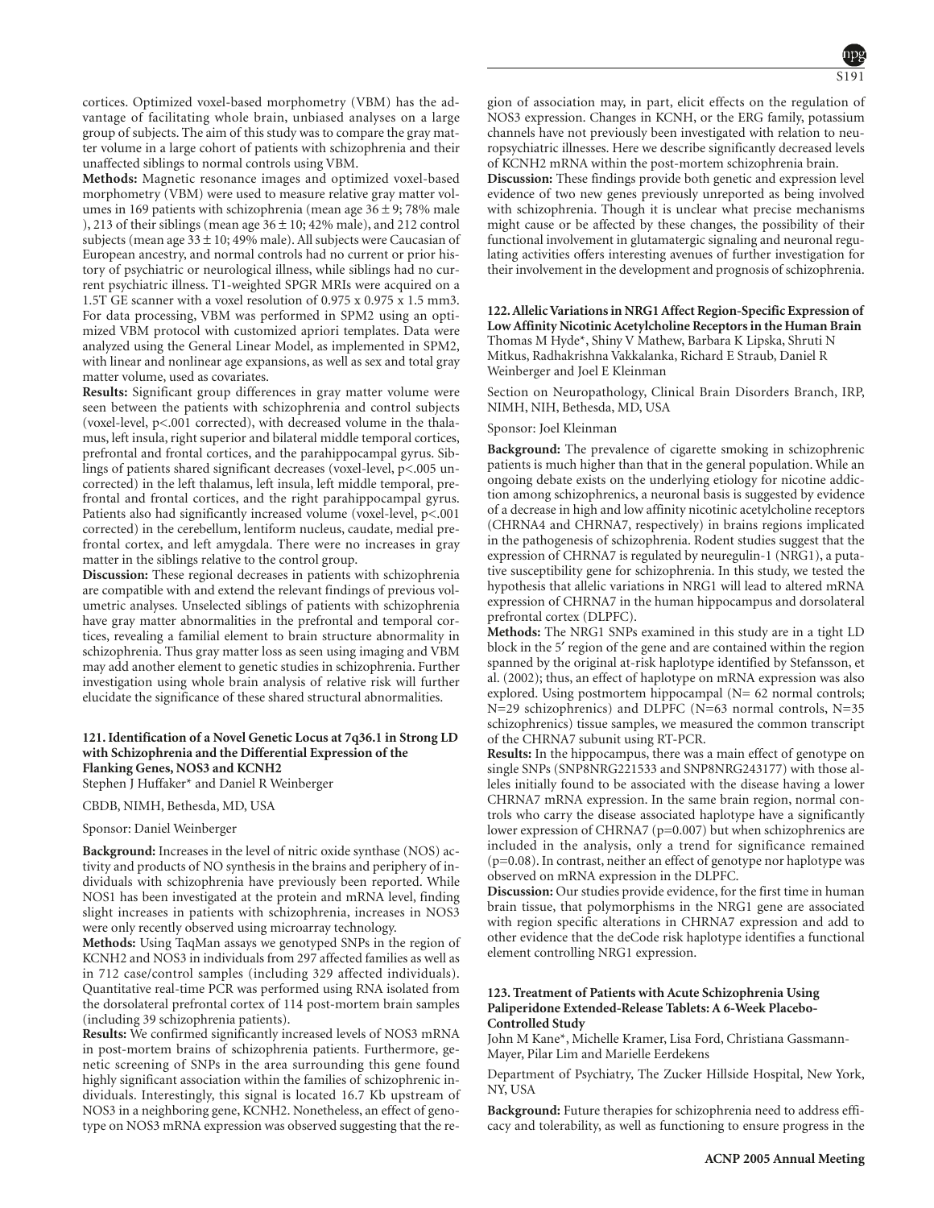cortices. Optimized voxel-based morphometry (VBM) has the advantage of facilitating whole brain, unbiased analyses on a large group of subjects. The aim of this study was to compare the gray matter volume in a large cohort of patients with schizophrenia and their unaffected siblings to normal controls using VBM.

**Methods:** Magnetic resonance images and optimized voxel-based morphometry (VBM) were used to measure relative gray matter volumes in 169 patients with schizophrenia (mean age $36 \pm 9$; 78% male ), 213 of their siblings (mean age $36 \pm 10$; 42% male), and 212 control subjects (mean age $33 \pm 10$; 49% male). All subjects were Caucasian of European ancestry, and normal controls had no current or prior history of psychiatric or neurological illness, while siblings had no current psychiatric illness. T1-weighted SPGR MRIs were acquired on a 1.5T GE scanner with a voxel resolution of 0.975 x 0.975 x 1.5 mm3. For data processing, VBM was performed in SPM2 using an optimized VBM protocol with customized apriori templates. Data were analyzed using the General Linear Model, as implemented in SPM2, with linear and nonlinear age expansions, as well as sex and total gray matter volume, used as covariates.

**Results:** Significant group differences in gray matter volume were seen between the patients with schizophrenia and control subjects (voxel-level, $p<.001$ corrected), with decreased volume in the thalamus, left insula, right superior and bilateral middle temporal cortices, prefrontal and frontal cortices, and the parahippocampal gyrus. Siblings of patients shared significant decreases (voxel-level, $p<.005$ uncorrected) in the left thalamus, left insula, left middle temporal, prefrontal and frontal cortices, and the right parahippocampal gyrus. Patients also had significantly increased volume (voxel-level, $p<.001$ corrected) in the cerebellum, lentiform nucleus, caudate, medial prefrontal cortex, and left amygdala. There were no increases in gray matter in the siblings relative to the control group.

**Discussion:** These regional decreases in patients with schizophrenia are compatible with and extend the relevant findings of previous volumetric analyses. Unselected siblings of patients with schizophrenia have gray matter abnormalities in the prefrontal and temporal cortices, revealing a familial element to brain structure abnormality in schizophrenia. Thus gray matter loss as seen using imaging and VBM may add another element to genetic studies in schizophrenia. Further investigation using whole brain analysis of relative risk will further elucidate the significance of these shared structural abnormalities.

### 121. Identification of a Novel Genetic Locus at 7q36.1 in Strong LD with Schizophrenia and the Differential Expression of the Flanking Genes, NOS3 and KCNH2

Stephen J Huffaker* and Daniel R Weinberger

CBDB, NIMH, Bethesda, MD, USA

Sponsor: Daniel Weinberger

**Background:** Increases in the level of nitric oxide synthase (NOS) activity and products of NO synthesis in the brains and periphery of individuals with schizophrenia have previously been reported. While NOS1 has been investigated at the protein and mRNA level, finding slight increases in patients with schizophrenia, increases in NOS3 were only recently observed using microarray technology.

**Methods:** Using TaqMan assays we genotyped SNPs in the region of KCNH2 and NOS3 in individuals from 297 affected families as well as in 712 case/control samples (including 329 affected individuals). Quantitative real-time PCR was performed using RNA isolated from the dorsolateral prefrontal cortex of 114 post-mortem brain samples (including 39 schizophrenia patients).

**Results:** We confirmed significantly increased levels of NOS3 mRNA in post-mortem brains of schizophrenia patients. Furthermore, genetic screening of SNPs in the area surrounding this gene found highly significant association within the families of schizophrenic individuals. Interestingly, this signal is located 16.7 Kb upstream of NOS3 in a neighboring gene, KCNH2. Nonetheless, an effect of genotype on NOS3 mRNA expression was observed suggesting that the region of association may, in part, elicit effects on the regulation of NOS3 expression. Changes in KCNH, or the ERG family, potassium channels have not previously been investigated with relation to neuropsychiatric illnesses. Here we describe significantly decreased levels of KCNH2 mRNA within the post-mortem schizophrenia brain.

**Discussion:** These findings provide both genetic and expression level evidence of two new genes previously unreported as being involved with schizophrenia. Though it is unclear what precise mechanisms might cause or be affected by these changes, the possibility of their functional involvement in glutamatergic signaling and neuronal regulating activities offers interesting avenues of further investigation for their involvement in the development and prognosis of schizophrenia.

### 122. Allelic Variations in NRG1 Affect Region-Specific Expression of Low Affinity Nicotinic Acetylcholine Receptors in the Human Brain

Thomas M Hyde*, Shiny V Mathew, Barbara K Lipska, Shruti N Mitkus, Radhakrishna Vakkalanka, Richard E Straub, Daniel R Weinberger and Joel E Kleinman

Section on Neuropathology, Clinical Brain Disorders Branch, IRP, NIMH, NIH, Bethesda, MD, USA

Sponsor: Joel Kleinman

**Background:** The prevalence of cigarette smoking in schizophrenic patients is much higher than that in the general population. While an ongoing debate exists on the underlying etiology for nicotine addiction among schizophrenics, a neuronal basis is suggested by evidence of a decrease in high and low affinity nicotinic acetylcholine receptors (CHRNA4 and CHRNA7, respectively) in brains regions implicated in the pathogenesis of schizophrenia. Rodent studies suggest that the expression of CHRNA7 is regulated by neuregulin-1 (NRG1), a putative susceptibility gene for schizophrenia. In this study, we tested the hypothesis that allelic variations in NRG1 will lead to altered mRNA expression of CHRNA7 in the human hippocampus and dorsolateral prefrontal cortex (DLPFC).

**Methods:** The NRG1 SNPs examined in this study are in a tight LD block in the 5′ region of the gene and are contained within the region spanned by the original at-risk haplotype identified by Stefansson, et al. (2002); thus, an effect of haplotype on mRNA expression was also explored. Using postmortem hippocampal (N= 62 normal controls; N=29 schizophrenics) and DLPFC (N=63 normal controls, N=35 schizophrenics) tissue samples, we measured the common transcript of the CHRNA7 subunit using RT-PCR.

**Results:** In the hippocampus, there was a main effect of genotype on single SNPs (SNP8NRG221533 and SNP8NRG243177) with those alleles initially found to be associated with the disease having a lower CHRNA7 mRNA expression. In the same brain region, normal controls who carry the disease associated haplotype have a significantly lower expression of CHRNA7 ($p=0.007$) but when schizophrenics are included in the analysis, only a trend for significance remained ($p=0.08$). In contrast, neither an effect of genotype nor haplotype was observed on mRNA expression in the DLPFC.

**Discussion:** Our studies provide evidence, for the first time in human brain tissue, that polymorphisms in the NRG1 gene are associated with region specific alterations in CHRNA7 expression and add to other evidence that the deCode risk haplotype identifies a functional element controlling NRG1 expression.

### 123. Treatment of Patients with Acute Schizophrenia Using Paliperidone Extended-Release Tablets: A 6-Week Placebo-Controlled Study

John M Kane*, Michelle Kramer, Lisa Ford, Christiana Gassmann-Mayer, Pilar Lim and Marielle Eerdekens

Department of Psychiatry, The Zucker Hillside Hospital, New York, NY, USA

**Background:** Future therapies for schizophrenia need to address efficacy and tolerability, as well as functioning to ensure progress in the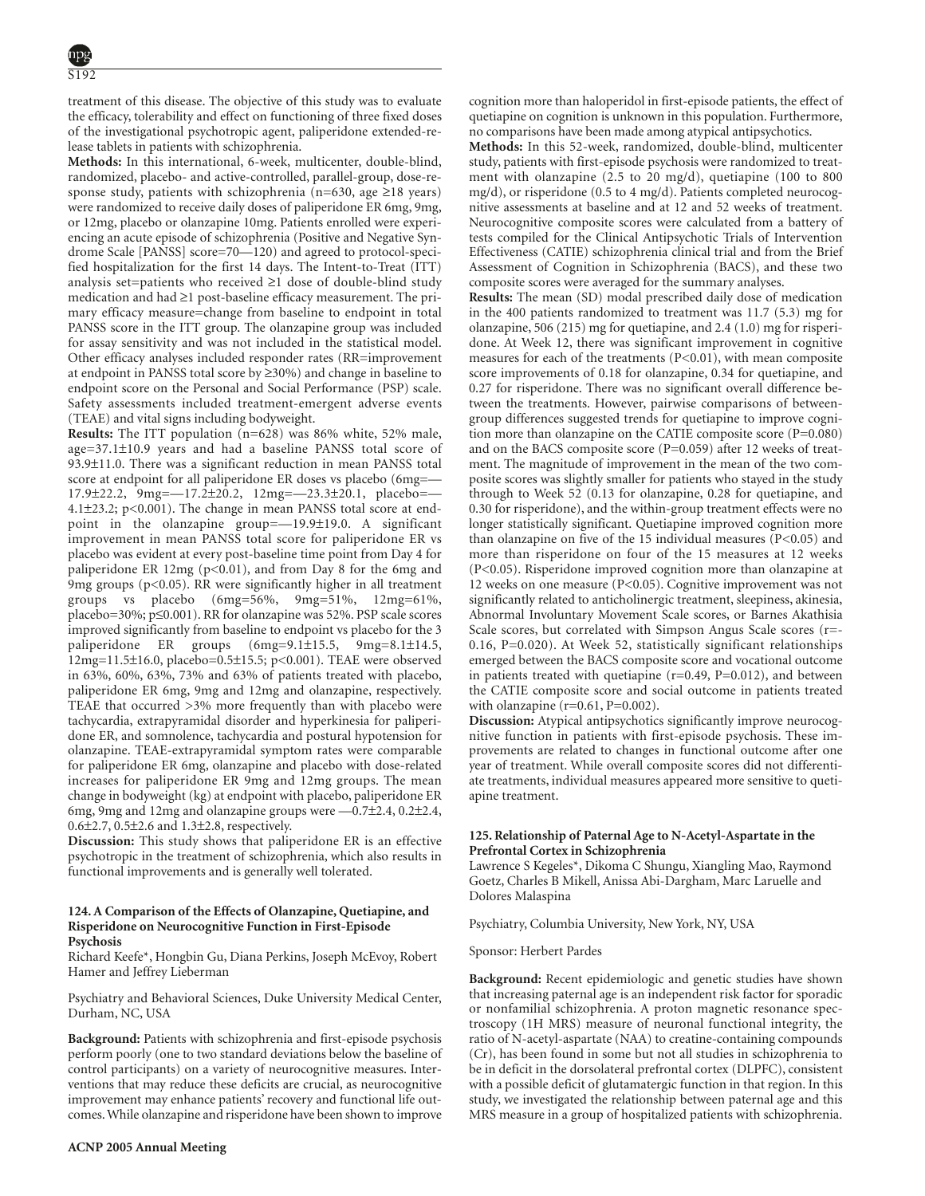treatment of this disease. The objective of this study was to evaluate the efficacy, tolerability and effect on functioning of three fixed doses of the investigational psychotropic agent, paliperidone extended-release tablets in patients with schizophrenia.

**Methods:** In this international, 6-week, multicenter, double-blind, randomized, placebo- and active-controlled, parallel-group, dose-response study, patients with schizophrenia (n=630, age ≥18 years) were randomized to receive daily doses of paliperidone ER 6mg, 9mg, or 12mg, placebo or olanzapine 10mg. Patients enrolled were experiencing an acute episode of schizophrenia (Positive and Negative Syndrome Scale [PANSS] score=70—120) and agreed to protocol-specified hospitalization for the first 14 days. The Intent-to-Treat (ITT) analysis set=patients who received ≥1 dose of double-blind study medication and had ≥1 post-baseline efficacy measurement. The primary efficacy measure=change from baseline to endpoint in total PANSS score in the ITT group. The olanzapine group was included for assay sensitivity and was not included in the statistical model. Other efficacy analyses included responder rates (RR=improvement at endpoint in PANSS total score by ≥30%) and change in baseline to endpoint score on the Personal and Social Performance (PSP) scale. Safety assessments included treatment-emergent adverse events (TEAE) and vital signs including bodyweight.

**Results:** The ITT population (n=628) was 86% white, 52% male, age=37.1±10.9 years and had a baseline PANSS total score of 93.9±11.0. There was a significant reduction in mean PANSS total score at endpoint for all paliperidone ER doses vs placebo (6mg=—17.9±22.2, 9mg=—17.2±20.2, 12mg=—23.3±20.1, placebo=—4.1±23.2; p<0.001). The change in mean PANSS total score at endpoint in the olanzapine group=—19.9±19.0. A significant improvement in mean PANSS total score for paliperidone ER vs placebo was evident at every post-baseline time point from Day 4 for paliperidone ER 12mg (p<0.01), and from Day 8 for the 6mg and 9mg groups (p<0.05). RR were significantly higher in all treatment groups vs placebo (6mg=56%, 9mg=51%, 12mg=61%, placebo=30%; p≤0.001). RR for olanzapine was 52%. PSP scale scores improved significantly from baseline to endpoint vs placebo for the 3 paliperidone ER groups (6mg=9.1±15.5, 9mg=8.1±14.5, 12mg=11.5±16.0, placebo=0.5±15.5; p<0.001). TEAE were observed in 63%, 60%, 63%, 73% and 63% of patients treated with placebo, paliperidone ER 6mg, 9mg and 12mg and olanzapine, respectively. TEAE that occurred >3% more frequently than with placebo were tachycardia, extrapyramidal disorder and hyperkinesia for paliperidone ER, and somnolence, tachycardia and postural hypotension for olanzapine. TEAE-extrapyramidal symptom rates were comparable for paliperidone ER 6mg, olanzapine and placebo with dose-related increases for paliperidone ER 9mg and 12mg groups. The mean change in bodyweight (kg) at endpoint with placebo, paliperidone ER 6mg, 9mg and 12mg and olanzapine groups were —0.7±2.4, 0.2±2.4, 0.6±2.7, 0.5±2.6 and 1.3±2.8, respectively.

**Discussion:** This study shows that paliperidone ER is an effective psychotropic in the treatment of schizophrenia, which also results in functional improvements and is generally well tolerated.

### 124. A Comparison of the Effects of Olanzapine, Quetiapine, and Risperidone on Neurocognitive Function in First-Episode Psychosis

Richard Keefe*, Hongbin Gu, Diana Perkins, Joseph McEvoy, Robert Hamer and Jeffrey Lieberman

Psychiatry and Behavioral Sciences, Duke University Medical Center, Durham, NC, USA

**Background:** Patients with schizophrenia and first-episode psychosis perform poorly (one to two standard deviations below the baseline of control participants) on a variety of neurocognitive measures. Interventions that may reduce these deficits are crucial, as neurocognitive improvement may enhance patients' recovery and functional life outcomes. While olanzapine and risperidone have been shown to improve cognition more than haloperidol in first-episode patients, the effect of quetiapine on cognition is unknown in this population. Furthermore, no comparisons have been made among atypical antipsychotics.

**Methods:** In this 52-week, randomized, double-blind, multicenter study, patients with first-episode psychosis were randomized to treatment with olanzapine (2.5 to 20 mg/d), quetiapine (100 to 800 mg/d), or risperidone (0.5 to 4 mg/d). Patients completed neurocognitive assessments at baseline and at 12 and 52 weeks of treatment. Neurocognitive composite scores were calculated from a battery of tests compiled for the Clinical Antipsychotic Trials of Intervention Effectiveness (CATIE) schizophrenia clinical trial and from the Brief Assessment of Cognition in Schizophrenia (BACS), and these two composite scores were averaged for the summary analyses.

**Results:** The mean (SD) modal prescribed daily dose of medication in the 400 patients randomized to treatment was 11.7 (5.3) mg for olanzapine, 506 (215) mg for quetiapine, and 2.4 (1.0) mg for risperidone. At Week 12, there was significant improvement in cognitive measures for each of the treatments (P<0.01), with mean composite score improvements of 0.18 for olanzapine, 0.34 for quetiapine, and 0.27 for risperidone. There was no significant overall difference between the treatments. However, pairwise comparisons of between-group differences suggested trends for quetiapine to improve cognition more than olanzapine on the CATIE composite score (P=0.080) and on the BACS composite score (P=0.059) after 12 weeks of treatment. The magnitude of improvement in the mean of the two composite scores was slightly smaller for patients who stayed in the study through to Week 52 (0.13 for olanzapine, 0.28 for quetiapine, and 0.30 for risperidone), and the within-group treatment effects were no longer statistically significant. Quetiapine improved cognition more than olanzapine on five of the 15 individual measures (P<0.05) and more than risperidone on four of the 15 measures at 12 weeks (P<0.05). Risperidone improved cognition more than olanzapine at 12 weeks on one measure (P<0.05). Cognitive improvement was not significantly related to anticholinergic treatment, sleepiness, akinesia, Abnormal Involuntary Movement Scale scores, or Barnes Akathisia Scale scores, but correlated with Simpson Angus Scale scores (r=-0.16, P=0.020). At Week 52, statistically significant relationships emerged between the BACS composite score and vocational outcome in patients treated with quetiapine (r=0.49, P=0.012), and between the CATIE composite score and social outcome in patients treated with olanzapine (r=0.61, P=0.002).

**Discussion:** Atypical antipsychotics significantly improve neurocognitive function in patients with first-episode psychosis. These improvements are related to changes in functional outcome after one year of treatment. While overall composite scores did not differentiate treatments, individual measures appeared more sensitive to quetiapine treatment.

### 125. Relationship of Paternal Age to N-Acetyl-Aspartate in the Prefrontal Cortex in Schizophrenia

Lawrence S Kegeles*, Dikoma C Shungu, Xiangling Mao, Raymond Goetz, Charles B Mikell, Anissa Abi-Dargham, Marc Laruelle and Dolores Malaspina

Psychiatry, Columbia University, New York, NY, USA

Sponsor: Herbert Pardes

**Background:** Recent epidemiologic and genetic studies have shown that increasing paternal age is an independent risk factor for sporadic or nonfamilial schizophrenia. A proton magnetic resonance spectroscopy (1H MRS) measure of neuronal functional integrity, the ratio of N-acetyl-aspartate (NAA) to creatine-containing compounds (Cr), has been found in some but not all studies in schizophrenia to be in deficit in the dorsolateral prefrontal cortex (DLPFC), consistent with a possible deficit of glutamatergic function in that region. In this study, we investigated the relationship between paternal age and this MRS measure in a group of hospitalized patients with schizophrenia.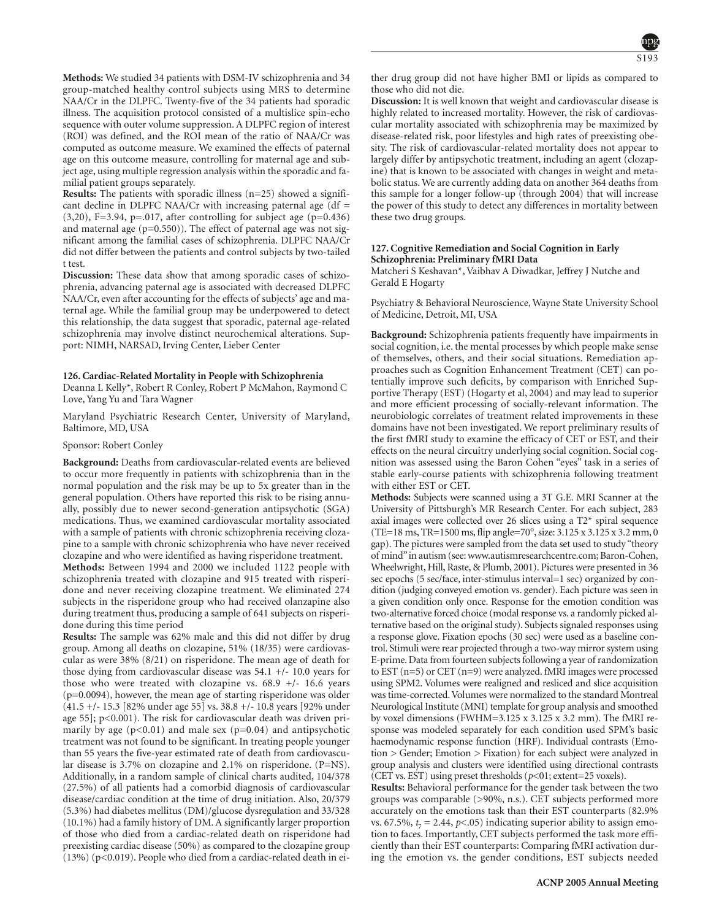**Methods:** We studied 34 patients with DSM-IV schizophrenia and 34 group-matched healthy control subjects using MRS to determine NAA/Cr in the DLPFC. Twenty-five of the 34 patients had sporadic illness. The acquisition protocol consisted of a multislice spin-echo sequence with outer volume suppression. A DLPFC region of interest (ROI) was defined, and the ROI mean of the ratio of NAA/Cr was computed as outcome measure. We examined the effects of paternal age on this outcome measure, controlling for maternal age and subject age, using multiple regression analysis within the sporadic and familial patient groups separately.

**Results:** The patients with sporadic illness (n=25) showed a significant decline in DLPFC NAA/Cr with increasing paternal age (df = (3,20), F=3.94, p=.017, after controlling for subject age (p=0.436) and maternal age (p=0.550)). The effect of paternal age was not significant among the familial cases of schizophrenia. DLPFC NAA/Cr did not differ between the patients and control subjects by two-tailed t test.

**Discussion:** These data show that among sporadic cases of schizophrenia, advancing paternal age is associated with decreased DLPFC NAA/Cr, even after accounting for the effects of subjects' age and maternal age. While the familial group may be underpowered to detect this relationship, the data suggest that sporadic, paternal age-related schizophrenia may involve distinct neurochemical alterations. Support: NIMH, NARSAD, Irving Center, Lieber Center

### 126. Cardiac-Related Mortality in People with Schizophrenia

Deanna L Kelly*, Robert R Conley, Robert P McMahon, Raymond C Love, Yang Yu and Tara Wagner

Maryland Psychiatric Research Center, University of Maryland, Baltimore, MD, USA

Sponsor: Robert Conley

**Background:** Deaths from cardiovascular-related events are believed to occur more frequently in patients with schizophrenia than in the normal population and the risk may be up to 5x greater than in the general population. Others have reported this risk to be rising annually, possibly due to newer second-generation antipsychotic (SGA) medications. Thus, we examined cardiovascular mortality associated with a sample of patients with chronic schizophrenia receiving clozapine to a sample with chronic schizophrenia who have never received clozapine and who were identified as having risperidone treatment.

**Methods:** Between 1994 and 2000 we included 1122 people with schizophrenia treated with clozapine and 915 treated with risperidone and never receiving clozapine treatment. We eliminated 274 subjects in the risperidone group who had received olanzapine also during treatment thus, producing a sample of 641 subjects on risperidone during this time period

**Results:** The sample was 62% male and this did not differ by drug group. Among all deaths on clozapine, 51% (18/35) were cardiovascular as were 38% (8/21) on risperidone. The mean age of death for those dying from cardiovascular disease was 54.1 +/- 10.0 years for those who were treated with clozapine vs. 68.9 +/- 16.6 years (p=0.0094), however, the mean age of starting risperidone was older (41.5 +/- 15.3 [82% under age 55] vs. 38.8 +/- 10.8 years [92% under age 55]; p<0.001). The risk for cardiovascular death was driven primarily by age (p<0.01) and male sex (p=0.04) and antipsychotic treatment was not found to be significant. In treating people younger than 55 years the five-year estimated rate of death from cardiovascular disease is 3.7% on clozapine and 2.1% on risperidone. (P=NS). Additionally, in a random sample of clinical charts audited, 104/378 (27.5%) of all patients had a comorbid diagnosis of cardiovascular disease/cardiac condition at the time of drug initiation. Also, 20/379 (5.3%) had diabetes mellitus (DM)/glucose dysregulation and 33/328 (10.1%) had a family history of DM. A significantly larger proportion of those who died from a cardiac-related death on risperidone had preexisting cardiac disease (50%) as compared to the clozapine group (13%) (p<0.019). People who died from a cardiac-related death in either drug group did not have higher BMI or lipids as compared to those who did not die.

**Discussion:** It is well known that weight and cardiovascular disease is highly related to increased mortality. However, the risk of cardiovascular mortality associated with schizophrenia may be maximized by disease-related risk, poor lifestyles and high rates of preexisting obesity. The risk of cardiovascular-related mortality does not appear to largely differ by antipsychotic treatment, including an agent (clozapine) that is known to be associated with changes in weight and metabolic status. We are currently adding data on another 364 deaths from this sample for a longer follow-up (through 2004) that will increase the power of this study to detect any differences in mortality between these two drug groups.

### 127. Cognitive Remediation and Social Cognition in Early Schizophrenia: Preliminary fMRI Data

Matcheri S Keshavan*, Vaibhav A Diwadkar, Jeffrey J Nutche and Gerald E Hogarty

Psychiatry & Behavioral Neuroscience, Wayne State University School of Medicine, Detroit, MI, USA

**Background:** Schizophrenia patients frequently have impairments in social cognition, i.e. the mental processes by which people make sense of themselves, others, and their social situations. Remediation approaches such as Cognition Enhancement Treatment (CET) can potentially improve such deficits, by comparison with Enriched Supportive Therapy (EST) (Hogarty et al, 2004) and may lead to superior and more efficient processing of socially-relevant information. The neurobiologic correlates of treatment related improvements in these domains have not been investigated. We report preliminary results of the first fMRI study to examine the efficacy of CET or EST, and their effects on the neural circuitry underlying social cognition. Social cognition was assessed using the Baron Cohen "eyes" task in a series of stable early-course patients with schizophrenia following treatment with either EST or CET.

**Methods:** Subjects were scanned using a 3T G.E. MRI Scanner at the University of Pittsburgh's MR Research Center. For each subject, 283 axial images were collected over 26 slices using a T2* spiral sequence (TE=18 ms, TR=1500 ms, flip angle=70°, size: 3.125 x 3.125 x 3.2 mm, 0 gap). The pictures were sampled from the data set used to study "theory of mind" in autism (see: www.autismresearchcentre.com; Baron-Cohen, Wheelwright, Hill, Raste, & Plumb, 2001). Pictures were presented in 36 sec epochs (5 sec/face, inter-stimulus interval=1 sec) organized by condition (judging conveyed emotion vs. gender). Each picture was seen in a given condition only once. Response for the emotion condition was two-alternative forced choice (modal response vs. a randomly picked alternative based on the original study). Subjects signaled responses using a response glove. Fixation epochs (30 sec) were used as a baseline control. Stimuli were rear projected through a two-way mirror system using E-prime. Data from fourteen subjects following a year of randomization to EST (n=5) or CET (n=9) were analyzed. fMRI images were processed using SPM2. Volumes were realigned and resliced and slice acquisition was time-corrected. Volumes were normalized to the standard Montreal Neurological Institute (MNI) template for group analysis and smoothed by voxel dimensions (FWHM=3.125 x 3.125 x 3.2 mm). The fMRI response was modeled separately for each condition used SPM's basic haemodynamic response function (HRF). Individual contrasts (Emotion > Gender; Emotion > Fixation) for each subject were analyzed in group analysis and clusters were identified using directional contrasts (CET vs. EST) using preset thresholds ($p$<01; extent=25 voxels).

**Results:** Behavioral performance for the gender task between the two groups was comparable (>90%, n.s.). CET subjects performed more accurately on the emotions task than their EST counterparts (82.9% vs. 67.5%, $t_7$ = 2.44, $p$<.05) indicating superior ability to assign emotion to faces. Importantly, CET subjects performed the task more efficiently than their EST counterparts: Comparing fMRI activation during the emotion vs. the gender conditions, EST subjects needed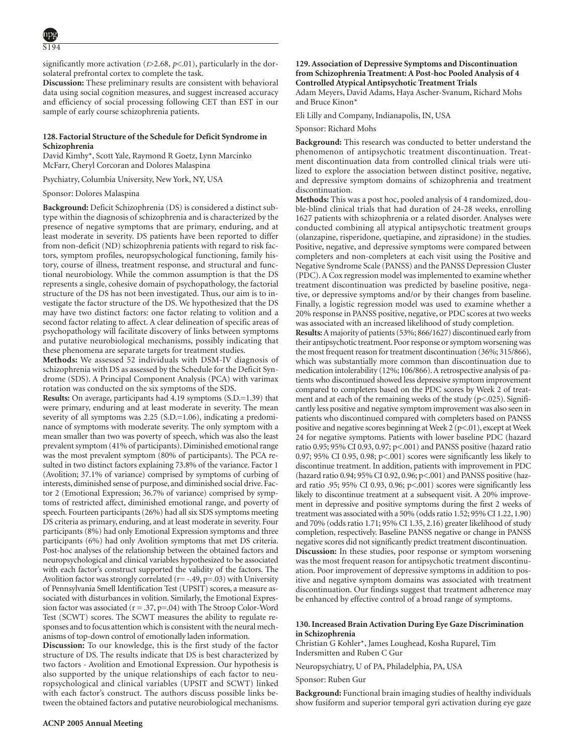significantly more activation ($t$>2.68, $p$<.01), particularly in the dorsolateral prefrontal cortex to complete the task.

**Discussion:** These preliminary results are consistent with behavioral data using social cognition measures, and suggest increased accuracy and efficiency of social processing following CET than EST in our sample of early course schizophrenia patients.

### 128. Factorial Structure of the Schedule for Deficit Syndrome in Schizophrenia

David Kimhy*, Scott Yale, Raymond R Goetz, Lynn Marcinko McFarr, Cheryl Corcoran and Dolores Malaspina

Psychiatry, Columbia University, New York, NY, USA

Sponsor: Dolores Malaspina

**Background:** Deficit Schizophrenia (DS) is considered a distinct subtype within the diagnosis of schizophrenia and is characterized by the presence of negative symptoms that are primary, enduring, and at least moderate in severity. DS patients have been reported to differ from non-deficit (ND) schizophrenia patients with regard to risk factors, symptom profiles, neuropsychological functioning, family history, course of illness, treatment response, and structural and functional neurobiology. While the common assumption is that the DS represents a single, cohesive domain of psychopathology, the factorial structure of the DS has not been investigated. Thus, our aim is to investigate the factor structure of the DS. We hypothesized that the DS may have two distinct factors: one factor relating to volition and a second factor relating to affect. A clear delineation of specific areas of psychopathology will facilitate discovery of links between symptoms and putative neurobiological mechanisms, possibly indicating that these phenomena are separate targets for treatment studies.

**Methods:** We assessed 52 individuals with DSM-IV diagnosis of schizophrenia with DS as assessed by the Schedule for the Deficit Syndrome (SDS). A Principal Component Analysis (PCA) with varimax rotation was conducted on the six symptoms of the SDS.

**Results:** On average, participants had 4.19 symptoms (S.D.=1.39) that were primary, enduring and at least moderate in severity. The mean severity of all symptoms was 2.25 (S.D.=1.06), indicating a predominance of symptoms with moderate severity. The only symptom with a mean smaller than two was poverty of speech, which was also the least prevalent symptom (41% of participants). Diminished emotional range was the most prevalent symptom (80% of participants). The PCA resulted in two distinct factors explaining 73.8% of the variance. Factor 1 (Avolition; 37.1% of variance) comprised by symptoms of curbing of interests, diminished sense of purpose, and diminished social drive. Factor 2 (Emotional Expression; 36.7% of variance) comprised by symptoms of restricted affect, diminished emotional range, and poverty of speech. Fourteen participants (26%) had all six SDS symptoms meeting DS criteria as primary, enduring, and at least moderate in severity. Four participants (8%) had only Emotional Expression symptoms and three participants (6%) had only Avolition symptoms that met DS criteria. Post-hoc analyses of the relationship between the obtained factors and neuropsychological and clinical variables hypothesized to be associated with each factor's construct supported the validity of the factors. The Avolition factor was strongly correlated (r= -.49, p=.03) with University of Pennsylvania Smell Identification Test (UPSIT) scores, a measure associated with disturbances in volition. Similarly, the Emotional Expression factor was associated (r = .37, p=.04) with The Stroop Color-Word Test (SCWT) scores. The SCWT measures the ability to regulate responses and to focus attention which is consistent with the neural mechanisms of top-down control of emotionally laden information.

**Discussion:** To our knowledge, this is the first study of the factor structure of DS. The results indicate that DS is best characterized by two factors - Avolition and Emotional Expression. Our hypothesis is also supported by the unique relationships of each factor to neuropsychological and clinical variables (UPSIT and SCWT) linked with each factor's construct. The authors discuss possible links between the obtained factors and putative neurobiological mechanisms.

### 129. Association of Depressive Symptoms and Discontinuation from Schizophrenia Treatment: A Post-hoc Pooled Analysis of 4 Controlled Atypical Antipsychotic Treatment Trials

Adam Meyers, David Adams, Haya Ascher-Svanum, Richard Mohs and Bruce Kinon*

Eli Lilly and Company, Indianapolis, IN, USA

Sponsor: Richard Mohs

**Background:** This research was conducted to better understand the phenomenon of antipsychotic treatment discontinuation. Treatment discontinuation data from controlled clinical trials were utilized to explore the association between distinct positive, negative, and depressive symptom domains of schizophrenia and treatment discontinuation.

**Methods:** This was a post hoc, pooled analysis of 4 randomized, double-blind clinical trials that had duration of 24-28 weeks, enrolling 1627 patients with schizophrenia or a related disorder. Analyses were conducted combining all atypical antipsychotic treatment groups (olanzapine, risperidone, quetiapine, and ziprasidone) in the studies. Positive, negative, and depressive symptoms were compared between completers and non-completers at each visit using the Positive and Negative Syndrome Scale (PANSS) and the PANSS Depression Cluster (PDC). A Cox regression model was implemented to examine whether treatment discontinuation was predicted by baseline positive, negative, or depressive symptoms and/or by their changes from baseline. Finally, a logistic regression model was used to examine whether a 20% response in PANSS positive, negative, or PDC scores at two weeks was associated with an increased likelihood of study completion.

**Results:** A majority of patients (53%; 866/1627) discontinued early from their antipsychotic treatment. Poor response or symptom worsening was the most frequent reason for treatment discontinuation (36%; 315/866), which was substantially more common than discontinuation due to medication intolerability (12%; 106/866). A retrospective analysis of patients who discontinued showed less depressive symptom improvement compared to completers based on the PDC scores by Week 2 of treatment and at each of the remaining weeks of the study (p<.025). Significantly less positive and negative symptom improvement was also seen in patients who discontinued compared with completers based on PANSS positive and negative scores beginning at Week 2 (p<.01), except at Week 24 for negative symptoms. Patients with lower baseline PDC (hazard ratio 0.95; 95% CI 0.93, 0.97; p<.001) and PANSS positive (hazard ratio 0.97; 95% CI 0.95, 0.98; p<.001) scores were significantly less likely to discontinue treatment. In addition, patients with improvement in PDC (hazard ratio 0.94; 95% CI 0.92, 0.96; p<.001) and PANSS positive (hazard ratio .95; 95% CI 0.93, 0.96; p<.001) scores were significantly less likely to discontinue treatment at a subsequent visit. A 20% improvement in depressive and positive symptoms during the first 2 weeks of treatment was associated with a 50% (odds ratio 1.52; 95% CI 1.22, 1.90) and 70% (odds ratio 1.71; 95% CI 1.35, 2.16) greater likelihood of study completion, respectively. Baseline PANSS negative or change in PANSS negative scores did not significantly predict treatment discontinuation.

**Discussion:** In these studies, poor response or symptom worsening was the most frequent reason for antipsychotic treatment discontinuation. Poor improvement of depressive symptoms in addition to positive and negative symptom domains was associated with treatment discontinuation. Our findings suggest that treatment adherence may be enhanced by effective control of a broad range of symptoms.

### 130. Increased Brain Activation During Eye Gaze Discrimination in Schizophrenia

Christian G Kohler*, James Loughead, Kosha Ruparel, Tim Indersmitten and Ruben C Gur

Neuropsychiatry, U of PA, Philadelphia, PA, USA

Sponsor: Ruben Gur

**Background:** Functional brain imaging studies of healthy individuals show fusiform and superior temporal gyri activation during eye gaze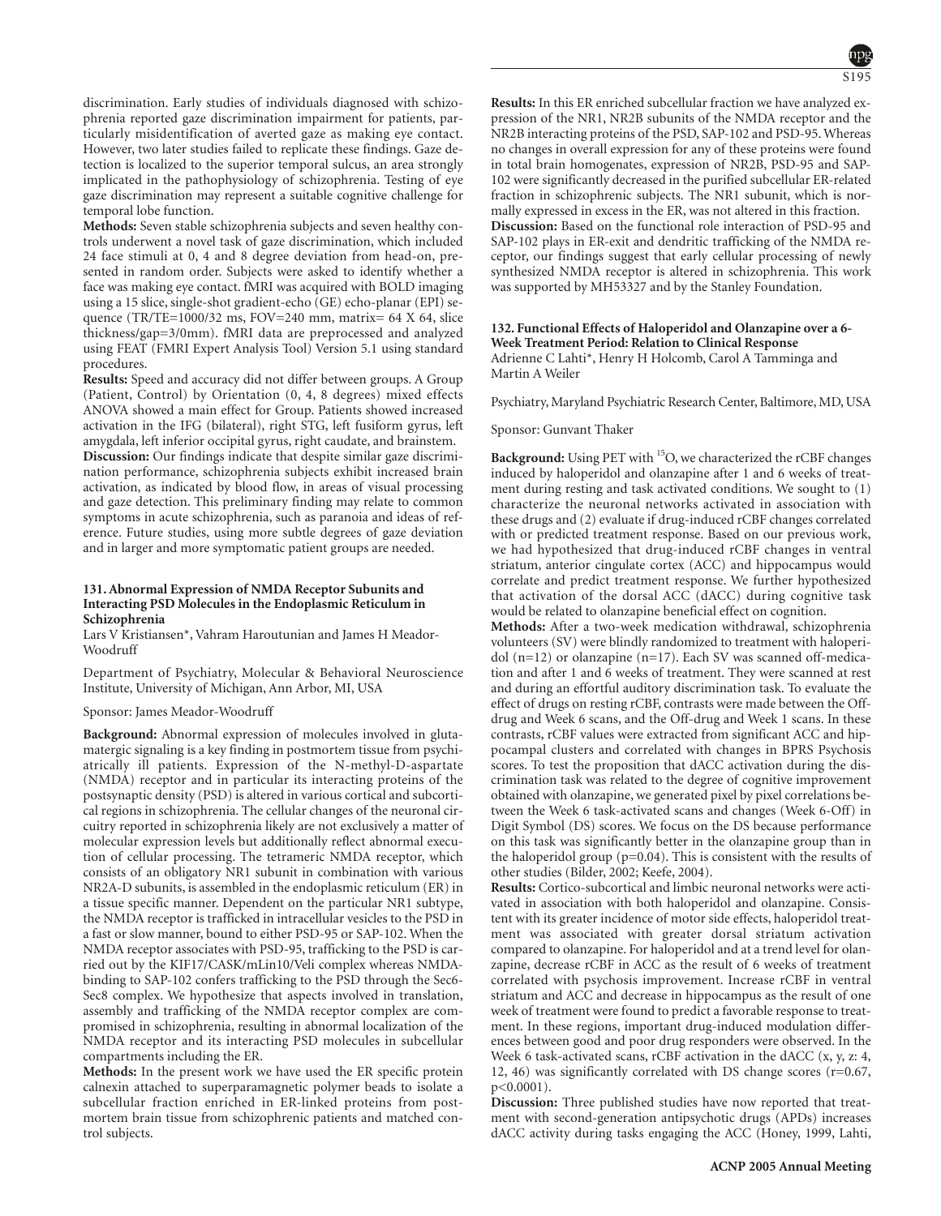discrimination. Early studies of individuals diagnosed with schizophrenia reported gaze discrimination impairment for patients, particularly misidentification of averted gaze as making eye contact. However, two later studies failed to replicate these findings. Gaze detection is localized to the superior temporal sulcus, an area strongly implicated in the pathophysiology of schizophrenia. Testing of eye gaze discrimination may represent a suitable cognitive challenge for temporal lobe function.

**Methods:** Seven stable schizophrenia subjects and seven healthy controls underwent a novel task of gaze discrimination, which included 24 face stimuli at 0, 4 and 8 degree deviation from head-on, presented in random order. Subjects were asked to identify whether a face was making eye contact. fMRI was acquired with BOLD imaging using a 15 slice, single-shot gradient-echo (GE) echo-planar (EPI) sequence (TR/TE=1000/32 ms, FOV=240 mm, matrix= 64 X 64, slice thickness/gap=3/0mm). fMRI data are preprocessed and analyzed using FEAT (FMRI Expert Analysis Tool) Version 5.1 using standard procedures.

**Results:** Speed and accuracy did not differ between groups. A Group (Patient, Control) by Orientation (0, 4, 8 degrees) mixed effects ANOVA showed a main effect for Group. Patients showed increased activation in the IFG (bilateral), right STG, left fusiform gyrus, left amygdala, left inferior occipital gyrus, right caudate, and brainstem.

**Discussion:** Our findings indicate that despite similar gaze discrimination performance, schizophrenia subjects exhibit increased brain activation, as indicated by blood flow, in areas of visual processing and gaze detection. This preliminary finding may relate to common symptoms in acute schizophrenia, such as paranoia and ideas of reference. Future studies, using more subtle degrees of gaze deviation and in larger and more symptomatic patient groups are needed.

### 131. Abnormal Expression of NMDA Receptor Subunits and Interacting PSD Molecules in the Endoplasmic Reticulum in Schizophrenia

Lars V Kristiansen*, Vahram Haroutunian and James H Meador-Woodruff

Department of Psychiatry, Molecular & Behavioral Neuroscience Institute, University of Michigan, Ann Arbor, MI, USA

Sponsor: James Meador-Woodruff

**Background:** Abnormal expression of molecules involved in glutamatergic signaling is a key finding in postmortem tissue from psychiatrically ill patients. Expression of the N-methyl-D-aspartate (NMDA) receptor and in particular its interacting proteins of the postsynaptic density (PSD) is altered in various cortical and subcortical regions in schizophrenia. The cellular changes of the neuronal circuitry reported in schizophrenia likely are not exclusively a matter of molecular expression levels but additionally reflect abnormal execution of cellular processing. The tetrameric NMDA receptor, which consists of an obligatory NR1 subunit in combination with various NR2A-D subunits, is assembled in the endoplasmic reticulum (ER) in a tissue specific manner. Dependent on the particular NR1 subtype, the NMDA receptor is trafficked in intracellular vesicles to the PSD in a fast or slow manner, bound to either PSD-95 or SAP-102. When the NMDA receptor associates with PSD-95, trafficking to the PSD is carried out by the KIF17/CASK/mLin10/Veli complex whereas NMDA-binding to SAP-102 confers trafficking to the PSD through the Sec6-Sec8 complex. We hypothesize that aspects involved in translation, assembly and trafficking of the NMDA receptor complex are compromised in schizophrenia, resulting in abnormal localization of the NMDA receptor and its interacting PSD molecules in subcellular compartments including the ER.

**Methods:** In the present work we have used the ER specific protein calnexin attached to superparamagnetic polymer beads to isolate a subcellular fraction enriched in ER-linked proteins from postmortem brain tissue from schizophrenic patients and matched control subjects.

**Results:** In this ER enriched subcellular fraction we have analyzed expression of the NR1, NR2B subunits of the NMDA receptor and the NR2B interacting proteins of the PSD, SAP-102 and PSD-95. Whereas no changes in overall expression for any of these proteins were found in total brain homogenates, expression of NR2B, PSD-95 and SAP-102 were significantly decreased in the purified subcellular ER-related fraction in schizophrenic subjects. The NR1 subunit, which is normally expressed in excess in the ER, was not altered in this fraction.

**Discussion:** Based on the functional role interaction of PSD-95 and SAP-102 plays in ER-exit and dendritic trafficking of the NMDA receptor, our findings suggest that early cellular processing of newly synthesized NMDA receptor is altered in schizophrenia. This work was supported by MH53327 and by the Stanley Foundation.

### 132. Functional Effects of Haloperidol and Olanzapine over a 6-Week Treatment Period: Relation to Clinical Response

Adrienne C Lahti*, Henry H Holcomb, Carol A Tamminga and Martin A Weiler

Psychiatry, Maryland Psychiatric Research Center, Baltimore, MD, USA

Sponsor: Gunvant Thaker

**Background:** Using PET with $^{15}O$, we characterized the rCBF changes induced by haloperidol and olanzapine after 1 and 6 weeks of treatment during resting and task activated conditions. We sought to (1) characterize the neuronal networks activated in association with these drugs and (2) evaluate if drug-induced rCBF changes correlated with or predicted treatment response. Based on our previous work, we had hypothesized that drug-induced rCBF changes in ventral striatum, anterior cingulate cortex (ACC) and hippocampus would correlate and predict treatment response. We further hypothesized that activation of the dorsal ACC (dACC) during cognitive task would be related to olanzapine beneficial effect on cognition.

**Methods:** After a two-week medication withdrawal, schizophrenia volunteers (SV) were blindly randomized to treatment with haloperidol (n=12) or olanzapine (n=17). Each SV was scanned off-medication and after 1 and 6 weeks of treatment. They were scanned at rest and during an effortful auditory discrimination task. To evaluate the effect of drugs on resting rCBF, contrasts were made between the Off-drug and Week 6 scans, and the Off-drug and Week 1 scans. In these contrasts, rCBF values were extracted from significant ACC and hippocampal clusters and correlated with changes in BPRS Psychosis scores. To test the proposition that dACC activation during the discrimination task was related to the degree of cognitive improvement obtained with olanzapine, we generated pixel by pixel correlations between the Week 6 task-activated scans and changes (Week 6-Off) in Digit Symbol (DS) scores. We focus on the DS because performance on this task was significantly better in the olanzapine group than in the haloperidol group (p=0.04). This is consistent with the results of other studies (Bilder, 2002; Keefe, 2004).

**Results:** Cortico-subcortical and limbic neuronal networks were activated in association with both haloperidol and olanzapine. Consistent with its greater incidence of motor side effects, haloperidol treatment was associated with greater dorsal striatum activation compared to olanzapine. For haloperidol and at a trend level for olanzapine, decrease rCBF in ACC as the result of 6 weeks of treatment correlated with psychosis improvement. Increase rCBF in ventral striatum and ACC and decrease in hippocampus as the result of one week of treatment were found to predict a favorable response to treatment. In these regions, important drug-induced modulation differences between good and poor drug responders were observed. In the Week 6 task-activated scans, rCBF activation in the dACC (x, y, z: 4, 12, 46) was significantly correlated with DS change scores (r=0.67, p<0.0001).

**Discussion:** Three published studies have now reported that treatment with second-generation antipsychotic drugs (APDs) increases dACC activity during tasks engaging the ACC (Honey, 1999, Lahti,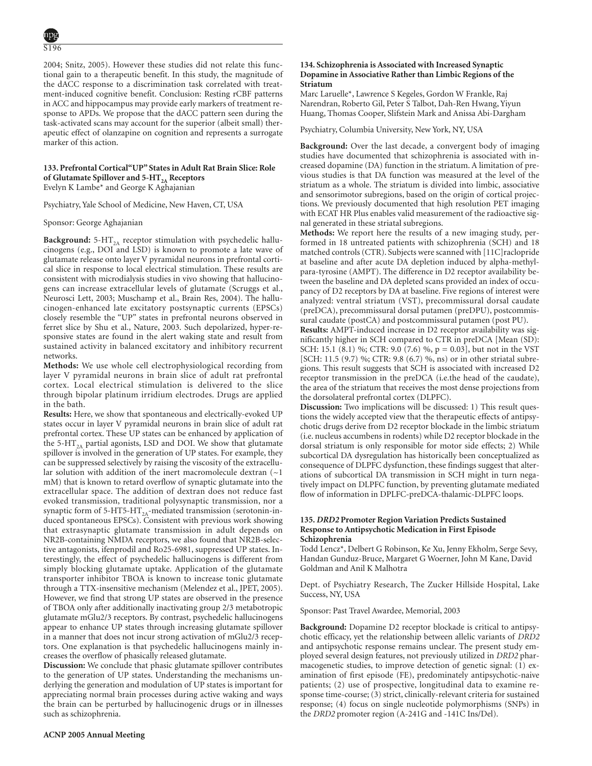2004; Snitz, 2005). However these studies did not relate this functional gain to a therapeutic benefit. In this study, the magnitude of the dACC response to a discrimination task correlated with treatment-induced cognitive benefit. Conclusion: Resting rCBF patterns in ACC and hippocampus may provide early markers of treatment response to APDs. We propose that the dACC pattern seen during the task-activated scans may account for the superior (albeit small) therapeutic effect of olanzapine on cognition and represents a surrogate marker of this action.

### 133. Prefrontal Cortical "UP" States in Adult Rat Brain Slice: Role of Glutamate Spillover and 5-$HT_{2A}$ Receptors

Evelyn K Lambe* and George K Aghajanian

Psychiatry, Yale School of Medicine, New Haven, CT, USA

Sponsor: George Aghajanian

**Background:** 5-$HT_{2A}$ receptor stimulation with psychedelic hallucinogens (e.g., DOI and LSD) is known to promote a late wave of glutamate release onto layer V pyramidal neurons in prefrontal cortical slice in response to local electrical stimulation. These results are consistent with microdialysis studies in vivo showing that hallucinogens can increase extracellular levels of glutamate (Scruggs et al., Neurosci Lett, 2003; Muschamp et al., Brain Res, 2004). The hallucinogen-enhanced late excitatory postsynaptic currents (EPSCs) closely resemble the "UP" states in prefrontal neurons observed in ferret slice by Shu et al., Nature, 2003. Such depolarized, hyper-responsive states are found in the alert waking state and result from sustained activity in balanced excitatory and inhibitory recurrent networks.

**Methods:** We use whole cell electrophysiological recording from layer V pyramidal neurons in brain slice of adult rat prefrontal cortex. Local electrical stimulation is delivered to the slice through bipolar platinum irridium electrodes. Drugs are applied in the bath.

**Results:** Here, we show that spontaneous and electrically-evoked UP states occur in layer V pyramidal neurons in brain slice of adult rat prefrontal cortex. These UP states can be enhanced by application of the 5-$HT_{2A}$ partial agonists, LSD and DOI. We show that glutamate spillover is involved in the generation of UP states. For example, they can be suppressed selectively by raising the viscosity of the extracellular solution with addition of the inert macromolecule dextran (~1 mM) that is known to retard overflow of synaptic glutamate into the extracellular space. The addition of dextran does not reduce fast evoked transmission, traditional polysynaptic transmission, nor a synaptic form of 5-HT5-$HT_{2A}$-mediated transmission (serotonin-induced spontaneous EPSCs). Consistent with previous work showing that extrasynaptic glutamate transmission in adult depends on NR2B-containing NMDA receptors, we also found that NR2B-selective antagonists, ifenprodil and Ro25-6981, suppressed UP states. Interestingly, the effect of psychedelic hallucinogens is different from simply blocking glutamate uptake. Application of the glutamate transporter inhibitor TBOA is known to increase tonic glutamate through a TTX-insensitive mechanism (Melendez et al., JPET, 2005). However, we find that strong UP states are observed in the presence of TBOA only after additionally inactivating group 2/3 metabotropic glutamate mGlu2/3 receptors. By contrast, psychedelic hallucinogens appear to enhance UP states through increasing glutamate spillover in a manner that does not incur strong activation of mGlu2/3 receptors. One explanation is that psychedelic hallucinogens mainly increases the overflow of phasically released glutamate.

**Discussion:** We conclude that phasic glutamate spillover contributes to the generation of UP states. Understanding the mechanisms underlying the generation and modulation of UP states is important for appreciating normal brain processes during active waking and ways the brain can be perturbed by hallucinogenic drugs or in illnesses such as schizophrenia.

### 134. Schizophrenia is Associated with Increased Synaptic Dopamine in Associative Rather than Limbic Regions of the Striatum

Marc Laruelle*, Lawrence S Kegeles, Gordon W Frankle, Raj Narendran, Roberto Gil, Peter S Talbot, Dah-Ren Hwang, Yiyun Huang, Thomas Cooper, Slifstein Mark and Anissa Abi-Dargham

Psychiatry, Columbia University, New York, NY, USA

**Background:** Over the last decade, a convergent body of imaging studies have documented that schizophrenia is associated with increased dopamine (DA) function in the striatum. A limitation of previous studies is that DA function was measured at the level of the striatum as a whole. The striatum is divided into limbic, associative and sensorimotor subregions, based on the origin of cortical projections. We previously documented that high resolution PET imaging with ECAT HR Plus enables valid measurement of the radioactive signal generated in these striatal subregions.

**Methods:** We report here the results of a new imaging study, performed in 18 untreated patients with schizophrenia (SCH) and 18 matched controls (CTR). Subjects were scanned with [11C]raclopride at baseline and after acute DA depletion induced by alpha-methyl-para-tyrosine (AMPT). The difference in D2 receptor availability between the baseline and DA depleted scans provided an index of occupancy of D2 receptors by DA at baseline. Five regions of interest were analyzed: ventral striatum (VST), precommissural dorsal caudate (preDCA), precommissural dorsal putamen (preDPU), postcommissural caudate (postCA) and postcommissural putamen (post PU).

**Results:** AMPT-induced increase in D2 receptor availability was significantly higher in SCH compared to CTR in preDCA [Mean (SD): SCH: 15.1 (8.1) %; CTR: 9.0 (7.6) %, p = 0.03], but not in the VST [SCH: 11.5 (9.7) %; CTR: 9.8 (6.7) %, ns) or in other striatal subregions. This result suggests that SCH is associated with increased D2 receptor transmission in the preDCA (i.e.the head of the caudate), the area of the striatum that receives the most dense projections from the dorsolateral prefrontal cortex (DLPFC).

**Discussion:** Two implications will be discussed: 1) This result questions the widely accepted view that the therapeutic effects of antipsychotic drugs derive from D2 receptor blockade in the limbic striatum (i.e. nucleus accumbens in rodents) while D2 receptor blockade in the dorsal striatum is only responsible for motor side effects; 2) While subcortical DA dysregulation has historically been conceptualized as consequence of DLPFC dysfunction, these findings suggest that alterations of subcortical DA transmission in SCH might in turn negatively impact on DLPFC function, by preventing glutamate mediated flow of information in DPLFC-preDCA-thalamic-DLPFC loops.

### 135. *DRD2* Promoter Region Variation Predicts Sustained Response to Antipsychotic Medication in First Episode Schizophrenia

Todd Lencz*, Delbert G Robinson, Ke Xu, Jenny Ekholm, Serge Sevy, Handan Gunduz-Bruce, Margaret G Woerner, John M Kane, David Goldman and Anil K Malhotra

Dept. of Psychiatry Research, The Zucker Hillside Hospital, Lake Success, NY, USA

Sponsor: Past Travel Awardee, Memorial, 2003

**Background:** Dopamine D2 receptor blockade is critical to antipsychotic efficacy, yet the relationship between allelic variants of *DRD2* and antipsychotic response remains unclear. The present study employed several design features, not previously utilized in *DRD2* pharmacogenetic studies, to improve detection of genetic signal: (1) examination of first episode (FE), predominately antipsychotic-naive patients; (2) use of prospective, longitudinal data to examine response time-course; (3) strict, clinically-relevant criteria for sustained response; (4) focus on single nucleotide polymorphisms (SNPs) in the *DRD2* promoter region (A-241G and -141C Ins/Del).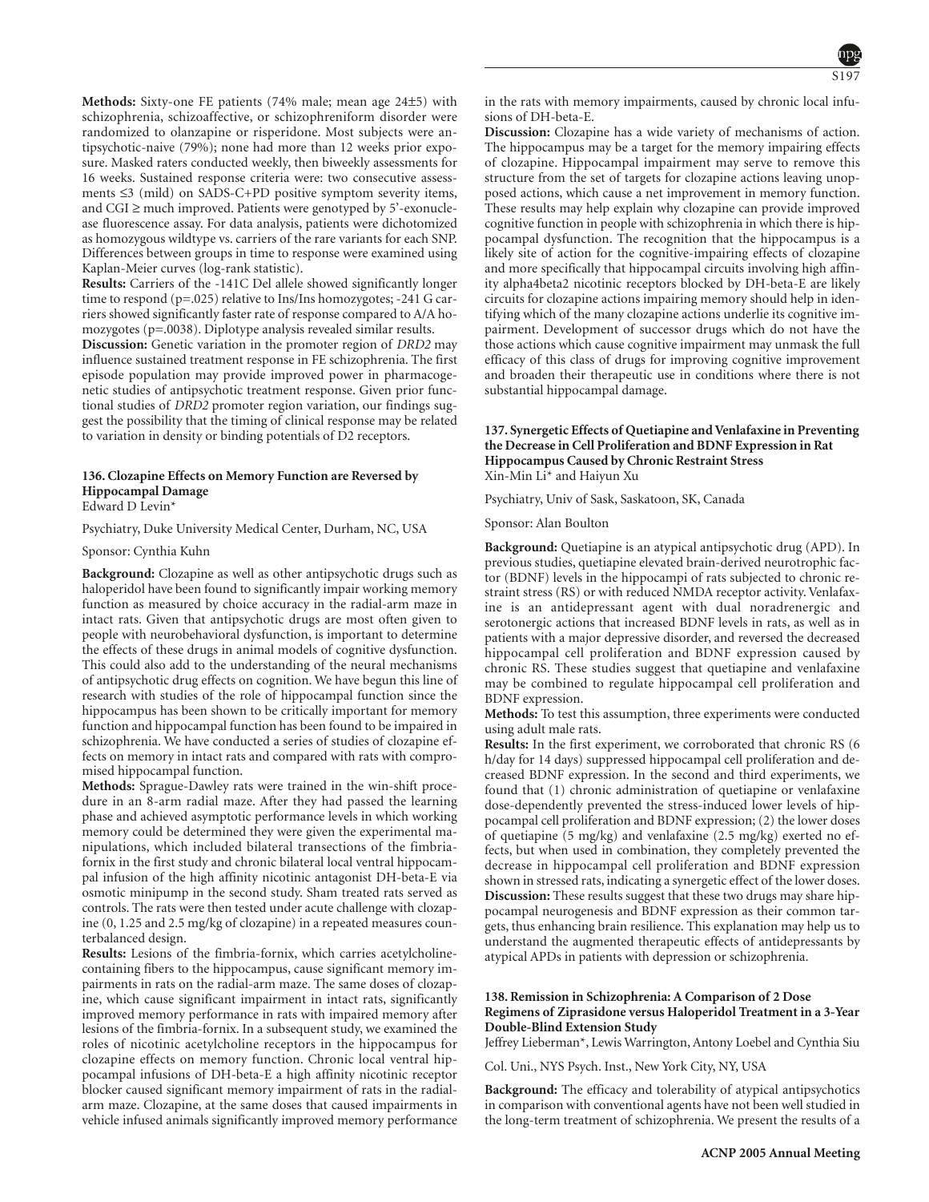**Methods:** Sixty-one FE patients (74% male; mean age 24±5) with schizophrenia, schizoaffective, or schizophreniform disorder were randomized to olanzapine or risperidone. Most subjects were antipsychotic-naive (79%); none had more than 12 weeks prior exposure. Masked raters conducted weekly, then biweekly assessments for 16 weeks. Sustained response criteria were: two consecutive assessments ≤3 (mild) on SADS-C+PD positive symptom severity items, and CGI ≥ much improved. Patients were genotyped by 5'-exonuclease fluorescence assay. For data analysis, patients were dichotomized as homozygous wildtype vs. carriers of the rare variants for each SNP. Differences between groups in time to response were examined using Kaplan-Meier curves (log-rank statistic).

**Results:** Carriers of the -141C Del allele showed significantly longer time to respond (p=.025) relative to Ins/Ins homozygotes; -241 G carriers showed significantly faster rate of response compared to A/A homozygotes (p=.0038). Diplotype analysis revealed similar results.

**Discussion:** Genetic variation in the promoter region of *DRD2* may influence sustained treatment response in FE schizophrenia. The first episode population may provide improved power in pharmacogenetic studies of antipsychotic treatment response. Given prior functional studies of *DRD2* promoter region variation, our findings suggest the possibility that the timing of clinical response may be related to variation in density or binding potentials of D2 receptors.

### 136. Clozapine Effects on Memory Function are Reversed by Hippocampal Damage

Edward D Levin*

Psychiatry, Duke University Medical Center, Durham, NC, USA

Sponsor: Cynthia Kuhn

**Background:** Clozapine as well as other antipsychotic drugs such as haloperidol have been found to significantly impair working memory function as measured by choice accuracy in the radial-arm maze in intact rats. Given that antipsychotic drugs are most often given to people with neurobehavioral dysfunction, is important to determine the effects of these drugs in animal models of cognitive dysfunction. This could also add to the understanding of the neural mechanisms of antipsychotic drug effects on cognition. We have begun this line of research with studies of the role of hippocampal function since the hippocampus has been shown to be critically important for memory function and hippocampal function has been found to be impaired in schizophrenia. We have conducted a series of studies of clozapine effects on memory in intact rats and compared with rats with compromised hippocampal function.

**Methods:** Sprague-Dawley rats were trained in the win-shift procedure in an 8-arm radial maze. After they had passed the learning phase and achieved asymptotic performance levels in which working memory could be determined they were given the experimental manipulations, which included bilateral transections of the fimbria-fornix in the first study and chronic bilateral local ventral hippocampal infusion of the high affinity nicotinic antagonist DH-beta-E via osmotic minipump in the second study. Sham treated rats served as controls. The rats were then tested under acute challenge with clozapine (0, 1.25 and 2.5 mg/kg of clozapine) in a repeated measures counterbalanced design.

**Results:** Lesions of the fimbria-fornix, which carries acetylcholine-containing fibers to the hippocampus, cause significant memory impairments in rats on the radial-arm maze. The same doses of clozapine, which cause significant impairment in intact rats, significantly improved memory performance in rats with impaired memory after lesions of the fimbria-fornix. In a subsequent study, we examined the roles of nicotinic acetylcholine receptors in the hippocampus for clozapine effects on memory function. Chronic local ventral hippocampal infusions of DH-beta-E a high affinity nicotinic receptor blocker caused significant memory impairment of rats in the radial-arm maze. Clozapine, at the same doses that caused impairments in vehicle infused animals significantly improved memory performance in the rats with memory impairments, caused by chronic local infusions of DH-beta-E.

**Discussion:** Clozapine has a wide variety of mechanisms of action. The hippocampus may be a target for the memory impairing effects of clozapine. Hippocampal impairment may serve to remove this structure from the set of targets for clozapine actions leaving unopposed actions, which cause a net improvement in memory function. These results may help explain why clozapine can provide improved cognitive function in people with schizophrenia in which there is hippocampal dysfunction. The recognition that the hippocampus is a likely site of action for the cognitive-impairing effects of clozapine and more specifically that hippocampal circuits involving high affinity alpha4beta2 nicotinic receptors blocked by DH-beta-E are likely circuits for clozapine actions impairing memory should help in identifying which of the many clozapine actions underlie its cognitive impairment. Development of successor drugs which do not have the those actions which cause cognitive impairment may unmask the full efficacy of this class of drugs for improving cognitive improvement and broaden their therapeutic use in conditions where there is not substantial hippocampal damage.

### 137. Synergetic Effects of Quetiapine and Venlafaxine in Preventing the Decrease in Cell Proliferation and BDNF Expression in Rat Hippocampus Caused by Chronic Restraint Stress

Xin-Min Li* and Haiyun Xu

Psychiatry, Univ of Sask, Saskatoon, SK, Canada

Sponsor: Alan Boulton

**Background:** Quetiapine is an atypical antipsychotic drug (APD). In previous studies, quetiapine elevated brain-derived neurotrophic factor (BDNF) levels in the hippocampi of rats subjected to chronic restraint stress (RS) or with reduced NMDA receptor activity. Venlafaxine is an antidepressant agent with dual noradrenergic and serotonergic actions that increased BDNF levels in rats, as well as in patients with a major depressive disorder, and reversed the decreased hippocampal cell proliferation and BDNF expression caused by chronic RS. These studies suggest that quetiapine and venlafaxine may be combined to regulate hippocampal cell proliferation and BDNF expression.

**Methods:** To test this assumption, three experiments were conducted using adult male rats.

**Results:** In the first experiment, we corroborated that chronic RS (6 h/day for 14 days) suppressed hippocampal cell proliferation and decreased BDNF expression. In the second and third experiments, we found that (1) chronic administration of quetiapine or venlafaxine dose-dependently prevented the stress-induced lower levels of hippocampal cell proliferation and BDNF expression; (2) the lower doses of quetiapine (5 mg/kg) and venlafaxine (2.5 mg/kg) exerted no effects, but when used in combination, they completely prevented the decrease in hippocampal cell proliferation and BDNF expression shown in stressed rats, indicating a synergetic effect of the lower doses.

**Discussion:** These results suggest that these two drugs may share hippocampal neurogenesis and BDNF expression as their common targets, thus enhancing brain resilience. This explanation may help us to understand the augmented therapeutic effects of antidepressants by atypical APDs in patients with depression or schizophrenia.

### 138. Remission in Schizophrenia: A Comparison of 2 Dose Regimens of Ziprasidone versus Haloperidol Treatment in a 3-Year Double-Blind Extension Study

Jeffrey Lieberman*, Lewis Warrington, Antony Loebel and Cynthia Siu

Col. Uni., NYS Psych. Inst., New York City, NY, USA

**Background:** The efficacy and tolerability of atypical antipsychotics in comparison with conventional agents have not been well studied in the long-term treatment of schizophrenia. We present the results of a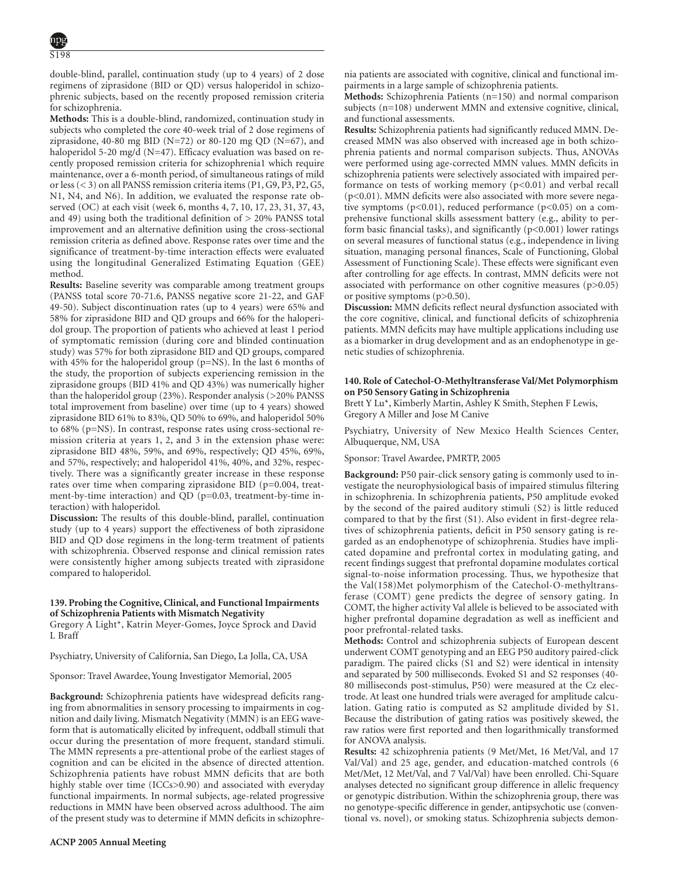double-blind, parallel, continuation study (up to 4 years) of 2 dose regimens of ziprasidone (BID or QD) versus haloperidol in schizophrenic subjects, based on the recently proposed remission criteria for schizophrenia.

**Methods:** This is a double-blind, randomized, continuation study in subjects who completed the core 40-week trial of 2 dose regimens of ziprasidone, 40-80 mg BID (N=72) or 80-120 mg QD (N=67), and haloperidol 5-20 mg/d (N=47). Efficacy evaluation was based on recently proposed remission criteria for schizophrenia1 which require maintenance, over a 6-month period, of simultaneous ratings of mild or less (< 3) on all PANSS remission criteria items (P1, G9, P3, P2, G5, N1, N4, and N6). In addition, we evaluated the response rate observed (OC) at each visit (week 6, months 4, 7, 10, 17, 23, 31, 37, 43, and 49) using both the traditional definition of > 20% PANSS total improvement and an alternative definition using the cross-sectional remission criteria as defined above. Response rates over time and the significance of treatment-by-time interaction effects were evaluated using the longitudinal Generalized Estimating Equation (GEE) method.

**Results:** Baseline severity was comparable among treatment groups (PANSS total score 70-71.6, PANSS negative score 21-22, and GAF 49-50). Subject discontinuation rates (up to 4 years) were 65% and 58% for ziprasidone BID and QD groups and 66% for the haloperidol group. The proportion of patients who achieved at least 1 period of symptomatic remission (during core and blinded continuation study) was 57% for both ziprasidone BID and QD groups, compared with 45% for the haloperidol group (p=NS). In the last 6 months of the study, the proportion of subjects experiencing remission in the ziprasidone groups (BID 41% and QD 43%) was numerically higher than the haloperidol group (23%). Responder analysis (>20% PANSS total improvement from baseline) over time (up to 4 years) showed ziprasidone BID 61% to 83%, QD 50% to 69%, and haloperidol 50% to 68% (p=NS). In contrast, response rates using cross-sectional remission criteria at years 1, 2, and 3 in the extension phase were: ziprasidone BID 48%, 59%, and 69%, respectively; QD 45%, 69%, and 57%, respectively; and haloperidol 41%, 40%, and 32%, respectively. There was a significantly greater increase in these response rates over time when comparing ziprasidone BID (p=0.004, treatment-by-time interaction) and QD (p=0.03, treatment-by-time interaction) with haloperidol.

**Discussion:** The results of this double-blind, parallel, continuation study (up to 4 years) support the effectiveness of both ziprasidone BID and QD dose regimens in the long-term treatment of patients with schizophrenia. Observed response and clinical remission rates were consistently higher among subjects treated with ziprasidone compared to haloperidol.

### 139. Probing the Cognitive, Clinical, and Functional Impairments of Schizophrenia Patients with Mismatch Negativity

Gregory A Light*, Katrin Meyer-Gomes, Joyce Sprock and David L Braff

Psychiatry, University of California, San Diego, La Jolla, CA, USA

Sponsor: Travel Awardee, Young Investigator Memorial, 2005

**Background:** Schizophrenia patients have widespread deficits ranging from abnormalities in sensory processing to impairments in cognition and daily living. Mismatch Negativity (MMN) is an EEG waveform that is automatically elicited by infrequent, oddball stimuli that occur during the presentation of more frequent, standard stimuli. The MMN represents a pre-attentional probe of the earliest stages of cognition and can be elicited in the absence of directed attention. Schizophrenia patients have robust MMN deficits that are both highly stable over time (ICCs>0.90) and associated with everyday functional impairments. In normal subjects, age-related progressive reductions in MMN have been observed across adulthood. The aim of the present study was to determine if MMN deficits in schizophrenia patients are associated with cognitive, clinical and functional impairments in a large sample of schizophrenia patients.

**Methods:** Schizophrenia Patients (n=150) and normal comparison subjects (n=108) underwent MMN and extensive cognitive, clinical, and functional assessments.

**Results:** Schizophrenia patients had significantly reduced MMN. Decreased MMN was also observed with increased age in both schizophrenia patients and normal comparison subjects. Thus, ANOVAs were performed using age-corrected MMN values. MMN deficits in schizophrenia patients were selectively associated with impaired performance on tests of working memory (p<0.01) and verbal recall (p<0.01). MMN deficits were also associated with more severe negative symptoms (p<0.01), reduced performance (p<0.05) on a comprehensive functional skills assessment battery (e.g., ability to perform basic financial tasks), and significantly (p<0.001) lower ratings on several measures of functional status (e.g., independence in living situation, managing personal finances, Scale of Functioning, Global Assessment of Functioning Scale). These effects were significant even after controlling for age effects. In contrast, MMN deficits were not associated with performance on other cognitive measures (p>0.05) or positive symptoms (p>0.50).

**Discussion:** MMN deficits reflect neural dysfunction associated with the core cognitive, clinical, and functional deficits of schizophrenia patients. MMN deficits may have multiple applications including use as a biomarker in drug development and as an endophenotype in genetic studies of schizophrenia.

### 140. Role of Catechol-O-Methyltransferase Val/Met Polymorphism on P50 Sensory Gating in Schizophrenia

Brett Y Lu*, Kimberly Martin, Ashley K Smith, Stephen F Lewis, Gregory A Miller and Jose M Canive

Psychiatry, University of New Mexico Health Sciences Center, Albuquerque, NM, USA

Sponsor: Travel Awardee, PMRTP, 2005

**Background:** P50 pair-click sensory gating is commonly used to investigate the neurophysiological basis of impaired stimulus filtering in schizophrenia. In schizophrenia patients, P50 amplitude evoked by the second of the paired auditory stimuli (S2) is little reduced compared to that by the first (S1). Also evident in first-degree relatives of schizophrenia patients, deficit in P50 sensory gating is regarded as an endophenotype of schizophrenia. Studies have implicated dopamine and prefrontal cortex in modulating gating, and recent findings suggest that prefrontal dopamine modulates cortical signal-to-noise information processing. Thus, we hypothesize that the Val(158)Met polymorphism of the Catechol-O-methyltransferase (COMT) gene predicts the degree of sensory gating. In COMT, the higher activity Val allele is believed to be associated with higher prefrontal dopamine degradation as well as inefficient and poor prefrontal-related tasks.

**Methods:** Control and schizophrenia subjects of European descent underwent COMT genotyping and an EEG P50 auditory paired-click paradigm. The paired clicks (S1 and S2) were identical in intensity and separated by 500 milliseconds. Evoked S1 and S2 responses (40-80 milliseconds post-stimulus, P50) were measured at the Cz electrode. At least one hundred trials were averaged for amplitude calculation. Gating ratio is computed as S2 amplitude divided by S1. Because the distribution of gating ratios was positively skewed, the raw ratios were first reported and then logarithmically transformed for ANOVA analysis.

**Results:** 42 schizophrenia patients (9 Met/Met, 16 Met/Val, and 17 Val/Val) and 25 age, gender, and education-matched controls (6 Met/Met, 12 Met/Val, and 7 Val/Val) have been enrolled. Chi-Square analyses detected no significant group difference in allelic frequency or genotypic distribution. Within the schizophrenia group, there was no genotype-specific difference in gender, antipsychotic use (conventional vs. novel), or smoking status. Schizophrenia subjects demon-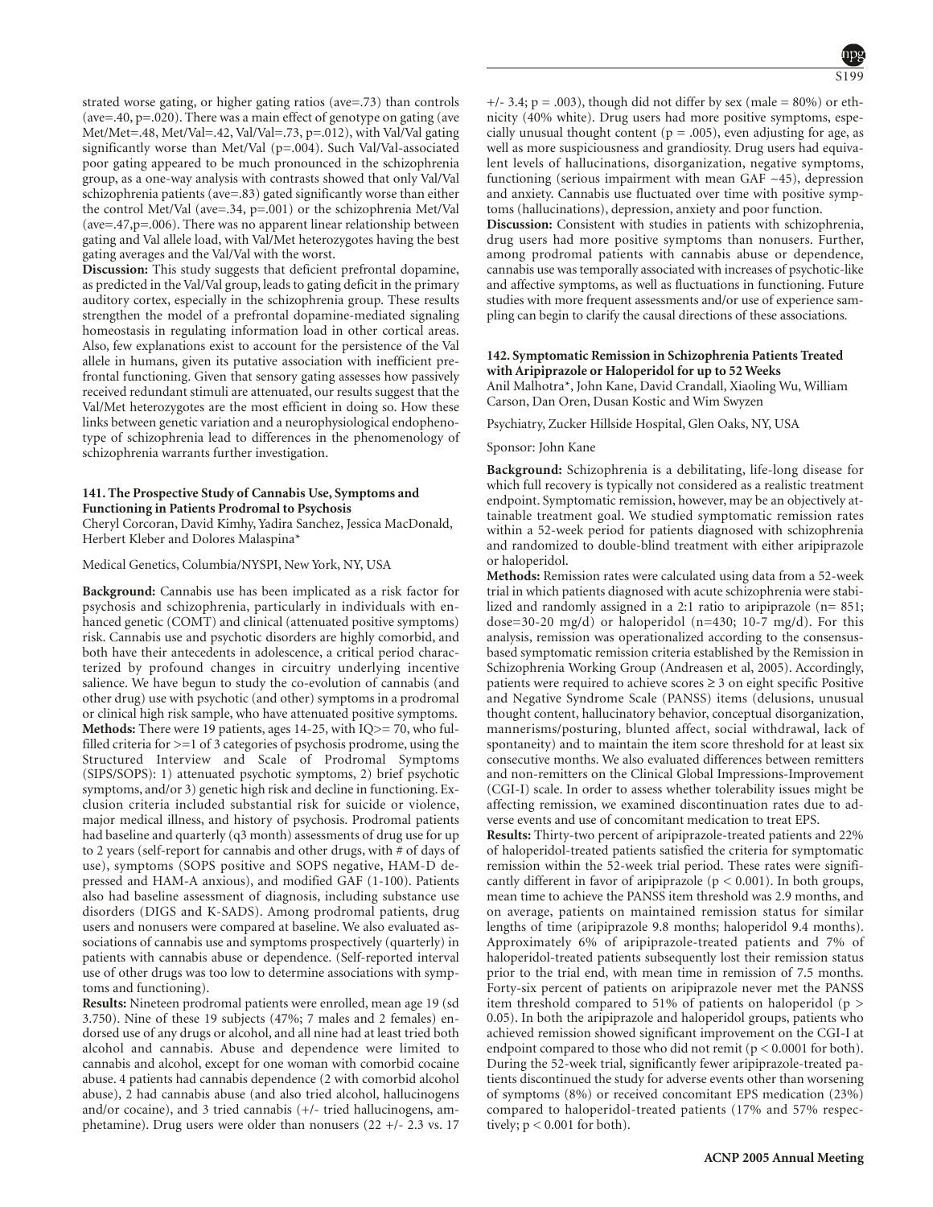strated worse gating, or higher gating ratios (ave=.73) than controls (ave=.40, p=.020). There was a main effect of genotype on gating (ave Met/Met=.48, Met/Val=.42, Val/Val=.73, p=.012), with Val/Val gating significantly worse than Met/Val (p=.004). Such Val/Val-associated poor gating appeared to be much pronounced in the schizophrenia group, as a one-way analysis with contrasts showed that only Val/Val schizophrenia patients (ave=.83) gated significantly worse than either the control Met/Val (ave=.34, p=.001) or the schizophrenia Met/Val (ave=.47,p=.006). There was no apparent linear relationship between gating and Val allele load, with Val/Met heterozygotes having the best gating averages and the Val/Val with the worst.

**Discussion:** This study suggests that deficient prefrontal dopamine, as predicted in the Val/Val group, leads to gating deficit in the primary auditory cortex, especially in the schizophrenia group. These results strengthen the model of a prefrontal dopamine-mediated signaling homeostasis in regulating information load in other cortical areas. Also, few explanations exist to account for the persistence of the Val allele in humans, given its putative association with inefficient prefrontal functioning. Given that sensory gating assesses how passively received redundant stimuli are attenuated, our results suggest that the Val/Met heterozygotes are the most efficient in doing so. How these links between genetic variation and a neurophysiological endophenotype of schizophrenia lead to differences in the phenomenology of schizophrenia warrants further investigation.

### 141. The Prospective Study of Cannabis Use, Symptoms and Functioning in Patients Prodromal to Psychosis

Cheryl Corcoran, David Kimhy, Yadira Sanchez, Jessica MacDonald, Herbert Kleber and Dolores Malaspina*

Medical Genetics, Columbia/NYSPI, New York, NY, USA

**Background:** Cannabis use has been implicated as a risk factor for psychosis and schizophrenia, particularly in individuals with enhanced genetic (COMT) and clinical (attenuated positive symptoms) risk. Cannabis use and psychotic disorders are highly comorbid, and both have their antecedents in adolescence, a critical period characterized by profound changes in circuitry underlying incentive salience. We have begun to study the co-evolution of cannabis (and other drug) use with psychotic (and other) symptoms in a prodromal or clinical high risk sample, who have attenuated positive symptoms.

**Methods:** There were 19 patients, ages 14-25, with IQ>= 70, who fulfilled criteria for >=1 of 3 categories of psychosis prodrome, using the Structured Interview and Scale of Prodromal Symptoms (SIPS/SOPS): 1) attenuated psychotic symptoms, 2) brief psychotic symptoms, and/or 3) genetic high risk and decline in functioning. Exclusion criteria included substantial risk for suicide or violence, major medical illness, and history of psychosis. Prodromal patients had baseline and quarterly (q3 month) assessments of drug use for up to 2 years (self-report for cannabis and other drugs, with # of days of use), symptoms (SOPS positive and SOPS negative, HAM-D depressed and HAM-A anxious), and modified GAF (1-100). Patients also had baseline assessment of diagnosis, including substance use disorders (DIGS and K-SADS). Among prodromal patients, drug users and nonusers were compared at baseline. We also evaluated associations of cannabis use and symptoms prospectively (quarterly) in patients with cannabis abuse or dependence. (Self-reported interval use of other drugs was too low to determine associations with symptoms and functioning).

**Results:** Nineteen prodromal patients were enrolled, mean age 19 (sd 3.750). Nine of these 19 subjects (47%; 7 males and 2 females) endorsed use of any drugs or alcohol, and all nine had at least tried both alcohol and cannabis. Abuse and dependence were limited to cannabis and alcohol, except for one woman with comorbid cocaine abuse. 4 patients had cannabis dependence (2 with comorbid alcohol abuse), 2 had cannabis abuse (and also tried alcohol, hallucinogens and/or cocaine), and 3 tried cannabis (+/- tried hallucinogens, amphetamine). Drug users were older than nonusers (22 +/- 2.3 vs. 17 +/- 3.4; p = .003), though did not differ by sex (male = 80%) or ethnicity (40% white). Drug users had more positive symptoms, especially unusual thought content (p = .005), even adjusting for age, as well as more suspiciousness and grandiosity. Drug users had equivalent levels of hallucinations, disorganization, negative symptoms, functioning (serious impairment with mean GAF ~45), depression and anxiety. Cannabis use fluctuated over time with positive symptoms (hallucinations), depression, anxiety and poor function.

**Discussion:** Consistent with studies in patients with schizophrenia, drug users had more positive symptoms than nonusers. Further, among prodromal patients with cannabis abuse or dependence, cannabis use was temporally associated with increases of psychotic-like and affective symptoms, as well as fluctuations in functioning. Future studies with more frequent assessments and/or use of experience sampling can begin to clarify the causal directions of these associations.

### 142. Symptomatic Remission in Schizophrenia Patients Treated with Aripiprazole or Haloperidol for up to 52 Weeks

Anil Malhotra*, John Kane, David Crandall, Xiaoling Wu, William Carson, Dan Oren, Dusan Kostic and Wim Swyzen

Psychiatry, Zucker Hillside Hospital, Glen Oaks, NY, USA

Sponsor: John Kane

**Background:** Schizophrenia is a debilitating, life-long disease for which full recovery is typically not considered as a realistic treatment endpoint. Symptomatic remission, however, may be an objectively attainable treatment goal. We studied symptomatic remission rates within a 52-week period for patients diagnosed with schizophrenia and randomized to double-blind treatment with either aripiprazole or haloperidol.

**Methods:** Remission rates were calculated using data from a 52-week trial in which patients diagnosed with acute schizophrenia were stabilized and randomly assigned in a 2:1 ratio to aripiprazole (n= 851; dose=30-20 mg/d) or haloperidol (n=430; 10-7 mg/d). For this analysis, remission was operationalized according to the consensus-based symptomatic remission criteria established by the Remission in Schizophrenia Working Group (Andreasen et al, 2005). Accordingly, patients were required to achieve scores ≥ 3 on eight specific Positive and Negative Syndrome Scale (PANSS) items (delusions, unusual thought content, hallucinatory behavior, conceptual disorganization, mannerisms/posturing, blunted affect, social withdrawal, lack of spontaneity) and to maintain the item score threshold for at least six consecutive months. We also evaluated differences between remitters and non-remitters on the Clinical Global Impressions-Improvement (CGI-I) scale. In order to assess whether tolerability issues might be affecting remission, we examined discontinuation rates due to adverse events and use of concomitant medication to treat EPS.

**Results:** Thirty-two percent of aripiprazole-treated patients and 22% of haloperidol-treated patients satisfied the criteria for symptomatic remission within the 52-week trial period. These rates were significantly different in favor of aripiprazole (p < 0.001). In both groups, mean time to achieve the PANSS item threshold was 2.9 months, and on average, patients on maintained remission status for similar lengths of time (aripiprazole 9.8 months; haloperidol 9.4 months). Approximately 6% of aripiprazole-treated patients and 7% of haloperidol-treated patients subsequently lost their remission status prior to the trial end, with mean time in remission of 7.5 months. Forty-six percent of patients on aripiprazole never met the PANSS item threshold compared to 51% of patients on haloperidol (p > 0.05). In both the aripiprazole and haloperidol groups, patients who achieved remission showed significant improvement on the CGI-I at endpoint compared to those who did not remit (p < 0.0001 for both). During the 52-week trial, significantly fewer aripiprazole-treated patients discontinued the study for adverse events other than worsening of symptoms (8%) or received concomitant EPS medication (23%) compared to haloperidol-treated patients (17% and 57% respectively; p < 0.001 for both).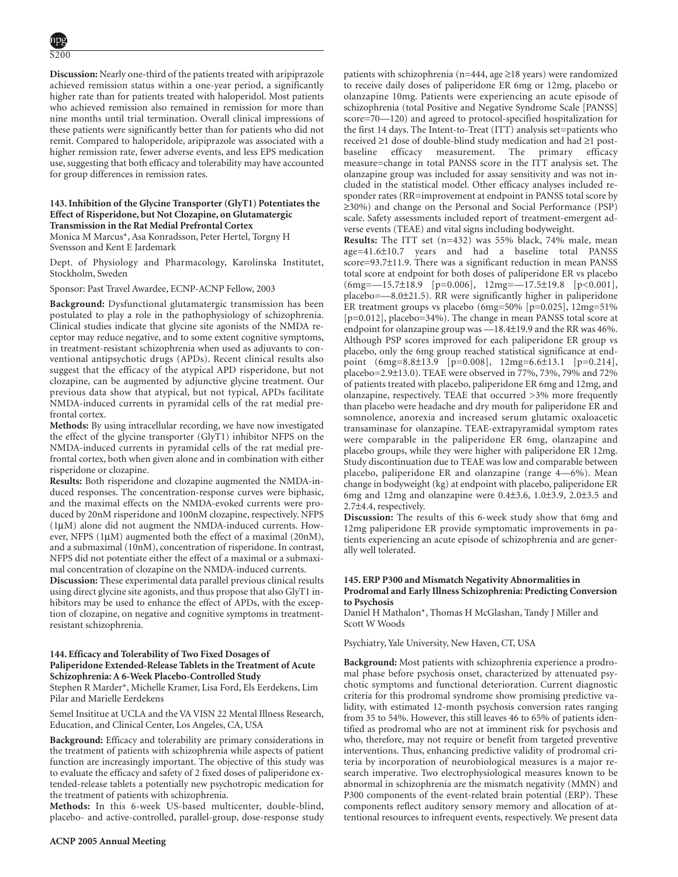**Discussion:** Nearly one-third of the patients treated with aripiprazole achieved remission status within a one-year period, a significantly higher rate than for patients treated with haloperidol. Most patients who achieved remission also remained in remission for more than nine months until trial termination. Overall clinical impressions of these patients were significantly better than for patients who did not remit. Compared to haloperidole, aripiprazole was associated with a higher remission rate, fewer adverse events, and less EPS medication use, suggesting that both efficacy and tolerability may have accounted for group differences in remission rates.

### 143. Inhibition of the Glycine Transporter (GlyT1) Potentiates the Effect of Risperidone, but Not Clozapine, on Glutamatergic Transmission in the Rat Medial Prefrontal Cortex

Monica M Marcus*, Asa Konradsson, Peter Hertel, Torgny H Svensson and Kent E Jardemark

Dept. of Physiology and Pharmacology, Karolinska Institutet, Stockholm, Sweden

Sponsor: Past Travel Awardee, ECNP-ACNP Fellow, 2003

**Background:** Dysfunctional glutamatergic transmission has been postulated to play a role in the pathophysiology of schizophrenia. Clinical studies indicate that glycine site agonists of the NMDA receptor may reduce negative, and to some extent cognitive symptoms, in treatment-resistant schizophrenia when used as adjuvants to conventional antipsychotic drugs (APDs). Recent clinical results also suggest that the efficacy of the atypical APD risperidone, but not clozapine, can be augmented by adjunctive glycine treatment. Our previous data show that atypical, but not typical, APDs facilitate NMDA-induced currents in pyramidal cells of the rat medial prefrontal cortex.

**Methods:** By using intracellular recording, we have now investigated the effect of the glycine transporter (GlyT1) inhibitor NFPS on the NMDA-induced currents in pyramidal cells of the rat medial prefrontal cortex, both when given alone and in combination with either risperidone or clozapine.

**Results:** Both risperidone and clozapine augmented the NMDA-induced responses. The concentration-response curves were biphasic, and the maximal effects on the NMDA-evoked currents were produced by 20nM risperidone and 100nM clozapine, respectively. NFPS (1μM) alone did not augment the NMDA-induced currents. However, NFPS (1μM) augmented both the effect of a maximal (20nM), and a submaximal (10nM), concentration of risperidone. In contrast, NFPS did not potentiate either the effect of a maximal or a submaximal concentration of clozapine on the NMDA-induced currents.

**Discussion:** These experimental data parallel previous clinical results using direct glycine site agonists, and thus propose that also GlyT1 inhibitors may be used to enhance the effect of APDs, with the exception of clozapine, on negative and cognitive symptoms in treatment-resistant schizophrenia.

### 144. Efficacy and Tolerability of Two Fixed Dosages of Paliperidone Extended-Release Tablets in the Treatment of Acute Schizophrenia: A 6-Week Placebo-Controlled Study

Stephen R Marder*, Michelle Kramer, Lisa Ford, Els Eerdekens, Lim Pilar and Marielle Eerdekens

Semel Insititue at UCLA and the VA VISN 22 Mental Illness Research, Education, and Clinical Center, Los Angeles, CA, USA

**Background:** Efficacy and tolerability are primary considerations in the treatment of patients with schizophrenia while aspects of patient function are increasingly important. The objective of this study was to evaluate the efficacy and safety of 2 fixed doses of paliperidone extended-release tablets a potentially new psychotropic medication for the treatment of patients with schizophrenia.

**Methods:** In this 6-week US-based multicenter, double-blind, placebo- and active-controlled, parallel-group, dose-response study patients with schizophrenia (n=444, age ≥18 years) were randomized to receive daily doses of paliperidone ER 6mg or 12mg, placebo or olanzapine 10mg. Patients were experiencing an acute episode of schizophrenia (total Positive and Negative Syndrome Scale [PANSS] score=70—120) and agreed to protocol-specified hospitalization for the first 14 days. The Intent-to-Treat (ITT) analysis set=patients who received ≥1 dose of double-blind study medication and had ≥1 post-baseline efficacy measurement. The primary efficacy measure=change in total PANSS score in the ITT analysis set. The olanzapine group was included for assay sensitivity and was not included in the statistical model. Other efficacy analyses included responder rates (RR=improvement at endpoint in PANSS total score by ≥30%) and change on the Personal and Social Performance (PSP) scale. Safety assessments included report of treatment-emergent adverse events (TEAE) and vital signs including bodyweight.

**Results:** The ITT set (n=432) was 55% black, 74% male, mean age=41.6±10.7 years and had a baseline total PANSS score=93.7±11.9. There was a significant reduction in mean PANSS total score at endpoint for both doses of paliperidone ER vs placebo (6mg=—15.7±18.9 [p=0.006], 12mg=—17.5±19.8 [p<0.001], placebo=—8.0±21.5). RR were significantly higher in paliperidone ER treatment groups vs placebo (6mg=50% [p=0.025], 12mg=51% [p=0.012], placebo=34%). The change in mean PANSS total score at endpoint for olanzapine group was —18.4±19.9 and the RR was 46%. Although PSP scores improved for each paliperidone ER group vs placebo, only the 6mg group reached statistical significance at endpoint (6mg=8.8±13.9 [p=0.008], 12mg=6.6±13.1 [p=0.214], placebo=2.9±13.0). TEAE were observed in 77%, 73%, 79% and 72% of patients treated with placebo, paliperidone ER 6mg and 12mg, and olanzapine, respectively. TEAE that occurred >3% more frequently than placebo were headache and dry mouth for paliperidone ER and somnolence, anorexia and increased serum glutamic oxaloacetic transaminase for olanzapine. TEAE-extrapyramidal symptom rates were comparable in the paliperidone ER 6mg, olanzapine and placebo groups, while they were higher with paliperidone ER 12mg. Study discontinuation due to TEAE was low and comparable between placebo, paliperidone ER and olanzapine (range 4—6%). Mean change in bodyweight (kg) at endpoint with placebo, paliperidone ER 6mg and 12mg and olanzapine were 0.4±3.6, 1.0±3.9, 2.0±3.5 and 2.7±4.4, respectively.

**Discussion:** The results of this 6-week study show that 6mg and 12mg paliperidone ER provide symptomatic improvements in patients experiencing an acute episode of schizophrenia and are generally well tolerated.

### 145. ERP P300 and Mismatch Negativity Abnormalities in Prodromal and Early Illness Schizophrenia: Predicting Conversion to Psychosis

Daniel H Mathalon*, Thomas H McGlashan, Tandy J Miller and Scott W Woods

Psychiatry, Yale University, New Haven, CT, USA

**Background:** Most patients with schizophrenia experience a prodromal phase before psychosis onset, characterized by attenuated psychotic symptoms and functional deterioration. Current diagnostic criteria for this prodromal syndrome show promising predictive validity, with estimated 12-month psychosis conversion rates ranging from 35 to 54%. However, this still leaves 46 to 65% of patients identified as prodromal who are not at imminent risk for psychosis and who, therefore, may not require or benefit from targeted preventive interventions. Thus, enhancing predictive validity of prodromal criteria by incorporation of neurobiological measures is a major research imperative. Two electrophysiological measures known to be abnormal in schizophrenia are the mismatch negativity (MMN) and P300 components of the event-related brain potential (ERP). These components reflect auditory sensory memory and allocation of attentional resources to infrequent events, respectively. We present data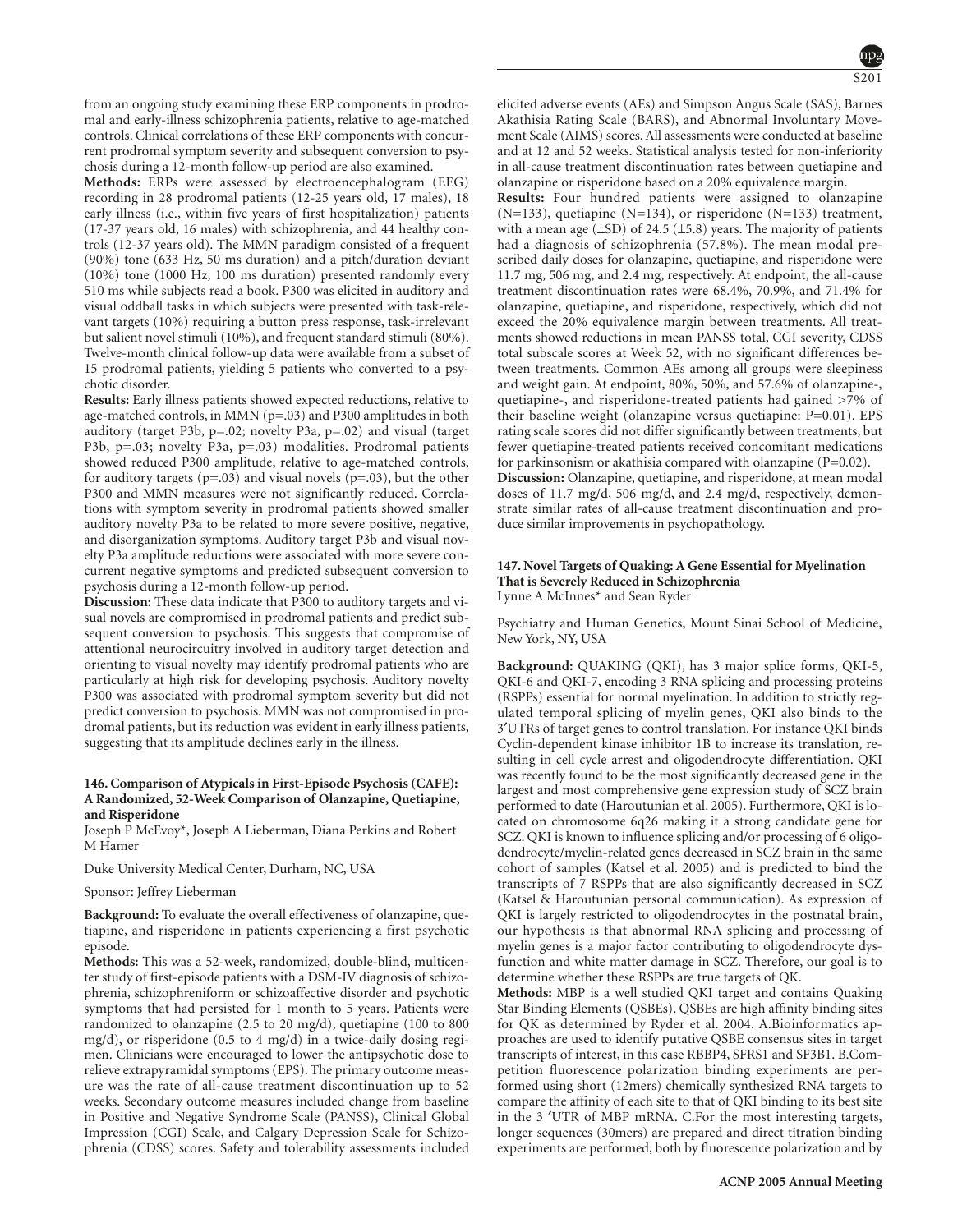from an ongoing study examining these ERP components in prodromal and early-illness schizophrenia patients, relative to age-matched controls. Clinical correlations of these ERP components with concurrent prodromal symptom severity and subsequent conversion to psychosis during a 12-month follow-up period are also examined.

**Methods:** ERPs were assessed by electroencephalogram (EEG) recording in 28 prodromal patients (12-25 years old, 17 males), 18 early illness (i.e., within five years of first hospitalization) patients (17-37 years old, 16 males) with schizophrenia, and 44 healthy controls (12-37 years old). The MMN paradigm consisted of a frequent (90%) tone (633 Hz, 50 ms duration) and a pitch/duration deviant (10%) tone (1000 Hz, 100 ms duration) presented randomly every 510 ms while subjects read a book. P300 was elicited in auditory and visual oddball tasks in which subjects were presented with task-relevant targets (10%) requiring a button press response, task-irrelevant but salient novel stimuli (10%), and frequent standard stimuli (80%). Twelve-month clinical follow-up data were available from a subset of 15 prodromal patients, yielding 5 patients who converted to a psychotic disorder.

**Results:** Early illness patients showed expected reductions, relative to age-matched controls, in MMN (p=.03) and P300 amplitudes in both auditory (target P3b, p=.02; novelty P3a, p=.02) and visual (target P3b, p=.03; novelty P3a, p=.03) modalities. Prodromal patients showed reduced P300 amplitude, relative to age-matched controls, for auditory targets (p=.03) and visual novels (p=.03), but the other P300 and MMN measures were not significantly reduced. Correlations with symptom severity in prodromal patients showed smaller auditory novelty P3a to be related to more severe positive, negative, and disorganization symptoms. Auditory target P3b and visual novelty P3a amplitude reductions were associated with more severe concurrent negative symptoms and predicted subsequent conversion to psychosis during a 12-month follow-up period.

**Discussion:** These data indicate that P300 to auditory targets and visual novels are compromised in prodromal patients and predict subsequent conversion to psychosis. This suggests that compromise of attentional neurocircuitry involved in auditory target detection and orienting to visual novelty may identify prodromal patients who are particularly at high risk for developing psychosis. Auditory novelty P300 was associated with prodromal symptom severity but did not predict conversion to psychosis. MMN was not compromised in prodromal patients, but its reduction was evident in early illness patients, suggesting that its amplitude declines early in the illness.

### 146. Comparison of Atypicals in First-Episode Psychosis (CAFE): A Randomized, 52-Week Comparison of Olanzapine, Quetiapine, and Risperidone

Joseph P McEvoy*, Joseph A Lieberman, Diana Perkins and Robert M Hamer

Duke University Medical Center, Durham, NC, USA

Sponsor: Jeffrey Lieberman

**Background:** To evaluate the overall effectiveness of olanzapine, quetiapine, and risperidone in patients experiencing a first psychotic episode.

**Methods:** This was a 52-week, randomized, double-blind, multicenter study of first-episode patients with a DSM-IV diagnosis of schizophrenia, schizophreniform or schizoaffective disorder and psychotic symptoms that had persisted for 1 month to 5 years. Patients were randomized to olanzapine (2.5 to 20 mg/d), quetiapine (100 to 800 mg/d), or risperidone (0.5 to 4 mg/d) in a twice-daily dosing regimen. Clinicians were encouraged to lower the antipsychotic dose to relieve extrapyramidal symptoms (EPS). The primary outcome measure was the rate of all-cause treatment discontinuation up to 52 weeks. Secondary outcome measures included change from baseline in Positive and Negative Syndrome Scale (PANSS), Clinical Global Impression (CGI) Scale, and Calgary Depression Scale for Schizophrenia (CDSS) scores. Safety and tolerability assessments included elicited adverse events (AEs) and Simpson Angus Scale (SAS), Barnes Akathisia Rating Scale (BARS), and Abnormal Involuntary Movement Scale (AIMS) scores. All assessments were conducted at baseline and at 12 and 52 weeks. Statistical analysis tested for non-inferiority in all-cause treatment discontinuation rates between quetiapine and olanzapine or risperidone based on a 20% equivalence margin.

**Results:** Four hundred patients were assigned to olanzapine (N=133), quetiapine (N=134), or risperidone (N=133) treatment, with a mean age (±SD) of 24.5 (±5.8) years. The majority of patients had a diagnosis of schizophrenia (57.8%). The mean modal prescribed daily doses for olanzapine, quetiapine, and risperidone were 11.7 mg, 506 mg, and 2.4 mg, respectively. At endpoint, the all-cause treatment discontinuation rates were 68.4%, 70.9%, and 71.4% for olanzapine, quetiapine, and risperidone, respectively, which did not exceed the 20% equivalence margin between treatments. All treatments showed reductions in mean PANSS total, CGI severity, CDSS total subscale scores at Week 52, with no significant differences between treatments. Common AEs among all groups were sleepiness and weight gain. At endpoint, 80%, 50%, and 57.6% of olanzapine-, quetiapine-, and risperidone-treated patients had gained >7% of their baseline weight (olanzapine versus quetiapine: P=0.01). EPS rating scale scores did not differ significantly between treatments, but fewer quetiapine-treated patients received concomitant medications for parkinsonism or akathisia compared with olanzapine (P=0.02).

**Discussion:** Olanzapine, quetiapine, and risperidone, at mean modal doses of 11.7 mg/d, 506 mg/d, and 2.4 mg/d, respectively, demonstrate similar rates of all-cause treatment discontinuation and produce similar improvements in psychopathology.

### 147. Novel Targets of Quaking: A Gene Essential for Myelination That is Severely Reduced in Schizophrenia

Lynne A McInnes* and Sean Ryder

Psychiatry and Human Genetics, Mount Sinai School of Medicine, New York, NY, USA

**Background:** QUAKING (QKI), has 3 major splice forms, QKI-5, QKI-6 and QKI-7, encoding 3 RNA splicing and processing proteins (RSPPs) essential for normal myelination. In addition to strictly regulated temporal splicing of myelin genes, QKI also binds to the 3′UTRs of target genes to control translation. For instance QKI binds Cyclin-dependent kinase inhibitor 1B to increase its translation, resulting in cell cycle arrest and oligodendrocyte differentiation. QKI was recently found to be the most significantly decreased gene in the largest and most comprehensive gene expression study of SCZ brain performed to date (Haroutunian et al. 2005). Furthermore, QKI is located on chromosome 6q26 making it a strong candidate gene for SCZ. QKI is known to influence splicing and/or processing of 6 oligodendrocyte/myelin-related genes decreased in SCZ brain in the same cohort of samples (Katsel et al. 2005) and is predicted to bind the transcripts of 7 RSPPs that are also significantly decreased in SCZ (Katsel & Haroutunian personal communication). As expression of QKI is largely restricted to oligodendrocytes in the postnatal brain, our hypothesis is that abnormal RNA splicing and processing of myelin genes is a major factor contributing to oligodendrocyte dysfunction and white matter damage in SCZ. Therefore, our goal is to determine whether these RSPPs are true targets of QK.

**Methods:** MBP is a well studied QKI target and contains Quaking Star Binding Elements (QSBEs). QSBEs are high affinity binding sites for QK as determined by Ryder et al. 2004. A.Bioinformatics approaches are used to identify putative QSBE consensus sites in target transcripts of interest, in this case RBBP4, SFRS1 and SF3B1. B.Competition fluorescence polarization binding experiments are performed using short (12mers) chemically synthesized RNA targets to compare the affinity of each site to that of QKI binding to its best site in the 3 ′UTR of MBP mRNA. C.For the most interesting targets, longer sequences (30mers) are prepared and direct titration binding experiments are performed, both by fluorescence polarization and by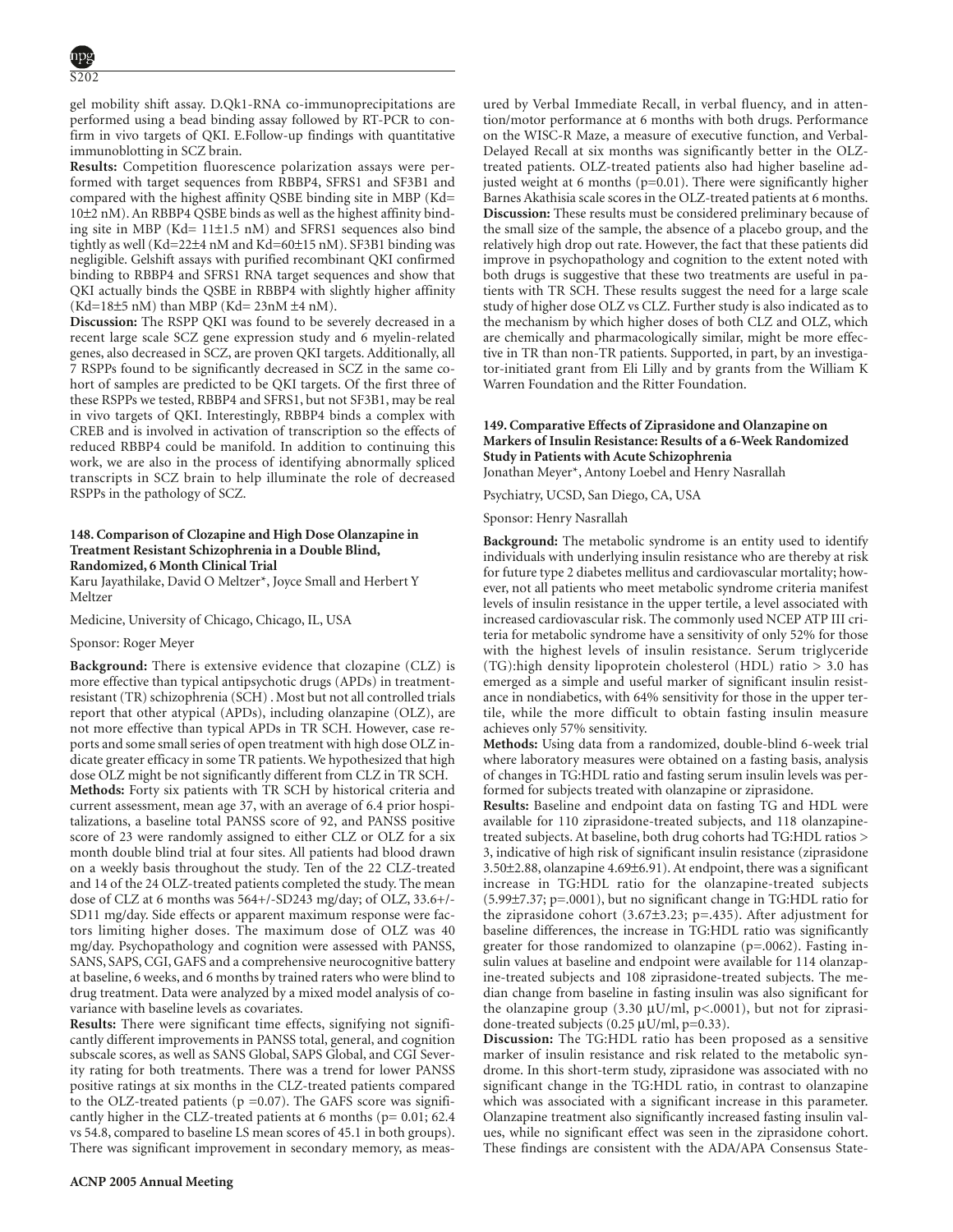gel mobility shift assay. D.Qk1-RNA co-immunoprecipitations are performed using a bead binding assay followed by RT-PCR to confirm in vivo targets of QKI. E.Follow-up findings with quantitative immunoblotting in SCZ brain.

**Results:** Competition fluorescence polarization assays were performed with target sequences from RBBP4, SFRS1 and SF3B1 and compared with the highest affinity QSBE binding site in MBP (Kd= 10±2 nM). An RBBP4 QSBE binds as well as the highest affinity binding site in MBP (Kd= 11±1.5 nM) and SFRS1 sequences also bind tightly as well (Kd=22±4 nM and Kd=60±15 nM). SF3B1 binding was negligible. Gelshift assays with purified recombinant QKI confirmed binding to RBBP4 and SFRS1 RNA target sequences and show that QKI actually binds the QSBE in RBBP4 with slightly higher affinity (Kd=18±5 nM) than MBP (Kd= 23nM ±4 nM).

**Discussion:** The RSPP QKI was found to be severely decreased in a recent large scale SCZ gene expression study and 6 myelin-related genes, also decreased in SCZ, are proven QKI targets. Additionally, all 7 RSPPs found to be significantly decreased in SCZ in the same cohort of samples are predicted to be QKI targets. Of the first three of these RSPPs we tested, RBBP4 and SFRS1, but not SF3B1, may be real in vivo targets of QKI. Interestingly, RBBP4 binds a complex with CREB and is involved in activation of transcription so the effects of reduced RBBP4 could be manifold. In addition to continuing this work, we are also in the process of identifying abnormally spliced transcripts in SCZ brain to help illuminate the role of decreased RSPPs in the pathology of SCZ.

### 148. Comparison of Clozapine and High Dose Olanzapine in Treatment Resistant Schizophrenia in a Double Blind, Randomized, 6 Month Clinical Trial

Karu Jayathilake, David O Meltzer*, Joyce Small and Herbert Y Meltzer

Medicine, University of Chicago, Chicago, IL, USA

Sponsor: Roger Meyer

**Background:** There is extensive evidence that clozapine (CLZ) is more effective than typical antipsychotic drugs (APDs) in treatment-resistant (TR) schizophrenia (SCH) . Most but not all controlled trials report that other atypical (APDs), including olanzapine (OLZ), are not more effective than typical APDs in TR SCH. However, case reports and some small series of open treatment with high dose OLZ indicate greater efficacy in some TR patients. We hypothesized that high dose OLZ might be not significantly different from CLZ in TR SCH.

**Methods:** Forty six patients with TR SCH by historical criteria and current assessment, mean age 37, with an average of 6.4 prior hospitalizations, a baseline total PANSS score of 92, and PANSS positive score of 23 were randomly assigned to either CLZ or OLZ for a six month double blind trial at four sites. All patients had blood drawn on a weekly basis throughout the study. Ten of the 22 CLZ-treated and 14 of the 24 OLZ-treated patients completed the study. The mean dose of CLZ at 6 months was 564+/-SD243 mg/day; of OLZ, 33.6+/-SD11 mg/day. Side effects or apparent maximum response were factors limiting higher doses. The maximum dose of OLZ was 40 mg/day. Psychopathology and cognition were assessed with PANSS, SANS, SAPS, CGI, GAFS and a comprehensive neurocognitive battery at baseline, 6 weeks, and 6 months by trained raters who were blind to drug treatment. Data were analyzed by a mixed model analysis of covariance with baseline levels as covariates.

**Results:** There were significant time effects, signifying not significantly different improvements in PANSS total, general, and cognition subscale scores, as well as SANS Global, SAPS Global, and CGI Severity rating for both treatments. There was a trend for lower PANSS positive ratings at six months in the CLZ-treated patients compared to the OLZ-treated patients (p =0.07). The GAFS score was significantly higher in the CLZ-treated patients at 6 months (p= 0.01; 62.4 vs 54.8, compared to baseline LS mean scores of 45.1 in both groups). There was significant improvement in secondary memory, as measured by Verbal Immediate Recall, in verbal fluency, and in attention/motor performance at 6 months with both drugs. Performance on the WISC-R Maze, a measure of executive function, and Verbal-Delayed Recall at six months was significantly better in the OLZ-treated patients. OLZ-treated patients also had higher baseline adjusted weight at 6 months (p=0.01). There were significantly higher Barnes Akathisia scale scores in the OLZ-treated patients at 6 months.

**Discussion:** These results must be considered preliminary because of the small size of the sample, the absence of a placebo group, and the relatively high drop out rate. However, the fact that these patients did improve in psychopathology and cognition to the extent noted with both drugs is suggestive that these two treatments are useful in patients with TR SCH. These results suggest the need for a large scale study of higher dose OLZ vs CLZ. Further study is also indicated as to the mechanism by which higher doses of both CLZ and OLZ, which are chemically and pharmacologically similar, might be more effective in TR than non-TR patients. Supported, in part, by an investigator-initiated grant from Eli Lilly and by grants from the William K Warren Foundation and the Ritter Foundation.

### 149. Comparative Effects of Ziprasidone and Olanzapine on Markers of Insulin Resistance: Results of a 6-Week Randomized Study in Patients with Acute Schizophrenia

Jonathan Meyer*, Antony Loebel and Henry Nasrallah

Psychiatry, UCSD, San Diego, CA, USA

Sponsor: Henry Nasrallah

**Background:** The metabolic syndrome is an entity used to identify individuals with underlying insulin resistance who are thereby at risk for future type 2 diabetes mellitus and cardiovascular mortality; however, not all patients who meet metabolic syndrome criteria manifest levels of insulin resistance in the upper tertile, a level associated with increased cardiovascular risk. The commonly used NCEP ATP III criteria for metabolic syndrome have a sensitivity of only 52% for those with the highest levels of insulin resistance. Serum triglyceride (TG):high density lipoprotein cholesterol (HDL) ratio > 3.0 has emerged as a simple and useful marker of significant insulin resistance in nondiabetics, with 64% sensitivity for those in the upper tertile, while the more difficult to obtain fasting insulin measure achieves only 57% sensitivity.

**Methods:** Using data from a randomized, double-blind 6-week trial where laboratory measures were obtained on a fasting basis, analysis of changes in TG:HDL ratio and fasting serum insulin levels was performed for subjects treated with olanzapine or ziprasidone.

**Results:** Baseline and endpoint data on fasting TG and HDL were available for 110 ziprasidone-treated subjects, and 118 olanzapine-treated subjects. At baseline, both drug cohorts had TG:HDL ratios > 3, indicative of high risk of significant insulin resistance (ziprasidone 3.50±2.88, olanzapine 4.69±6.91). At endpoint, there was a significant increase in TG:HDL ratio for the olanzapine-treated subjects (5.99±7.37; p=.0001), but no significant change in TG:HDL ratio for the ziprasidone cohort (3.67±3.23; p=.435). After adjustment for baseline differences, the increase in TG:HDL ratio was significantly greater for those randomized to olanzapine (p=.0062). Fasting insulin values at baseline and endpoint were available for 114 olanzapine-treated subjects and 108 ziprasidone-treated subjects. The median change from baseline in fasting insulin was also significant for the olanzapine group (3.30 μU/ml, p<.0001), but not for ziprasidone-treated subjects (0.25 μU/ml, p=0.33).

**Discussion:** The TG:HDL ratio has been proposed as a sensitive marker of insulin resistance and risk related to the metabolic syndrome. In this short-term study, ziprasidone was associated with no significant change in the TG:HDL ratio, in contrast to olanzapine which was associated with a significant increase in this parameter. Olanzapine treatment also significantly increased fasting insulin values, while no significant effect was seen in the ziprasidone cohort. These findings are consistent with the ADA/APA Consensus State-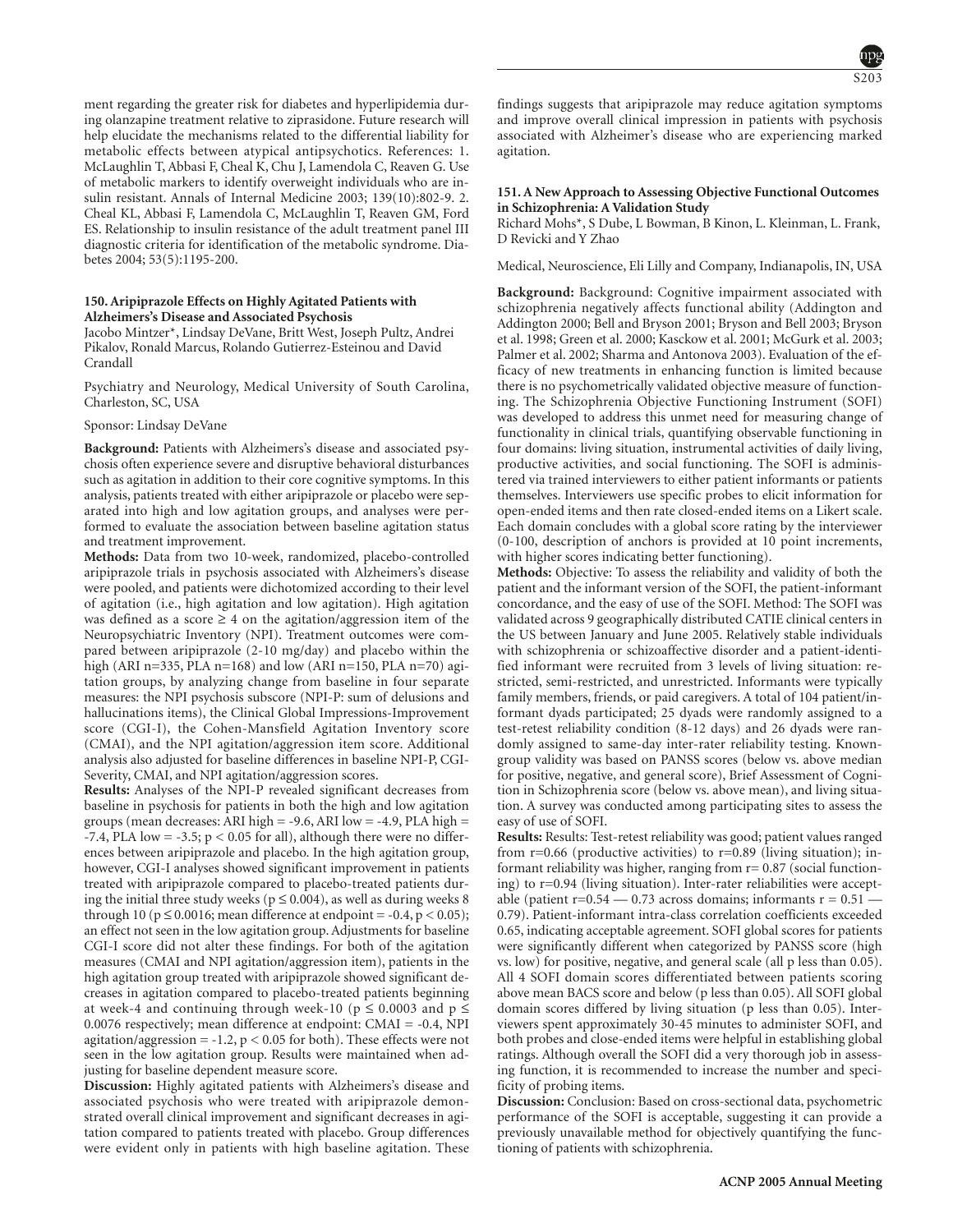ment regarding the greater risk for diabetes and hyperlipidemia during olanzapine treatment relative to ziprasidone. Future research will help elucidate the mechanisms related to the differential liability for metabolic effects between atypical antipsychotics. References: 1. McLaughlin T, Abbasi F, Cheal K, Chu J, Lamendola C, Reaven G. Use of metabolic markers to identify overweight individuals who are insulin resistant. Annals of Internal Medicine 2003; 139(10):802-9. 2. Cheal KL, Abbasi F, Lamendola C, McLaughlin T, Reaven GM, Ford ES. Relationship to insulin resistance of the adult treatment panel III diagnostic criteria for identification of the metabolic syndrome. Diabetes 2004; 53(5):1195-200.

### 150. Aripiprazole Effects on Highly Agitated Patients with Alzheimers's Disease and Associated Psychosis

Jacobo Mintzer*, Lindsay DeVane, Britt West, Joseph Pultz, Andrei Pikalov, Ronald Marcus, Rolando Gutierrez-Esteinou and David Crandall

Psychiatry and Neurology, Medical University of South Carolina, Charleston, SC, USA

Sponsor: Lindsay DeVane

**Background:** Patients with Alzheimers's disease and associated psychosis often experience severe and disruptive behavioral disturbances such as agitation in addition to their core cognitive symptoms. In this analysis, patients treated with either aripiprazole or placebo were separated into high and low agitation groups, and analyses were performed to evaluate the association between baseline agitation status and treatment improvement.

**Methods:** Data from two 10-week, randomized, placebo-controlled aripiprazole trials in psychosis associated with Alzheimers's disease were pooled, and patients were dichotomized according to their level of agitation (i.e., high agitation and low agitation). High agitation was defined as a score ≥ 4 on the agitation/aggression item of the Neuropsychiatric Inventory (NPI). Treatment outcomes were compared between aripiprazole (2-10 mg/day) and placebo within the high (ARI n=335, PLA n=168) and low (ARI n=150, PLA n=70) agitation groups, by analyzing change from baseline in four separate measures: the NPI psychosis subscore (NPI-P: sum of delusions and hallucinations items), the Clinical Global Impressions-Improvement score (CGI-I), the Cohen-Mansfield Agitation Inventory score (CMAI), and the NPI agitation/aggression item score. Additional analysis also adjusted for baseline differences in baseline NPI-P, CGI-Severity, CMAI, and NPI agitation/aggression scores.

**Results:** Analyses of the NPI-P revealed significant decreases from baseline in psychosis for patients in both the high and low agitation groups (mean decreases: ARI high = -9.6, ARI low = -4.9, PLA high = -7.4, PLA low = -3.5; $p < 0.05$ for all), although there were no differences between aripiprazole and placebo. In the high agitation group, however, CGI-I analyses showed significant improvement in patients treated with aripiprazole compared to placebo-treated patients during the initial three study weeks ($p \leq 0.004$), as well as during weeks 8 through 10 ($p \leq 0.0016$; mean difference at endpoint = -0.4, $p < 0.05$); an effect not seen in the low agitation group. Adjustments for baseline CGI-I score did not alter these findings. For both of the agitation measures (CMAI and NPI agitation/aggression item), patients in the high agitation group treated with aripiprazole showed significant decreases in agitation compared to placebo-treated patients beginning at week-4 and continuing through week-10 ($p \leq 0.0003$ and $p \leq 0.0076$ respectively; mean difference at endpoint: CMAI = -0.4, NPI agitation/aggression = -1.2, $p < 0.05$ for both). These effects were not seen in the low agitation group. Results were maintained when adjusting for baseline dependent measure score.

**Discussion:** Highly agitated patients with Alzheimers's disease and associated psychosis who were treated with aripiprazole demonstrated overall clinical improvement and significant decreases in agitation compared to patients treated with placebo. Group differences were evident only in patients with high baseline agitation. These findings suggests that aripiprazole may reduce agitation symptoms and improve overall clinical impression in patients with psychosis associated with Alzheimer's disease who are experiencing marked agitation.

### 151. A New Approach to Assessing Objective Functional Outcomes in Schizophrenia: A Validation Study

Richard Mohs*, S Dube, L Bowman, B Kinon, L. Kleinman, L. Frank, D Revicki and Y Zhao

Medical, Neuroscience, Eli Lilly and Company, Indianapolis, IN, USA

**Background:** Background: Cognitive impairment associated with schizophrenia negatively affects functional ability (Addington and Addington 2000; Bell and Bryson 2001; Bryson and Bell 2003; Bryson et al. 1998; Green et al. 2000; Kasckow et al. 2001; McGurk et al. 2003; Palmer et al. 2002; Sharma and Antonova 2003). Evaluation of the efficacy of new treatments in enhancing function is limited because there is no psychometrically validated objective measure of functioning. The Schizophrenia Objective Functioning Instrument (SOFI) was developed to address this unmet need for measuring change of functionality in clinical trials, quantifying observable functioning in four domains: living situation, instrumental activities of daily living, productive activities, and social functioning. The SOFI is administered via trained interviewers to either patient informants or patients themselves. Interviewers use specific probes to elicit information for open-ended items and then rate closed-ended items on a Likert scale. Each domain concludes with a global score rating by the interviewer (0-100, description of anchors is provided at 10 point increments, with higher scores indicating better functioning).

**Methods:** Objective: To assess the reliability and validity of both the patient and the informant version of the SOFI, the patient-informant concordance, and the easy of use of the SOFI. Method: The SOFI was validated across 9 geographically distributed CATIE clinical centers in the US between January and June 2005. Relatively stable individuals with schizophrenia or schizoaffective disorder and a patient-identified informant were recruited from 3 levels of living situation: restricted, semi-restricted, and unrestricted. Informants were typically family members, friends, or paid caregivers. A total of 104 patient/informant dyads participated; 25 dyads were randomly assigned to a test-retest reliability condition (8-12 days) and 26 dyads were randomly assigned to same-day inter-rater reliability testing. Known-group validity was based on PANSS scores (below vs. above median for positive, negative, and general score), Brief Assessment of Cognition in Schizophrenia score (below vs. above mean), and living situation. A survey was conducted among participating sites to assess the easy of use of SOFI.

**Results:** Results: Test-retest reliability was good; patient values ranged from r=0.66 (productive activities) to r=0.89 (living situation); informant reliability was higher, ranging from r= 0.87 (social functioning) to r=0.94 (living situation). Inter-rater reliabilities were acceptable (patient r=0.54 — 0.73 across domains; informants r = 0.51 — 0.79). Patient-informant intra-class correlation coefficients exceeded 0.65, indicating acceptable agreement. SOFI global scores for patients were significantly different when categorized by PANSS score (high vs. low) for positive, negative, and general scale (all p less than 0.05). All 4 SOFI domain scores differentiated between patients scoring above mean BACS score and below (p less than 0.05). All SOFI global domain scores differed by living situation (p less than 0.05). Interviewers spent approximately 30-45 minutes to administer SOFI, and both probes and close-ended items were helpful in establishing global ratings. Although overall the SOFI did a very thorough job in assessing function, it is recommended to increase the number and specificity of probing items.

**Discussion:** Conclusion: Based on cross-sectional data, psychometric performance of the SOFI is acceptable, suggesting it can provide a previously unavailable method for objectively quantifying the functioning of patients with schizophrenia.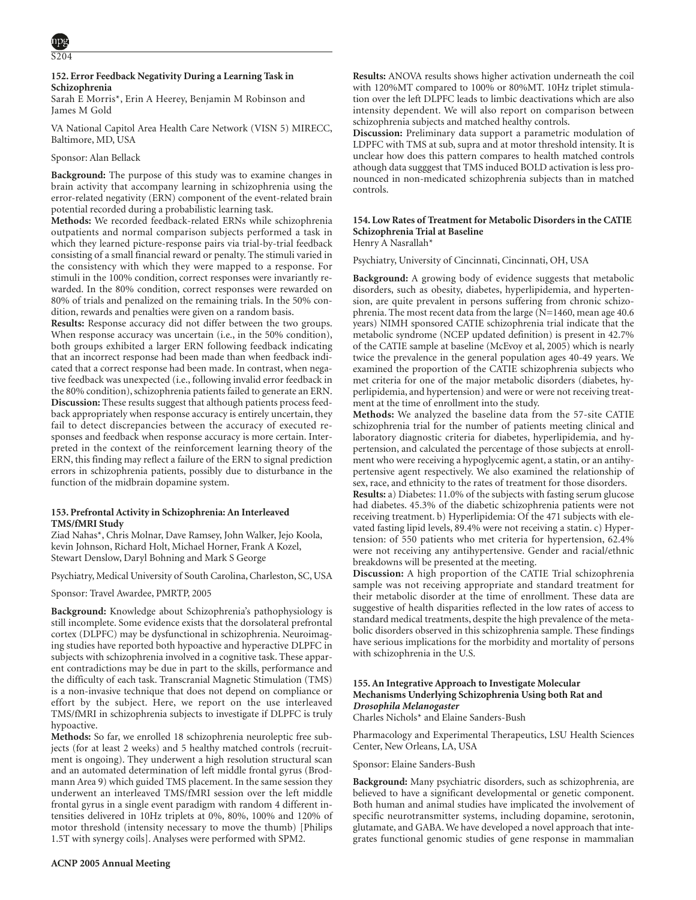### 152. Error Feedback Negativity During a Learning Task in Schizophrenia

Sarah E Morris*, Erin A Heerey, Benjamin M Robinson and James M Gold

VA National Capitol Area Health Care Network (VISN 5) MIRECC, Baltimore, MD, USA

Sponsor: Alan Bellack

**Background:** The purpose of this study was to examine changes in brain activity that accompany learning in schizophrenia using the error-related negativity (ERN) component of the event-related brain potential recorded during a probabilistic learning task.

**Methods:** We recorded feedback-related ERNs while schizophrenia outpatients and normal comparison subjects performed a task in which they learned picture-response pairs via trial-by-trial feedback consisting of a small financial reward or penalty. The stimuli varied in the consistency with which they were mapped to a response. For stimuli in the 100% condition, correct responses were invariantly rewarded. In the 80% condition, correct responses were rewarded on 80% of trials and penalized on the remaining trials. In the 50% condition, rewards and penalties were given on a random basis.

**Results:** Response accuracy did not differ between the two groups. When response accuracy was uncertain (i.e., in the 50% condition), both groups exhibited a larger ERN following feedback indicating that an incorrect response had been made than when feedback indicated that a correct response had been made. In contrast, when negative feedback was unexpected (i.e., following invalid error feedback in the 80% condition), schizophrenia patients failed to generate an ERN.

**Discussion:** These results suggest that although patients process feedback appropriately when response accuracy is entirely uncertain, they fail to detect discrepancies between the accuracy of executed responses and feedback when response accuracy is more certain. Interpreted in the context of the reinforcement learning theory of the ERN, this finding may reflect a failure of the ERN to signal prediction errors in schizophrenia patients, possibly due to disturbance in the function of the midbrain dopamine system.

### 153. Prefrontal Activity in Schizophrenia: An Interleaved TMS/fMRI Study

Ziad Nahas*, Chris Molnar, Dave Ramsey, John Walker, Jejo Koola, kevin Johnson, Richard Holt, Michael Horner, Frank A Kozel, Stewart Denslow, Daryl Bohning and Mark S George

Psychiatry, Medical University of South Carolina, Charleston, SC, USA

Sponsor: Travel Awardee, PMRTP, 2005

**Background:** Knowledge about Schizophrenia's pathophysiology is still incomplete. Some evidence exists that the dorsolateral prefrontal cortex (DLPFC) may be dysfunctional in schizophrenia. Neuroimaging studies have reported both hypoactive and hyperactive DLPFC in subjects with schizophrenia involved in a cognitive task. These apparent contradictions may be due in part to the skills, performance and the difficulty of each task. Transcranial Magnetic Stimulation (TMS) is a non-invasive technique that does not depend on compliance or effort by the subject. Here, we report on the use interleaved TMS/fMRI in schizophrenia subjects to investigate if DLPFC is truly hypoactive.

**Methods:** So far, we enrolled 18 schizophrenia neuroleptic free subjects (for at least 2 weeks) and 5 healthy matched controls (recruitment is ongoing). They underwent a high resolution structural scan and an automated determination of left middle frontal gyrus (Brodmann Area 9) which guided TMS placement. In the same session they underwent an interleaved TMS/fMRI session over the left middle frontal gyrus in a single event paradigm with random 4 different intensities delivered in 10Hz triplets at 0%, 80%, 100% and 120% of motor threshold (intensity necessary to move the thumb) [Philips 1.5T with synergy coils]. Analyses were performed with SPM2.

**Results:** ANOVA results shows higher activation underneath the coil with 120%MT compared to 100% or 80%MT. 10Hz triplet stimulation over the left DLPFC leads to limbic deactivations which are also intensity dependent. We will also report on comparison between schizophrenia subjects and matched healthy controls.

**Discussion:** Preliminary data support a parametric modulation of LDPFC with TMS at sub, supra and at motor threshold intensity. It is unclear how does this pattern compares to health matched controls athough data sugggest that TMS induced BOLD activation is less pronounced in non-medicated schizophrenia subjects than in matched controls.

### 154. Low Rates of Treatment for Metabolic Disorders in the CATIE Schizophrenia Trial at Baseline

Henry A Nasrallah*

Psychiatry, University of Cincinnati, Cincinnati, OH, USA

**Background:** A growing body of evidence suggests that metabolic disorders, such as obesity, diabetes, hyperlipidemia, and hypertension, are quite prevalent in persons suffering from chronic schizophrenia. The most recent data from the large (N=1460, mean age 40.6 years) NIMH sponsored CATIE schizophrenia trial indicate that the metabolic syndrome (NCEP updated definition) is present in 42.7% of the CATIE sample at baseline (McEvoy et al, 2005) which is nearly twice the prevalence in the general population ages 40-49 years. We examined the proportion of the CATIE schizophrenia subjects who met criteria for one of the major metabolic disorders (diabetes, hyperlipidemia, and hypertension) and were or were not receiving treatment at the time of enrollment into the study.

**Methods:** We analyzed the baseline data from the 57-site CATIE schizophrenia trial for the number of patients meeting clinical and laboratory diagnostic criteria for diabetes, hyperlipidemia, and hypertension, and calculated the percentage of those subjects at enrollment who were receiving a hypoglycemic agent, a statin, or an antihypertensive agent respectively. We also examined the relationship of sex, race, and ethnicity to the rates of treatment for those disorders.

**Results:** a) Diabetes: 11.0% of the subjects with fasting serum glucose had diabetes. 45.3% of the diabetic schizophrenia patients were not receiving treatment. b) Hyperlipidemia: Of the 471 subjects with elevated fasting lipid levels, 89.4% were not receiving a statin. c) Hypertension: of 550 patients who met criteria for hypertension, 62.4% were not receiving any antihypertensive. Gender and racial/ethnic breakdowns will be presented at the meeting.

**Discussion:** A high proportion of the CATIE Trial schizophrenia sample was not receiving appropriate and standard treatment for their metabolic disorder at the time of enrollment. These data are suggestive of health disparities reflected in the low rates of access to standard medical treatments, despite the high prevalence of the metabolic disorders observed in this schizophrenia sample. These findings have serious implications for the morbidity and mortality of persons with schizophrenia in the U.S.

### 155. An Integrative Approach to Investigate Molecular Mechanisms Underlying Schizophrenia Using both Rat and *Drosophila Melanogaster*

Charles Nichols* and Elaine Sanders-Bush

Pharmacology and Experimental Therapeutics, LSU Health Sciences Center, New Orleans, LA, USA

Sponsor: Elaine Sanders-Bush

**Background:** Many psychiatric disorders, such as schizophrenia, are believed to have a significant developmental or genetic component. Both human and animal studies have implicated the involvement of specific neurotransmitter systems, including dopamine, serotonin, glutamate, and GABA. We have developed a novel approach that integrates functional genomic studies of gene response in mammalian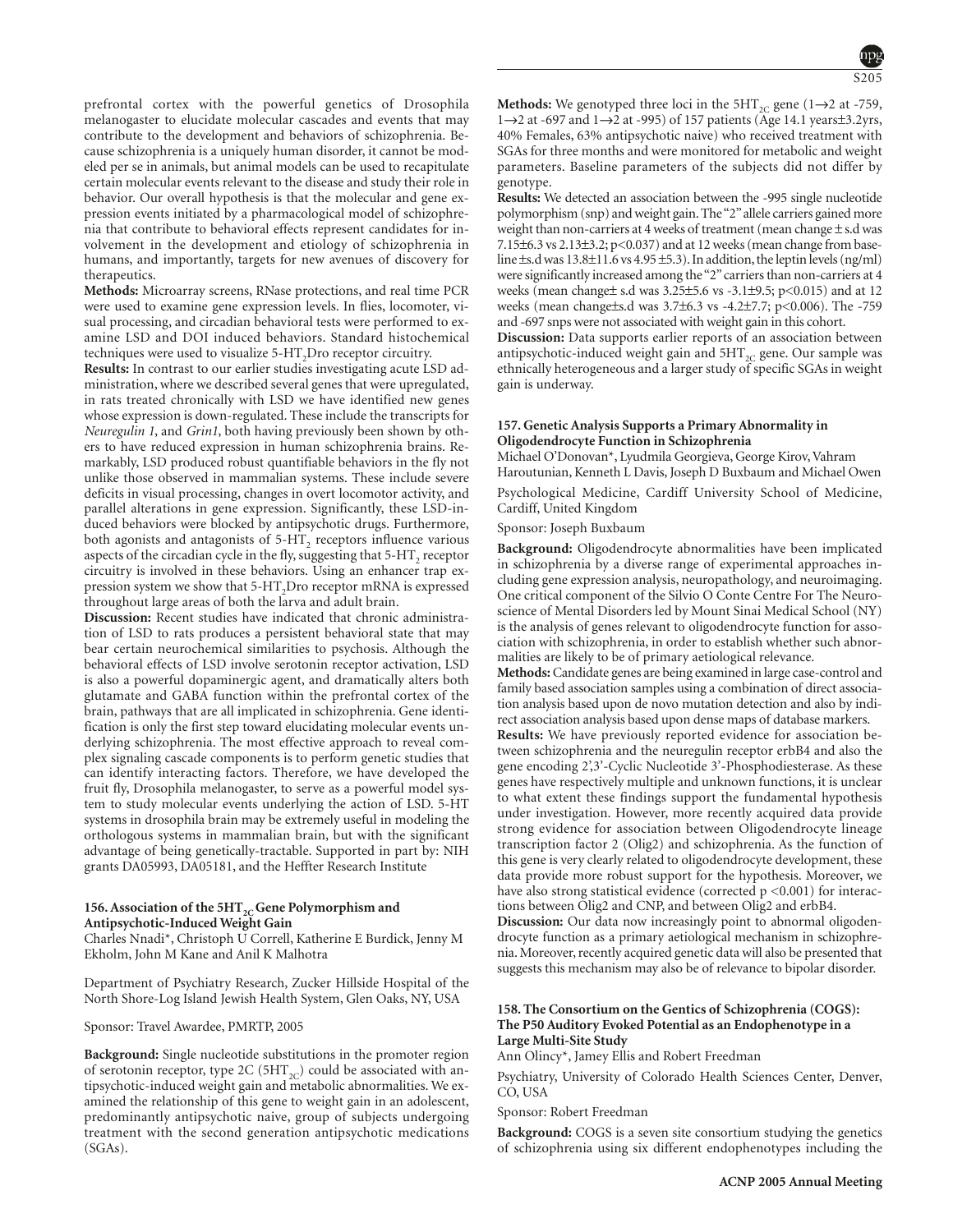prefrontal cortex with the powerful genetics of Drosophila melanogaster to elucidate molecular cascades and events that may contribute to the development and behaviors of schizophrenia. Because schizophrenia is a uniquely human disorder, it cannot be modeled per se in animals, but animal models can be used to recapitulate certain molecular events relevant to the disease and study their role in behavior. Our overall hypothesis is that the molecular and gene expression events initiated by a pharmacological model of schizophrenia that contribute to behavioral effects represent candidates for involvement in the development and etiology of schizophrenia in humans, and importantly, targets for new avenues of discovery for therapeutics.

**Methods:** Microarray screens, RNase protections, and real time PCR were used to examine gene expression levels. In flies, locomoter, visual processing, and circadian behavioral tests were performed to examine LSD and DOI induced behaviors. Standard histochemical techniques were used to visualize 5-$HT_2$Dro receptor circuitry.

**Results:** In contrast to our earlier studies investigating acute LSD administration, where we described several genes that were upregulated, in rats treated chronically with LSD we have identified new genes whose expression is down-regulated. These include the transcripts for *Neuregulin 1*, and *Grin1*, both having previously been shown by others to have reduced expression in human schizophrenia brains. Remarkably, LSD produced robust quantifiable behaviors in the fly not unlike those observed in mammalian systems. These include severe deficits in visual processing, changes in overt locomotor activity, and parallel alterations in gene expression. Significantly, these LSD-induced behaviors were blocked by antipsychotic drugs. Furthermore, both agonists and antagonists of 5-$HT_2$ receptors influence various aspects of the circadian cycle in the fly, suggesting that 5-$HT_2$ receptor circuitry is involved in these behaviors. Using an enhancer trap expression system we show that 5-$HT_2$Dro receptor mRNA is expressed throughout large areas of both the larva and adult brain.

**Discussion:** Recent studies have indicated that chronic administration of LSD to rats produces a persistent behavioral state that may bear certain neurochemical similarities to psychosis. Although the behavioral effects of LSD involve serotonin receptor activation, LSD is also a powerful dopaminergic agent, and dramatically alters both glutamate and GABA function within the prefrontal cortex of the brain, pathways that are all implicated in schizophrenia. Gene identification is only the first step toward elucidating molecular events underlying schizophrenia. The most effective approach to reveal complex signaling cascade components is to perform genetic studies that can identify interacting factors. Therefore, we have developed the fruit fly, Drosophila melanogaster, to serve as a powerful model system to study molecular events underlying the action of LSD. 5-HT systems in drosophila brain may be extremely useful in modeling the orthologous systems in mammalian brain, but with the significant advantage of being genetically-tractable. Supported in part by: NIH grants DA05993, DA05181, and the Heffter Research Institute

#### 156. Association of the $5HT_{2C}$ Gene Polymorphism and Antipsychotic-Induced Weight Gain

Charles Nnadi*, Christoph U Correll, Katherine E Burdick, Jenny M Ekholm, John M Kane and Anil K Malhotra

Department of Psychiatry Research, Zucker Hillside Hospital of the North Shore-Log Island Jewish Health System, Glen Oaks, NY, USA

Sponsor: Travel Awardee, PMRTP, 2005

**Background:** Single nucleotide substitutions in the promoter region of serotonin receptor, type 2C ($5HT_{2C}$) could be associated with antipsychotic-induced weight gain and metabolic abnormalities. We examined the relationship of this gene to weight gain in an adolescent, predominantly antipsychotic naive, group of subjects undergoing treatment with the second generation antipsychotic medications (SGAs).

**Methods:** We genotyped three loci in the $5HT_{2C}$ gene (1→2 at -759, 1→2 at -697 and 1→2 at -995) of 157 patients (Age 14.1 years±3.2yrs, 40% Females, 63% antipsychotic naive) who received treatment with SGAs for three months and were monitored for metabolic and weight parameters. Baseline parameters of the subjects did not differ by genotype.

**Results:** We detected an association between the -995 single nucleotide polymorphism (snp) and weight gain. The "2" allele carriers gained more weight than non-carriers at 4 weeks of treatment (mean change ± s.d was 7.15±6.3 vs 2.13±3.2; p<0.037) and at 12 weeks (mean change from baseline ± s.d was 13.8±11.6 vs 4.95 ±5.3). In addition, the leptin levels (ng/ml) were significantly increased among the "2" carriers than non-carriers at 4 weeks (mean change± s.d was 3.25±5.6 vs -3.1±9.5; p<0.015) and at 12 weeks (mean change±s.d was 3.7±6.3 vs -4.2±7.7; p<0.006). The -759 and -697 snps were not associated with weight gain in this cohort.

**Discussion:** Data supports earlier reports of an association between antipsychotic-induced weight gain and $5HT_{2C}$ gene. Our sample was ethnically heterogeneous and a larger study of specific SGAs in weight gain is underway.

#### 157. Genetic Analysis Supports a Primary Abnormality in Oligodendrocyte Function in Schizophrenia

Michael O'Donovan*, Lyudmila Georgieva, George Kirov, Vahram Haroutunian, Kenneth L Davis, Joseph D Buxbaum and Michael Owen

Psychological Medicine, Cardiff University School of Medicine, Cardiff, United Kingdom

Sponsor: Joseph Buxbaum

**Background:** Oligodendrocyte abnormalities have been implicated in schizophrenia by a diverse range of experimental approaches including gene expression analysis, neuropathology, and neuroimaging. One critical component of the Silvio O Conte Centre For The Neuroscience of Mental Disorders led by Mount Sinai Medical School (NY) is the analysis of genes relevant to oligodendrocyte function for association with schizophrenia, in order to establish whether such abnormalities are likely to be of primary aetiological relevance.

**Methods:** Candidate genes are being examined in large case-control and family based association samples using a combination of direct association analysis based upon de novo mutation detection and also by indirect association analysis based upon dense maps of database markers.

**Results:** We have previously reported evidence for association between schizophrenia and the neuregulin receptor erbB4 and also the gene encoding 2',3'-Cyclic Nucleotide 3'-Phosphodiesterase. As these genes have respectively multiple and unknown functions, it is unclear to what extent these findings support the fundamental hypothesis under investigation. However, more recently acquired data provide strong evidence for association between Oligodendrocyte lineage transcription factor 2 (Olig2) and schizophrenia. As the function of this gene is very clearly related to oligodendrocyte development, these data provide more robust support for the hypothesis. Moreover, we have also strong statistical evidence (corrected p <0.001) for interactions between Olig2 and CNP, and between Olig2 and erbB4.

**Discussion:** Our data now increasingly point to abnormal oligodendrocyte function as a primary aetiological mechanism in schizophrenia. Moreover, recently acquired genetic data will also be presented that suggests this mechanism may also be of relevance to bipolar disorder.

#### 158. The Consortium on the Gentics of Schizophrenia (COGS): The P50 Auditory Evoked Potential as an Endophenotype in a Large Multi-Site Study

Ann Olincy*, Jamey Ellis and Robert Freedman

Psychiatry, University of Colorado Health Sciences Center, Denver, CO, USA

Sponsor: Robert Freedman

**Background:** COGS is a seven site consortium studying the genetics of schizophrenia using six different endophenotypes including the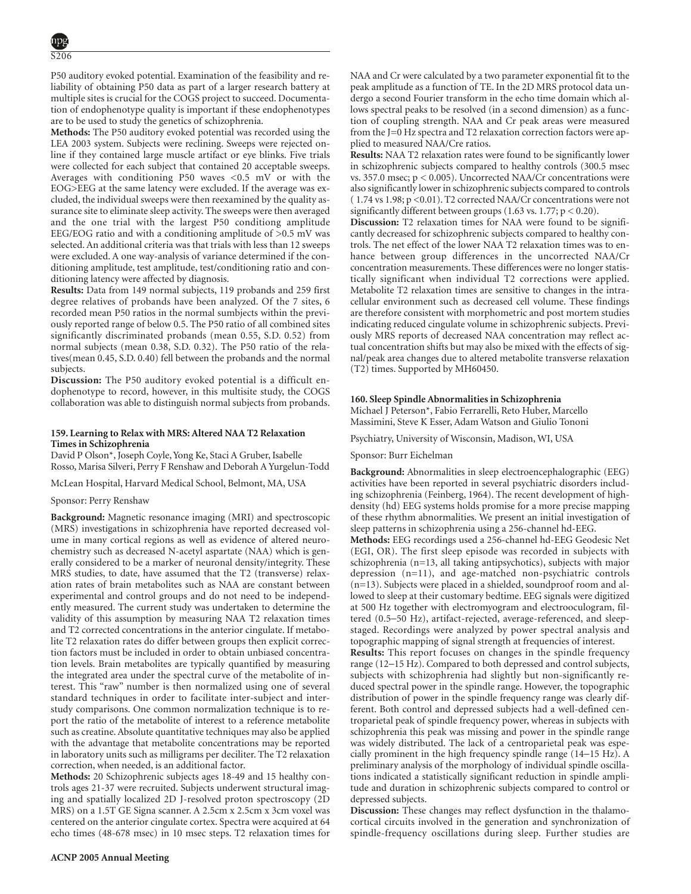P50 auditory evoked potential. Examination of the feasibility and reliability of obtaining P50 data as part of a larger research battery at multiple sites is crucial for the COGS project to succeed. Documentation of endophenotype quality is important if these endophenotypes are to be used to study the genetics of schizophrenia.

**Methods:** The P50 auditory evoked potential was recorded using the LEA 2003 system. Subjects were reclining. Sweeps were rejected online if they contained large muscle artifact or eye blinks. Five trials were collected for each subject that contained 20 acceptable sweeps. Averages with conditioning P50 waves <0.5 mV or with the EOG>EEG at the same latency were excluded. If the average was excluded, the individual sweeps were then reexamined by the quality assurance site to eliminate sleep activity. The sweeps were then averaged and the one trial with the largest P50 conditiong amplitude EEG/EOG ratio and with a conditioning amplitude of >0.5 mV was selected. An additional criteria was that trials with less than 12 sweeps were excluded. A one way-analysis of variance determined if the conditioning amplitude, test amplitude, test/conditioning ratio and conditioning latency were affected by diagnosis.

**Results:** Data from 149 normal subjects, 119 probands and 259 first degree relatives of probands have been analyzed. Of the 7 sites, 6 recorded mean P50 ratios in the normal sumbjects within the previously reported range of below 0.5. The P50 ratio of all combined sites significantly discriminated probands (mean 0.55, S.D. 0.52) from normal subjects (mean 0.38, S.D. 0.32). The P50 ratio of the relatives(mean 0.45, S.D. 0.40) fell between the probands and the normal subjects.

**Discussion:** The P50 auditory evoked potential is a difficult endophenotype to record, however, in this multisite study, the COGS collaboration was able to distinguish normal subjects from probands.

### 159. Learning to Relax with MRS: Altered NAA T2 Relaxation Times in Schizophrenia

David P Olson*, Joseph Coyle, Yong Ke, Staci A Gruber, Isabelle Rosso, Marisa Silveri, Perry F Renshaw and Deborah A Yurgelun-Todd

McLean Hospital, Harvard Medical School, Belmont, MA, USA

Sponsor: Perry Renshaw

**Background:** Magnetic resonance imaging (MRI) and spectroscopic (MRS) investigations in schizophrenia have reported decreased volume in many cortical regions as well as evidence of altered neurochemistry such as decreased N-acetyl aspartate (NAA) which is generally considered to be a marker of neuronal density/integrity. These MRS studies, to date, have assumed that the T2 (transverse) relaxation rates of brain metabolites such as NAA are constant between experimental and control groups and do not need to be independently measured. The current study was undertaken to determine the validity of this assumption by measuring NAA T2 relaxation times and T2 corrected concentrations in the anterior cingulate. If metabolite T2 relaxation rates do differ between groups then explicit correction factors must be included in order to obtain unbiased concentration levels. Brain metabolites are typically quantified by measuring the integrated area under the spectral curve of the metabolite of interest. This "raw" number is then normalized using one of several standard techniques in order to facilitate inter-subject and inter-study comparisons. One common normalization technique is to report the ratio of the metabolite of interest to a reference metabolite such as creatine. Absolute quantitative techniques may also be applied with the advantage that metabolite concentrations may be reported in laboratory units such as milligrams per deciliter. The T2 relaxation correction, when needed, is an additional factor.

**Methods:** 20 Schizophrenic subjects ages 18-49 and 15 healthy controls ages 21-37 were recruited. Subjects underwent structural imaging and spatially localized 2D J-resolved proton spectroscopy (2D MRS) on a 1.5T GE Signa scanner. A 2.5cm x 2.5cm x 3cm voxel was centered on the anterior cingulate cortex. Spectra were acquired at 64 echo times (48-678 msec) in 10 msec steps. T2 relaxation times for NAA and Cr were calculated by a two parameter exponential fit to the peak amplitude as a function of TE. In the 2D MRS protocol data undergo a second Fourier transform in the echo time domain which allows spectral peaks to be resolved (in a second dimension) as a function of coupling strength. NAA and Cr peak areas were measured from the J=0 Hz spectra and T2 relaxation correction factors were applied to measured NAA/Cre ratios.

**Results:** NAA T2 relaxation rates were found to be significantly lower in schizophrenic subjects compared to healthy controls (300.5 msec vs. 357.0 msec; $p < 0.005$). Uncorrected NAA/Cr concentrations were also significantly lower in schizophrenic subjects compared to controls ( 1.74 vs 1.98; $p < 0.01$). T2 corrected NAA/Cr concentrations were not significantly different between groups (1.63 vs. 1.77; $p < 0.20$).

**Discussion:** T2 relaxation times for NAA were found to be significantly decreased for schizophrenic subjects compared to healthy controls. The net effect of the lower NAA T2 relaxation times was to enhance between group differences in the uncorrected NAA/Cr concentration measurements. These differences were no longer statistically significant when individual T2 corrections were applied. Metabolite T2 relaxation times are sensitive to changes in the intracellular environment such as decreased cell volume. These findings are therefore consistent with morphometric and post mortem studies indicating reduced cingulate volume in schizophrenic subjects. Previously MRS reports of decreased NAA concentration may reflect actual concentration shifts but may also be mixed with the effects of signal/peak area changes due to altered metabolite transverse relaxation (T2) times. Supported by MH60450.

### 160. Sleep Spindle Abnormalities in Schizophrenia

Michael J Peterson*, Fabio Ferrarelli, Reto Huber, Marcello Massimini, Steve K Esser, Adam Watson and Giulio Tononi

Psychiatry, University of Wisconsin, Madison, WI, USA

Sponsor: Burr Eichelman

**Background:** Abnormalities in sleep electroencephalographic (EEG) activities have been reported in several psychiatric disorders including schizophrenia (Feinberg, 1964). The recent development of high-density (hd) EEG systems holds promise for a more precise mapping of these rhythm abnormalities. We present an initial investigation of sleep patterns in schizophrenia using a 256-channel hd-EEG.

**Methods:** EEG recordings used a 256-channel hd-EEG Geodesic Net (EGI, OR). The first sleep episode was recorded in subjects with schizophrenia (n=13, all taking antipsychotics), subjects with major depression (n=11), and age-matched non-psychiatric controls (n=13). Subjects were placed in a shielded, soundproof room and allowed to sleep at their customary bedtime. EEG signals were digitized at 500 Hz together with electromyogram and electrooculogram, filtered (0.5–50 Hz), artifact-rejected, average-referenced, and sleep-staged. Recordings were analyzed by power spectral analysis and topographic mapping of signal strength at frequencies of interest.

**Results:** This report focuses on changes in the spindle frequency range (12–15 Hz). Compared to both depressed and control subjects, subjects with schizophrenia had slightly but non-significantly reduced spectral power in the spindle range. However, the topographic distribution of power in the spindle frequency range was clearly different. Both control and depressed subjects had a well-defined centroparietal peak of spindle frequency power, whereas in subjects with schizophrenia this peak was missing and power in the spindle range was widely distributed. The lack of a centroparietal peak was especially prominent in the high frequency spindle range (14–15 Hz). A preliminary analysis of the morphology of individual spindle oscillations indicated a statistically significant reduction in spindle amplitude and duration in schizophrenic subjects compared to control or depressed subjects.

**Discussion:** These changes may reflect dysfunction in the thalamocortical circuits involved in the generation and synchronization of spindle-frequency oscillations during sleep. Further studies are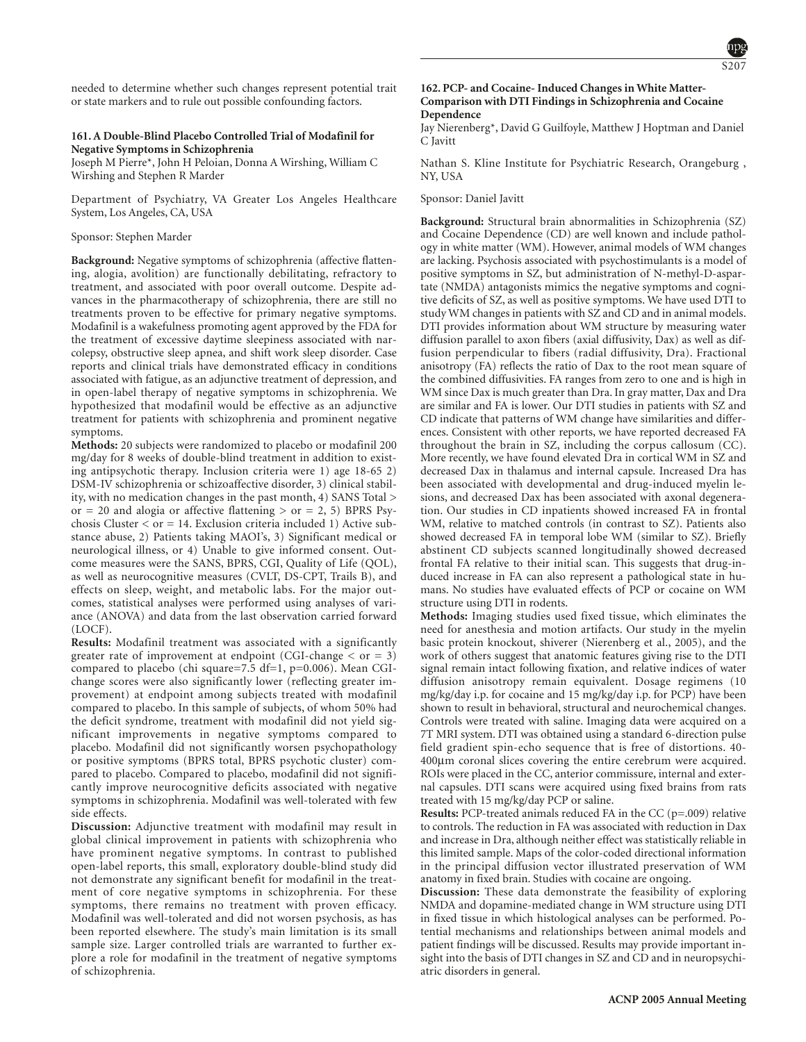needed to determine whether such changes represent potential trait or state markers and to rule out possible confounding factors.

### 161. A Double-Blind Placebo Controlled Trial of Modafinil for Negative Symptoms in Schizophrenia

Joseph M Pierre*, John H Peloian, Donna A Wirshing, William C Wirshing and Stephen R Marder

Department of Psychiatry, VA Greater Los Angeles Healthcare System, Los Angeles, CA, USA

Sponsor: Stephen Marder

**Background:** Negative symptoms of schizophrenia (affective flattening, alogia, avolition) are functionally debilitating, refractory to treatment, and associated with poor overall outcome. Despite advances in the pharmacotherapy of schizophrenia, there are still no treatments proven to be effective for primary negative symptoms. Modafinil is a wakefulness promoting agent approved by the FDA for the treatment of excessive daytime sleepiness associated with narcolepsy, obstructive sleep apnea, and shift work sleep disorder. Case reports and clinical trials have demonstrated efficacy in conditions associated with fatigue, as an adjunctive treatment of depression, and in open-label therapy of negative symptoms in schizophrenia. We hypothesized that modafinil would be effective as an adjunctive treatment for patients with schizophrenia and prominent negative symptoms.

**Methods:** 20 subjects were randomized to placebo or modafinil 200 mg/day for 8 weeks of double-blind treatment in addition to existing antipsychotic therapy. Inclusion criteria were 1) age 18-65 2) DSM-IV schizophrenia or schizoaffective disorder, 3) clinical stability, with no medication changes in the past month, 4) SANS Total > or = 20 and alogia or affective flattening > or = 2, 5) BPRS Psychosis Cluster < or = 14. Exclusion criteria included 1) Active substance abuse, 2) Patients taking MAOI's, 3) Significant medical or neurological illness, or 4) Unable to give informed consent. Outcome measures were the SANS, BPRS, CGI, Quality of Life (QOL), as well as neurocognitive measures (CVLT, DS-CPT, Trails B), and effects on sleep, weight, and metabolic labs. For the major outcomes, statistical analyses were performed using analyses of variance (ANOVA) and data from the last observation carried forward (LOCF).

**Results:** Modafinil treatment was associated with a significantly greater rate of improvement at endpoint (CGI-change < or = 3) compared to placebo (chi square=7.5 df=1, p=0.006). Mean CGI-change scores were also significantly lower (reflecting greater improvement) at endpoint among subjects treated with modafinil compared to placebo. In this sample of subjects, of whom 50% had the deficit syndrome, treatment with modafinil did not yield significant improvements in negative symptoms compared to placebo. Modafinil did not significantly worsen psychopathology or positive symptoms (BPRS total, BPRS psychotic cluster) compared to placebo. Compared to placebo, modafinil did not significantly improve neurocognitive deficits associated with negative symptoms in schizophrenia. Modafinil was well-tolerated with few side effects.

**Discussion:** Adjunctive treatment with modafinil may result in global clinical improvement in patients with schizophrenia who have prominent negative symptoms. In contrast to published open-label reports, this small, exploratory double-blind study did not demonstrate any significant benefit for modafinil in the treatment of core negative symptoms in schizophrenia. For these symptoms, there remains no treatment with proven efficacy. Modafinil was well-tolerated and did not worsen psychosis, as has been reported elsewhere. The study's main limitation is its small sample size. Larger controlled trials are warranted to further explore a role for modafinil in the treatment of negative symptoms of schizophrenia.

### 162. PCP- and Cocaine- Induced Changes in White Matter- Comparison with DTI Findings in Schizophrenia and Cocaine Dependence

Jay Nierenberg*, David G Guilfoyle, Matthew J Hoptman and Daniel C Javitt

Nathan S. Kline Institute for Psychiatric Research, Orangeburg , NY, USA

Sponsor: Daniel Javitt

**Background:** Structural brain abnormalities in Schizophrenia (SZ) and Cocaine Dependence (CD) are well known and include pathology in white matter (WM). However, animal models of WM changes are lacking. Psychosis associated with psychostimulants is a model of positive symptoms in SZ, but administration of N-methyl-D-aspartate (NMDA) antagonists mimics the negative symptoms and cognitive deficits of SZ, as well as positive symptoms. We have used DTI to study WM changes in patients with SZ and CD and in animal models. DTI provides information about WM structure by measuring water diffusion parallel to axon fibers (axial diffusivity, Dax) as well as diffusion perpendicular to fibers (radial diffusivity, Dra). Fractional anisotropy (FA) reflects the ratio of Dax to the root mean square of the combined diffusivities. FA ranges from zero to one and is high in WM since Dax is much greater than Dra. In gray matter, Dax and Dra are similar and FA is lower. Our DTI studies in patients with SZ and CD indicate that patterns of WM change have similarities and differences. Consistent with other reports, we have reported decreased FA throughout the brain in SZ, including the corpus callosum (CC). More recently, we have found elevated Dra in cortical WM in SZ and decreased Dax in thalamus and internal capsule. Increased Dra has been associated with developmental and drug-induced myelin lesions, and decreased Dax has been associated with axonal degeneration. Our studies in CD inpatients showed increased FA in frontal WM, relative to matched controls (in contrast to SZ). Patients also showed decreased FA in temporal lobe WM (similar to SZ). Briefly abstinent CD subjects scanned longitudinally showed decreased frontal FA relative to their initial scan. This suggests that drug-induced increase in FA can also represent a pathological state in humans. No studies have evaluated effects of PCP or cocaine on WM structure using DTI in rodents.

**Methods:** Imaging studies used fixed tissue, which eliminates the need for anesthesia and motion artifacts. Our study in the myelin basic protein knockout, shiverer (Nierenberg et al., 2005), and the work of others suggest that anatomic features giving rise to the DTI signal remain intact following fixation, and relative indices of water diffusion anisotropy remain equivalent. Dosage regimens (10 mg/kg/day i.p. for cocaine and 15 mg/kg/day i.p. for PCP) have been shown to result in behavioral, structural and neurochemical changes. Controls were treated with saline. Imaging data were acquired on a 7T MRI system. DTI was obtained using a standard 6-direction pulse field gradient spin-echo sequence that is free of distortions. 40-400μm coronal slices covering the entire cerebrum were acquired. ROIs were placed in the CC, anterior commissure, internal and external capsules. DTI scans were acquired using fixed brains from rats treated with 15 mg/kg/day PCP or saline.

**Results:** PCP-treated animals reduced FA in the CC (p=.009) relative to controls. The reduction in FA was associated with reduction in Dax and increase in Dra, although neither effect was statistically reliable in this limited sample. Maps of the color-coded directional information in the principal diffusion vector illustrated preservation of WM anatomy in fixed brain. Studies with cocaine are ongoing.

**Discussion:** These data demonstrate the feasibility of exploring NMDA and dopamine-mediated change in WM structure using DTI in fixed tissue in which histological analyses can be performed. Potential mechanisms and relationships between animal models and patient findings will be discussed. Results may provide important insight into the basis of DTI changes in SZ and CD and in neuropsychiatric disorders in general.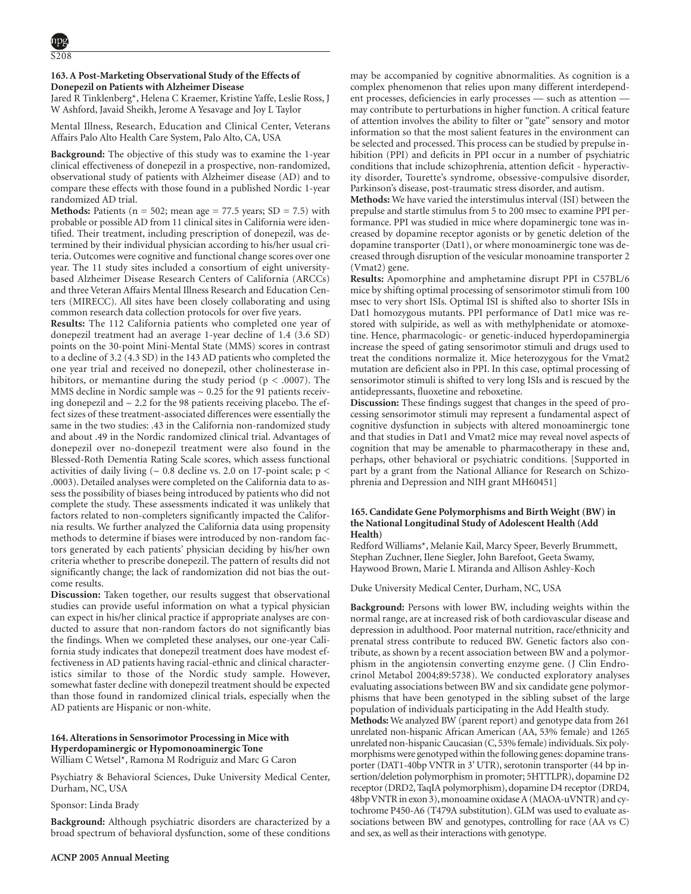### 163. A Post-Marketing Observational Study of the Effects of Donepezil on Patients with Alzheimer Disease

Jared R Tinklenberg*, Helena C Kraemer, Kristine Yaffe, Leslie Ross, J W Ashford, Javaid Sheikh, Jerome A Yesavage and Joy L Taylor

Mental Illness, Research, Education and Clinical Center, Veterans Affairs Palo Alto Health Care System, Palo Alto, CA, USA

**Background:** The objective of this study was to examine the 1-year clinical effectiveness of donepezil in a prospective, non-randomized, observational study of patients with Alzheimer disease (AD) and to compare these effects with those found in a published Nordic 1-year randomized AD trial.

**Methods:** Patients ($n = 502$; mean age = 77.5 years; $SD = 7.5$) with probable or possible AD from 11 clinical sites in California were identified. Their treatment, including prescription of donepezil, was determined by their individual physician according to his/her usual criteria. Outcomes were cognitive and functional change scores over one year. The 11 study sites included a consortium of eight university-based Alzheimer Disease Research Centers of California (ARCCs) and three Veteran Affairs Mental Illness Research and Education Centers (MIRECC). All sites have been closely collaborating and using common research data collection protocols for over five years.

**Results:** The 112 California patients who completed one year of donepezil treatment had an average 1-year decline of 1.4 (3.6 SD) points on the 30-point Mini-Mental State (MMS) scores in contrast to a decline of 3.2 (4.3 SD) in the 143 AD patients who completed the one year trial and received no donepezil, other cholinesterase inhibitors, or memantine during the study period ($p < .0007$). The MMS decline in Nordic sample was ~ 0.25 for the 91 patients receiving donepezil and ~ 2.2 for the 98 patients receiving placebo. The effect sizes of these treatment-associated differences were essentially the same in the two studies: .43 in the California non-randomized study and about .49 in the Nordic randomized clinical trial. Advantages of donepezil over no-donepezil treatment were also found in the Blessed-Roth Dementia Rating Scale scores, which assess functional activities of daily living (~ 0.8 decline vs. 2.0 on 17-point scale; $p < .0003$). Detailed analyses were completed on the California data to assess the possibility of biases being introduced by patients who did not complete the study. These assessments indicated it was unlikely that factors related to non-completers significantly impacted the California results. We further analyzed the California data using propensity methods to determine if biases were introduced by non-random factors generated by each patients' physician deciding by his/her own criteria whether to prescribe donepezil. The pattern of results did not significantly change; the lack of randomization did not bias the outcome results.

**Discussion:** Taken together, our results suggest that observational studies can provide useful information on what a typical physician can expect in his/her clinical practice if appropriate analyses are conducted to assure that non-random factors do not significantly bias the findings. When we completed these analyses, our one-year California study indicates that donepezil treatment does have modest effectiveness in AD patients having racial-ethnic and clinical characteristics similar to those of the Nordic study sample. However, somewhat faster decline with donepezil treatment should be expected than those found in randomized clinical trials, especially when the AD patients are Hispanic or non-white.

### 164. Alterations in Sensorimotor Processing in Mice with Hyperdopaminergic or Hypomonoaminergic Tone

William C Wetsel*, Ramona M Rodriguiz and Marc G Caron

Psychiatry & Behavioral Sciences, Duke University Medical Center, Durham, NC, USA

Sponsor: Linda Brady

**Background:** Although psychiatric disorders are characterized by a broad spectrum of behavioral dysfunction, some of these conditions may be accompanied by cognitive abnormalities. As cognition is a complex phenomenon that relies upon many different interdependent processes, deficiencies in early processes — such as attention — may contribute to perturbations in higher function. A critical feature of attention involves the ability to filter or "gate" sensory and motor information so that the most salient features in the environment can be selected and processed. This process can be studied by prepulse inhibition (PPI) and deficits in PPI occur in a number of psychiatric conditions that include schizophrenia, attention deficit - hyperactivity disorder, Tourette's syndrome, obsessive-compulsive disorder, Parkinson's disease, post-traumatic stress disorder, and autism.

**Methods:** We have varied the interstimulus interval (ISI) between the prepulse and startle stimulus from 5 to 200 msec to examine PPI performance. PPI was studied in mice where dopaminergic tone was increased by dopamine receptor agonists or by genetic deletion of the dopamine transporter (Dat1), or where monoaminergic tone was decreased through disruption of the vesicular monoamine transporter 2 (Vmat2) gene.

**Results:** Apomorphine and amphetamine disrupt PPI in C57BL/6 mice by shifting optimal processing of sensorimotor stimuli from 100 msec to very short ISIs. Optimal ISI is shifted also to shorter ISIs in Dat1 homozygous mutants. PPI performance of Dat1 mice was restored with sulpiride, as well as with methylphenidate or atomoxetine. Hence, pharmacologic- or genetic-induced hyperdopaminergia increase the speed of gating sensorimotor stimuli and drugs used to treat the conditions normalize it. Mice heterozygous for the Vmat2 mutation are deficient also in PPI. In this case, optimal processing of sensorimotor stimuli is shifted to very long ISIs and is rescued by the antidepressants, fluoxetine and reboxetine.

**Discussion:** These findings suggest that changes in the speed of processing sensorimotor stimuli may represent a fundamental aspect of cognitive dysfunction in subjects with altered monoaminergic tone and that studies in Dat1 and Vmat2 mice may reveal novel aspects of cognition that may be amenable to pharmacotherapy in these and, perhaps, other behavioral or psychiatric conditions. [Supported in part by a grant from the National Alliance for Research on Schizophrenia and Depression and NIH grant MH60451]

### 165. Candidate Gene Polymorphisms and Birth Weight (BW) in the National Longitudinal Study of Adolescent Health (Add Health)

Redford Williams*, Melanie Kail, Marcy Speer, Beverly Brummett, Stephan Zuchner, Ilene Siegler, John Barefoot, Geeta Swamy, Haywood Brown, Marie L Miranda and Allison Ashley-Koch

Duke University Medical Center, Durham, NC, USA

**Background:** Persons with lower BW, including weights within the normal range, are at increased risk of both cardiovascular disease and depression in adulthood. Poor maternal nutrition, race/ethnicity and prenatal stress contribute to reduced BW. Genetic factors also contribute, as shown by a recent association between BW and a polymorphism in the angiotensin converting enzyme gene. (J Clin Endrocrinol Metabol 2004;89:5738). We conducted exploratory analyses evaluating associations between BW and six candidate gene polymorphisms that have been genotyped in the sibling subset of the large population of individuals participating in the Add Health study.

**Methods:** We analyzed BW (parent report) and genotype data from 261 unrelated non-hispanic African American (AA, 53% female) and 1265 unrelated non-hispanic Caucasian (C, 53% female) individuals. Six polymorphisms were genotyped within the following genes: dopamine transporter (DAT1-40bp VNTR in 3' UTR), serotonin transporter (44 bp insertion/deletion polymorphism in promoter; 5HTTLPR), dopamine D2 receptor (DRD2, TaqIA polymorphism), dopamine D4 receptor (DRD4, 48bp VNTR in exon 3), monoamine oxidase A (MAOA-uVNTR) and cytochrome P450-A6 (T479A substitution). GLM was used to evaluate associations between BW and genotypes, controlling for race (AA vs C) and sex, as well as their interactions with genotype.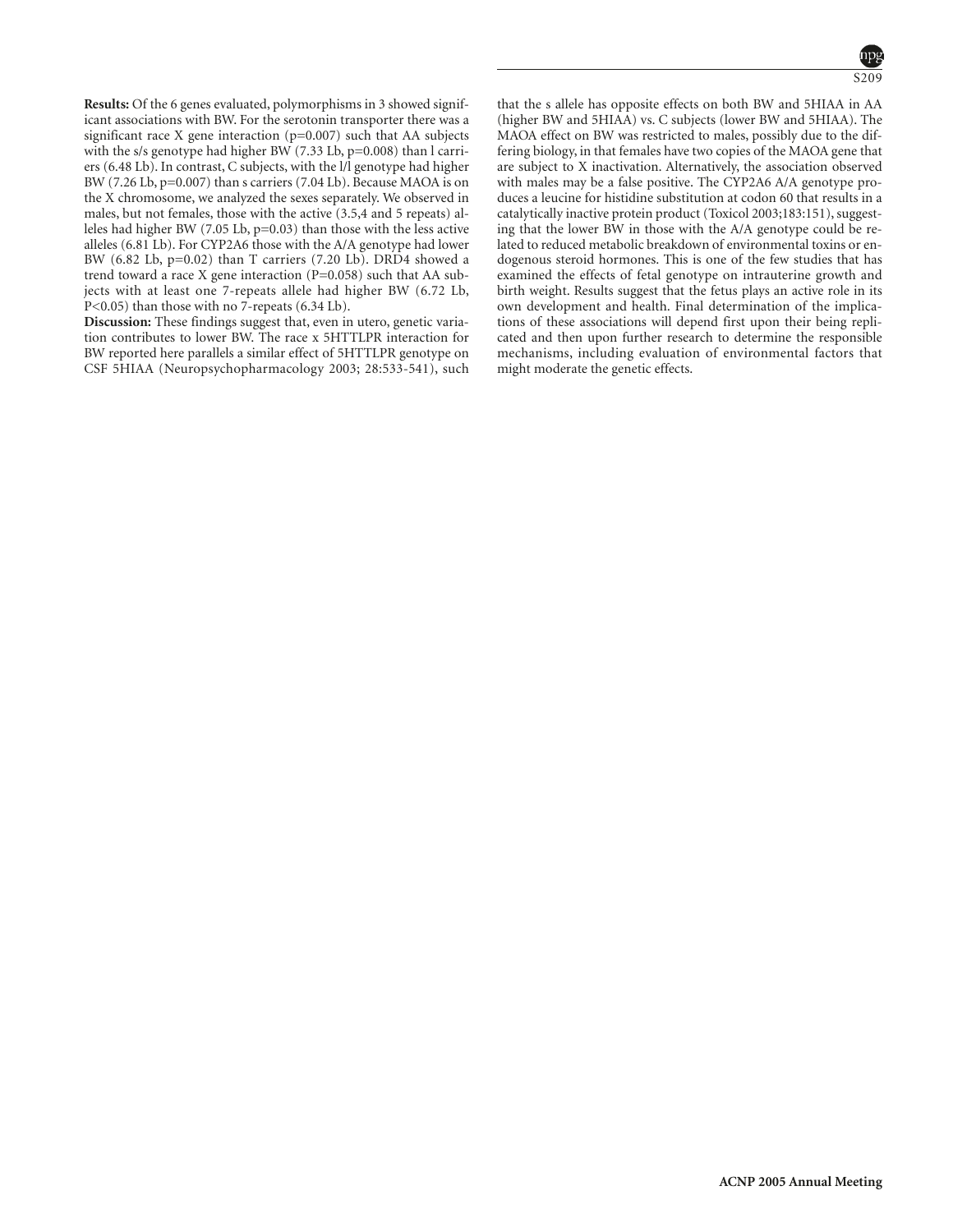**Results:** Of the 6 genes evaluated, polymorphisms in 3 showed significant associations with BW. For the serotonin transporter there was a significant race X gene interaction (p=0.007) such that AA subjects with the s/s genotype had higher BW (7.33 Lb, p=0.008) than l carriers (6.48 Lb). In contrast, C subjects, with the l/l genotype had higher BW (7.26 Lb, p=0.007) than s carriers (7.04 Lb). Because MAOA is on the X chromosome, we analyzed the sexes separately. We observed in males, but not females, those with the active (3.5,4 and 5 repeats) alleles had higher BW (7.05 Lb, p=0.03) than those with the less active alleles (6.81 Lb). For CYP2A6 those with the A/A genotype had lower BW (6.82 Lb, p=0.02) than T carriers (7.20 Lb). DRD4 showed a trend toward a race X gene interaction (P=0.058) such that AA subjects with at least one 7-repeats allele had higher BW (6.72 Lb, P<0.05) than those with no 7-repeats (6.34 Lb).

**Discussion:** These findings suggest that, even in utero, genetic variation contributes to lower BW. The race x 5HTTLPR interaction for BW reported here parallels a similar effect of 5HTTLPR genotype on CSF 5HIAA (Neuropsychopharmacology 2003; 28:533-541), such that the s allele has opposite effects on both BW and 5HIAA in AA (higher BW and 5HIAA) vs. C subjects (lower BW and 5HIAA). The MAOA effect on BW was restricted to males, possibly due to the differing biology, in that females have two copies of the MAOA gene that are subject to X inactivation. Alternatively, the association observed with males may be a false positive. The CYP2A6 A/A genotype produces a leucine for histidine substitution at codon 60 that results in a catalytically inactive protein product (Toxicol 2003;183:151), suggesting that the lower BW in those with the A/A genotype could be related to reduced metabolic breakdown of environmental toxins or endogenous steroid hormones. This is one of the few studies that has examined the effects of fetal genotype on intrauterine growth and birth weight. Results suggest that the fetus plays an active role in its own development and health. Final determination of the implications of these associations will depend first upon their being replicated and then upon further research to determine the responsible mechanisms, including evaluation of environmental factors that might moderate the genetic effects.